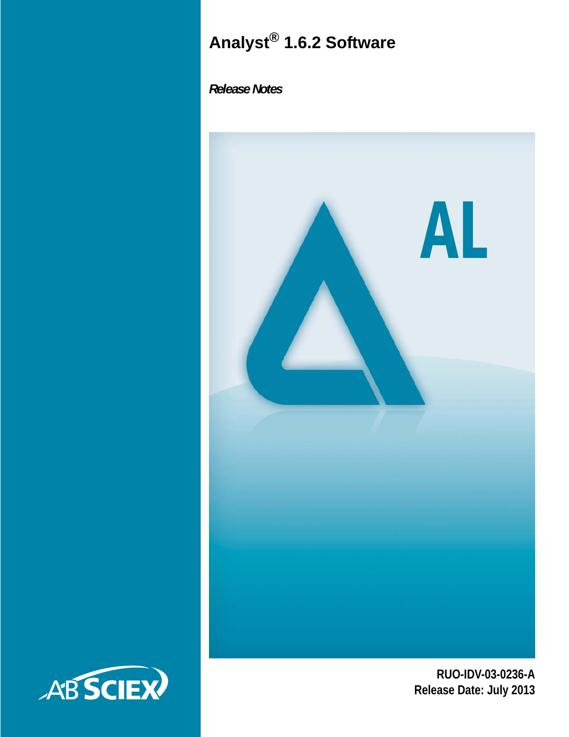# Analyst® 1.6.2 Software

*Release Notes*

AL

AB SCIEX

**RUO-IDV-03-0236-A**
**Release Date: July 2013**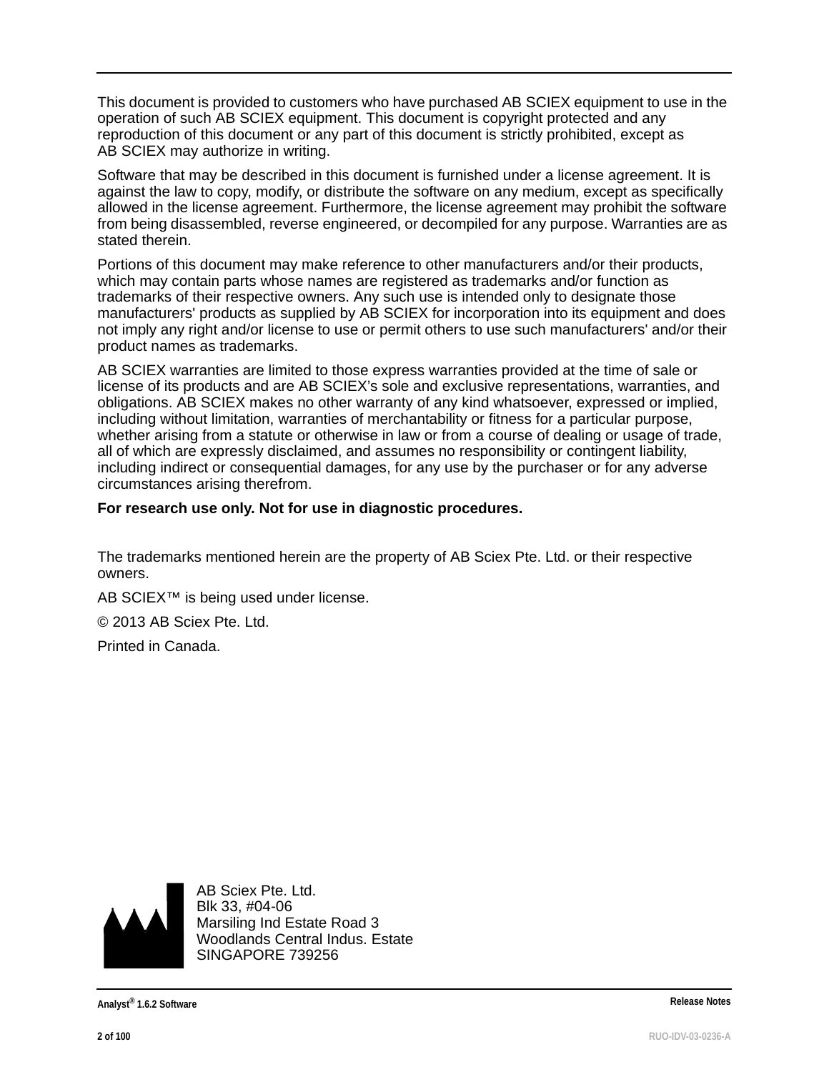This document is provided to customers who have purchased AB SCIEX equipment to use in the operation of such AB SCIEX equipment. This document is copyright protected and any reproduction of this document or any part of this document is strictly prohibited, except as AB SCIEX may authorize in writing.

Software that may be described in this document is furnished under a license agreement. It is against the law to copy, modify, or distribute the software on any medium, except as specifically allowed in the license agreement. Furthermore, the license agreement may prohibit the software from being disassembled, reverse engineered, or decompiled for any purpose. Warranties are as stated therein.

Portions of this document may make reference to other manufacturers and/or their products, which may contain parts whose names are registered as trademarks and/or function as trademarks of their respective owners. Any such use is intended only to designate those manufacturers' products as supplied by AB SCIEX for incorporation into its equipment and does not imply any right and/or license to use or permit others to use such manufacturers' and/or their product names as trademarks.

AB SCIEX warranties are limited to those express warranties provided at the time of sale or license of its products and are AB SCIEX's sole and exclusive representations, warranties, and obligations. AB SCIEX makes no other warranty of any kind whatsoever, expressed or implied, including without limitation, warranties of merchantability or fitness for a particular purpose, whether arising from a statute or otherwise in law or from a course of dealing or usage of trade, all of which are expressly disclaimed, and assumes no responsibility or contingent liability, including indirect or consequential damages, for any use by the purchaser or for any adverse circumstances arising therefrom.

**For research use only. Not for use in diagnostic procedures.**

The trademarks mentioned herein are the property of AB Sciex Pte. Ltd. or their respective owners.

AB SCIEX™ is being used under license.

© 2013 AB Sciex Pte. Ltd.

Printed in Canada.

AB Sciex Pte. Ltd.
Blk 33, #04-06
Marsiling Ind Estate Road 3
Woodlands Central Indus. Estate
SINGAPORE 739256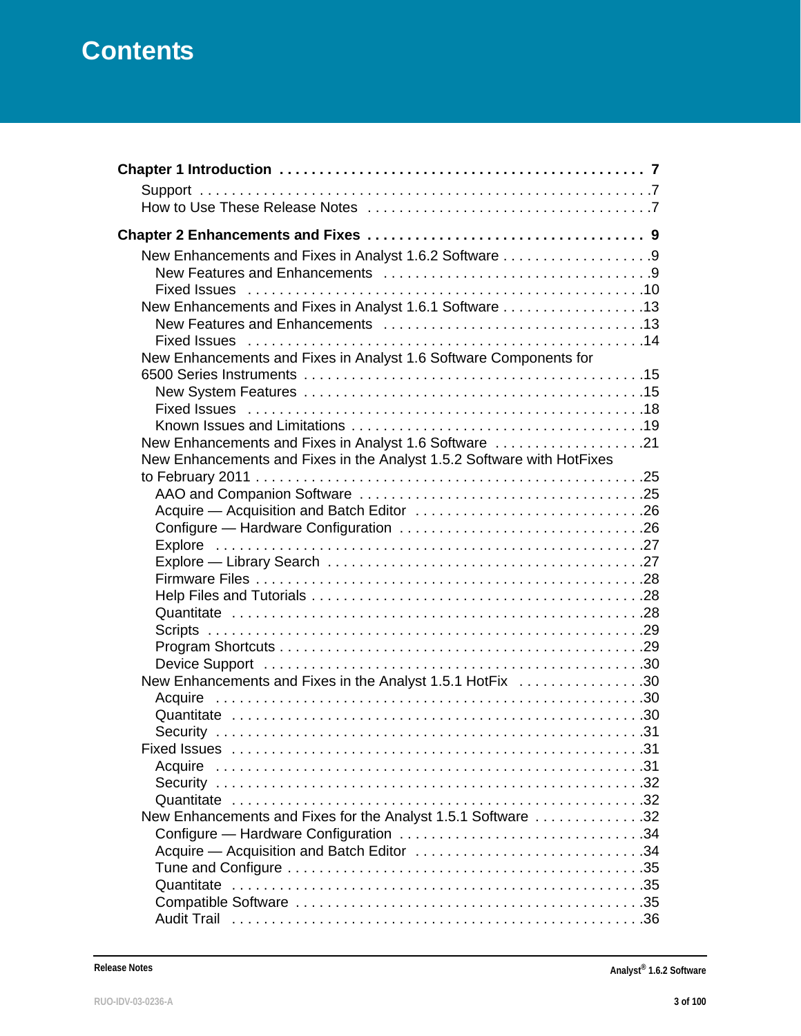# Contents

**Chapter 1 Introduction . . . . . . . . . . . . . . . . . . . . . . . . . . . . . . . . . . . . . . . . . . . . 7**

- Support . . . . . . . . . . . . . . . . . . . . . . . . . . . . . . . . . . . . . . . . . . . . . . . . . . . . .7
- How to Use These Release Notes . . . . . . . . . . . . . . . . . . . . . . . . . . . . . . . . . .7

**Chapter 2 Enhancements and Fixes . . . . . . . . . . . . . . . . . . . . . . . . . . . . . . . . . 9**

- New Enhancements and Fixes in Analyst 1.6.2 Software . . . . . . . . . . . . . . . . . .9
  - New Features and Enhancements . . . . . . . . . . . . . . . . . . . . . . . . . . . . . . . .9
  - Fixed Issues . . . . . . . . . . . . . . . . . . . . . . . . . . . . . . . . . . . . . . . . . . . . . . .10
- New Enhancements and Fixes in Analyst 1.6.1 Software . . . . . . . . . . . . . . . . .13
  - New Features and Enhancements . . . . . . . . . . . . . . . . . . . . . . . . . . . . . . .13
  - Fixed Issues . . . . . . . . . . . . . . . . . . . . . . . . . . . . . . . . . . . . . . . . . . . . . .14
- New Enhancements and Fixes in Analyst 1.6 Software Components for 6500 Series Instruments . . . . . . . . . . . . . . . . . . . . . . . . . . . . . . . . . . . . . . . . .15
  - New System Features . . . . . . . . . . . . . . . . . . . . . . . . . . . . . . . . . . . . . . . .15
  - Fixed Issues . . . . . . . . . . . . . . . . . . . . . . . . . . . . . . . . . . . . . . . . . . . . . .18
  - Known Issues and Limitations . . . . . . . . . . . . . . . . . . . . . . . . . . . . . . . . . .19
- New Enhancements and Fixes in Analyst 1.6 Software . . . . . . . . . . . . . . . . . .21
- New Enhancements and Fixes in the Analyst 1.5.2 Software with HotFixes to February 2011 . . . . . . . . . . . . . . . . . . . . . . . . . . . . . . . . . . . . . . . . . . . . . .25
  - AAO and Companion Software . . . . . . . . . . . . . . . . . . . . . . . . . . . . . . . . .25
  - Acquire — Acquisition and Batch Editor . . . . . . . . . . . . . . . . . . . . . . . . . . .26
  - Configure — Hardware Configuration . . . . . . . . . . . . . . . . . . . . . . . . . . . . .26
  - Explore . . . . . . . . . . . . . . . . . . . . . . . . . . . . . . . . . . . . . . . . . . . . . . . . . .27
  - Explore — Library Search . . . . . . . . . . . . . . . . . . . . . . . . . . . . . . . . . . . . .27
  - Firmware Files . . . . . . . . . . . . . . . . . . . . . . . . . . . . . . . . . . . . . . . . . . . . .28
  - Help Files and Tutorials . . . . . . . . . . . . . . . . . . . . . . . . . . . . . . . . . . . . . .28
  - Quantitate . . . . . . . . . . . . . . . . . . . . . . . . . . . . . . . . . . . . . . . . . . . . . . . .28
  - Scripts . . . . . . . . . . . . . . . . . . . . . . . . . . . . . . . . . . . . . . . . . . . . . . . . . .29
  - Program Shortcuts . . . . . . . . . . . . . . . . . . . . . . . . . . . . . . . . . . . . . . . . . .29
  - Device Support . . . . . . . . . . . . . . . . . . . . . . . . . . . . . . . . . . . . . . . . . . . .30
- New Enhancements and Fixes in the Analyst 1.5.1 HotFix . . . . . . . . . . . . . . . .30
  - Acquire . . . . . . . . . . . . . . . . . . . . . . . . . . . . . . . . . . . . . . . . . . . . . . . . . .30
  - Quantitate . . . . . . . . . . . . . . . . . . . . . . . . . . . . . . . . . . . . . . . . . . . . . . . .30
  - Security . . . . . . . . . . . . . . . . . . . . . . . . . . . . . . . . . . . . . . . . . . . . . . . . . .31
- Fixed Issues . . . . . . . . . . . . . . . . . . . . . . . . . . . . . . . . . . . . . . . . . . . . . . . . .31
  - Acquire . . . . . . . . . . . . . . . . . . . . . . . . . . . . . . . . . . . . . . . . . . . . . . . . . .31
  - Security . . . . . . . . . . . . . . . . . . . . . . . . . . . . . . . . . . . . . . . . . . . . . . . . . .32
  - Quantitate . . . . . . . . . . . . . . . . . . . . . . . . . . . . . . . . . . . . . . . . . . . . . . . .32
- New Enhancements and Fixes for the Analyst 1.5.1 Software . . . . . . . . . . . . . .32
  - Configure — Hardware Configuration . . . . . . . . . . . . . . . . . . . . . . . . . . . . .34
  - Acquire — Acquisition and Batch Editor . . . . . . . . . . . . . . . . . . . . . . . . . . .34
  - Tune and Configure . . . . . . . . . . . . . . . . . . . . . . . . . . . . . . . . . . . . . . . . .35
  - Quantitate . . . . . . . . . . . . . . . . . . . . . . . . . . . . . . . . . . . . . . . . . . . . . . . .35
  - Compatible Software . . . . . . . . . . . . . . . . . . . . . . . . . . . . . . . . . . . . . . . .35
  - Audit Trail . . . . . . . . . . . . . . . . . . . . . . . . . . . . . . . . . . . . . . . . . . . . . . . .36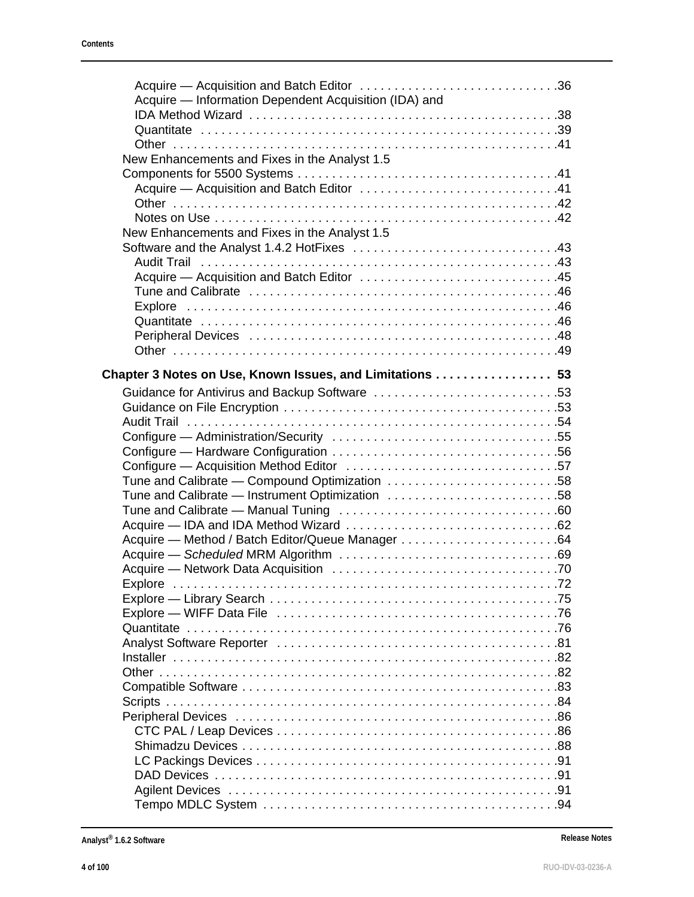- Acquire — Acquisition and Batch Editor . . . . . . . . . . . . . . . . . . . . . . . . . . . . .36
- Acquire — Information Dependent Acquisition (IDA) and IDA Method Wizard . . . . . . . . . . . . . . . . . . . . . . . . . . . . . . . . . . . . . . . . . . . . .38
- Quantitate . . . . . . . . . . . . . . . . . . . . . . . . . . . . . . . . . . . . . . . . . . . . . . . . . . .39
- Other . . . . . . . . . . . . . . . . . . . . . . . . . . . . . . . . . . . . . . . . . . . . . . . . . . . . . . .41

New Enhancements and Fixes in the Analyst 1.5 Components for 5500 Systems . . . . . . . . . . . . . . . . . . . . . . . . . . . . . . . . . . . . . .41
- Acquire — Acquisition and Batch Editor . . . . . . . . . . . . . . . . . . . . . . . . . . . . .41
- Other . . . . . . . . . . . . . . . . . . . . . . . . . . . . . . . . . . . . . . . . . . . . . . . . . . . . . . .42
- Notes on Use . . . . . . . . . . . . . . . . . . . . . . . . . . . . . . . . . . . . . . . . . . . . . . . . .42

New Enhancements and Fixes in the Analyst 1.5 Software and the Analyst 1.4.2 HotFixes . . . . . . . . . . . . . . . . . . . . . . . . . . . . . .43
- Audit Trail . . . . . . . . . . . . . . . . . . . . . . . . . . . . . . . . . . . . . . . . . . . . . . . . . . .43
- Acquire — Acquisition and Batch Editor . . . . . . . . . . . . . . . . . . . . . . . . . . . . .45
- Tune and Calibrate . . . . . . . . . . . . . . . . . . . . . . . . . . . . . . . . . . . . . . . . . . . .46
- Explore . . . . . . . . . . . . . . . . . . . . . . . . . . . . . . . . . . . . . . . . . . . . . . . . . . . . .46
- Quantitate . . . . . . . . . . . . . . . . . . . . . . . . . . . . . . . . . . . . . . . . . . . . . . . . . . .46
- Peripheral Devices . . . . . . . . . . . . . . . . . . . . . . . . . . . . . . . . . . . . . . . . . . . .48
- Other . . . . . . . . . . . . . . . . . . . . . . . . . . . . . . . . . . . . . . . . . . . . . . . . . . . . . . .49

**Chapter 3 Notes on Use, Known Issues, and Limitations . . . . . . . . . . . . . . . . . 53**

Guidance for Antivirus and Backup Software . . . . . . . . . . . . . . . . . . . . . . . . . . .53
Guidance on File Encryption . . . . . . . . . . . . . . . . . . . . . . . . . . . . . . . . . . . . . . . .53
Audit Trail . . . . . . . . . . . . . . . . . . . . . . . . . . . . . . . . . . . . . . . . . . . . . . . . . . . . . .54
Configure — Administration/Security . . . . . . . . . . . . . . . . . . . . . . . . . . . . . . . . .55
Configure — Hardware Configuration . . . . . . . . . . . . . . . . . . . . . . . . . . . . . . . . .56
Configure — Acquisition Method Editor . . . . . . . . . . . . . . . . . . . . . . . . . . . . . . .57
Tune and Calibrate — Compound Optimization . . . . . . . . . . . . . . . . . . . . . . . . .58
Tune and Calibrate — Instrument Optimization . . . . . . . . . . . . . . . . . . . . . . . . .58
Tune and Calibrate — Manual Tuning . . . . . . . . . . . . . . . . . . . . . . . . . . . . . . . .60
Acquire — IDA and IDA Method Wizard . . . . . . . . . . . . . . . . . . . . . . . . . . . . . . .62
Acquire — Method / Batch Editor/Queue Manager . . . . . . . . . . . . . . . . . . . . . . .64
Acquire — *Scheduled* MRM Algorithm . . . . . . . . . . . . . . . . . . . . . . . . . . . . . . . .69
Acquire — Network Data Acquisition . . . . . . . . . . . . . . . . . . . . . . . . . . . . . . . . .70
Explore . . . . . . . . . . . . . . . . . . . . . . . . . . . . . . . . . . . . . . . . . . . . . . . . . . . . . . . .72
Explore — Library Search . . . . . . . . . . . . . . . . . . . . . . . . . . . . . . . . . . . . . . . . . .75
Explore — WIFF Data File . . . . . . . . . . . . . . . . . . . . . . . . . . . . . . . . . . . . . . . . .76
Quantitate . . . . . . . . . . . . . . . . . . . . . . . . . . . . . . . . . . . . . . . . . . . . . . . . . . . . . .76
Analyst Software Reporter . . . . . . . . . . . . . . . . . . . . . . . . . . . . . . . . . . . . . . . . .81
Installer . . . . . . . . . . . . . . . . . . . . . . . . . . . . . . . . . . . . . . . . . . . . . . . . . . . . . . . .82
Other . . . . . . . . . . . . . . . . . . . . . . . . . . . . . . . . . . . . . . . . . . . . . . . . . . . . . . . . . .82
Compatible Software . . . . . . . . . . . . . . . . . . . . . . . . . . . . . . . . . . . . . . . . . . . . . .83
Scripts . . . . . . . . . . . . . . . . . . . . . . . . . . . . . . . . . . . . . . . . . . . . . . . . . . . . . . . . .84
Peripheral Devices . . . . . . . . . . . . . . . . . . . . . . . . . . . . . . . . . . . . . . . . . . . . . . .86
- CTC PAL / Leap Devices . . . . . . . . . . . . . . . . . . . . . . . . . . . . . . . . . . . . . . . . .86
- Shimadzu Devices . . . . . . . . . . . . . . . . . . . . . . . . . . . . . . . . . . . . . . . . . . . . . .88
- LC Packings Devices . . . . . . . . . . . . . . . . . . . . . . . . . . . . . . . . . . . . . . . . . . . .91
- DAD Devices . . . . . . . . . . . . . . . . . . . . . . . . . . . . . . . . . . . . . . . . . . . . . . . . . .91
- Agilent Devices . . . . . . . . . . . . . . . . . . . . . . . . . . . . . . . . . . . . . . . . . . . . . . . .91
- Tempo MDLC System . . . . . . . . . . . . . . . . . . . . . . . . . . . . . . . . . . . . . . . . . . .94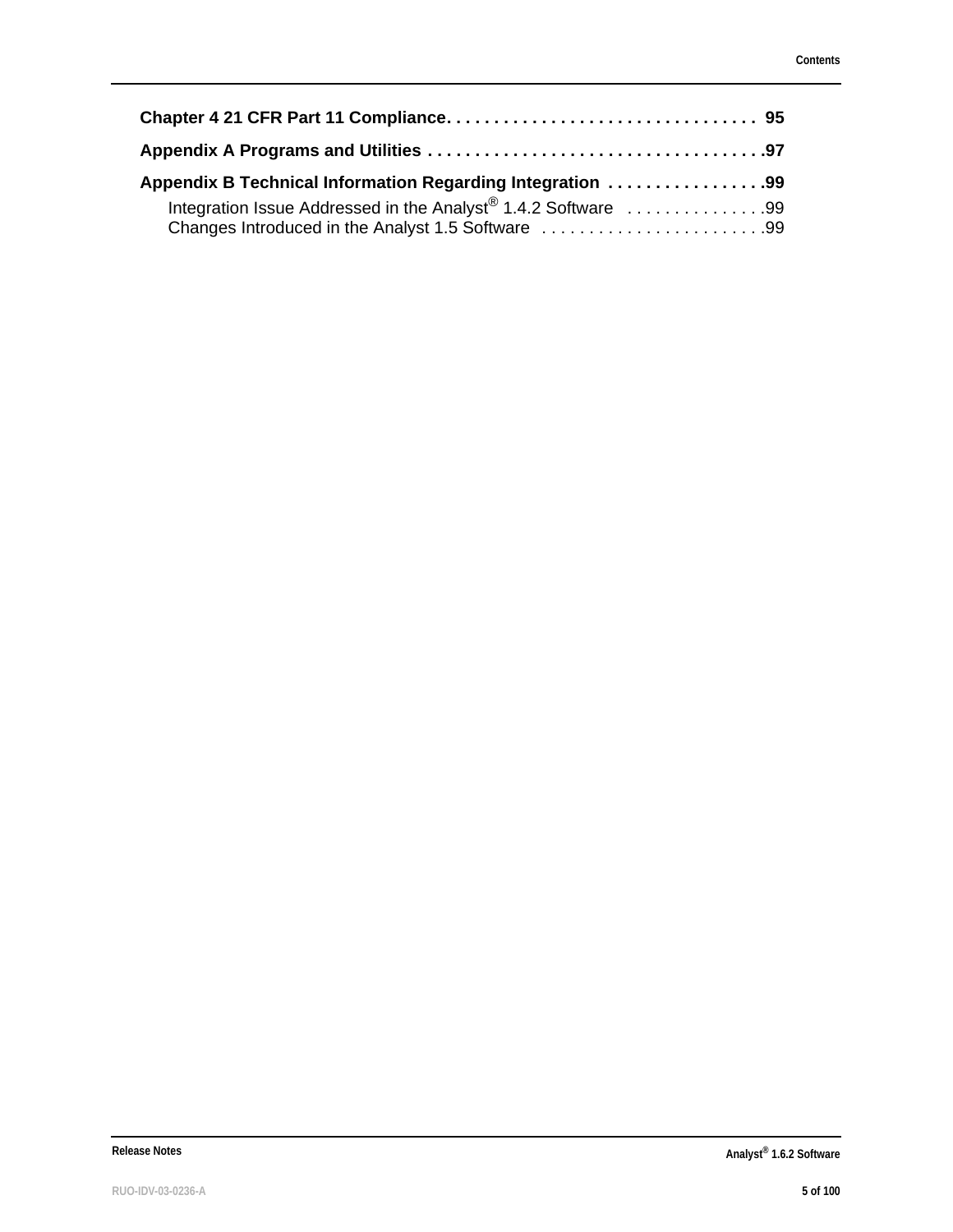**Chapter 4 21 CFR Part 11 Compliance. . . . . . . . . . . . . . . . . . . . . . . . . . . . . . . . . 95**

**Appendix A Programs and Utilities . . . . . . . . . . . . . . . . . . . . . . . . . . . . . . . . . . .97**

**Appendix B Technical Information Regarding Integration . . . . . . . . . . . . . . . . .99**

Integration Issue Addressed in the Analyst® 1.4.2 Software . . . . . . . . . . . . . . .99
Changes Introduced in the Analyst 1.5 Software . . . . . . . . . . . . . . . . . . . . . . . .99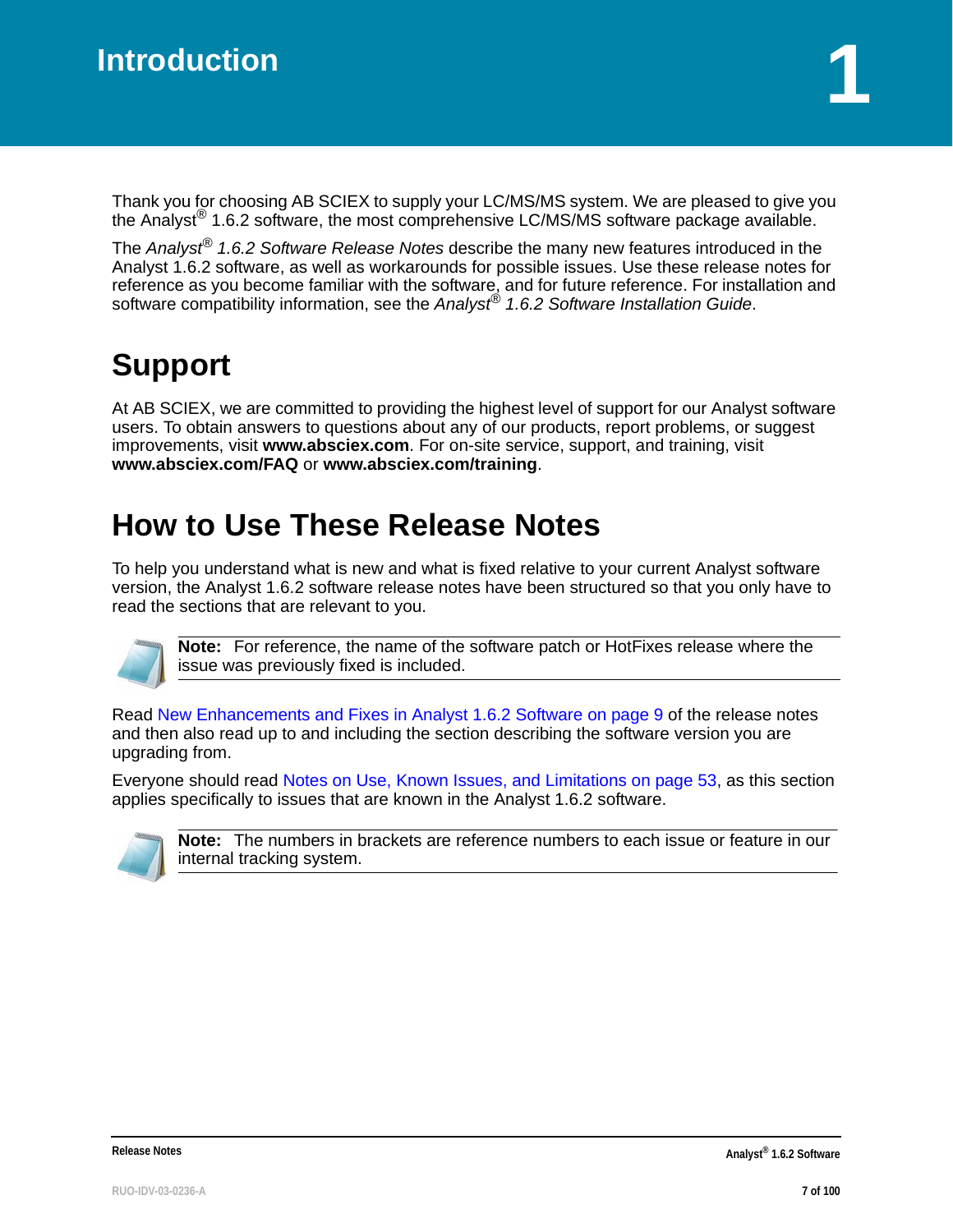# 1 Introduction

Thank you for choosing AB SCIEX to supply your LC/MS/MS system. We are pleased to give you the Analyst® 1.6.2 software, the most comprehensive LC/MS/MS software package available.

The *Analyst® 1.6.2 Software Release Notes* describe the many new features introduced in the Analyst 1.6.2 software, as well as workarounds for possible issues. Use these release notes for reference as you become familiar with the software, and for future reference. For installation and software compatibility information, see the *Analyst® 1.6.2 Software Installation Guide*.

## Support

At AB SCIEX, we are committed to providing the highest level of support for our Analyst software users. To obtain answers to questions about any of our products, report problems, or suggest improvements, visit **www.absciex.com**. For on-site service, support, and training, visit **www.absciex.com/FAQ** or **www.absciex.com/training**.

## How to Use These Release Notes

To help you understand what is new and what is fixed relative to your current Analyst software version, the Analyst 1.6.2 software release notes have been structured so that you only have to read the sections that are relevant to you.

**Note:** For reference, the name of the software patch or HotFixes release where the issue was previously fixed is included.

Read New Enhancements and Fixes in Analyst 1.6.2 Software on page 9 of the release notes and then also read up to and including the section describing the software version you are upgrading from.

Everyone should read Notes on Use, Known Issues, and Limitations on page 53, as this section applies specifically to issues that are known in the Analyst 1.6.2 software.

**Note:** The numbers in brackets are reference numbers to each issue or feature in our internal tracking system.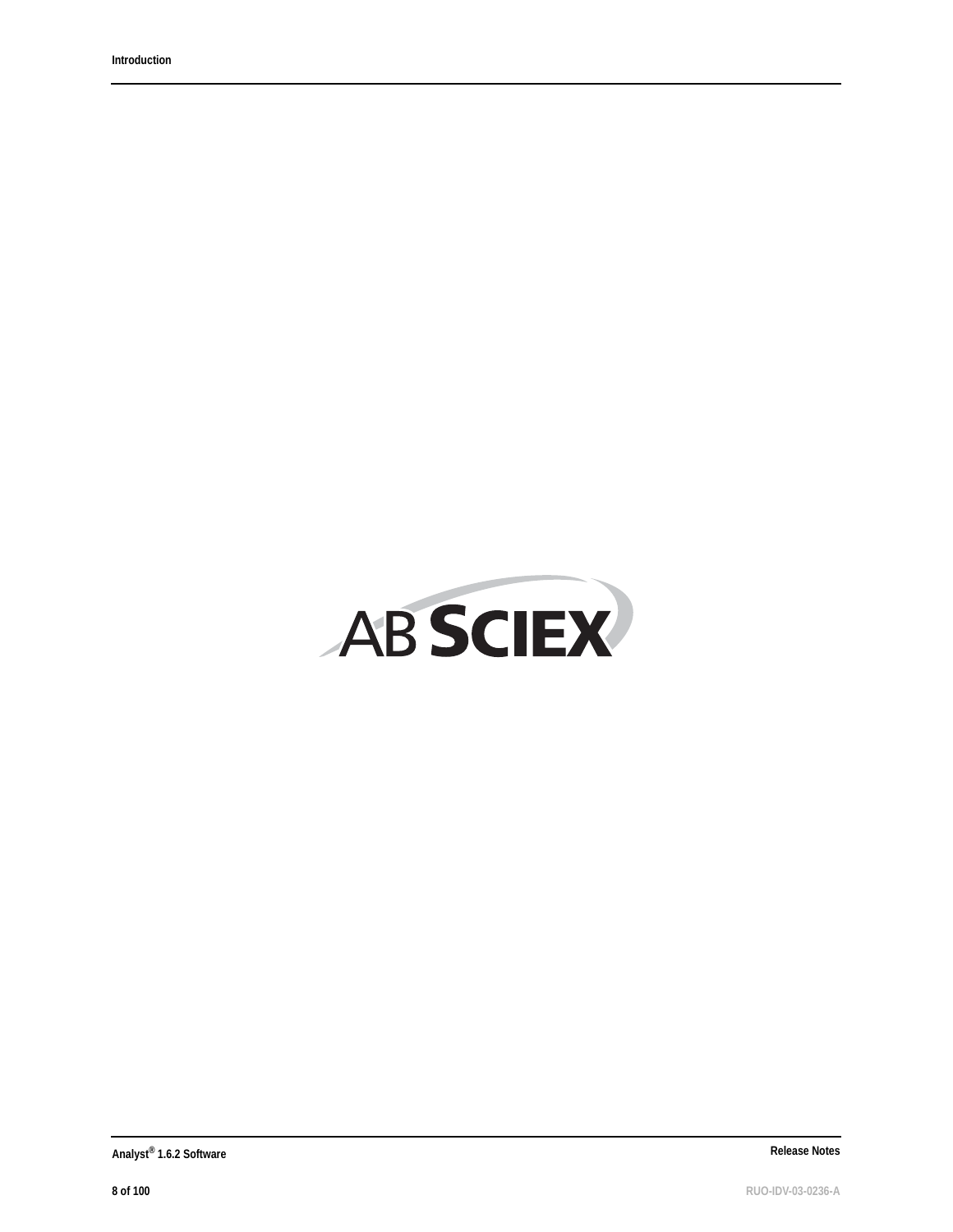AB SCIEX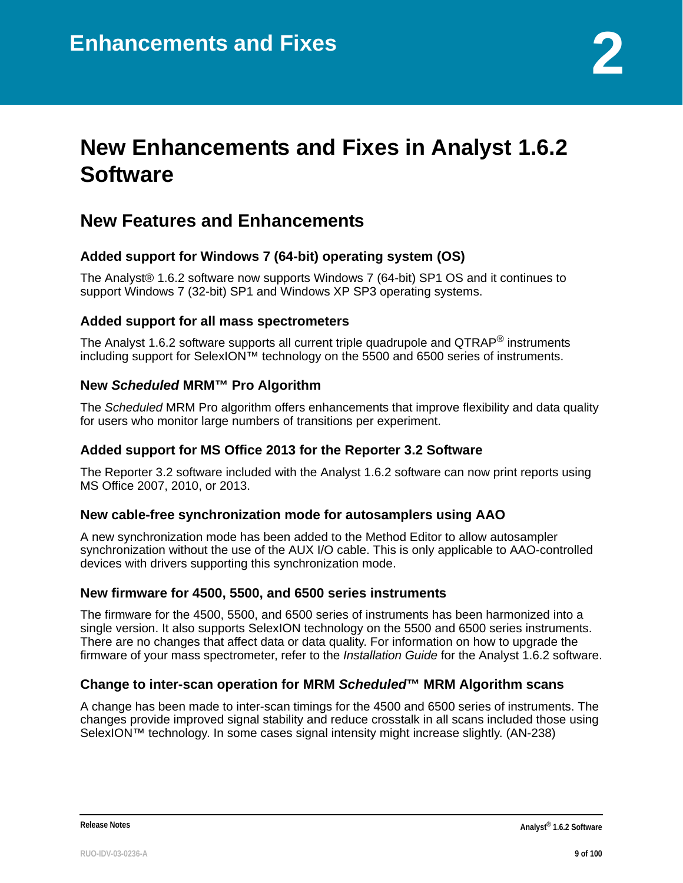# Enhancements and Fixes

# 2

# New Enhancements and Fixes in Analyst 1.6.2 Software

## New Features and Enhancements

### Added support for Windows 7 (64-bit) operating system (OS)

The Analyst® 1.6.2 software now supports Windows 7 (64-bit) SP1 OS and it continues to support Windows 7 (32-bit) SP1 and Windows XP SP3 operating systems.

### Added support for all mass spectrometers

The Analyst 1.6.2 software supports all current triple quadrupole and QTRAP® instruments including support for SelexION™ technology on the 5500 and 6500 series of instruments.

### New *Scheduled* MRM™ Pro Algorithm

The *Scheduled* MRM Pro algorithm offers enhancements that improve flexibility and data quality for users who monitor large numbers of transitions per experiment.

### Added support for MS Office 2013 for the Reporter 3.2 Software

The Reporter 3.2 software included with the Analyst 1.6.2 software can now print reports using MS Office 2007, 2010, or 2013.

### New cable-free synchronization mode for autosamplers using AAO

A new synchronization mode has been added to the Method Editor to allow autosampler synchronization without the use of the AUX I/O cable. This is only applicable to AAO-controlled devices with drivers supporting this synchronization mode.

### New firmware for 4500, 5500, and 6500 series instruments

The firmware for the 4500, 5500, and 6500 series of instruments has been harmonized into a single version. It also supports SelexION technology on the 5500 and 6500 series instruments. There are no changes that affect data or data quality. For information on how to upgrade the firmware of your mass spectrometer, refer to the *Installation Guide* for the Analyst 1.6.2 software.

### Change to inter-scan operation for MRM *Scheduled*™ MRM Algorithm scans

A change has been made to inter-scan timings for the 4500 and 6500 series of instruments. The changes provide improved signal stability and reduce crosstalk in all scans included those using SelexION™ technology. In some cases signal intensity might increase slightly. (AN-238)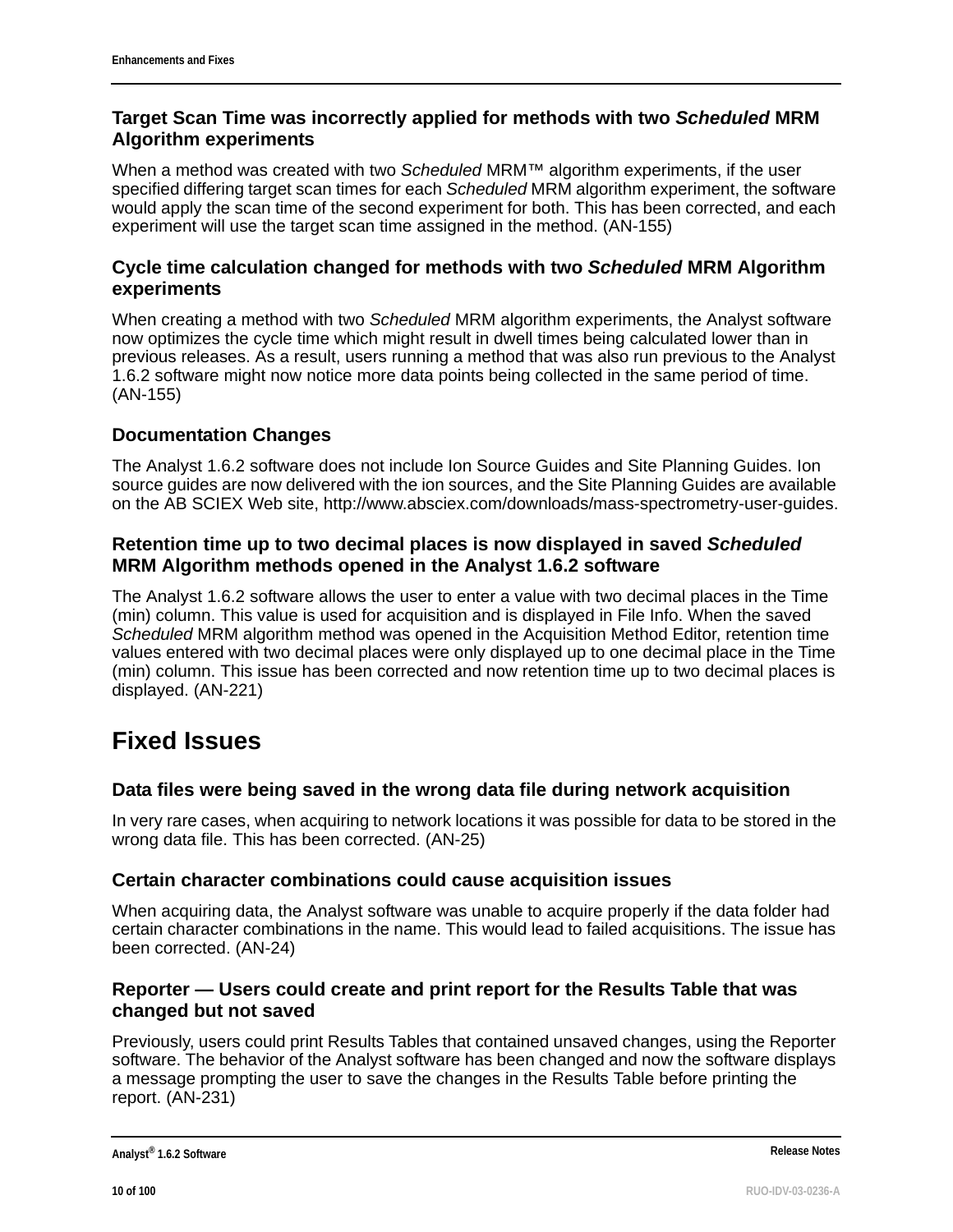### Target Scan Time was incorrectly applied for methods with two *Scheduled* MRM Algorithm experiments

When a method was created with two *Scheduled* MRM™ algorithm experiments, if the user specified differing target scan times for each *Scheduled* MRM algorithm experiment, the software would apply the scan time of the second experiment for both. This has been corrected, and each experiment will use the target scan time assigned in the method. (AN-155)

### Cycle time calculation changed for methods with two *Scheduled* MRM Algorithm experiments

When creating a method with two *Scheduled* MRM algorithm experiments, the Analyst software now optimizes the cycle time which might result in dwell times being calculated lower than in previous releases. As a result, users running a method that was also run previous to the Analyst 1.6.2 software might now notice more data points being collected in the same period of time. (AN-155)

### Documentation Changes

The Analyst 1.6.2 software does not include Ion Source Guides and Site Planning Guides. Ion source guides are now delivered with the ion sources, and the Site Planning Guides are available on the AB SCIEX Web site, http://www.absciex.com/downloads/mass-spectrometry-user-guides.

### Retention time up to two decimal places is now displayed in saved *Scheduled* MRM Algorithm methods opened in the Analyst 1.6.2 software

The Analyst 1.6.2 software allows the user to enter a value with two decimal places in the Time (min) column. This value is used for acquisition and is displayed in File Info. When the saved *Scheduled* MRM algorithm method was opened in the Acquisition Method Editor, retention time values entered with two decimal places were only displayed up to one decimal place in the Time (min) column. This issue has been corrected and now retention time up to two decimal places is displayed. (AN-221)

## Fixed Issues

### Data files were being saved in the wrong data file during network acquisition

In very rare cases, when acquiring to network locations it was possible for data to be stored in the wrong data file. This has been corrected. (AN-25)

### Certain character combinations could cause acquisition issues

When acquiring data, the Analyst software was unable to acquire properly if the data folder had certain character combinations in the name. This would lead to failed acquisitions. The issue has been corrected. (AN-24)

### Reporter — Users could create and print report for the Results Table that was changed but not saved

Previously, users could print Results Tables that contained unsaved changes, using the Reporter software. The behavior of the Analyst software has been changed and now the software displays a message prompting the user to save the changes in the Results Table before printing the report. (AN-231)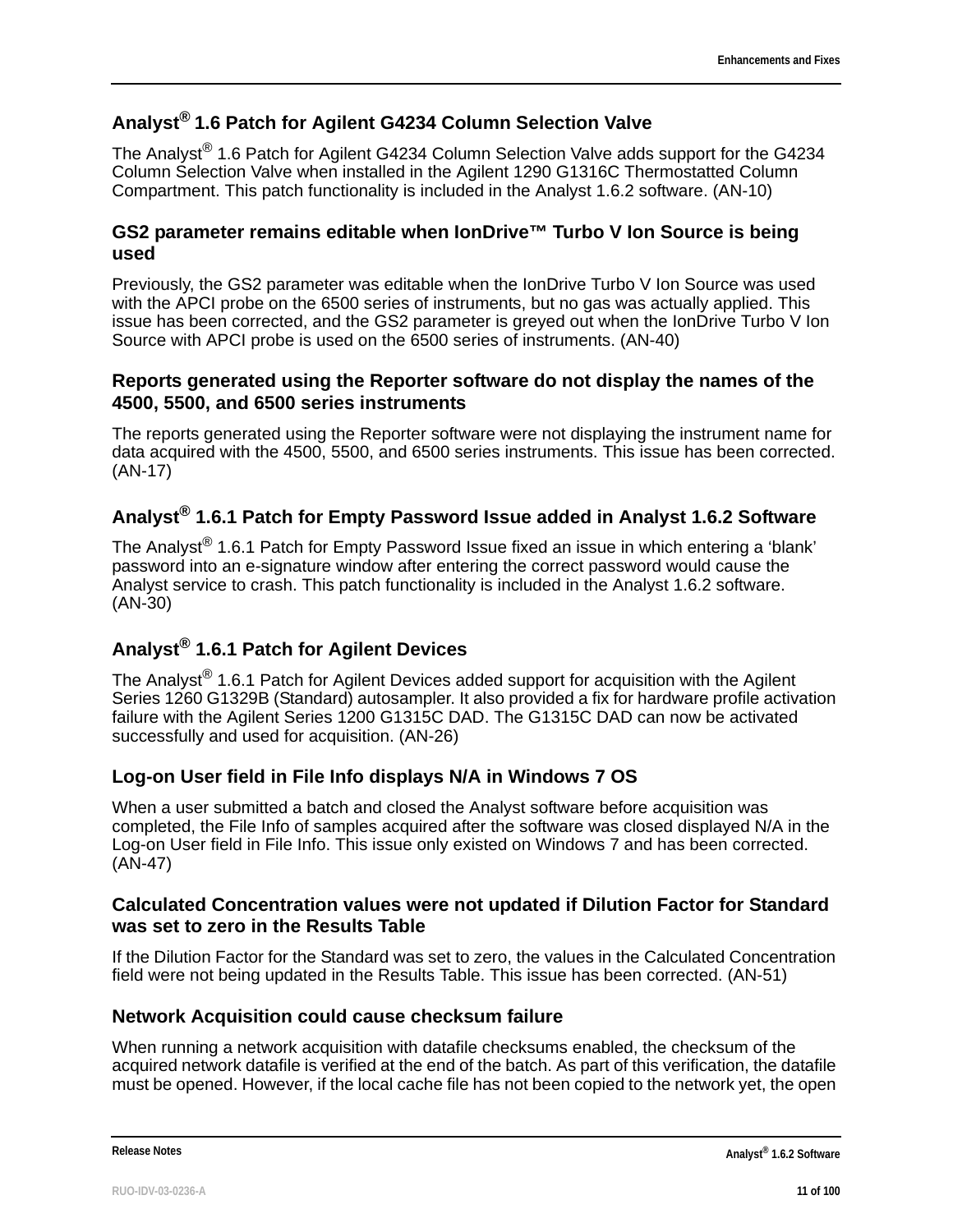## Analyst® 1.6 Patch for Agilent G4234 Column Selection Valve

The Analyst® 1.6 Patch for Agilent G4234 Column Selection Valve adds support for the G4234 Column Selection Valve when installed in the Agilent 1290 G1316C Thermostatted Column Compartment. This patch functionality is included in the Analyst 1.6.2 software. (AN-10)

## GS2 parameter remains editable when IonDrive™ Turbo V Ion Source is being used

Previously, the GS2 parameter was editable when the IonDrive Turbo V Ion Source was used with the APCI probe on the 6500 series of instruments, but no gas was actually applied. This issue has been corrected, and the GS2 parameter is greyed out when the IonDrive Turbo V Ion Source with APCI probe is used on the 6500 series of instruments. (AN-40)

## Reports generated using the Reporter software do not display the names of the 4500, 5500, and 6500 series instruments

The reports generated using the Reporter software were not displaying the instrument name for data acquired with the 4500, 5500, and 6500 series instruments. This issue has been corrected. (AN-17)

## Analyst® 1.6.1 Patch for Empty Password Issue added in Analyst 1.6.2 Software

The Analyst® 1.6.1 Patch for Empty Password Issue fixed an issue in which entering a 'blank' password into an e-signature window after entering the correct password would cause the Analyst service to crash. This patch functionality is included in the Analyst 1.6.2 software. (AN-30)

## Analyst® 1.6.1 Patch for Agilent Devices

The Analyst® 1.6.1 Patch for Agilent Devices added support for acquisition with the Agilent Series 1260 G1329B (Standard) autosampler. It also provided a fix for hardware profile activation failure with the Agilent Series 1200 G1315C DAD. The G1315C DAD can now be activated successfully and used for acquisition. (AN-26)

## Log-on User field in File Info displays N/A in Windows 7 OS

When a user submitted a batch and closed the Analyst software before acquisition was completed, the File Info of samples acquired after the software was closed displayed N/A in the Log-on User field in File Info. This issue only existed on Windows 7 and has been corrected. (AN-47)

## Calculated Concentration values were not updated if Dilution Factor for Standard was set to zero in the Results Table

If the Dilution Factor for the Standard was set to zero, the values in the Calculated Concentration field were not being updated in the Results Table. This issue has been corrected. (AN-51)

## Network Acquisition could cause checksum failure

When running a network acquisition with datafile checksums enabled, the checksum of the acquired network datafile is verified at the end of the batch. As part of this verification, the datafile must be opened. However, if the local cache file has not been copied to the network yet, the open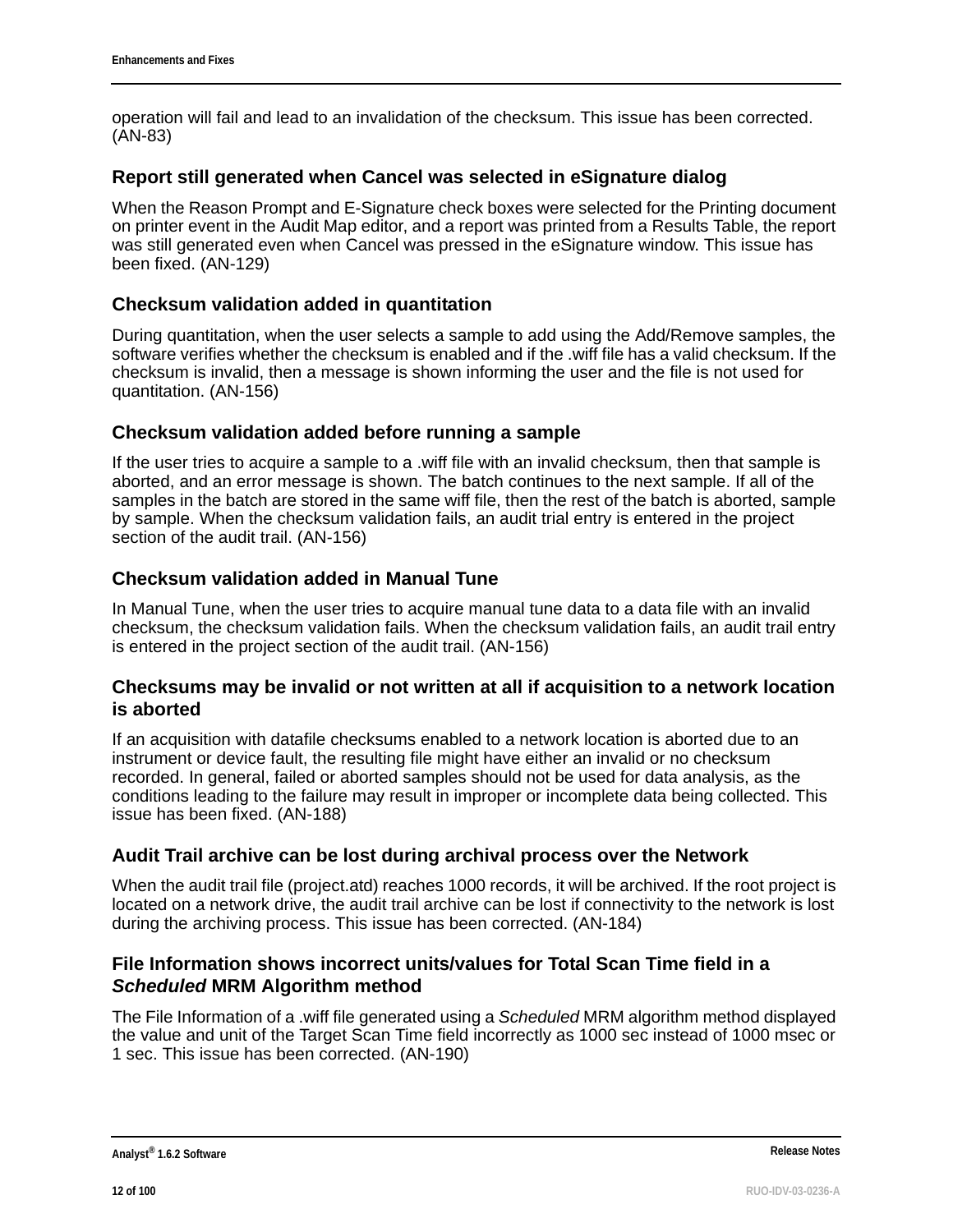operation will fail and lead to an invalidation of the checksum. This issue has been corrected. (AN-83)

### Report still generated when Cancel was selected in eSignature dialog

When the Reason Prompt and E-Signature check boxes were selected for the Printing document on printer event in the Audit Map editor, and a report was printed from a Results Table, the report was still generated even when Cancel was pressed in the eSignature window. This issue has been fixed. (AN-129)

### Checksum validation added in quantitation

During quantitation, when the user selects a sample to add using the Add/Remove samples, the software verifies whether the checksum is enabled and if the .wiff file has a valid checksum. If the checksum is invalid, then a message is shown informing the user and the file is not used for quantitation. (AN-156)

### Checksum validation added before running a sample

If the user tries to acquire a sample to a .wiff file with an invalid checksum, then that sample is aborted, and an error message is shown. The batch continues to the next sample. If all of the samples in the batch are stored in the same wiff file, then the rest of the batch is aborted, sample by sample. When the checksum validation fails, an audit trial entry is entered in the project section of the audit trail. (AN-156)

### Checksum validation added in Manual Tune

In Manual Tune, when the user tries to acquire manual tune data to a data file with an invalid checksum, the checksum validation fails. When the checksum validation fails, an audit trail entry is entered in the project section of the audit trail. (AN-156)

### Checksums may be invalid or not written at all if acquisition to a network location is aborted

If an acquisition with datafile checksums enabled to a network location is aborted due to an instrument or device fault, the resulting file might have either an invalid or no checksum recorded. In general, failed or aborted samples should not be used for data analysis, as the conditions leading to the failure may result in improper or incomplete data being collected. This issue has been fixed. (AN-188)

### Audit Trail archive can be lost during archival process over the Network

When the audit trail file (project.atd) reaches 1000 records, it will be archived. If the root project is located on a network drive, the audit trail archive can be lost if connectivity to the network is lost during the archiving process. This issue has been corrected. (AN-184)

### File Information shows incorrect units/values for Total Scan Time field in a *Scheduled* MRM Algorithm method

The File Information of a .wiff file generated using a *Scheduled* MRM algorithm method displayed the value and unit of the Target Scan Time field incorrectly as 1000 sec instead of 1000 msec or 1 sec. This issue has been corrected. (AN-190)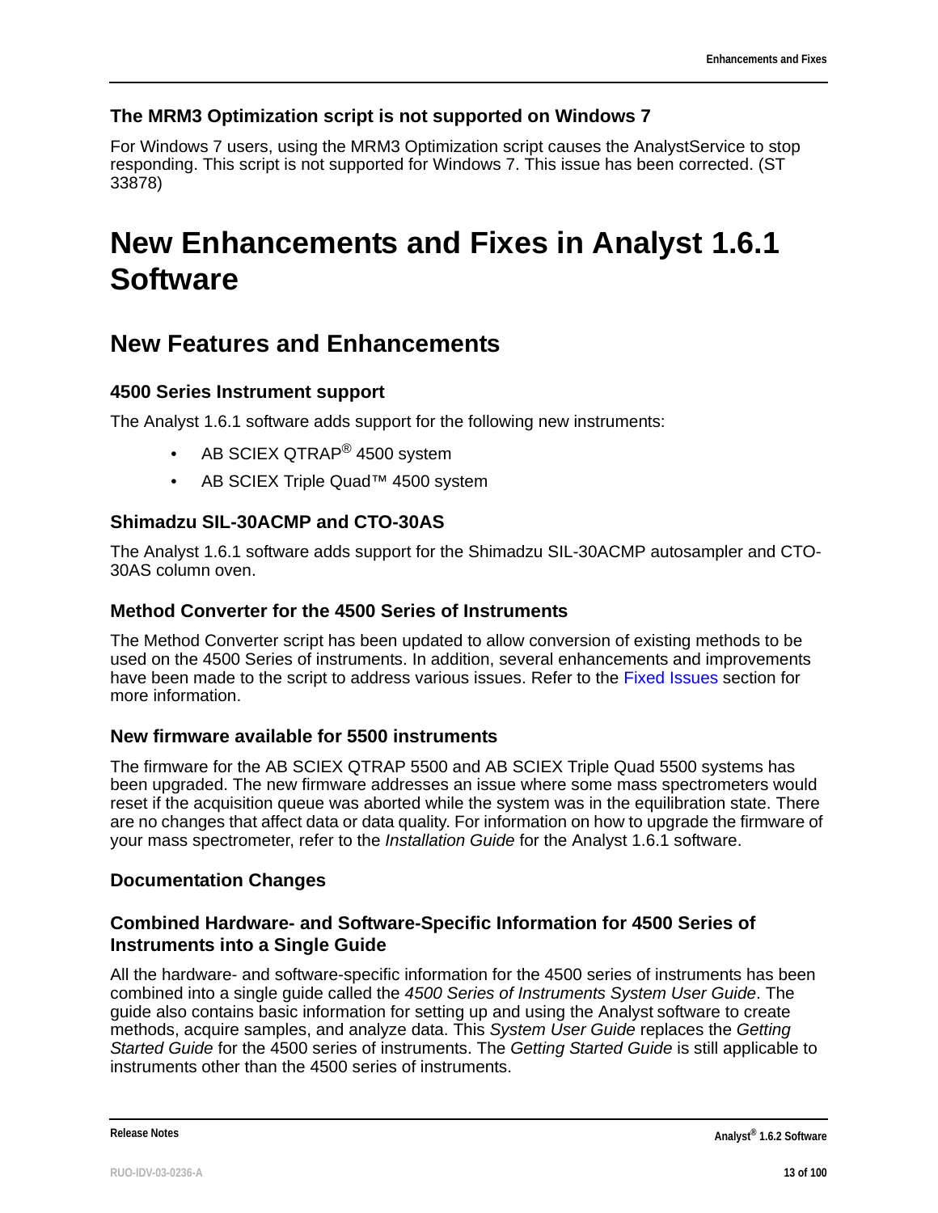### The MRM3 Optimization script is not supported on Windows 7

For Windows 7 users, using the MRM3 Optimization script causes the AnalystService to stop responding. This script is not supported for Windows 7. This issue has been corrected. (ST 33878)

# New Enhancements and Fixes in Analyst 1.6.1 Software

## New Features and Enhancements

### 4500 Series Instrument support

The Analyst 1.6.1 software adds support for the following new instruments:

- AB SCIEX QTRAP® 4500 system
- AB SCIEX Triple Quad™ 4500 system

### Shimadzu SIL-30ACMP and CTO-30AS

The Analyst 1.6.1 software adds support for the Shimadzu SIL-30ACMP autosampler and CTO-30AS column oven.

### Method Converter for the 4500 Series of Instruments

The Method Converter script has been updated to allow conversion of existing methods to be used on the 4500 Series of instruments. In addition, several enhancements and improvements have been made to the script to address various issues. Refer to the Fixed Issues section for more information.

### New firmware available for 5500 instruments

The firmware for the AB SCIEX QTRAP 5500 and AB SCIEX Triple Quad 5500 systems has been upgraded. The new firmware addresses an issue where some mass spectrometers would reset if the acquisition queue was aborted while the system was in the equilibration state. There are no changes that affect data or data quality. For information on how to upgrade the firmware of your mass spectrometer, refer to the *Installation Guide* for the Analyst 1.6.1 software.

### Documentation Changes

### Combined Hardware- and Software-Specific Information for 4500 Series of Instruments into a Single Guide

All the hardware- and software-specific information for the 4500 series of instruments has been combined into a single guide called the *4500 Series of Instruments System User Guide*. The guide also contains basic information for setting up and using the Analyst software to create methods, acquire samples, and analyze data. This *System User Guide* replaces the *Getting Started Guide* for the 4500 series of instruments. The *Getting Started Guide* is still applicable to instruments other than the 4500 series of instruments.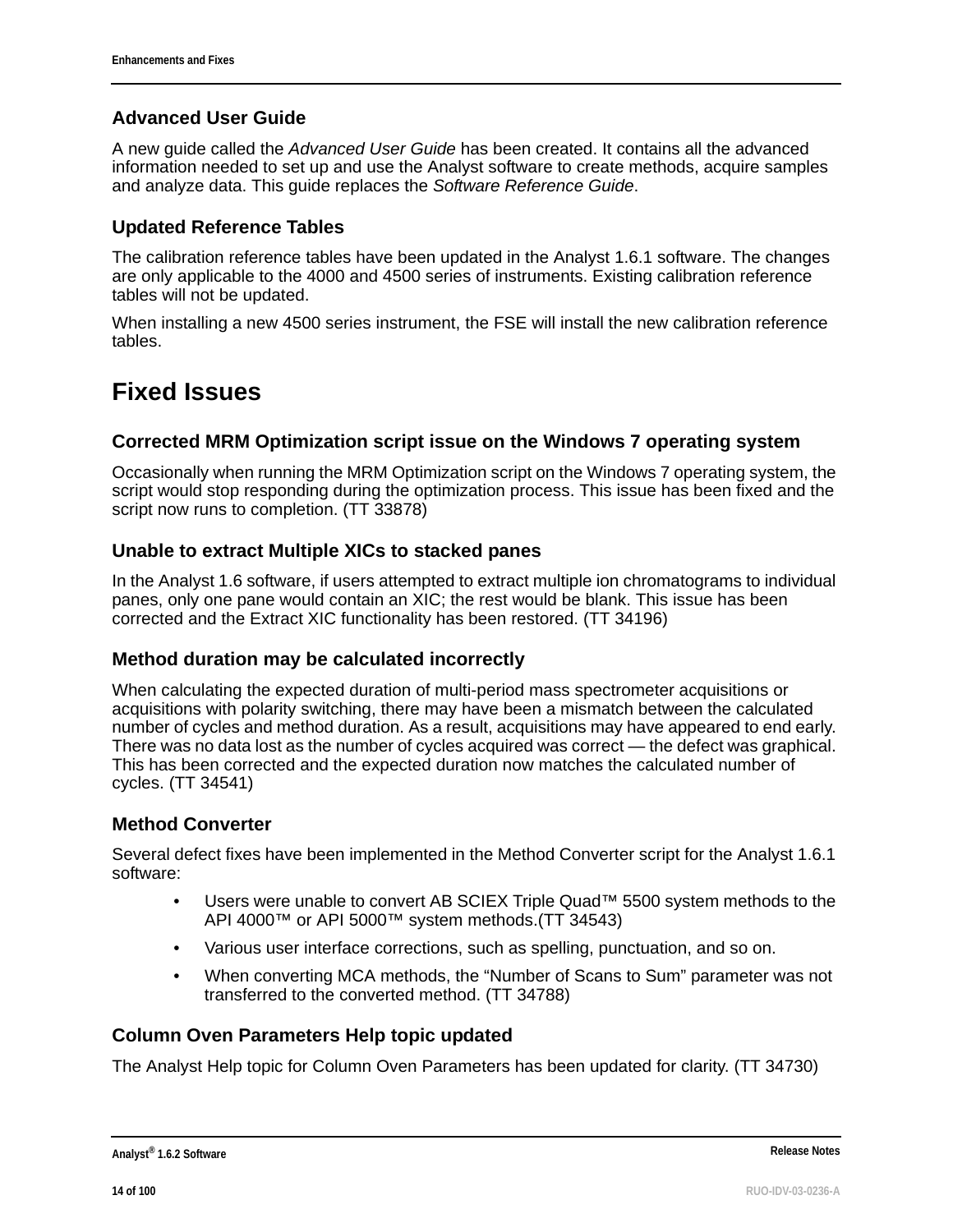### Advanced User Guide

A new guide called the *Advanced User Guide* has been created. It contains all the advanced information needed to set up and use the Analyst software to create methods, acquire samples and analyze data. This guide replaces the *Software Reference Guide*.

### Updated Reference Tables

The calibration reference tables have been updated in the Analyst 1.6.1 software. The changes are only applicable to the 4000 and 4500 series of instruments. Existing calibration reference tables will not be updated.

When installing a new 4500 series instrument, the FSE will install the new calibration reference tables.

## Fixed Issues

### Corrected MRM Optimization script issue on the Windows 7 operating system

Occasionally when running the MRM Optimization script on the Windows 7 operating system, the script would stop responding during the optimization process. This issue has been fixed and the script now runs to completion. (TT 33878)

### Unable to extract Multiple XICs to stacked panes

In the Analyst 1.6 software, if users attempted to extract multiple ion chromatograms to individual panes, only one pane would contain an XIC; the rest would be blank. This issue has been corrected and the Extract XIC functionality has been restored. (TT 34196)

### Method duration may be calculated incorrectly

When calculating the expected duration of multi-period mass spectrometer acquisitions or acquisitions with polarity switching, there may have been a mismatch between the calculated number of cycles and method duration. As a result, acquisitions may have appeared to end early. There was no data lost as the number of cycles acquired was correct — the defect was graphical. This has been corrected and the expected duration now matches the calculated number of cycles. (TT 34541)

### Method Converter

Several defect fixes have been implemented in the Method Converter script for the Analyst 1.6.1 software:

- Users were unable to convert AB SCIEX Triple Quad™ 5500 system methods to the API 4000™ or API 5000™ system methods.(TT 34543)
- Various user interface corrections, such as spelling, punctuation, and so on.
- When converting MCA methods, the “Number of Scans to Sum” parameter was not transferred to the converted method. (TT 34788)

### Column Oven Parameters Help topic updated

The Analyst Help topic for Column Oven Parameters has been updated for clarity. (TT 34730)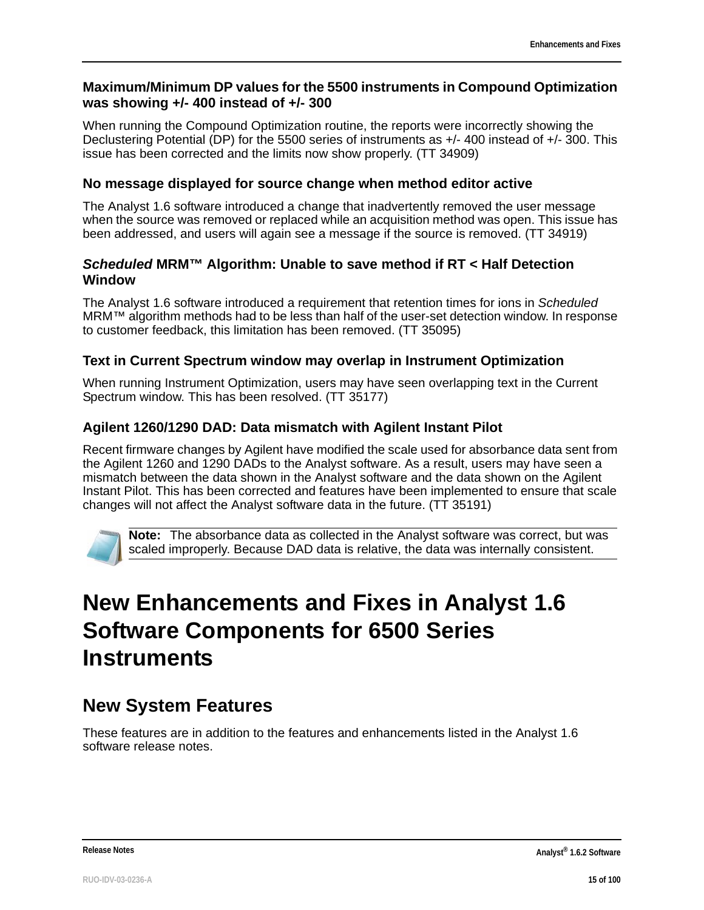### Maximum/Minimum DP values for the 5500 instruments in Compound Optimization was showing +/- 400 instead of +/- 300

When running the Compound Optimization routine, the reports were incorrectly showing the Declustering Potential (DP) for the 5500 series of instruments as +/- 400 instead of +/- 300. This issue has been corrected and the limits now show properly. (TT 34909)

### No message displayed for source change when method editor active

The Analyst 1.6 software introduced a change that inadvertently removed the user message when the source was removed or replaced while an acquisition method was open. This issue has been addressed, and users will again see a message if the source is removed. (TT 34919)

### *Scheduled* MRM™ Algorithm: Unable to save method if RT < Half Detection Window

The Analyst 1.6 software introduced a requirement that retention times for ions in *Scheduled* MRM™ algorithm methods had to be less than half of the user-set detection window. In response to customer feedback, this limitation has been removed. (TT 35095)

### Text in Current Spectrum window may overlap in Instrument Optimization

When running Instrument Optimization, users may have seen overlapping text in the Current Spectrum window. This has been resolved. (TT 35177)

### Agilent 1260/1290 DAD: Data mismatch with Agilent Instant Pilot

Recent firmware changes by Agilent have modified the scale used for absorbance data sent from the Agilent 1260 and 1290 DADs to the Analyst software. As a result, users may have seen a mismatch between the data shown in the Analyst software and the data shown on the Agilent Instant Pilot. This has been corrected and features have been implemented to ensure that scale changes will not affect the Analyst software data in the future. (TT 35191)

**Note:** The absorbance data as collected in the Analyst software was correct, but was scaled improperly. Because DAD data is relative, the data was internally consistent.

# New Enhancements and Fixes in Analyst 1.6 Software Components for 6500 Series Instruments

## New System Features

These features are in addition to the features and enhancements listed in the Analyst 1.6 software release notes.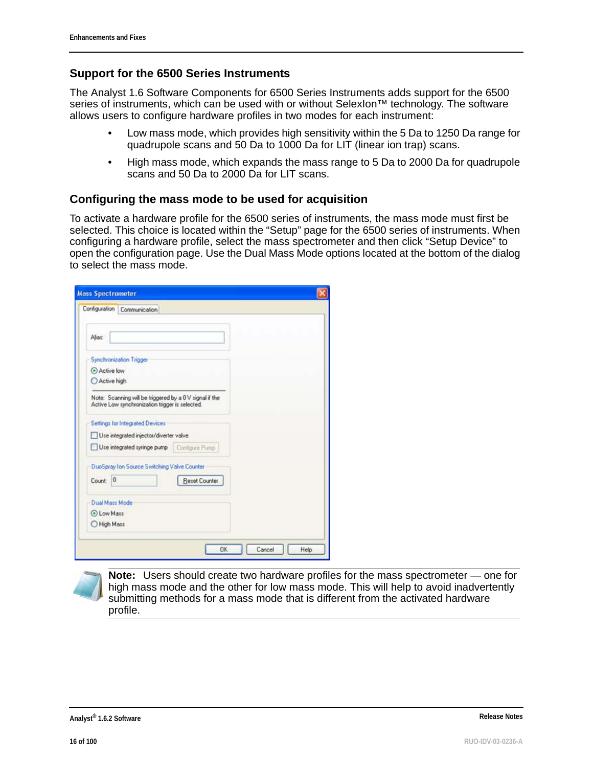## Support for the 6500 Series Instruments

The Analyst 1.6 Software Components for 6500 Series Instruments adds support for the 6500 series of instruments, which can be used with or without SelexIon™ technology. The software allows users to configure hardware profiles in two modes for each instrument:

- Low mass mode, which provides high sensitivity within the 5 Da to 1250 Da range for quadrupole scans and 50 Da to 1000 Da for LIT (linear ion trap) scans.
- High mass mode, which expands the mass range to 5 Da to 2000 Da for quadrupole scans and 50 Da to 2000 Da for LIT scans.

## Configuring the mass mode to be used for acquisition

To activate a hardware profile for the 6500 series of instruments, the mass mode must first be selected. This choice is located within the "Setup" page for the 6500 series of instruments. When configuring a hardware profile, select the mass spectrometer and then click "Setup Device" to open the configuration page. Use the Dual Mass Mode options located at the bottom of the dialog to select the mass mode.

**Note:** Users should create two hardware profiles for the mass spectrometer — one for high mass mode and the other for low mass mode. This will help to avoid inadvertently submitting methods for a mass mode that is different from the activated hardware profile.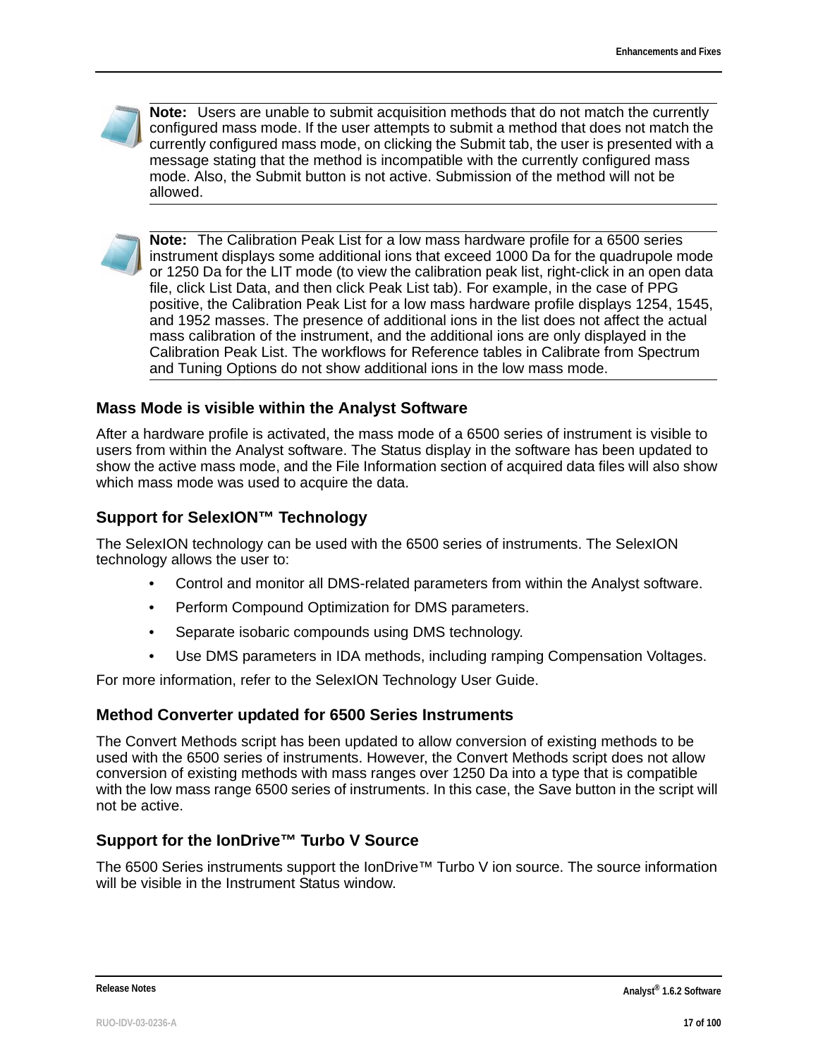**Note:** Users are unable to submit acquisition methods that do not match the currently configured mass mode. If the user attempts to submit a method that does not match the currently configured mass mode, on clicking the Submit tab, the user is presented with a message stating that the method is incompatible with the currently configured mass mode. Also, the Submit button is not active. Submission of the method will not be allowed.

**Note:** The Calibration Peak List for a low mass hardware profile for a 6500 series instrument displays some additional ions that exceed 1000 Da for the quadrupole mode or 1250 Da for the LIT mode (to view the calibration peak list, right-click in an open data file, click List Data, and then click Peak List tab). For example, in the case of PPG positive, the Calibration Peak List for a low mass hardware profile displays 1254, 1545, and 1952 masses. The presence of additional ions in the list does not affect the actual mass calibration of the instrument, and the additional ions are only displayed in the Calibration Peak List. The workflows for Reference tables in Calibrate from Spectrum and Tuning Options do not show additional ions in the low mass mode.

### Mass Mode is visible within the Analyst Software

After a hardware profile is activated, the mass mode of a 6500 series of instrument is visible to users from within the Analyst software. The Status display in the software has been updated to show the active mass mode, and the File Information section of acquired data files will also show which mass mode was used to acquire the data.

### Support for SelexION™ Technology

The SelexION technology can be used with the 6500 series of instruments. The SelexION technology allows the user to:

- Control and monitor all DMS-related parameters from within the Analyst software.
- Perform Compound Optimization for DMS parameters.
- Separate isobaric compounds using DMS technology.
- Use DMS parameters in IDA methods, including ramping Compensation Voltages.

For more information, refer to the SelexION Technology User Guide.

### Method Converter updated for 6500 Series Instruments

The Convert Methods script has been updated to allow conversion of existing methods to be used with the 6500 series of instruments. However, the Convert Methods script does not allow conversion of existing methods with mass ranges over 1250 Da into a type that is compatible with the low mass range 6500 series of instruments. In this case, the Save button in the script will not be active.

### Support for the IonDrive™ Turbo V Source

The 6500 Series instruments support the IonDrive™ Turbo V ion source. The source information will be visible in the Instrument Status window.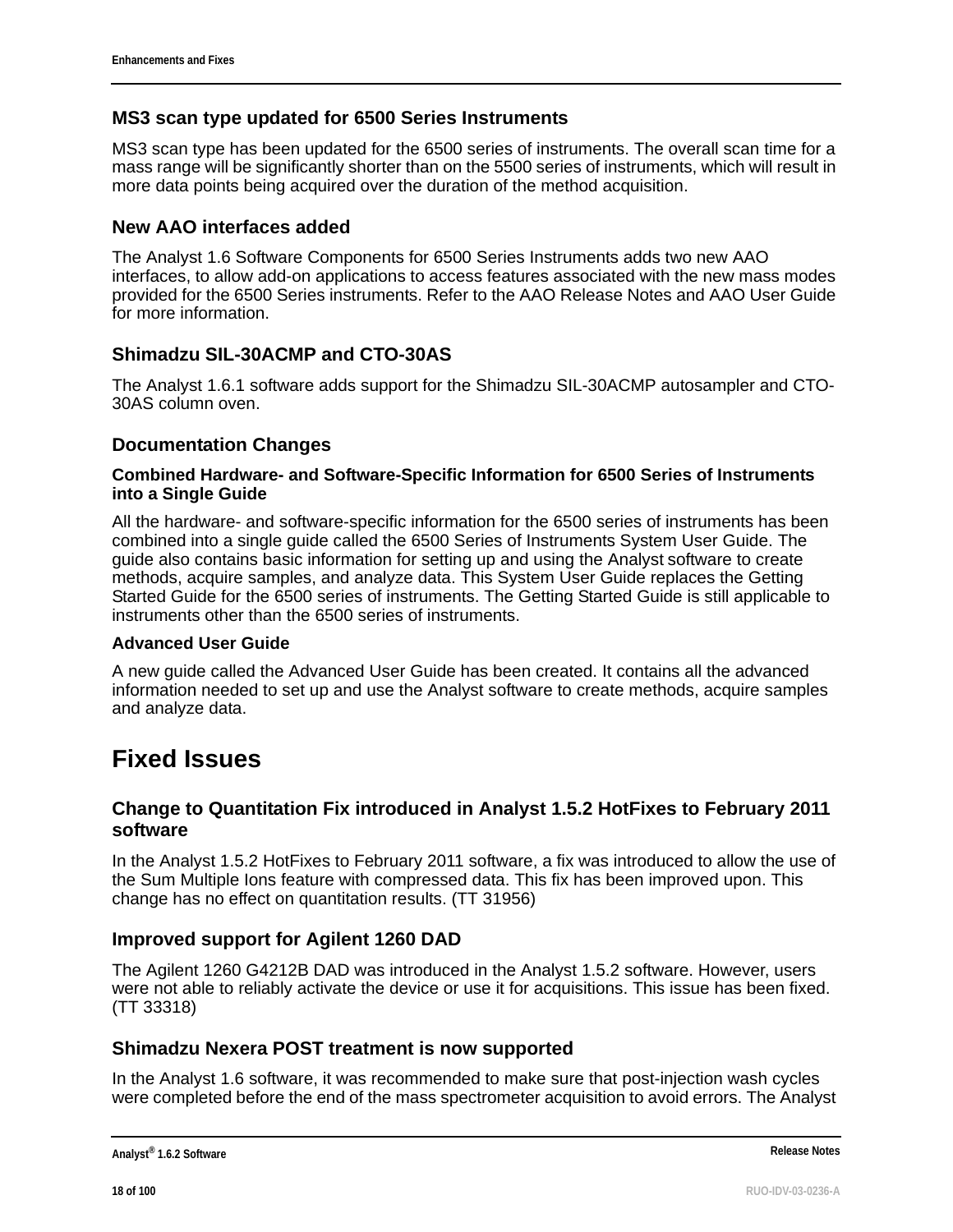### MS3 scan type updated for 6500 Series Instruments

MS3 scan type has been updated for the 6500 series of instruments. The overall scan time for a mass range will be significantly shorter than on the 5500 series of instruments, which will result in more data points being acquired over the duration of the method acquisition.

### New AAO interfaces added

The Analyst 1.6 Software Components for 6500 Series Instruments adds two new AAO interfaces, to allow add-on applications to access features associated with the new mass modes provided for the 6500 Series instruments. Refer to the AAO Release Notes and AAO User Guide for more information.

### Shimadzu SIL-30ACMP and CTO-30AS

The Analyst 1.6.1 software adds support for the Shimadzu SIL-30ACMP autosampler and CTO-30AS column oven.

### Documentation Changes

#### Combined Hardware- and Software-Specific Information for 6500 Series of Instruments into a Single Guide

All the hardware- and software-specific information for the 6500 series of instruments has been combined into a single guide called the 6500 Series of Instruments System User Guide. The guide also contains basic information for setting up and using the Analyst software to create methods, acquire samples, and analyze data. This System User Guide replaces the Getting Started Guide for the 6500 series of instruments. The Getting Started Guide is still applicable to instruments other than the 6500 series of instruments.

#### Advanced User Guide

A new guide called the Advanced User Guide has been created. It contains all the advanced information needed to set up and use the Analyst software to create methods, acquire samples and analyze data.

## Fixed Issues

### Change to Quantitation Fix introduced in Analyst 1.5.2 HotFixes to February 2011 software

In the Analyst 1.5.2 HotFixes to February 2011 software, a fix was introduced to allow the use of the Sum Multiple Ions feature with compressed data. This fix has been improved upon. This change has no effect on quantitation results. (TT 31956)

### Improved support for Agilent 1260 DAD

The Agilent 1260 G4212B DAD was introduced in the Analyst 1.5.2 software. However, users were not able to reliably activate the device or use it for acquisitions. This issue has been fixed. (TT 33318)

### Shimadzu Nexera POST treatment is now supported

In the Analyst 1.6 software, it was recommended to make sure that post-injection wash cycles were completed before the end of the mass spectrometer acquisition to avoid errors. The Analyst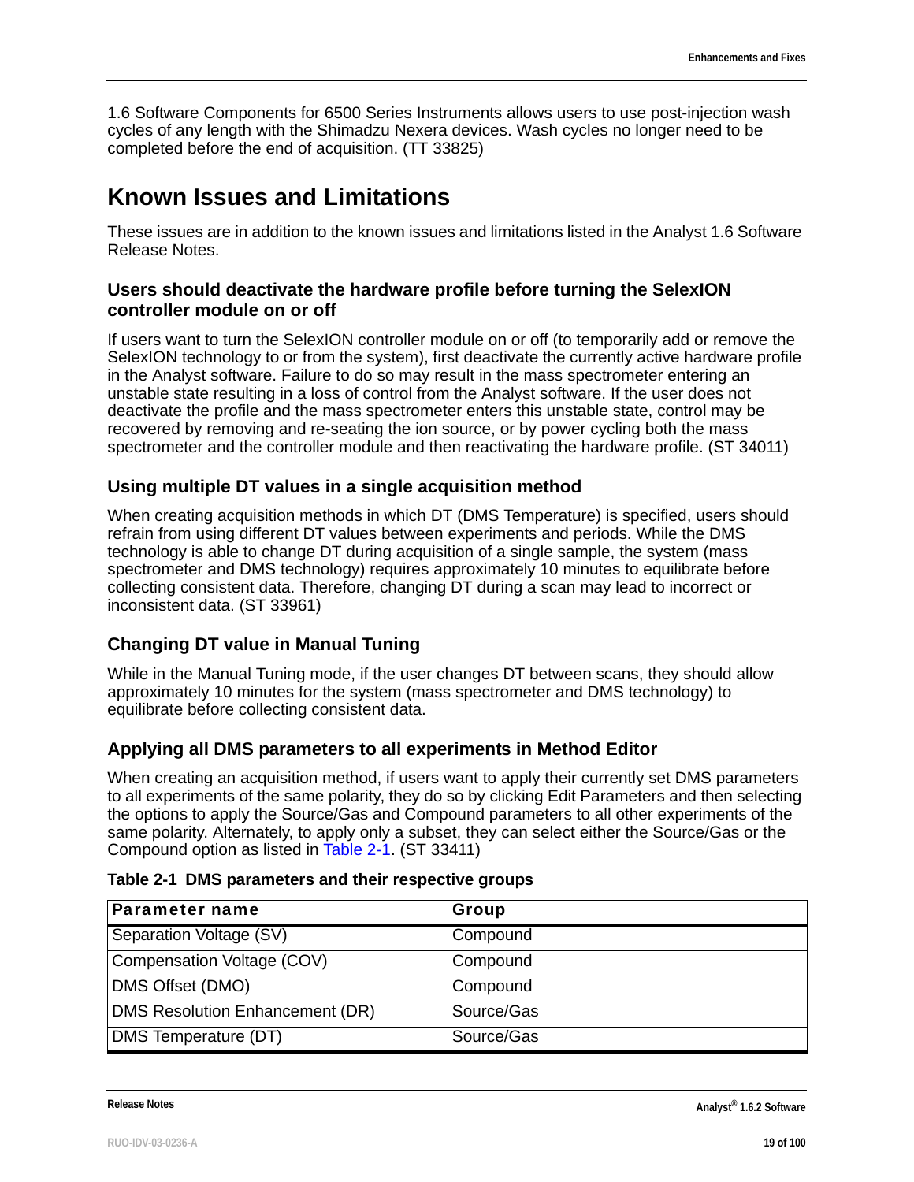1.6 Software Components for 6500 Series Instruments allows users to use post-injection wash cycles of any length with the Shimadzu Nexera devices. Wash cycles no longer need to be completed before the end of acquisition. (TT 33825)

# Known Issues and Limitations

These issues are in addition to the known issues and limitations listed in the Analyst 1.6 Software Release Notes.

### Users should deactivate the hardware profile before turning the SelexION controller module on or off

If users want to turn the SelexION controller module on or off (to temporarily add or remove the SelexION technology to or from the system), first deactivate the currently active hardware profile in the Analyst software. Failure to do so may result in the mass spectrometer entering an unstable state resulting in a loss of control from the Analyst software. If the user does not deactivate the profile and the mass spectrometer enters this unstable state, control may be recovered by removing and re-seating the ion source, or by power cycling both the mass spectrometer and the controller module and then reactivating the hardware profile. (ST 34011)

### Using multiple DT values in a single acquisition method

When creating acquisition methods in which DT (DMS Temperature) is specified, users should refrain from using different DT values between experiments and periods. While the DMS technology is able to change DT during acquisition of a single sample, the system (mass spectrometer and DMS technology) requires approximately 10 minutes to equilibrate before collecting consistent data. Therefore, changing DT during a scan may lead to incorrect or inconsistent data. (ST 33961)

### Changing DT value in Manual Tuning

While in the Manual Tuning mode, if the user changes DT between scans, they should allow approximately 10 minutes for the system (mass spectrometer and DMS technology) to equilibrate before collecting consistent data.

### Applying all DMS parameters to all experiments in Method Editor

When creating an acquisition method, if users want to apply their currently set DMS parameters to all experiments of the same polarity, they do so by clicking Edit Parameters and then selecting the options to apply the Source/Gas and Compound parameters to all other experiments of the same polarity. Alternately, to apply only a subset, they can select either the Source/Gas or the Compound option as listed in Table 2-1. (ST 33411)

**Table 2-1 DMS parameters and their respective groups**

| Parameter name | Group |
|---|---|
| Separation Voltage (SV) | Compound |
| Compensation Voltage (COV) | Compound |
| DMS Offset (DMO) | Compound |
| DMS Resolution Enhancement (DR) | Source/Gas |
| DMS Temperature (DT) | Source/Gas |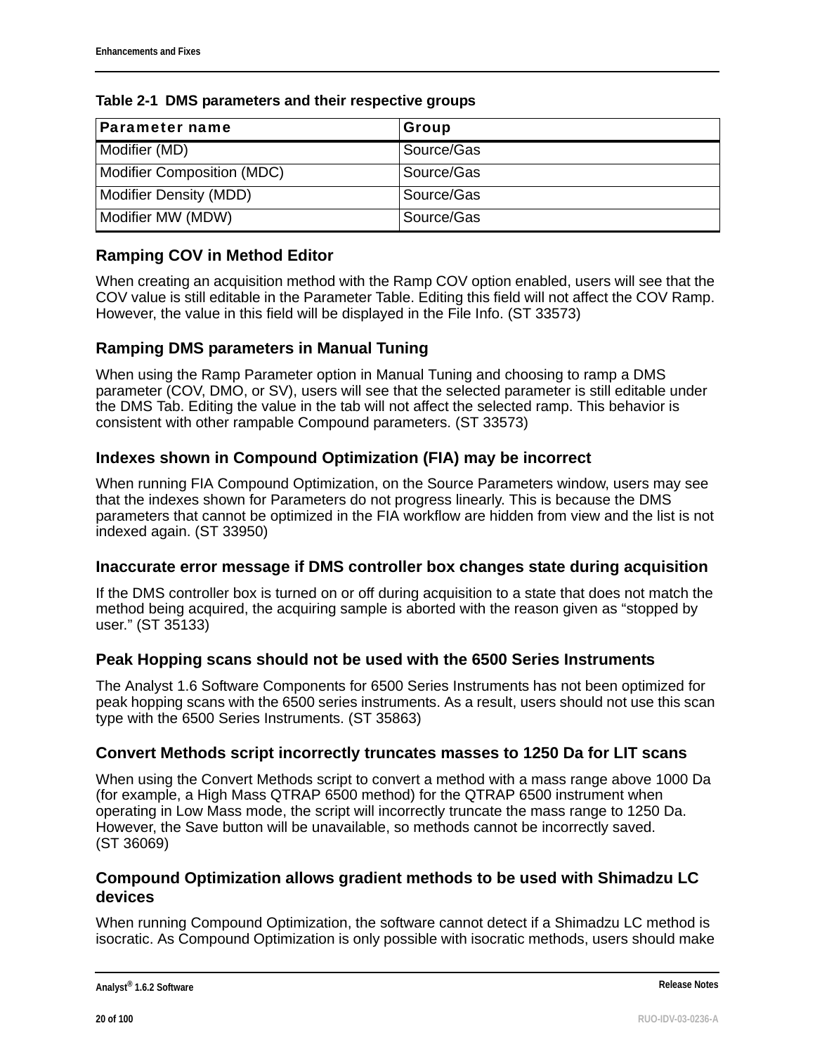Table 2-1 DMS parameters and their respective groups

| Parameter name | Group |
|---|---|
| Modifier (MD) | Source/Gas |
| Modifier Composition (MDC) | Source/Gas |
| Modifier Density (MDD) | Source/Gas |
| Modifier MW (MDW) | Source/Gas |

### Ramping COV in Method Editor

When creating an acquisition method with the Ramp COV option enabled, users will see that the COV value is still editable in the Parameter Table. Editing this field will not affect the COV Ramp. However, the value in this field will be displayed in the File Info. (ST 33573)

### Ramping DMS parameters in Manual Tuning

When using the Ramp Parameter option in Manual Tuning and choosing to ramp a DMS parameter (COV, DMO, or SV), users will see that the selected parameter is still editable under the DMS Tab. Editing the value in the tab will not affect the selected ramp. This behavior is consistent with other rampable Compound parameters. (ST 33573)

### Indexes shown in Compound Optimization (FIA) may be incorrect

When running FIA Compound Optimization, on the Source Parameters window, users may see that the indexes shown for Parameters do not progress linearly. This is because the DMS parameters that cannot be optimized in the FIA workflow are hidden from view and the list is not indexed again. (ST 33950)

### Inaccurate error message if DMS controller box changes state during acquisition

If the DMS controller box is turned on or off during acquisition to a state that does not match the method being acquired, the acquiring sample is aborted with the reason given as “stopped by user.” (ST 35133)

### Peak Hopping scans should not be used with the 6500 Series Instruments

The Analyst 1.6 Software Components for 6500 Series Instruments has not been optimized for peak hopping scans with the 6500 series instruments. As a result, users should not use this scan type with the 6500 Series Instruments. (ST 35863)

### Convert Methods script incorrectly truncates masses to 1250 Da for LIT scans

When using the Convert Methods script to convert a method with a mass range above 1000 Da (for example, a High Mass QTRAP 6500 method) for the QTRAP 6500 instrument when operating in Low Mass mode, the script will incorrectly truncate the mass range to 1250 Da. However, the Save button will be unavailable, so methods cannot be incorrectly saved. (ST 36069)

### Compound Optimization allows gradient methods to be used with Shimadzu LC devices

When running Compound Optimization, the software cannot detect if a Shimadzu LC method is isocratic. As Compound Optimization is only possible with isocratic methods, users should make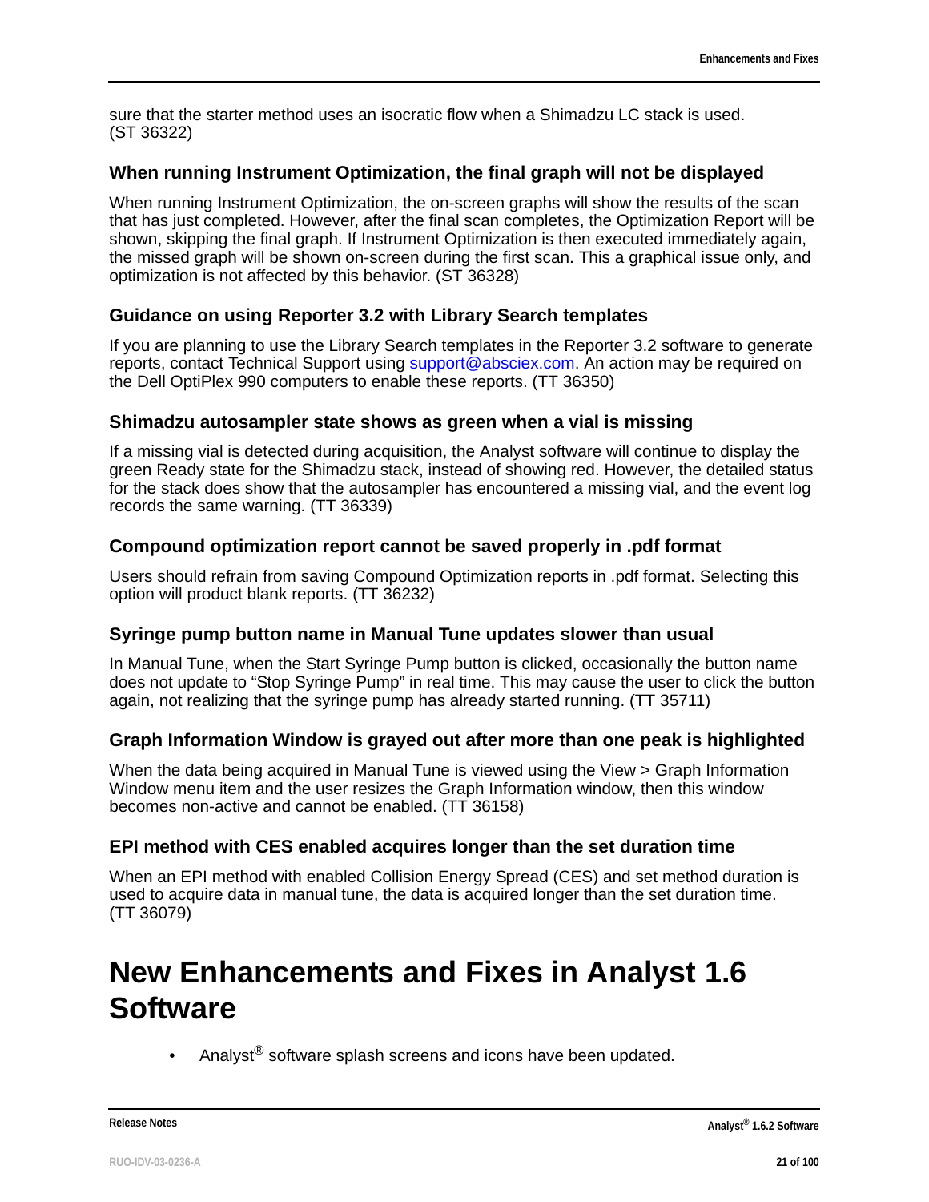sure that the starter method uses an isocratic flow when a Shimadzu LC stack is used. (ST 36322)

### When running Instrument Optimization, the final graph will not be displayed

When running Instrument Optimization, the on-screen graphs will show the results of the scan that has just completed. However, after the final scan completes, the Optimization Report will be shown, skipping the final graph. If Instrument Optimization is then executed immediately again, the missed graph will be shown on-screen during the first scan. This a graphical issue only, and optimization is not affected by this behavior. (ST 36328)

### Guidance on using Reporter 3.2 with Library Search templates

If you are planning to use the Library Search templates in the Reporter 3.2 software to generate reports, contact Technical Support using support@absciex.com. An action may be required on the Dell OptiPlex 990 computers to enable these reports. (TT 36350)

### Shimadzu autosampler state shows as green when a vial is missing

If a missing vial is detected during acquisition, the Analyst software will continue to display the green Ready state for the Shimadzu stack, instead of showing red. However, the detailed status for the stack does show that the autosampler has encountered a missing vial, and the event log records the same warning. (TT 36339)

### Compound optimization report cannot be saved properly in .pdf format

Users should refrain from saving Compound Optimization reports in .pdf format. Selecting this option will product blank reports. (TT 36232)

### Syringe pump button name in Manual Tune updates slower than usual

In Manual Tune, when the Start Syringe Pump button is clicked, occasionally the button name does not update to “Stop Syringe Pump” in real time. This may cause the user to click the button again, not realizing that the syringe pump has already started running. (TT 35711)

### Graph Information Window is grayed out after more than one peak is highlighted

When the data being acquired in Manual Tune is viewed using the View > Graph Information Window menu item and the user resizes the Graph Information window, then this window becomes non-active and cannot be enabled. (TT 36158)

### EPI method with CES enabled acquires longer than the set duration time

When an EPI method with enabled Collision Energy Spread (CES) and set method duration is used to acquire data in manual tune, the data is acquired longer than the set duration time. (TT 36079)

# New Enhancements and Fixes in Analyst 1.6 Software

- Analyst® software splash screens and icons have been updated.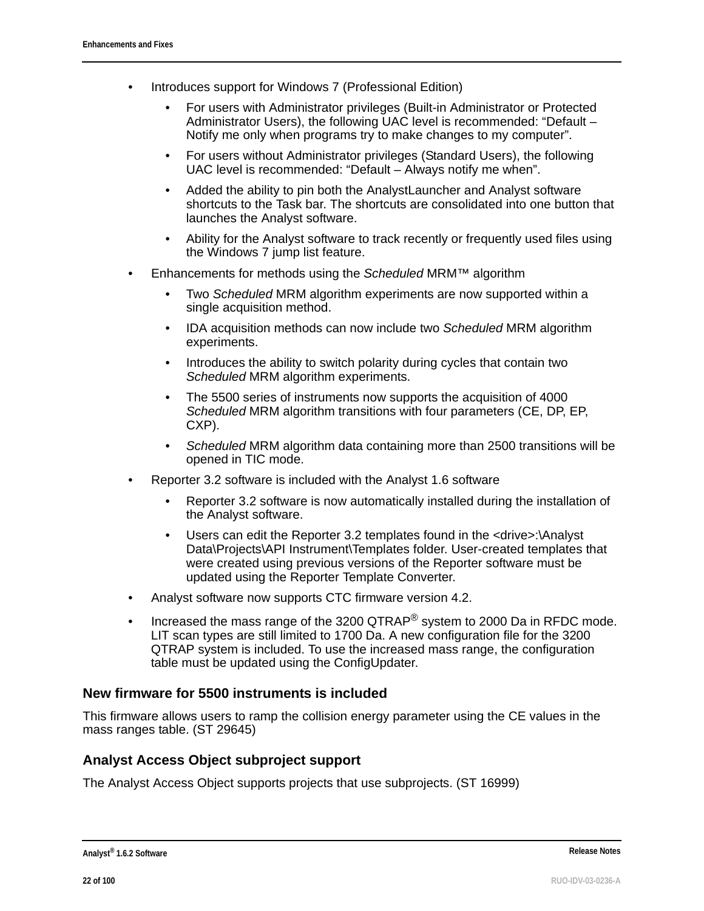- Introduces support for Windows 7 (Professional Edition)
  - For users with Administrator privileges (Built-in Administrator or Protected Administrator Users), the following UAC level is recommended: “Default – Notify me only when programs try to make changes to my computer”.
  - For users without Administrator privileges (Standard Users), the following UAC level is recommended: “Default – Always notify me when”.
  - Added the ability to pin both the AnalystLauncher and Analyst software shortcuts to the Task bar. The shortcuts are consolidated into one button that launches the Analyst software.
  - Ability for the Analyst software to track recently or frequently used files using the Windows 7 jump list feature.
- Enhancements for methods using the *Scheduled* MRM™ algorithm
  - Two *Scheduled* MRM algorithm experiments are now supported within a single acquisition method.
  - IDA acquisition methods can now include two *Scheduled* MRM algorithm experiments.
  - Introduces the ability to switch polarity during cycles that contain two *Scheduled* MRM algorithm experiments.
  - The 5500 series of instruments now supports the acquisition of 4000 *Scheduled* MRM algorithm transitions with four parameters (CE, DP, EP, CXP).
  - *Scheduled* MRM algorithm data containing more than 2500 transitions will be opened in TIC mode.
- Reporter 3.2 software is included with the Analyst 1.6 software
  - Reporter 3.2 software is now automatically installed during the installation of the Analyst software.
  - Users can edit the Reporter 3.2 templates found in the <drive>:\Analyst Data\Projects\API Instrument\Templates folder. User-created templates that were created using previous versions of the Reporter software must be updated using the Reporter Template Converter.
- Analyst software now supports CTC firmware version 4.2.
- Increased the mass range of the 3200 QTRAP® system to 2000 Da in RFDC mode. LIT scan types are still limited to 1700 Da. A new configuration file for the 3200 QTRAP system is included. To use the increased mass range, the configuration table must be updated using the ConfigUpdater.

### New firmware for 5500 instruments is included

This firmware allows users to ramp the collision energy parameter using the CE values in the mass ranges table. (ST 29645)

### Analyst Access Object subproject support

The Analyst Access Object supports projects that use subprojects. (ST 16999)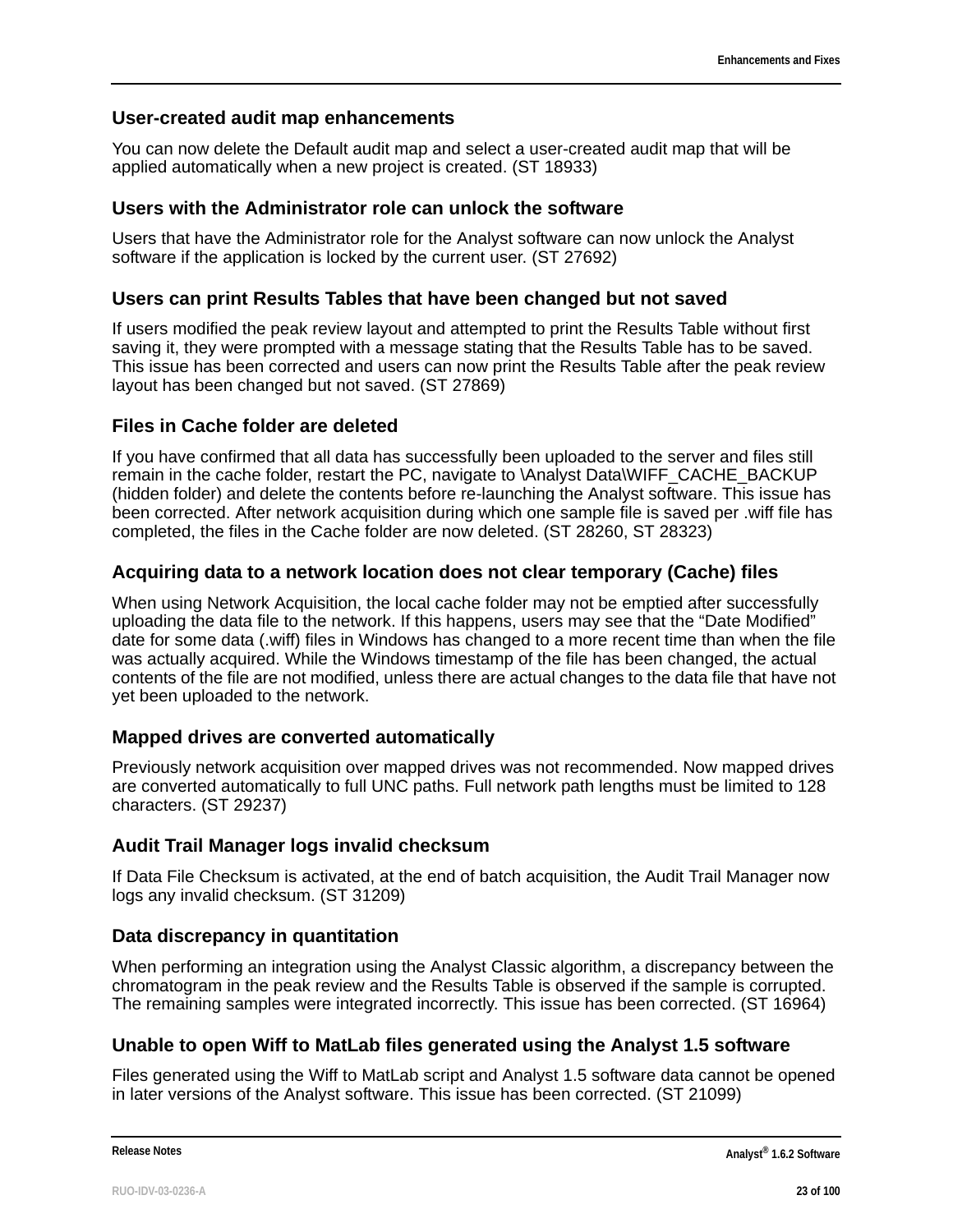### User-created audit map enhancements

You can now delete the Default audit map and select a user-created audit map that will be applied automatically when a new project is created. (ST 18933)

### Users with the Administrator role can unlock the software

Users that have the Administrator role for the Analyst software can now unlock the Analyst software if the application is locked by the current user. (ST 27692)

### Users can print Results Tables that have been changed but not saved

If users modified the peak review layout and attempted to print the Results Table without first saving it, they were prompted with a message stating that the Results Table has to be saved. This issue has been corrected and users can now print the Results Table after the peak review layout has been changed but not saved. (ST 27869)

### Files in Cache folder are deleted

If you have confirmed that all data has successfully been uploaded to the server and files still remain in the cache folder, restart the PC, navigate to \Analyst Data\WIFF_CACHE_BACKUP (hidden folder) and delete the contents before re-launching the Analyst software. This issue has been corrected. After network acquisition during which one sample file is saved per .wiff file has completed, the files in the Cache folder are now deleted. (ST 28260, ST 28323)

### Acquiring data to a network location does not clear temporary (Cache) files

When using Network Acquisition, the local cache folder may not be emptied after successfully uploading the data file to the network. If this happens, users may see that the “Date Modified” date for some data (.wiff) files in Windows has changed to a more recent time than when the file was actually acquired. While the Windows timestamp of the file has been changed, the actual contents of the file are not modified, unless there are actual changes to the data file that have not yet been uploaded to the network.

### Mapped drives are converted automatically

Previously network acquisition over mapped drives was not recommended. Now mapped drives are converted automatically to full UNC paths. Full network path lengths must be limited to 128 characters. (ST 29237)

### Audit Trail Manager logs invalid checksum

If Data File Checksum is activated, at the end of batch acquisition, the Audit Trail Manager now logs any invalid checksum. (ST 31209)

### Data discrepancy in quantitation

When performing an integration using the Analyst Classic algorithm, a discrepancy between the chromatogram in the peak review and the Results Table is observed if the sample is corrupted. The remaining samples were integrated incorrectly. This issue has been corrected. (ST 16964)

### Unable to open Wiff to MatLab files generated using the Analyst 1.5 software

Files generated using the Wiff to MatLab script and Analyst 1.5 software data cannot be opened in later versions of the Analyst software. This issue has been corrected. (ST 21099)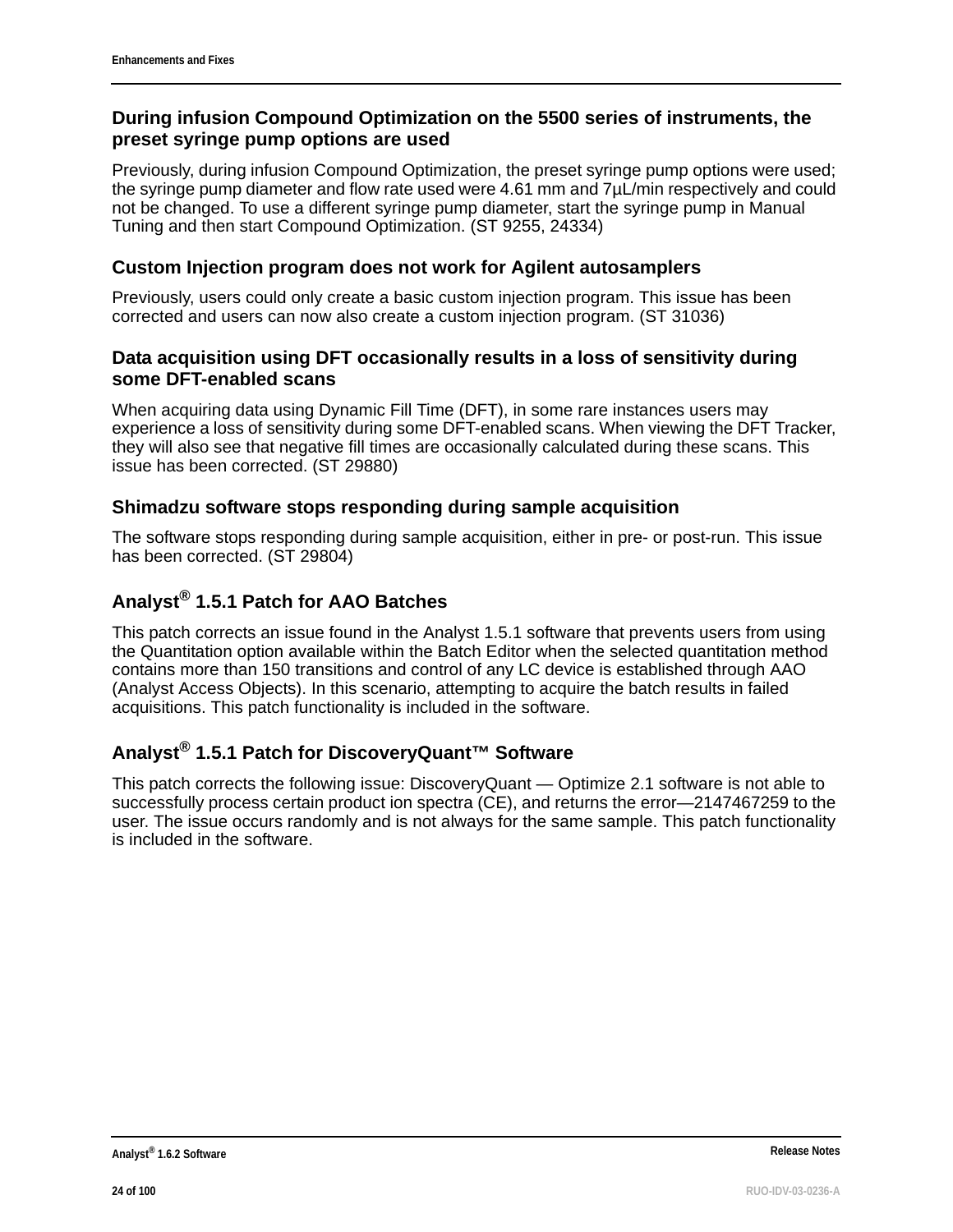### During infusion Compound Optimization on the 5500 series of instruments, the preset syringe pump options are used

Previously, during infusion Compound Optimization, the preset syringe pump options were used; the syringe pump diameter and flow rate used were 4.61 mm and 7µL/min respectively and could not be changed. To use a different syringe pump diameter, start the syringe pump in Manual Tuning and then start Compound Optimization. (ST 9255, 24334)

### Custom Injection program does not work for Agilent autosamplers

Previously, users could only create a basic custom injection program. This issue has been corrected and users can now also create a custom injection program. (ST 31036)

### Data acquisition using DFT occasionally results in a loss of sensitivity during some DFT-enabled scans

When acquiring data using Dynamic Fill Time (DFT), in some rare instances users may experience a loss of sensitivity during some DFT-enabled scans. When viewing the DFT Tracker, they will also see that negative fill times are occasionally calculated during these scans. This issue has been corrected. (ST 29880)

### Shimadzu software stops responding during sample acquisition

The software stops responding during sample acquisition, either in pre- or post-run. This issue has been corrected. (ST 29804)

## Analyst® 1.5.1 Patch for AAO Batches

This patch corrects an issue found in the Analyst 1.5.1 software that prevents users from using the Quantitation option available within the Batch Editor when the selected quantitation method contains more than 150 transitions and control of any LC device is established through AAO (Analyst Access Objects). In this scenario, attempting to acquire the batch results in failed acquisitions. This patch functionality is included in the software.

## Analyst® 1.5.1 Patch for DiscoveryQuant™ Software

This patch corrects the following issue: DiscoveryQuant — Optimize 2.1 software is not able to successfully process certain product ion spectra (CE), and returns the error—2147467259 to the user. The issue occurs randomly and is not always for the same sample. This patch functionality is included in the software.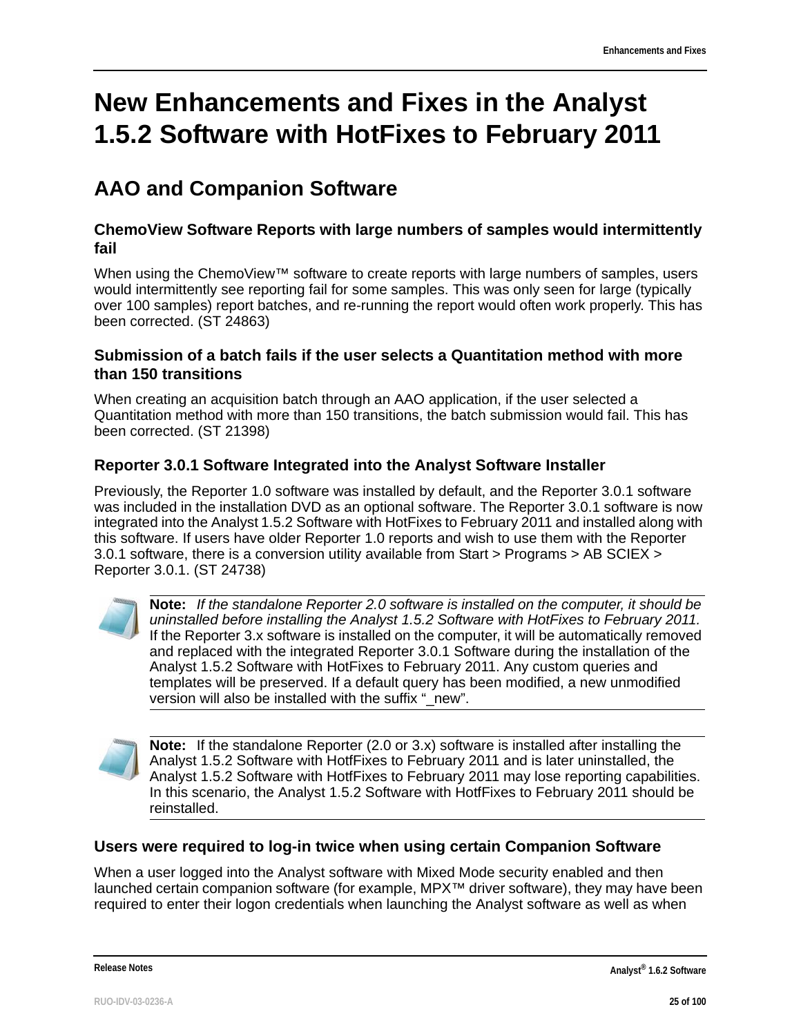# New Enhancements and Fixes in the Analyst 1.5.2 Software with HotFixes to February 2011

## AAO and Companion Software

### ChemoView Software Reports with large numbers of samples would intermittently fail

When using the ChemoView™ software to create reports with large numbers of samples, users would intermittently see reporting fail for some samples. This was only seen for large (typically over 100 samples) report batches, and re-running the report would often work properly. This has been corrected. (ST 24863)

### Submission of a batch fails if the user selects a Quantitation method with more than 150 transitions

When creating an acquisition batch through an AAO application, if the user selected a Quantitation method with more than 150 transitions, the batch submission would fail. This has been corrected. (ST 21398)

### Reporter 3.0.1 Software Integrated into the Analyst Software Installer

Previously, the Reporter 1.0 software was installed by default, and the Reporter 3.0.1 software was included in the installation DVD as an optional software. The Reporter 3.0.1 software is now integrated into the Analyst 1.5.2 Software with HotFixes to February 2011 and installed along with this software. If users have older Reporter 1.0 reports and wish to use them with the Reporter 3.0.1 software, there is a conversion utility available from Start > Programs > AB SCIEX > Reporter 3.0.1. (ST 24738)

**Note:** *If the standalone Reporter 2.0 software is installed on the computer, it should be uninstalled before installing the Analyst 1.5.2 Software with HotFixes to February 2011.* If the Reporter 3.x software is installed on the computer, it will be automatically removed and replaced with the integrated Reporter 3.0.1 Software during the installation of the Analyst 1.5.2 Software with HotFixes to February 2011. Any custom queries and templates will be preserved. If a default query has been modified, a new unmodified version will also be installed with the suffix "_new".

**Note:** If the standalone Reporter (2.0 or 3.x) software is installed after installing the Analyst 1.5.2 Software with HotfFixes to February 2011 and is later uninstalled, the Analyst 1.5.2 Software with HotfFixes to February 2011 may lose reporting capabilities. In this scenario, the Analyst 1.5.2 Software with HotfFixes to February 2011 should be reinstalled.

### Users were required to log-in twice when using certain Companion Software

When a user logged into the Analyst software with Mixed Mode security enabled and then launched certain companion software (for example, MPX™ driver software), they may have been required to enter their logon credentials when launching the Analyst software as well as when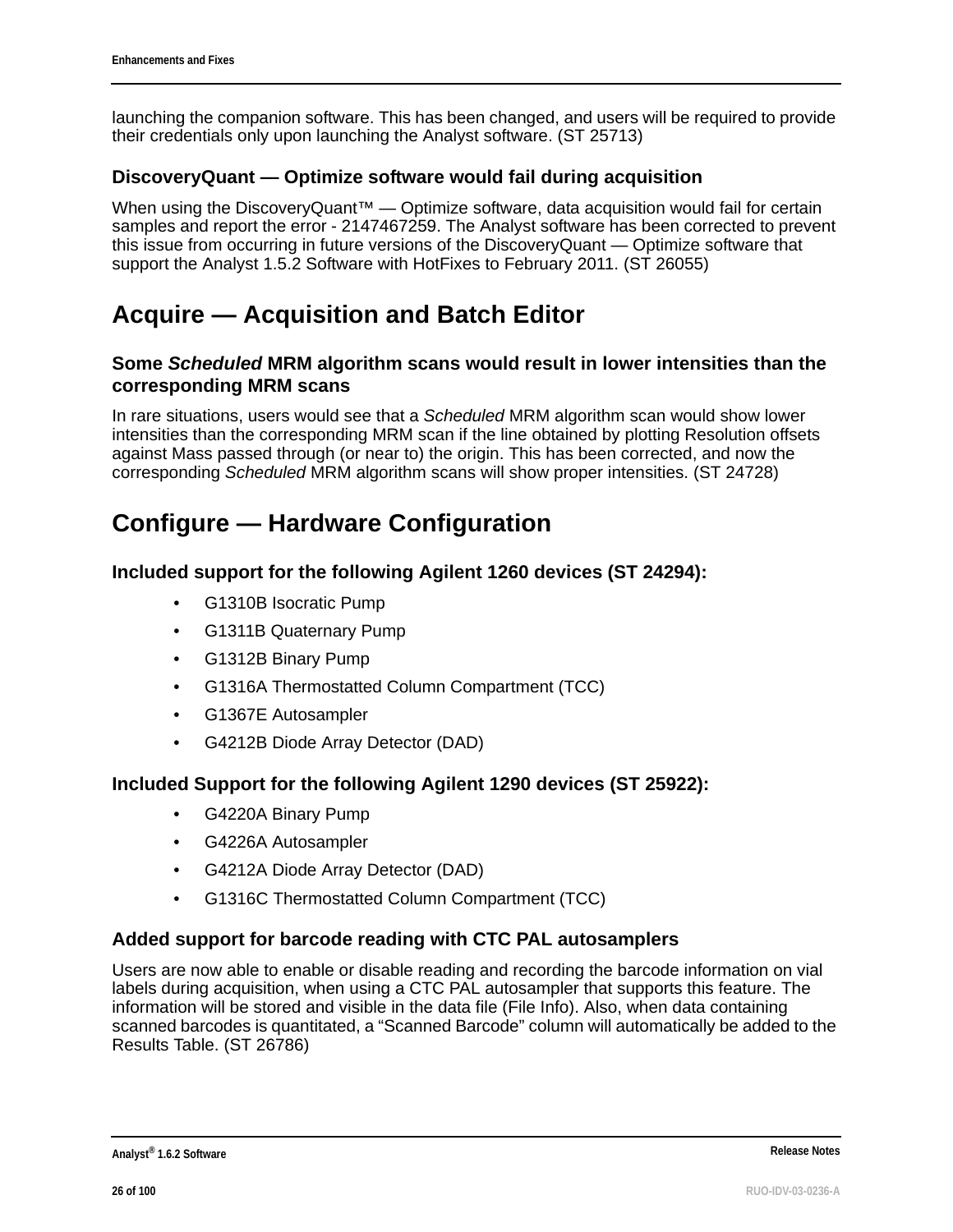launching the companion software. This has been changed, and users will be required to provide their credentials only upon launching the Analyst software. (ST 25713)

### DiscoveryQuant — Optimize software would fail during acquisition

When using the DiscoveryQuant™ — Optimize software, data acquisition would fail for certain samples and report the error - 2147467259. The Analyst software has been corrected to prevent this issue from occurring in future versions of the DiscoveryQuant — Optimize software that support the Analyst 1.5.2 Software with HotFixes to February 2011. (ST 26055)

## Acquire — Acquisition and Batch Editor

### Some *Scheduled* MRM algorithm scans would result in lower intensities than the corresponding MRM scans

In rare situations, users would see that a *Scheduled* MRM algorithm scan would show lower intensities than the corresponding MRM scan if the line obtained by plotting Resolution offsets against Mass passed through (or near to) the origin. This has been corrected, and now the corresponding *Scheduled* MRM algorithm scans will show proper intensities. (ST 24728)

## Configure — Hardware Configuration

### Included support for the following Agilent 1260 devices (ST 24294):

- G1310B Isocratic Pump
- G1311B Quaternary Pump
- G1312B Binary Pump
- G1316A Thermostatted Column Compartment (TCC)
- G1367E Autosampler
- G4212B Diode Array Detector (DAD)

### Included Support for the following Agilent 1290 devices (ST 25922):

- G4220A Binary Pump
- G4226A Autosampler
- G4212A Diode Array Detector (DAD)
- G1316C Thermostatted Column Compartment (TCC)

### Added support for barcode reading with CTC PAL autosamplers

Users are now able to enable or disable reading and recording the barcode information on vial labels during acquisition, when using a CTC PAL autosampler that supports this feature. The information will be stored and visible in the data file (File Info). Also, when data containing scanned barcodes is quantitated, a “Scanned Barcode” column will automatically be added to the Results Table. (ST 26786)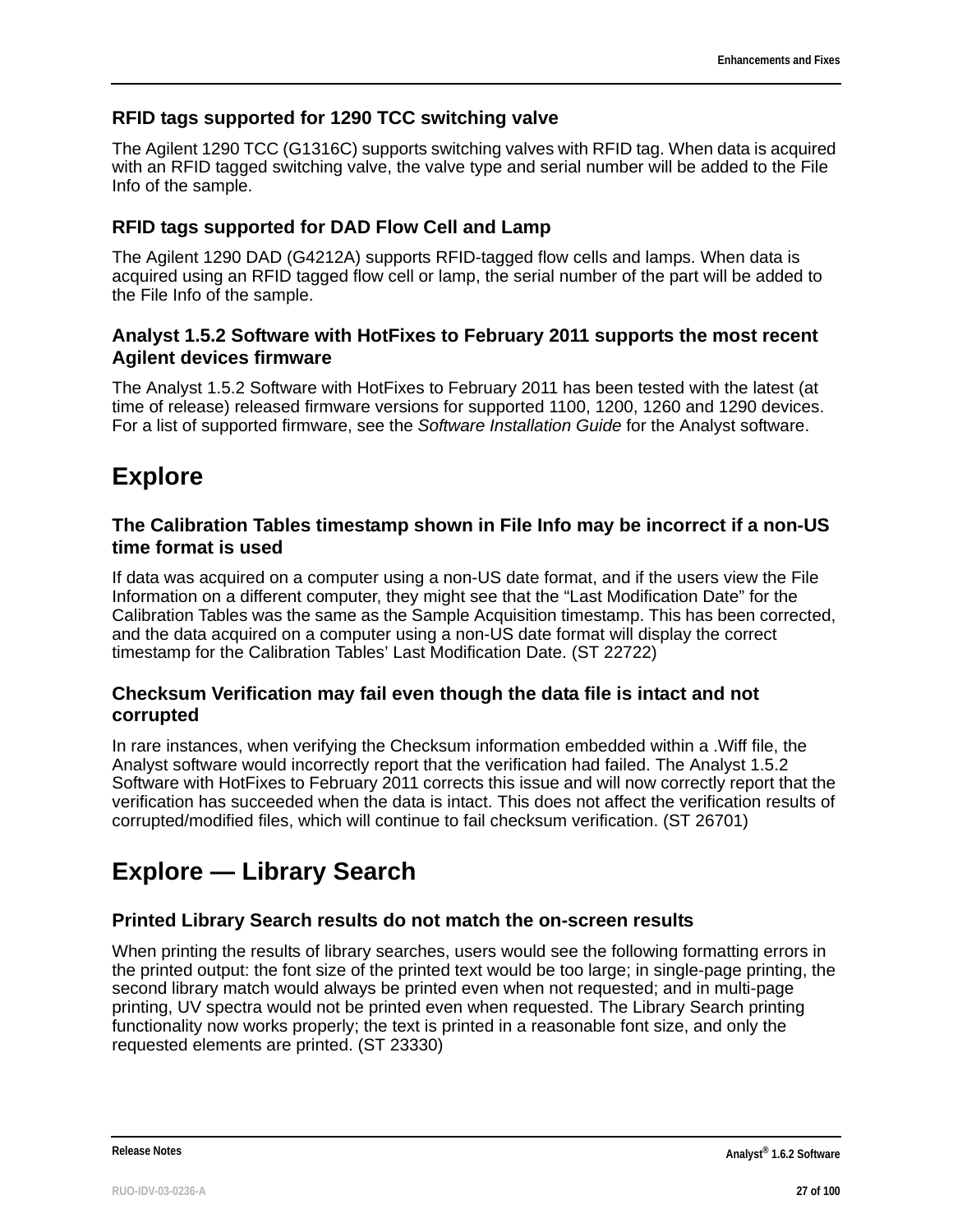### RFID tags supported for 1290 TCC switching valve

The Agilent 1290 TCC (G1316C) supports switching valves with RFID tag. When data is acquired with an RFID tagged switching valve, the valve type and serial number will be added to the File Info of the sample.

### RFID tags supported for DAD Flow Cell and Lamp

The Agilent 1290 DAD (G4212A) supports RFID-tagged flow cells and lamps. When data is acquired using an RFID tagged flow cell or lamp, the serial number of the part will be added to the File Info of the sample.

### Analyst 1.5.2 Software with HotFixes to February 2011 supports the most recent Agilent devices firmware

The Analyst 1.5.2 Software with HotFixes to February 2011 has been tested with the latest (at time of release) released firmware versions for supported 1100, 1200, 1260 and 1290 devices. For a list of supported firmware, see the *Software Installation Guide* for the Analyst software.

## Explore

### The Calibration Tables timestamp shown in File Info may be incorrect if a non-US time format is used

If data was acquired on a computer using a non-US date format, and if the users view the File Information on a different computer, they might see that the “Last Modification Date” for the Calibration Tables was the same as the Sample Acquisition timestamp. This has been corrected, and the data acquired on a computer using a non-US date format will display the correct timestamp for the Calibration Tables’ Last Modification Date. (ST 22722)

### Checksum Verification may fail even though the data file is intact and not corrupted

In rare instances, when verifying the Checksum information embedded within a .Wiff file, the Analyst software would incorrectly report that the verification had failed. The Analyst 1.5.2 Software with HotFixes to February 2011 corrects this issue and will now correctly report that the verification has succeeded when the data is intact. This does not affect the verification results of corrupted/modified files, which will continue to fail checksum verification. (ST 26701)

## Explore — Library Search

### Printed Library Search results do not match the on-screen results

When printing the results of library searches, users would see the following formatting errors in the printed output: the font size of the printed text would be too large; in single-page printing, the second library match would always be printed even when not requested; and in multi-page printing, UV spectra would not be printed even when requested. The Library Search printing functionality now works properly; the text is printed in a reasonable font size, and only the requested elements are printed. (ST 23330)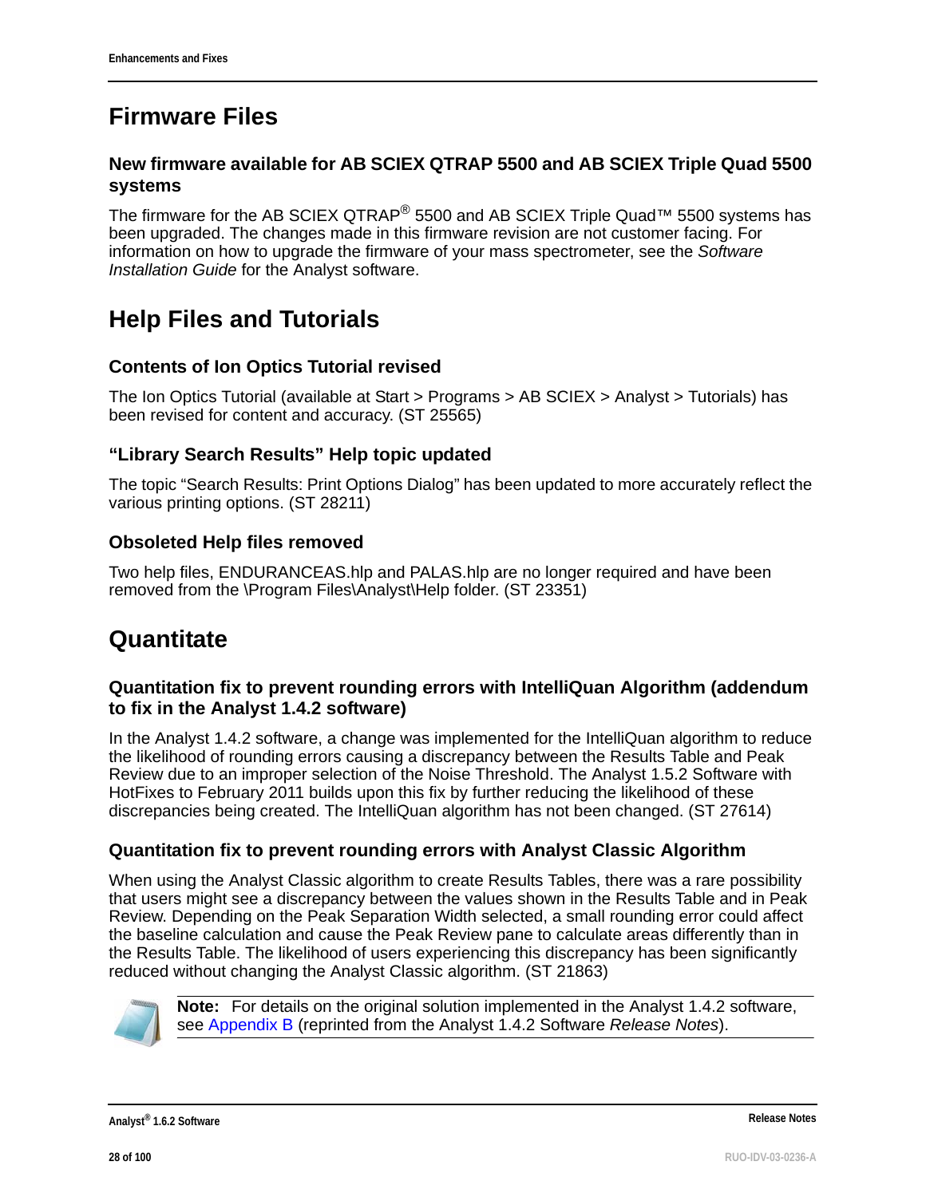# Firmware Files

### New firmware available for AB SCIEX QTRAP 5500 and AB SCIEX Triple Quad 5500 systems

The firmware for the AB SCIEX QTRAP® 5500 and AB SCIEX Triple Quad™ 5500 systems has been upgraded. The changes made in this firmware revision are not customer facing. For information on how to upgrade the firmware of your mass spectrometer, see the *Software Installation Guide* for the Analyst software.

# Help Files and Tutorials

### Contents of Ion Optics Tutorial revised

The Ion Optics Tutorial (available at Start > Programs > AB SCIEX > Analyst > Tutorials) has been revised for content and accuracy. (ST 25565)

### "Library Search Results" Help topic updated

The topic "Search Results: Print Options Dialog" has been updated to more accurately reflect the various printing options. (ST 28211)

### Obsoleted Help files removed

Two help files, ENDURANCEAS.hlp and PALAS.hlp are no longer required and have been removed from the \Program Files\Analyst\Help folder. (ST 23351)

# Quantitate

### Quantitation fix to prevent rounding errors with IntelliQuan Algorithm (addendum to fix in the Analyst 1.4.2 software)

In the Analyst 1.4.2 software, a change was implemented for the IntelliQuan algorithm to reduce the likelihood of rounding errors causing a discrepancy between the Results Table and Peak Review due to an improper selection of the Noise Threshold. The Analyst 1.5.2 Software with HotFixes to February 2011 builds upon this fix by further reducing the likelihood of these discrepancies being created. The IntelliQuan algorithm has not been changed. (ST 27614)

### Quantitation fix to prevent rounding errors with Analyst Classic Algorithm

When using the Analyst Classic algorithm to create Results Tables, there was a rare possibility that users might see a discrepancy between the values shown in the Results Table and in Peak Review. Depending on the Peak Separation Width selected, a small rounding error could affect the baseline calculation and cause the Peak Review pane to calculate areas differently than in the Results Table. The likelihood of users experiencing this discrepancy has been significantly reduced without changing the Analyst Classic algorithm. (ST 21863)

**Note:** For details on the original solution implemented in the Analyst 1.4.2 software, see Appendix B (reprinted from the Analyst 1.4.2 Software *Release Notes*).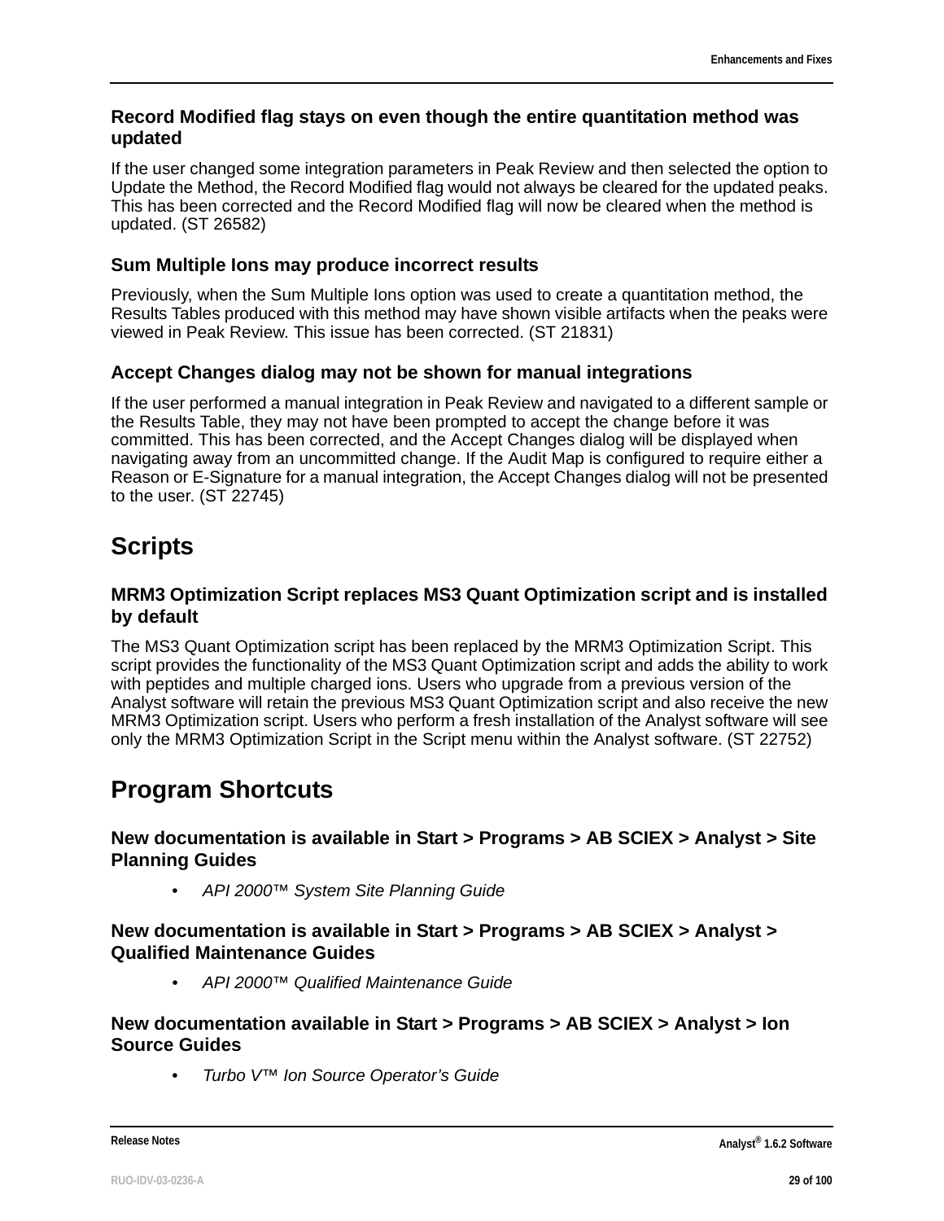### Record Modified flag stays on even though the entire quantitation method was updated

If the user changed some integration parameters in Peak Review and then selected the option to Update the Method, the Record Modified flag would not always be cleared for the updated peaks. This has been corrected and the Record Modified flag will now be cleared when the method is updated. (ST 26582)

### Sum Multiple Ions may produce incorrect results

Previously, when the Sum Multiple Ions option was used to create a quantitation method, the Results Tables produced with this method may have shown visible artifacts when the peaks were viewed in Peak Review. This issue has been corrected. (ST 21831)

### Accept Changes dialog may not be shown for manual integrations

If the user performed a manual integration in Peak Review and navigated to a different sample or the Results Table, they may not have been prompted to accept the change before it was committed. This has been corrected, and the Accept Changes dialog will be displayed when navigating away from an uncommitted change. If the Audit Map is configured to require either a Reason or E-Signature for a manual integration, the Accept Changes dialog will not be presented to the user. (ST 22745)

## Scripts

### MRM3 Optimization Script replaces MS3 Quant Optimization script and is installed by default

The MS3 Quant Optimization script has been replaced by the MRM3 Optimization Script. This script provides the functionality of the MS3 Quant Optimization script and adds the ability to work with peptides and multiple charged ions. Users who upgrade from a previous version of the Analyst software will retain the previous MS3 Quant Optimization script and also receive the new MRM3 Optimization script. Users who perform a fresh installation of the Analyst software will see only the MRM3 Optimization Script in the Script menu within the Analyst software. (ST 22752)

## Program Shortcuts

### New documentation is available in Start > Programs > AB SCIEX > Analyst > Site Planning Guides

- *API 2000™ System Site Planning Guide*

### New documentation is available in Start > Programs > AB SCIEX > Analyst > Qualified Maintenance Guides

- *API 2000™ Qualified Maintenance Guide*

### New documentation available in Start > Programs > AB SCIEX > Analyst > Ion Source Guides

- *Turbo V™ Ion Source Operator's Guide*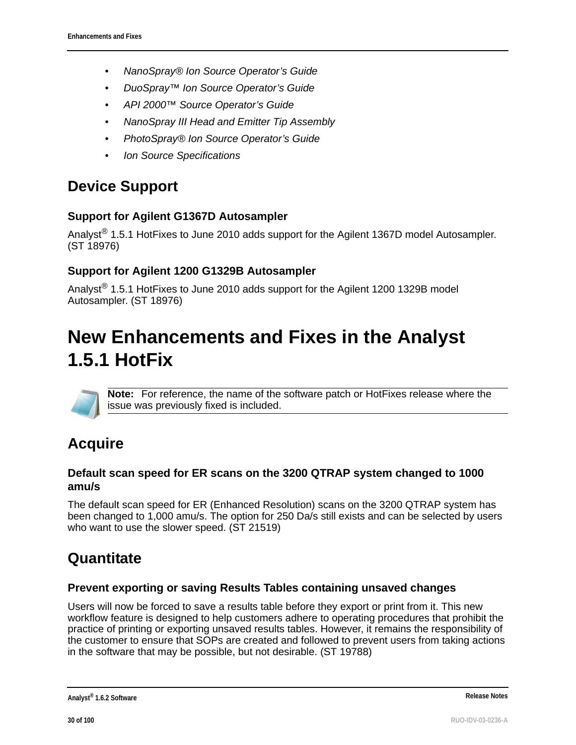- *NanoSpray® Ion Source Operator's Guide*
- *DuoSpray™ Ion Source Operator's Guide*
- *API 2000™ Source Operator's Guide*
- *NanoSpray III Head and Emitter Tip Assembly*
- *PhotoSpray® Ion Source Operator's Guide*
- *Ion Source Specifications*

## Device Support

### Support for Agilent G1367D Autosampler

Analyst® 1.5.1 HotFixes to June 2010 adds support for the Agilent 1367D model Autosampler. (ST 18976)

### Support for Agilent 1200 G1329B Autosampler

Analyst® 1.5.1 HotFixes to June 2010 adds support for the Agilent 1200 1329B model Autosampler. (ST 18976)

# New Enhancements and Fixes in the Analyst 1.5.1 HotFix

**Note:** For reference, the name of the software patch or HotFixes release where the issue was previously fixed is included.

## Acquire

### Default scan speed for ER scans on the 3200 QTRAP system changed to 1000 amu/s

The default scan speed for ER (Enhanced Resolution) scans on the 3200 QTRAP system has been changed to 1,000 amu/s. The option for 250 Da/s still exists and can be selected by users who want to use the slower speed. (ST 21519)

## Quantitate

### Prevent exporting or saving Results Tables containing unsaved changes

Users will now be forced to save a results table before they export or print from it. This new workflow feature is designed to help customers adhere to operating procedures that prohibit the practice of printing or exporting unsaved results tables. However, it remains the responsibility of the customer to ensure that SOPs are created and followed to prevent users from taking actions in the software that may be possible, but not desirable. (ST 19788)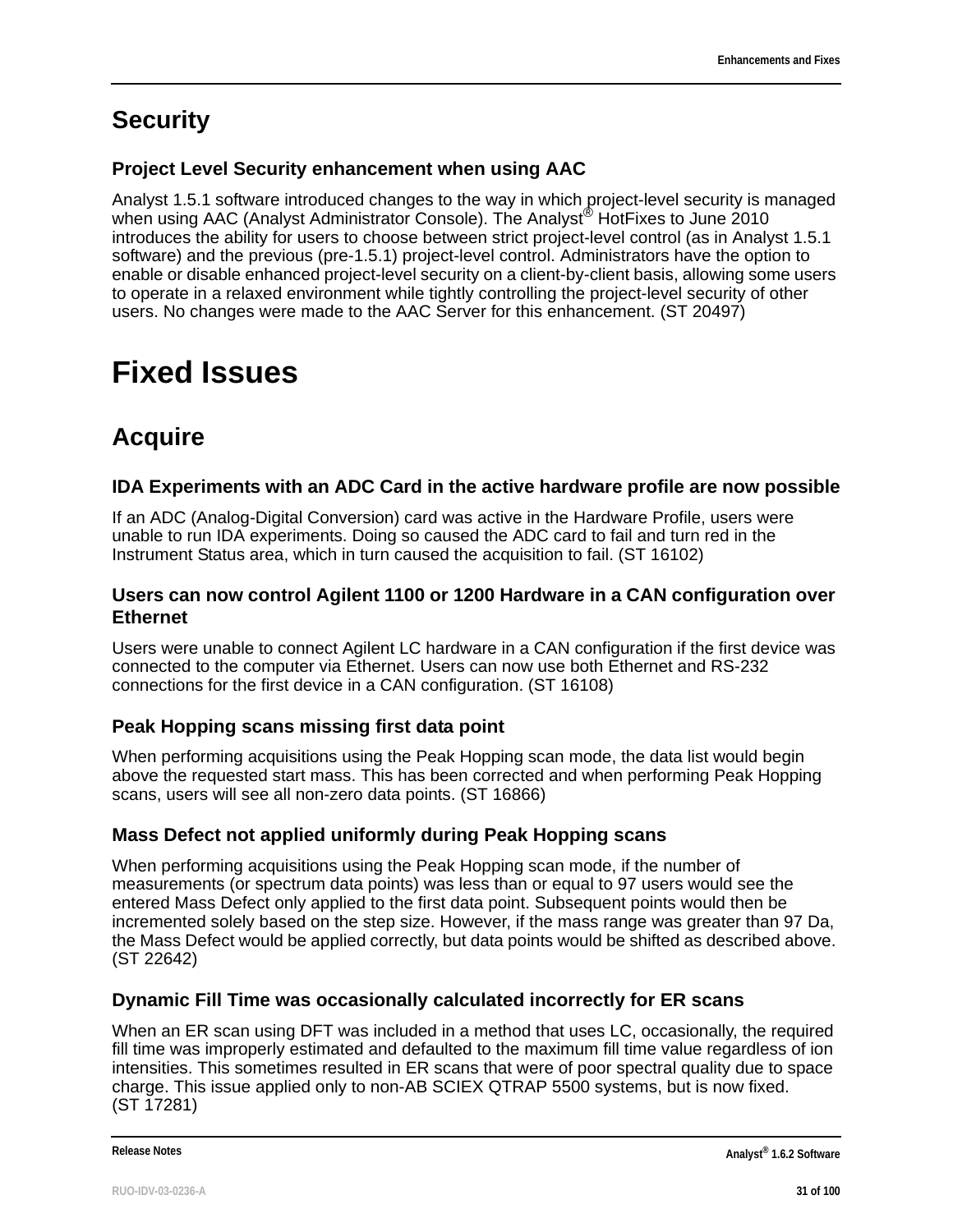## Security

### Project Level Security enhancement when using AAC

Analyst 1.5.1 software introduced changes to the way in which project-level security is managed when using AAC (Analyst Administrator Console). The Analyst® HotFixes to June 2010 introduces the ability for users to choose between strict project-level control (as in Analyst 1.5.1 software) and the previous (pre-1.5.1) project-level control. Administrators have the option to enable or disable enhanced project-level security on a client-by-client basis, allowing some users to operate in a relaxed environment while tightly controlling the project-level security of other users. No changes were made to the AAC Server for this enhancement. (ST 20497)

# Fixed Issues

## Acquire

### IDA Experiments with an ADC Card in the active hardware profile are now possible

If an ADC (Analog-Digital Conversion) card was active in the Hardware Profile, users were unable to run IDA experiments. Doing so caused the ADC card to fail and turn red in the Instrument Status area, which in turn caused the acquisition to fail. (ST 16102)

### Users can now control Agilent 1100 or 1200 Hardware in a CAN configuration over Ethernet

Users were unable to connect Agilent LC hardware in a CAN configuration if the first device was connected to the computer via Ethernet. Users can now use both Ethernet and RS-232 connections for the first device in a CAN configuration. (ST 16108)

### Peak Hopping scans missing first data point

When performing acquisitions using the Peak Hopping scan mode, the data list would begin above the requested start mass. This has been corrected and when performing Peak Hopping scans, users will see all non-zero data points. (ST 16866)

### Mass Defect not applied uniformly during Peak Hopping scans

When performing acquisitions using the Peak Hopping scan mode, if the number of measurements (or spectrum data points) was less than or equal to 97 users would see the entered Mass Defect only applied to the first data point. Subsequent points would then be incremented solely based on the step size. However, if the mass range was greater than 97 Da, the Mass Defect would be applied correctly, but data points would be shifted as described above. (ST 22642)

### Dynamic Fill Time was occasionally calculated incorrectly for ER scans

When an ER scan using DFT was included in a method that uses LC, occasionally, the required fill time was improperly estimated and defaulted to the maximum fill time value regardless of ion intensities. This sometimes resulted in ER scans that were of poor spectral quality due to space charge. This issue applied only to non-AB SCIEX QTRAP 5500 systems, but is now fixed. (ST 17281)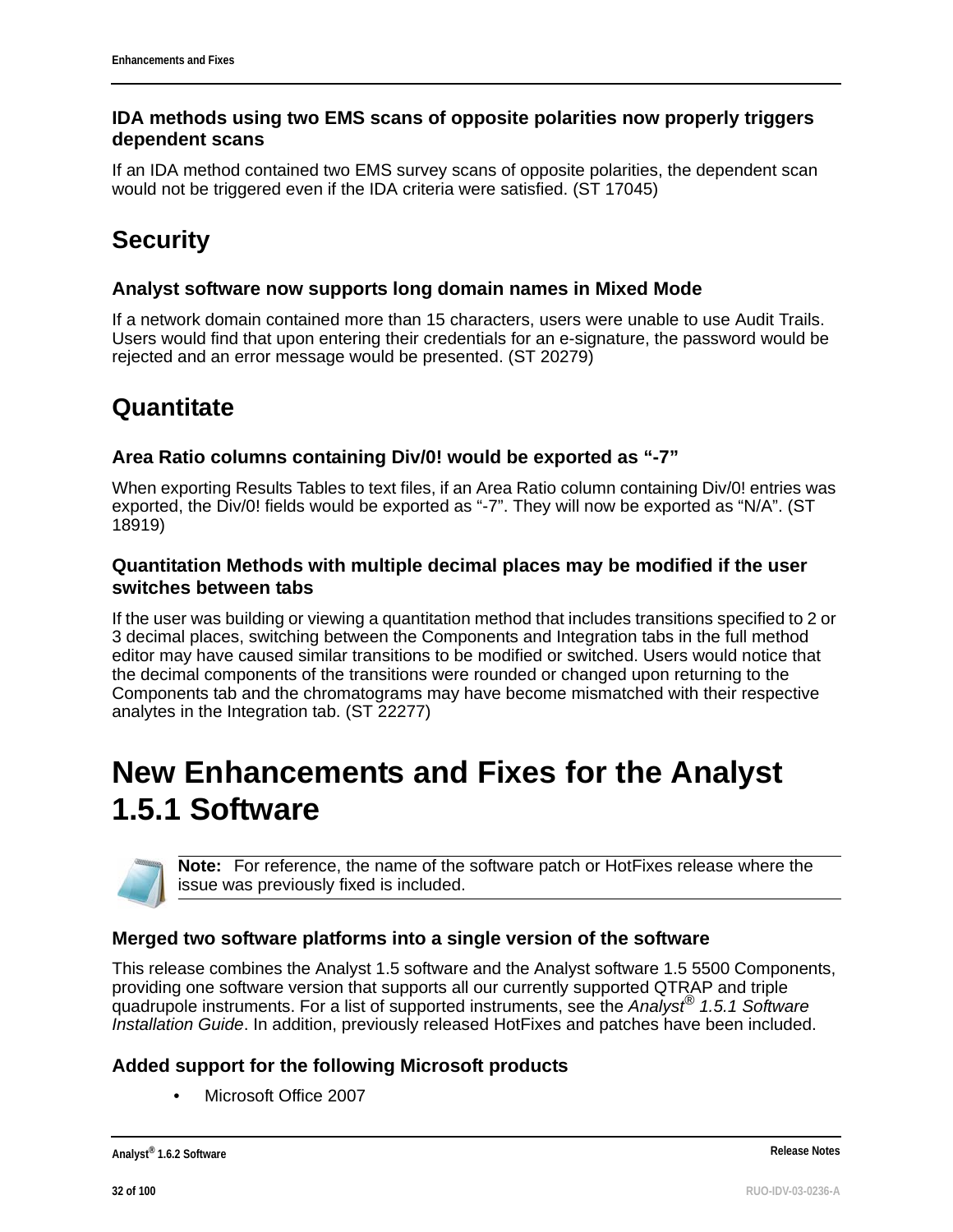### IDA methods using two EMS scans of opposite polarities now properly triggers dependent scans

If an IDA method contained two EMS survey scans of opposite polarities, the dependent scan would not be triggered even if the IDA criteria were satisfied. (ST 17045)

## Security

### Analyst software now supports long domain names in Mixed Mode

If a network domain contained more than 15 characters, users were unable to use Audit Trails. Users would find that upon entering their credentials for an e-signature, the password would be rejected and an error message would be presented. (ST 20279)

## Quantitate

### Area Ratio columns containing Div/0! would be exported as "-7"

When exporting Results Tables to text files, if an Area Ratio column containing Div/0! entries was exported, the Div/0! fields would be exported as "-7". They will now be exported as "N/A". (ST 18919)

### Quantitation Methods with multiple decimal places may be modified if the user switches between tabs

If the user was building or viewing a quantitation method that includes transitions specified to 2 or 3 decimal places, switching between the Components and Integration tabs in the full method editor may have caused similar transitions to be modified or switched. Users would notice that the decimal components of the transitions were rounded or changed upon returning to the Components tab and the chromatograms may have become mismatched with their respective analytes in the Integration tab. (ST 22277)

# New Enhancements and Fixes for the Analyst 1.5.1 Software

**Note:** For reference, the name of the software patch or HotFixes release where the issue was previously fixed is included.

### Merged two software platforms into a single version of the software

This release combines the Analyst 1.5 software and the Analyst software 1.5 5500 Components, providing one software version that supports all our currently supported QTRAP and triple quadrupole instruments. For a list of supported instruments, see the *Analyst® 1.5.1 Software Installation Guide*. In addition, previously released HotFixes and patches have been included.

### Added support for the following Microsoft products

- Microsoft Office 2007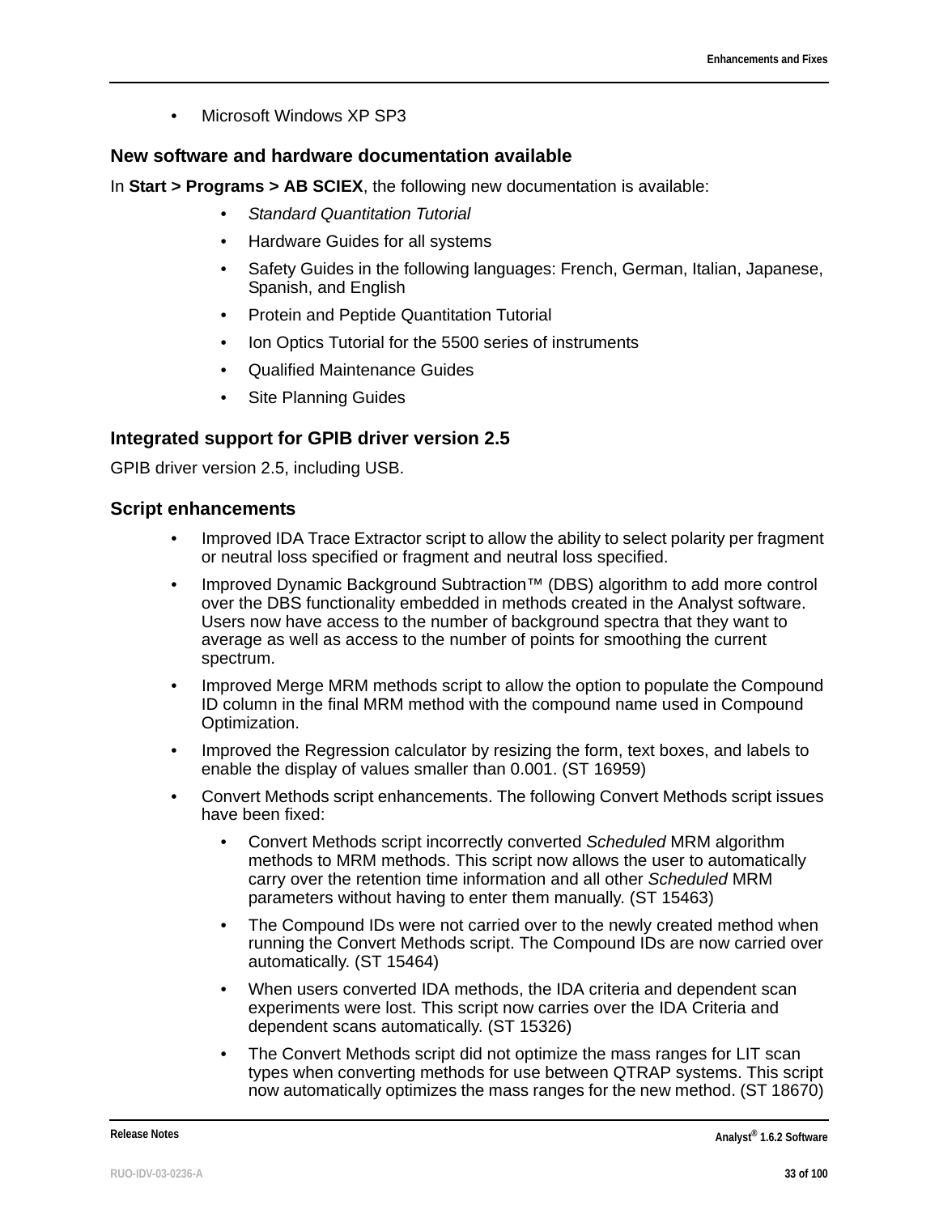- Microsoft Windows XP SP3

### New software and hardware documentation available

In **Start > Programs > AB SCIEX**, the following new documentation is available:

- *Standard Quantitation Tutorial*
- Hardware Guides for all systems
- Safety Guides in the following languages: French, German, Italian, Japanese, Spanish, and English
- Protein and Peptide Quantitation Tutorial
- Ion Optics Tutorial for the 5500 series of instruments
- Qualified Maintenance Guides
- Site Planning Guides

### Integrated support for GPIB driver version 2.5

GPIB driver version 2.5, including USB.

### Script enhancements

- Improved IDA Trace Extractor script to allow the ability to select polarity per fragment or neutral loss specified or fragment and neutral loss specified.
- Improved Dynamic Background Subtraction™ (DBS) algorithm to add more control over the DBS functionality embedded in methods created in the Analyst software. Users now have access to the number of background spectra that they want to average as well as access to the number of points for smoothing the current spectrum.
- Improved Merge MRM methods script to allow the option to populate the Compound ID column in the final MRM method with the compound name used in Compound Optimization.
- Improved the Regression calculator by resizing the form, text boxes, and labels to enable the display of values smaller than 0.001. (ST 16959)
- Convert Methods script enhancements. The following Convert Methods script issues have been fixed:
  - Convert Methods script incorrectly converted *Scheduled* MRM algorithm methods to MRM methods. This script now allows the user to automatically carry over the retention time information and all other *Scheduled* MRM parameters without having to enter them manually. (ST 15463)
  - The Compound IDs were not carried over to the newly created method when running the Convert Methods script. The Compound IDs are now carried over automatically. (ST 15464)
  - When users converted IDA methods, the IDA criteria and dependent scan experiments were lost. This script now carries over the IDA Criteria and dependent scans automatically. (ST 15326)
  - The Convert Methods script did not optimize the mass ranges for LIT scan types when converting methods for use between QTRAP systems. This script now automatically optimizes the mass ranges for the new method. (ST 18670)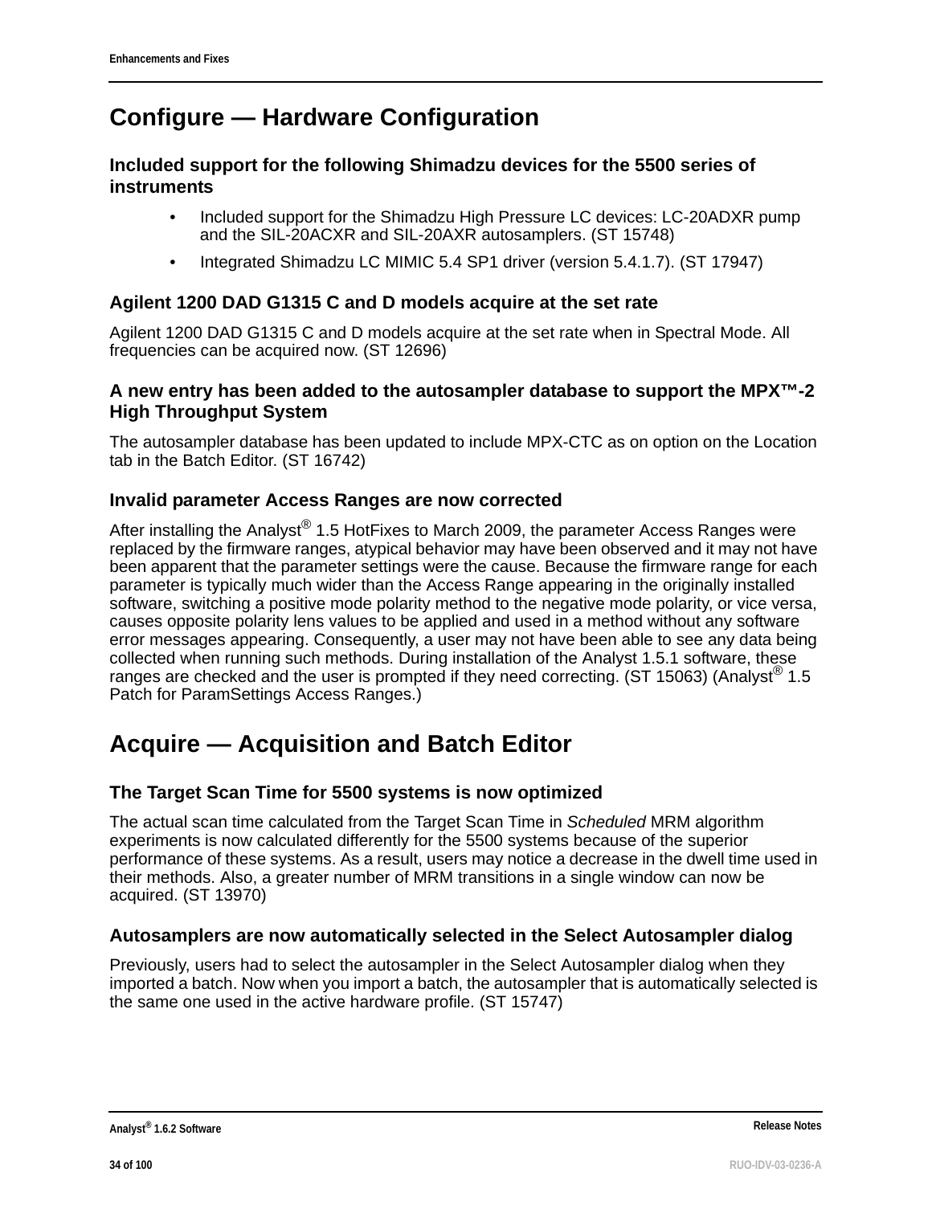# Configure — Hardware Configuration

### Included support for the following Shimadzu devices for the 5500 series of instruments

- Included support for the Shimadzu High Pressure LC devices: LC-20ADXR pump and the SIL-20ACXR and SIL-20AXR autosamplers. (ST 15748)
- Integrated Shimadzu LC MIMIC 5.4 SP1 driver (version 5.4.1.7). (ST 17947)

### Agilent 1200 DAD G1315 C and D models acquire at the set rate

Agilent 1200 DAD G1315 C and D models acquire at the set rate when in Spectral Mode. All frequencies can be acquired now. (ST 12696)

### A new entry has been added to the autosampler database to support the MPX™-2 High Throughput System

The autosampler database has been updated to include MPX-CTC as on option on the Location tab in the Batch Editor. (ST 16742)

### Invalid parameter Access Ranges are now corrected

After installing the Analyst® 1.5 HotFixes to March 2009, the parameter Access Ranges were replaced by the firmware ranges, atypical behavior may have been observed and it may not have been apparent that the parameter settings were the cause. Because the firmware range for each parameter is typically much wider than the Access Range appearing in the originally installed software, switching a positive mode polarity method to the negative mode polarity, or vice versa, causes opposite polarity lens values to be applied and used in a method without any software error messages appearing. Consequently, a user may not have been able to see any data being collected when running such methods. During installation of the Analyst 1.5.1 software, these ranges are checked and the user is prompted if they need correcting. (ST 15063) (Analyst® 1.5 Patch for ParamSettings Access Ranges.)

# Acquire — Acquisition and Batch Editor

### The Target Scan Time for 5500 systems is now optimized

The actual scan time calculated from the Target Scan Time in *Scheduled* MRM algorithm experiments is now calculated differently for the 5500 systems because of the superior performance of these systems. As a result, users may notice a decrease in the dwell time used in their methods. Also, a greater number of MRM transitions in a single window can now be acquired. (ST 13970)

### Autosamplers are now automatically selected in the Select Autosampler dialog

Previously, users had to select the autosampler in the Select Autosampler dialog when they imported a batch. Now when you import a batch, the autosampler that is automatically selected is the same one used in the active hardware profile. (ST 15747)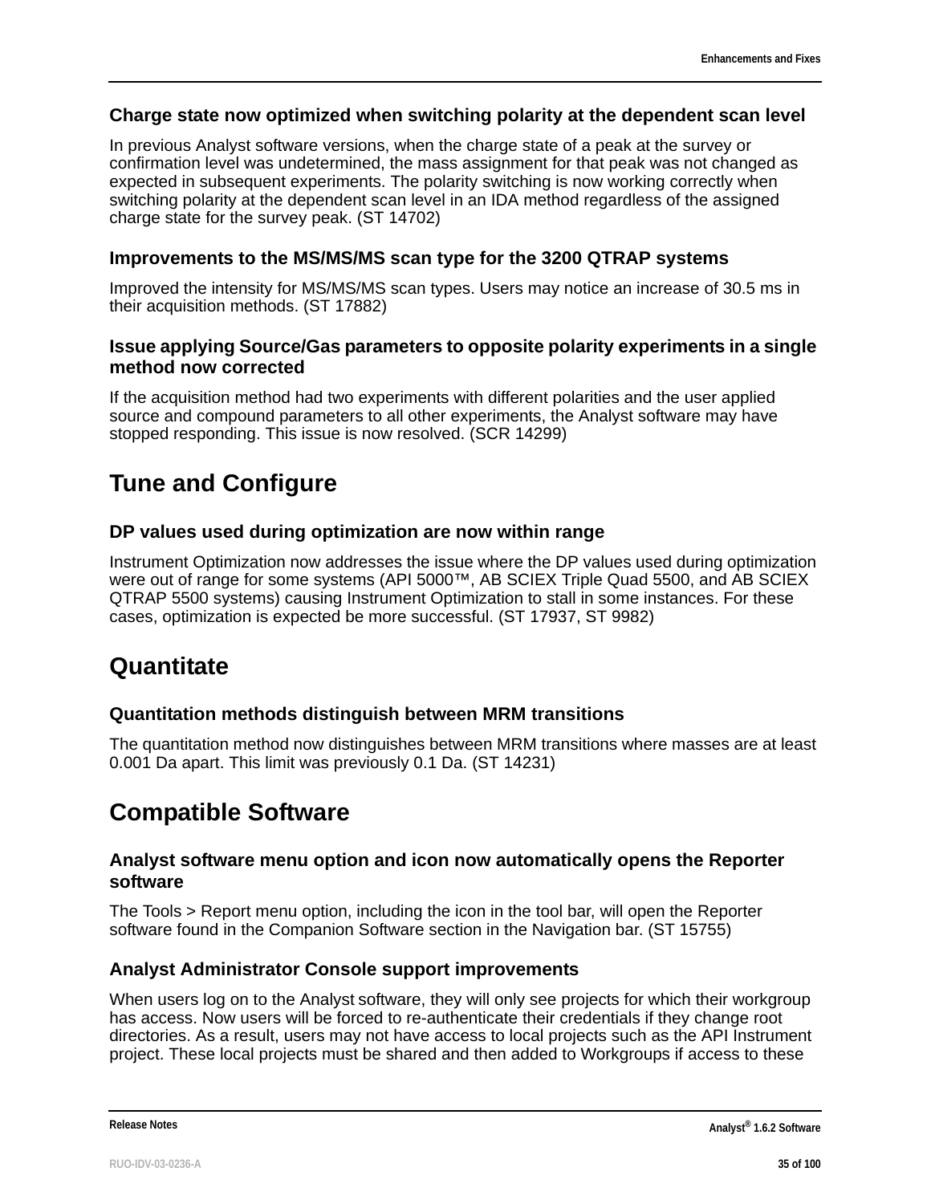### Charge state now optimized when switching polarity at the dependent scan level

In previous Analyst software versions, when the charge state of a peak at the survey or confirmation level was undetermined, the mass assignment for that peak was not changed as expected in subsequent experiments. The polarity switching is now working correctly when switching polarity at the dependent scan level in an IDA method regardless of the assigned charge state for the survey peak. (ST 14702)

### Improvements to the MS/MS/MS scan type for the 3200 QTRAP systems

Improved the intensity for MS/MS/MS scan types. Users may notice an increase of 30.5 ms in their acquisition methods. (ST 17882)

### Issue applying Source/Gas parameters to opposite polarity experiments in a single method now corrected

If the acquisition method had two experiments with different polarities and the user applied source and compound parameters to all other experiments, the Analyst software may have stopped responding. This issue is now resolved. (SCR 14299)

## Tune and Configure

### DP values used during optimization are now within range

Instrument Optimization now addresses the issue where the DP values used during optimization were out of range for some systems (API 5000™, AB SCIEX Triple Quad 5500, and AB SCIEX QTRAP 5500 systems) causing Instrument Optimization to stall in some instances. For these cases, optimization is expected be more successful. (ST 17937, ST 9982)

## Quantitate

### Quantitation methods distinguish between MRM transitions

The quantitation method now distinguishes between MRM transitions where masses are at least 0.001 Da apart. This limit was previously 0.1 Da. (ST 14231)

## Compatible Software

### Analyst software menu option and icon now automatically opens the Reporter software

The Tools > Report menu option, including the icon in the tool bar, will open the Reporter software found in the Companion Software section in the Navigation bar. (ST 15755)

### Analyst Administrator Console support improvements

When users log on to the Analyst software, they will only see projects for which their workgroup has access. Now users will be forced to re-authenticate their credentials if they change root directories. As a result, users may not have access to local projects such as the API Instrument project. These local projects must be shared and then added to Workgroups if access to these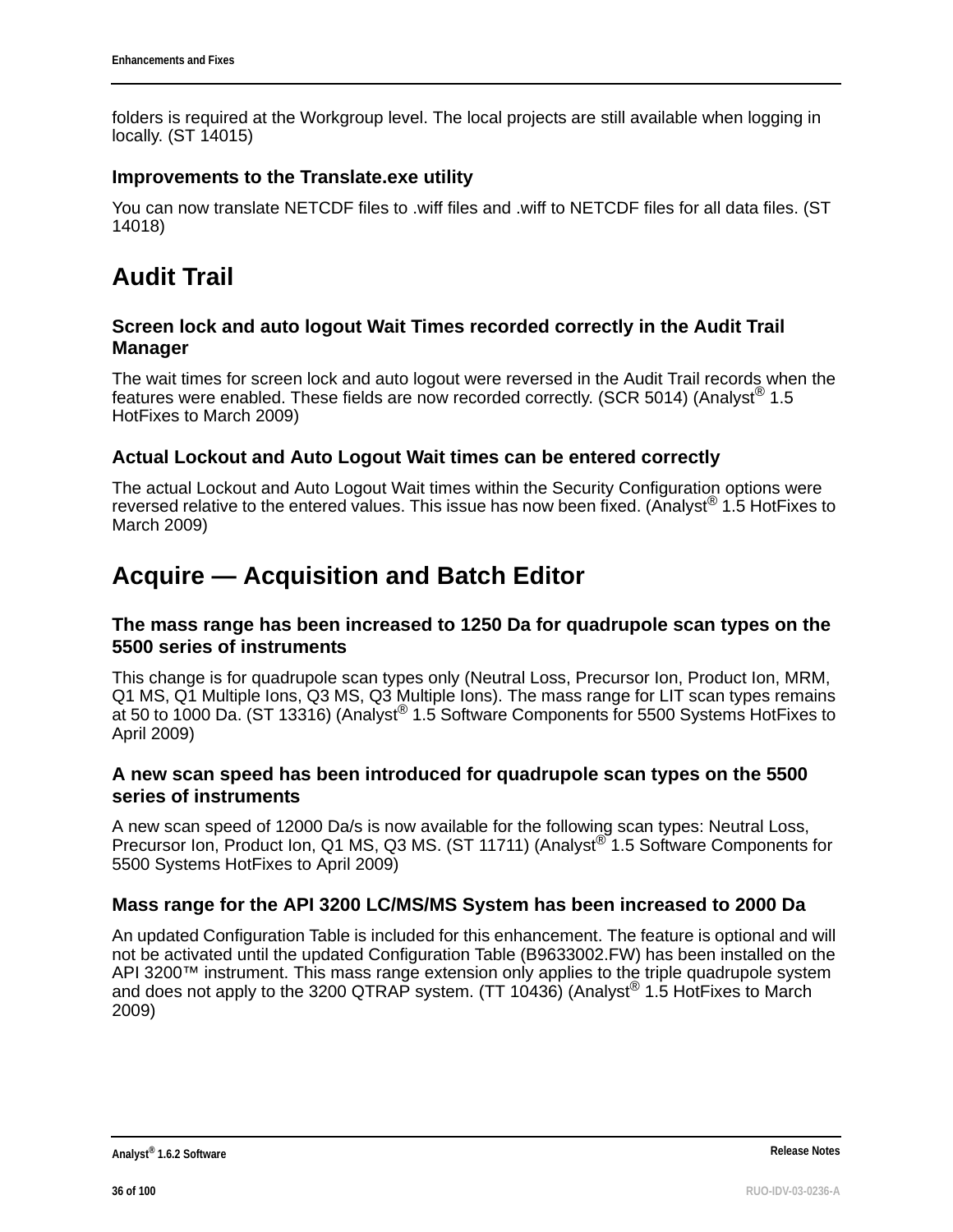folders is required at the Workgroup level. The local projects are still available when logging in locally. (ST 14015)

### Improvements to the Translate.exe utility

You can now translate NETCDF files to .wiff files and .wiff to NETCDF files for all data files. (ST 14018)

## Audit Trail

### Screen lock and auto logout Wait Times recorded correctly in the Audit Trail Manager

The wait times for screen lock and auto logout were reversed in the Audit Trail records when the features were enabled. These fields are now recorded correctly. (SCR 5014) (Analyst® 1.5 HotFixes to March 2009)

### Actual Lockout and Auto Logout Wait times can be entered correctly

The actual Lockout and Auto Logout Wait times within the Security Configuration options were reversed relative to the entered values. This issue has now been fixed. (Analyst® 1.5 HotFixes to March 2009)

## Acquire — Acquisition and Batch Editor

### The mass range has been increased to 1250 Da for quadrupole scan types on the 5500 series of instruments

This change is for quadrupole scan types only (Neutral Loss, Precursor Ion, Product Ion, MRM, Q1 MS, Q1 Multiple Ions, Q3 MS, Q3 Multiple Ions). The mass range for LIT scan types remains at 50 to 1000 Da. (ST 13316) (Analyst® 1.5 Software Components for 5500 Systems HotFixes to April 2009)

### A new scan speed has been introduced for quadrupole scan types on the 5500 series of instruments

A new scan speed of 12000 Da/s is now available for the following scan types: Neutral Loss, Precursor Ion, Product Ion, Q1 MS, Q3 MS. (ST 11711) (Analyst® 1.5 Software Components for 5500 Systems HotFixes to April 2009)

### Mass range for the API 3200 LC/MS/MS System has been increased to 2000 Da

An updated Configuration Table is included for this enhancement. The feature is optional and will not be activated until the updated Configuration Table (B9633002.FW) has been installed on the API 3200™ instrument. This mass range extension only applies to the triple quadrupole system and does not apply to the 3200 QTRAP system. (TT 10436) (Analyst® 1.5 HotFixes to March 2009)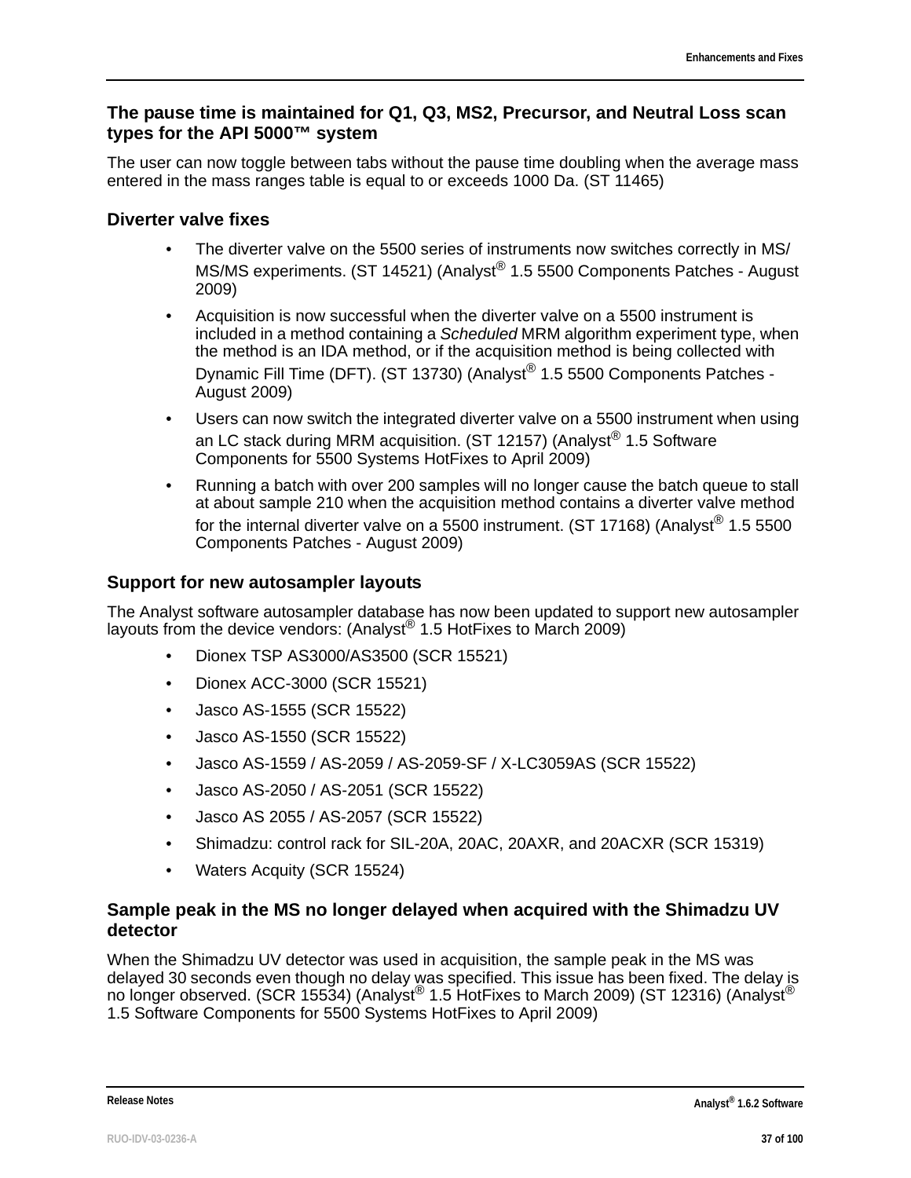### The pause time is maintained for Q1, Q3, MS2, Precursor, and Neutral Loss scan types for the API 5000™ system

The user can now toggle between tabs without the pause time doubling when the average mass entered in the mass ranges table is equal to or exceeds 1000 Da. (ST 11465)

### Diverter valve fixes

- The diverter valve on the 5500 series of instruments now switches correctly in MS/MS/MS experiments. (ST 14521) (Analyst® 1.5 5500 Components Patches - August 2009)
- Acquisition is now successful when the diverter valve on a 5500 instrument is included in a method containing a *Scheduled* MRM algorithm experiment type, when the method is an IDA method, or if the acquisition method is being collected with Dynamic Fill Time (DFT). (ST 13730) (Analyst® 1.5 5500 Components Patches - August 2009)
- Users can now switch the integrated diverter valve on a 5500 instrument when using an LC stack during MRM acquisition. (ST 12157) (Analyst® 1.5 Software Components for 5500 Systems HotFixes to April 2009)
- Running a batch with over 200 samples will no longer cause the batch queue to stall at about sample 210 when the acquisition method contains a diverter valve method for the internal diverter valve on a 5500 instrument. (ST 17168) (Analyst® 1.5 5500 Components Patches - August 2009)

### Support for new autosampler layouts

The Analyst software autosampler database has now been updated to support new autosampler layouts from the device vendors: (Analyst® 1.5 HotFixes to March 2009)

- Dionex TSP AS3000/AS3500 (SCR 15521)
- Dionex ACC-3000 (SCR 15521)
- Jasco AS-1555 (SCR 15522)
- Jasco AS-1550 (SCR 15522)
- Jasco AS-1559 / AS-2059 / AS-2059-SF / X-LC3059AS (SCR 15522)
- Jasco AS-2050 / AS-2051 (SCR 15522)
- Jasco AS 2055 / AS-2057 (SCR 15522)
- Shimadzu: control rack for SIL-20A, 20AC, 20AXR, and 20ACXR (SCR 15319)
- Waters Acquity (SCR 15524)

### Sample peak in the MS no longer delayed when acquired with the Shimadzu UV detector

When the Shimadzu UV detector was used in acquisition, the sample peak in the MS was delayed 30 seconds even though no delay was specified. This issue has been fixed. The delay is no longer observed. (SCR 15534) (Analyst® 1.5 HotFixes to March 2009) (ST 12316) (Analyst® 1.5 Software Components for 5500 Systems HotFixes to April 2009)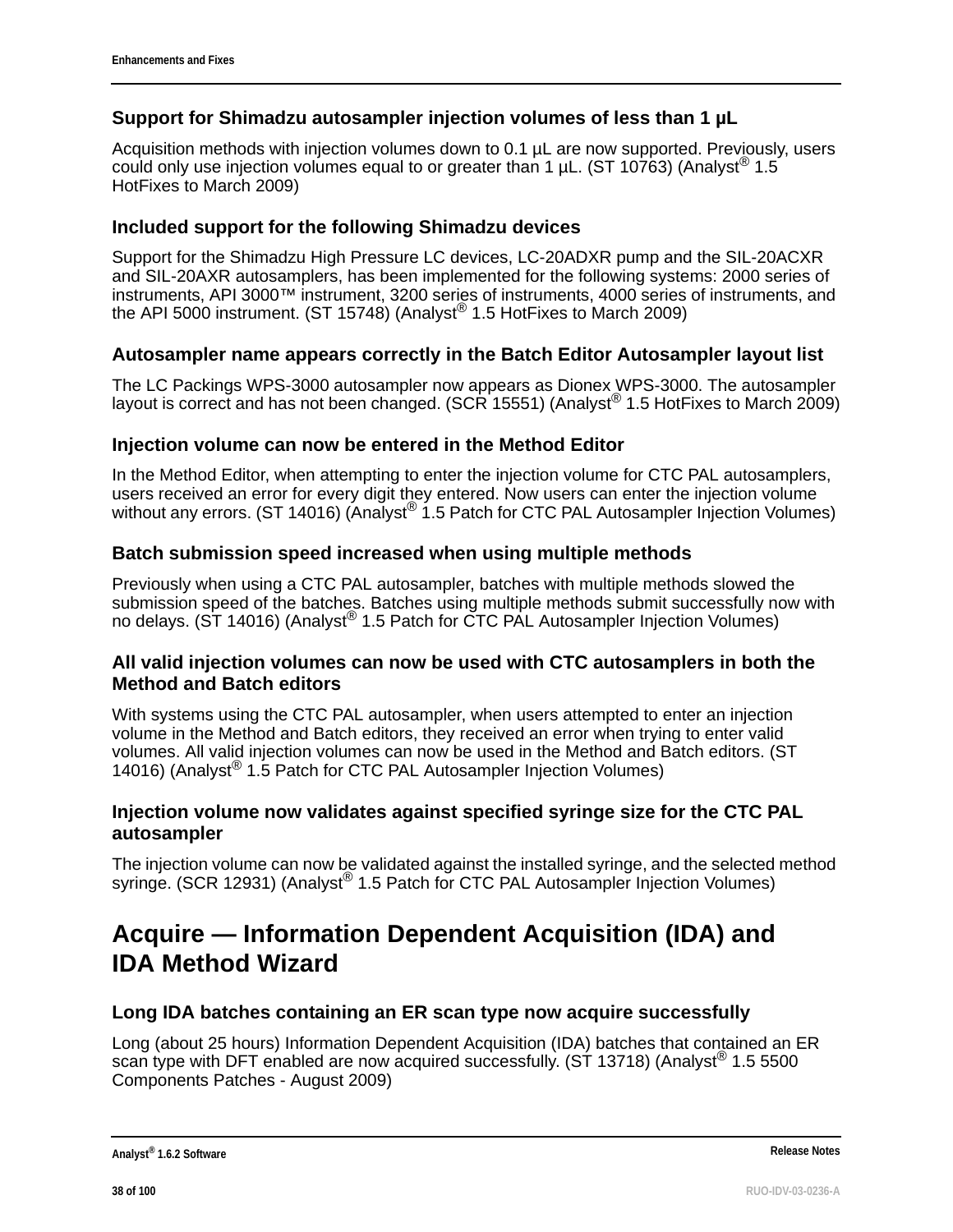### Support for Shimadzu autosampler injection volumes of less than 1 µL

Acquisition methods with injection volumes down to 0.1 µL are now supported. Previously, users could only use injection volumes equal to or greater than 1 µL. (ST 10763) (Analyst® 1.5 HotFixes to March 2009)

### Included support for the following Shimadzu devices

Support for the Shimadzu High Pressure LC devices, LC-20ADXR pump and the SIL-20ACXR and SIL-20AXR autosamplers, has been implemented for the following systems: 2000 series of instruments, API 3000™ instrument, 3200 series of instruments, 4000 series of instruments, and the API 5000 instrument. (ST 15748) (Analyst® 1.5 HotFixes to March 2009)

### Autosampler name appears correctly in the Batch Editor Autosampler layout list

The LC Packings WPS-3000 autosampler now appears as Dionex WPS-3000. The autosampler layout is correct and has not been changed. (SCR 15551) (Analyst® 1.5 HotFixes to March 2009)

### Injection volume can now be entered in the Method Editor

In the Method Editor, when attempting to enter the injection volume for CTC PAL autosamplers, users received an error for every digit they entered. Now users can enter the injection volume without any errors. (ST 14016) (Analyst® 1.5 Patch for CTC PAL Autosampler Injection Volumes)

### Batch submission speed increased when using multiple methods

Previously when using a CTC PAL autosampler, batches with multiple methods slowed the submission speed of the batches. Batches using multiple methods submit successfully now with no delays. (ST 14016) (Analyst® 1.5 Patch for CTC PAL Autosampler Injection Volumes)

### All valid injection volumes can now be used with CTC autosamplers in both the Method and Batch editors

With systems using the CTC PAL autosampler, when users attempted to enter an injection volume in the Method and Batch editors, they received an error when trying to enter valid volumes. All valid injection volumes can now be used in the Method and Batch editors. (ST 14016) (Analyst® 1.5 Patch for CTC PAL Autosampler Injection Volumes)

### Injection volume now validates against specified syringe size for the CTC PAL autosampler

The injection volume can now be validated against the installed syringe, and the selected method syringe. (SCR 12931) (Analyst® 1.5 Patch for CTC PAL Autosampler Injection Volumes)

## Acquire — Information Dependent Acquisition (IDA) and IDA Method Wizard

### Long IDA batches containing an ER scan type now acquire successfully

Long (about 25 hours) Information Dependent Acquisition (IDA) batches that contained an ER scan type with DFT enabled are now acquired successfully. (ST 13718) (Analyst® 1.5 5500 Components Patches - August 2009)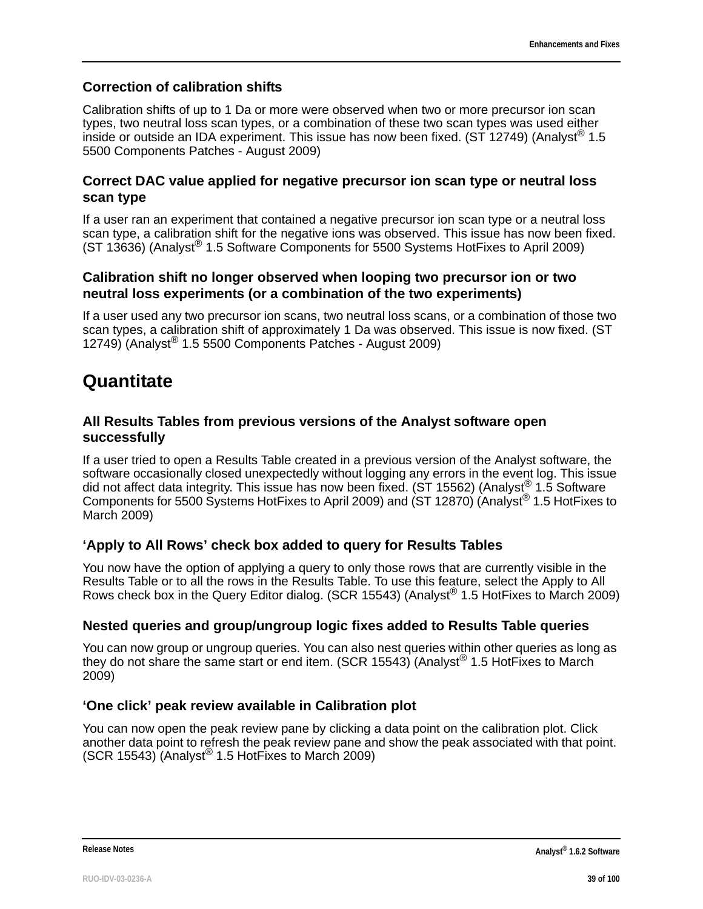### Correction of calibration shifts

Calibration shifts of up to 1 Da or more were observed when two or more precursor ion scan types, two neutral loss scan types, or a combination of these two scan types was used either inside or outside an IDA experiment. This issue has now been fixed. (ST 12749) (Analyst® 1.5 5500 Components Patches - August 2009)

### Correct DAC value applied for negative precursor ion scan type or neutral loss scan type

If a user ran an experiment that contained a negative precursor ion scan type or a neutral loss scan type, a calibration shift for the negative ions was observed. This issue has now been fixed. (ST 13636) (Analyst® 1.5 Software Components for 5500 Systems HotFixes to April 2009)

### Calibration shift no longer observed when looping two precursor ion or two neutral loss experiments (or a combination of the two experiments)

If a user used any two precursor ion scans, two neutral loss scans, or a combination of those two scan types, a calibration shift of approximately 1 Da was observed. This issue is now fixed. (ST 12749) (Analyst® 1.5 5500 Components Patches - August 2009)

## Quantitate

### All Results Tables from previous versions of the Analyst software open successfully

If a user tried to open a Results Table created in a previous version of the Analyst software, the software occasionally closed unexpectedly without logging any errors in the event log. This issue did not affect data integrity. This issue has now been fixed. (ST 15562) (Analyst® 1.5 Software Components for 5500 Systems HotFixes to April 2009) and (ST 12870) (Analyst® 1.5 HotFixes to March 2009)

### ‘Apply to All Rows’ check box added to query for Results Tables

You now have the option of applying a query to only those rows that are currently visible in the Results Table or to all the rows in the Results Table. To use this feature, select the Apply to All Rows check box in the Query Editor dialog. (SCR 15543) (Analyst® 1.5 HotFixes to March 2009)

### Nested queries and group/ungroup logic fixes added to Results Table queries

You can now group or ungroup queries. You can also nest queries within other queries as long as they do not share the same start or end item. (SCR 15543) (Analyst® 1.5 HotFixes to March 2009)

### ‘One click’ peak review available in Calibration plot

You can now open the peak review pane by clicking a data point on the calibration plot. Click another data point to refresh the peak review pane and show the peak associated with that point. (SCR 15543) (Analyst® 1.5 HotFixes to March 2009)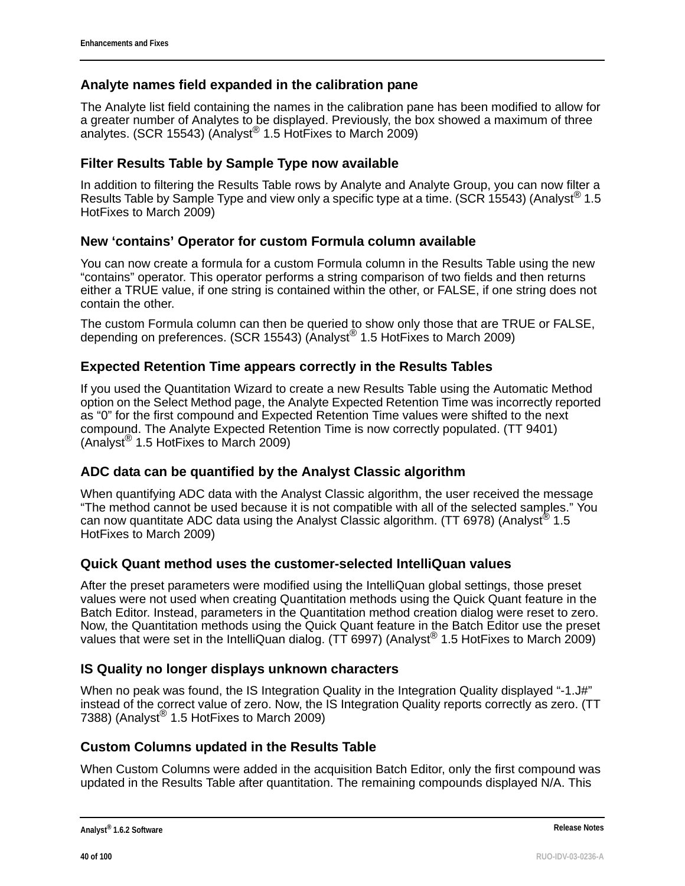### Analyte names field expanded in the calibration pane

The Analyte list field containing the names in the calibration pane has been modified to allow for a greater number of Analytes to be displayed. Previously, the box showed a maximum of three analytes. (SCR 15543) (Analyst® 1.5 HotFixes to March 2009)

### Filter Results Table by Sample Type now available

In addition to filtering the Results Table rows by Analyte and Analyte Group, you can now filter a Results Table by Sample Type and view only a specific type at a time. (SCR 15543) (Analyst® 1.5 HotFixes to March 2009)

### New ‘contains’ Operator for custom Formula column available

You can now create a formula for a custom Formula column in the Results Table using the new “contains” operator. This operator performs a string comparison of two fields and then returns either a TRUE value, if one string is contained within the other, or FALSE, if one string does not contain the other.

The custom Formula column can then be queried to show only those that are TRUE or FALSE, depending on preferences. (SCR 15543) (Analyst® 1.5 HotFixes to March 2009)

### Expected Retention Time appears correctly in the Results Tables

If you used the Quantitation Wizard to create a new Results Table using the Automatic Method option on the Select Method page, the Analyte Expected Retention Time was incorrectly reported as “0” for the first compound and Expected Retention Time values were shifted to the next compound. The Analyte Expected Retention Time is now correctly populated. (TT 9401) (Analyst® 1.5 HotFixes to March 2009)

### ADC data can be quantified by the Analyst Classic algorithm

When quantifying ADC data with the Analyst Classic algorithm, the user received the message “The method cannot be used because it is not compatible with all of the selected samples.” You can now quantitate ADC data using the Analyst Classic algorithm. (TT 6978) (Analyst® 1.5 HotFixes to March 2009)

### Quick Quant method uses the customer-selected IntelliQuan values

After the preset parameters were modified using the IntelliQuan global settings, those preset values were not used when creating Quantitation methods using the Quick Quant feature in the Batch Editor. Instead, parameters in the Quantitation method creation dialog were reset to zero. Now, the Quantitation methods using the Quick Quant feature in the Batch Editor use the preset values that were set in the IntelliQuan dialog. (TT 6997) (Analyst® 1.5 HotFixes to March 2009)

### IS Quality no longer displays unknown characters

When no peak was found, the IS Integration Quality in the Integration Quality displayed “-1.J#” instead of the correct value of zero. Now, the IS Integration Quality reports correctly as zero. (TT 7388) (Analyst® 1.5 HotFixes to March 2009)

### Custom Columns updated in the Results Table

When Custom Columns were added in the acquisition Batch Editor, only the first compound was updated in the Results Table after quantitation. The remaining compounds displayed N/A. This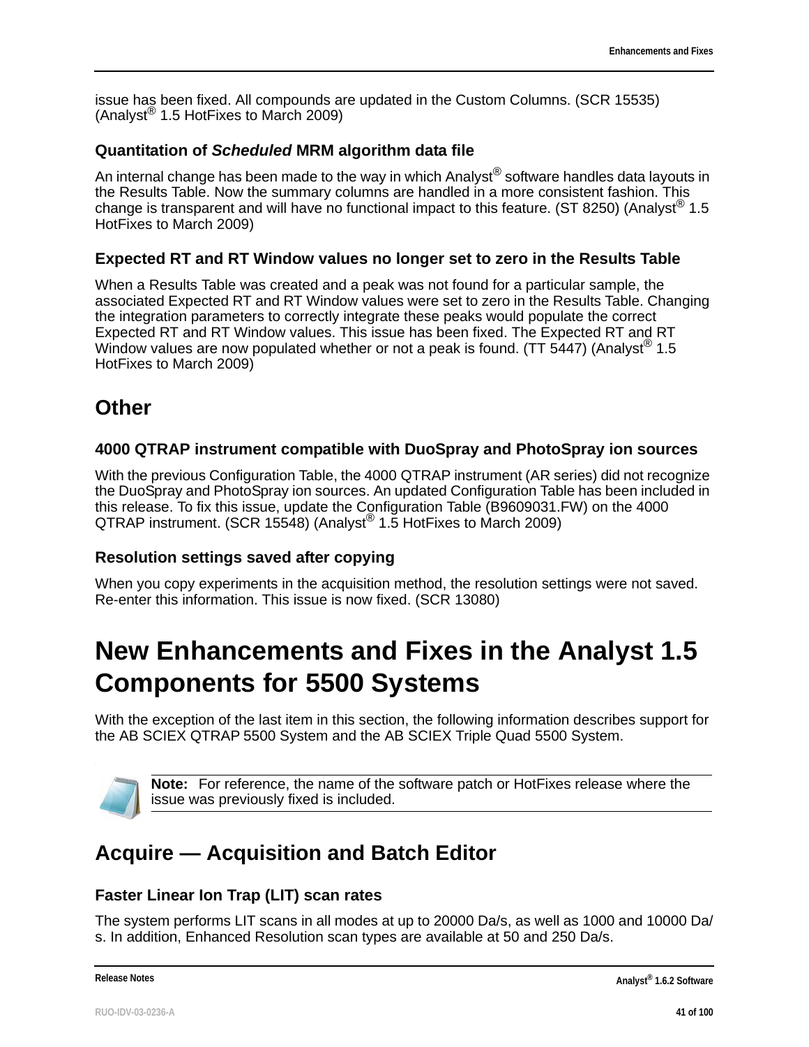issue has been fixed. All compounds are updated in the Custom Columns. (SCR 15535) (Analyst® 1.5 HotFixes to March 2009)

### Quantitation of *Scheduled* MRM algorithm data file

An internal change has been made to the way in which Analyst® software handles data layouts in the Results Table. Now the summary columns are handled in a more consistent fashion. This change is transparent and will have no functional impact to this feature. (ST 8250) (Analyst® 1.5 HotFixes to March 2009)

### Expected RT and RT Window values no longer set to zero in the Results Table

When a Results Table was created and a peak was not found for a particular sample, the associated Expected RT and RT Window values were set to zero in the Results Table. Changing the integration parameters to correctly integrate these peaks would populate the correct Expected RT and RT Window values. This issue has been fixed. The Expected RT and RT Window values are now populated whether or not a peak is found. (TT 5447) (Analyst® 1.5 HotFixes to March 2009)

## Other

### 4000 QTRAP instrument compatible with DuoSpray and PhotoSpray ion sources

With the previous Configuration Table, the 4000 QTRAP instrument (AR series) did not recognize the DuoSpray and PhotoSpray ion sources. An updated Configuration Table has been included in this release. To fix this issue, update the Configuration Table (B9609031.FW) on the 4000 QTRAP instrument. (SCR 15548) (Analyst® 1.5 HotFixes to March 2009)

### Resolution settings saved after copying

When you copy experiments in the acquisition method, the resolution settings were not saved. Re-enter this information. This issue is now fixed. (SCR 13080)

# New Enhancements and Fixes in the Analyst 1.5 Components for 5500 Systems

With the exception of the last item in this section, the following information describes support for the AB SCIEX QTRAP 5500 System and the AB SCIEX Triple Quad 5500 System.

**Note:** For reference, the name of the software patch or HotFixes release where the issue was previously fixed is included.

## Acquire — Acquisition and Batch Editor

### Faster Linear Ion Trap (LIT) scan rates

The system performs LIT scans in all modes at up to 20000 Da/s, as well as 1000 and 10000 Da/s. In addition, Enhanced Resolution scan types are available at 50 and 250 Da/s.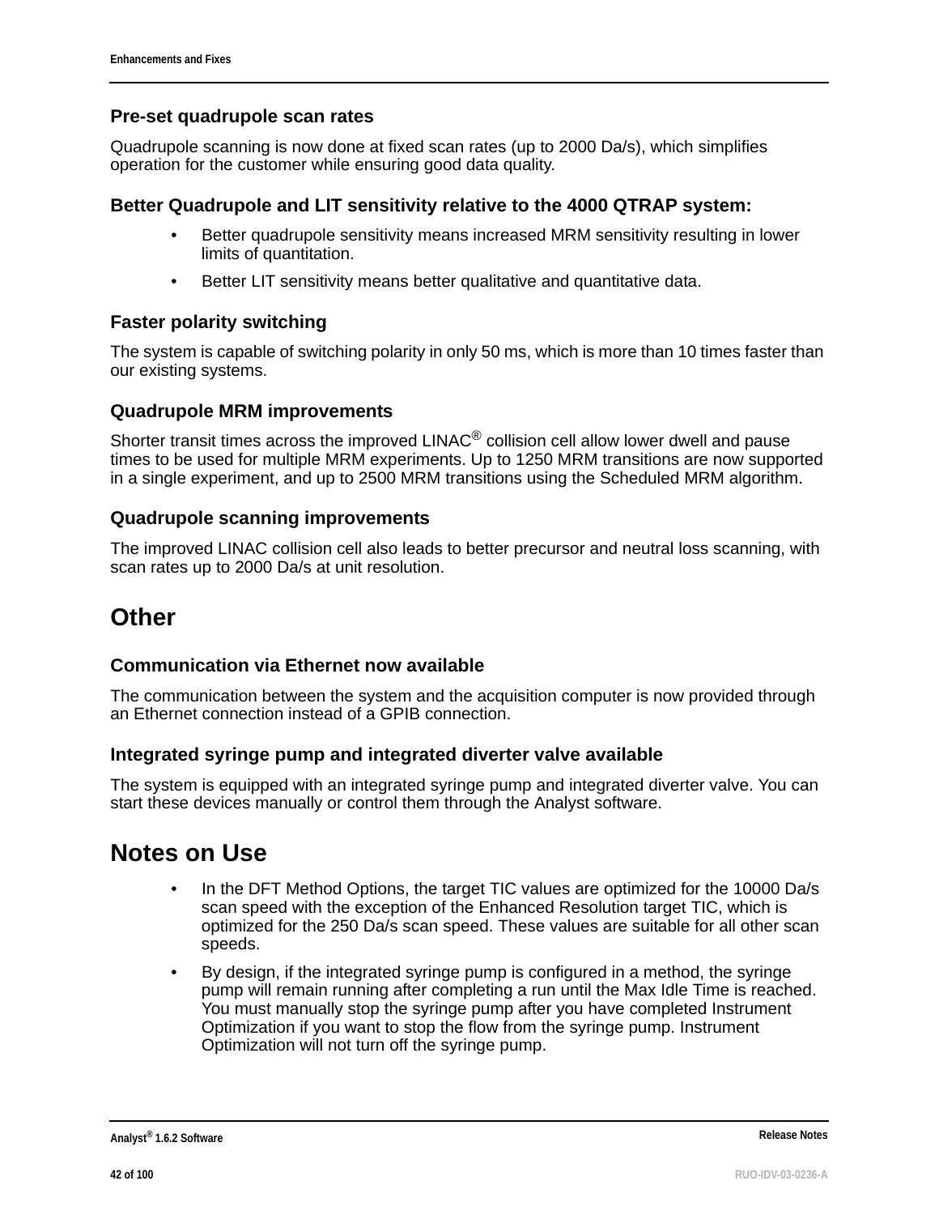### Pre-set quadrupole scan rates

Quadrupole scanning is now done at fixed scan rates (up to 2000 Da/s), which simplifies operation for the customer while ensuring good data quality.

### Better Quadrupole and LIT sensitivity relative to the 4000 QTRAP system:

- Better quadrupole sensitivity means increased MRM sensitivity resulting in lower limits of quantitation.
- Better LIT sensitivity means better qualitative and quantitative data.

### Faster polarity switching

The system is capable of switching polarity in only 50 ms, which is more than 10 times faster than our existing systems.

### Quadrupole MRM improvements

Shorter transit times across the improved LINAC® collision cell allow lower dwell and pause times to be used for multiple MRM experiments. Up to 1250 MRM transitions are now supported in a single experiment, and up to 2500 MRM transitions using the Scheduled MRM algorithm.

### Quadrupole scanning improvements

The improved LINAC collision cell also leads to better precursor and neutral loss scanning, with scan rates up to 2000 Da/s at unit resolution.

## Other

### Communication via Ethernet now available

The communication between the system and the acquisition computer is now provided through an Ethernet connection instead of a GPIB connection.

### Integrated syringe pump and integrated diverter valve available

The system is equipped with an integrated syringe pump and integrated diverter valve. You can start these devices manually or control them through the Analyst software.

## Notes on Use

- In the DFT Method Options, the target TIC values are optimized for the 10000 Da/s scan speed with the exception of the Enhanced Resolution target TIC, which is optimized for the 250 Da/s scan speed. These values are suitable for all other scan speeds.
- By design, if the integrated syringe pump is configured in a method, the syringe pump will remain running after completing a run until the Max Idle Time is reached. You must manually stop the syringe pump after you have completed Instrument Optimization if you want to stop the flow from the syringe pump. Instrument Optimization will not turn off the syringe pump.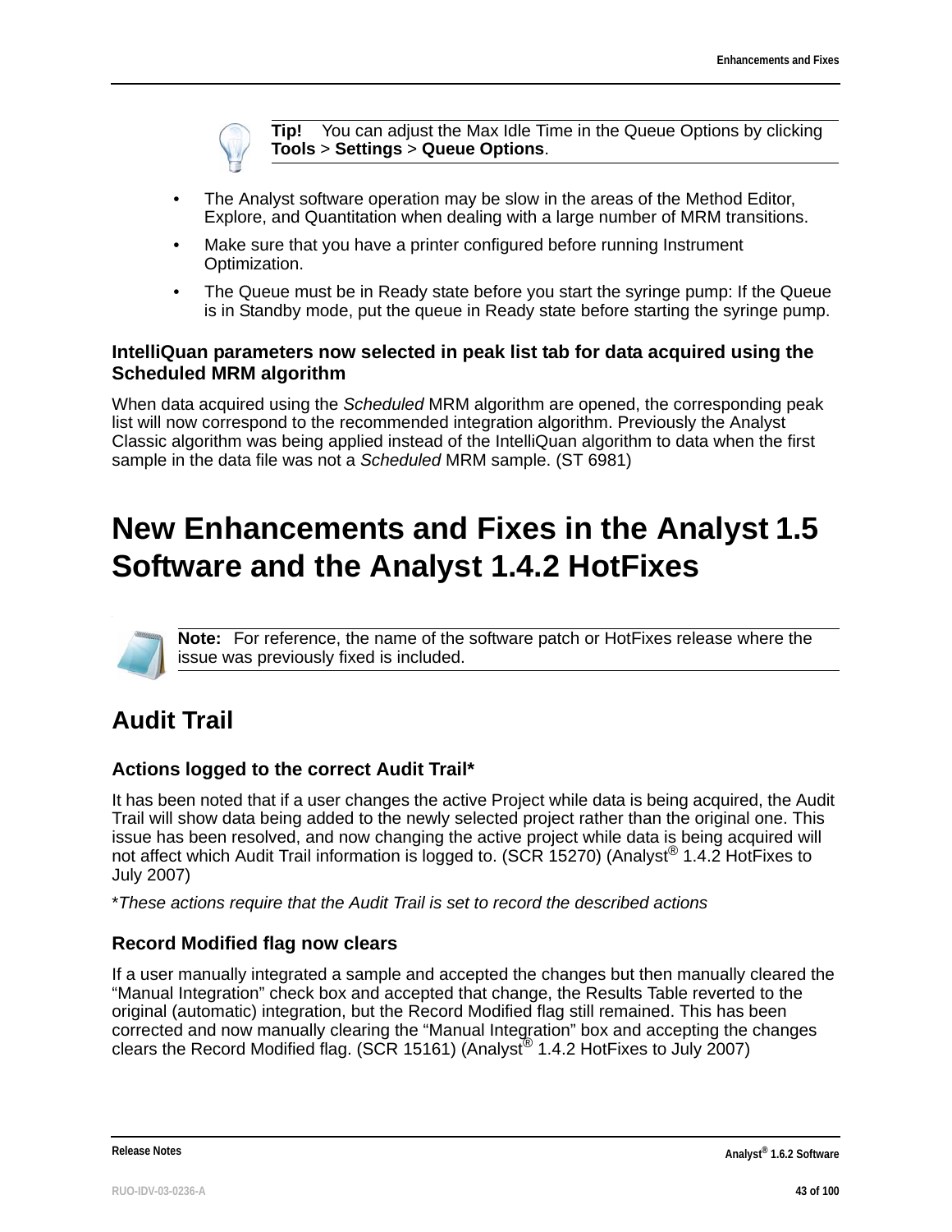**Tip!** You can adjust the Max Idle Time in the Queue Options by clicking **Tools** > **Settings** > **Queue Options**.

- The Analyst software operation may be slow in the areas of the Method Editor, Explore, and Quantitation when dealing with a large number of MRM transitions.
- Make sure that you have a printer configured before running Instrument Optimization.
- The Queue must be in Ready state before you start the syringe pump: If the Queue is in Standby mode, put the queue in Ready state before starting the syringe pump.

### IntelliQuan parameters now selected in peak list tab for data acquired using the Scheduled MRM algorithm

When data acquired using the *Scheduled* MRM algorithm are opened, the corresponding peak list will now correspond to the recommended integration algorithm. Previously the Analyst Classic algorithm was being applied instead of the IntelliQuan algorithm to data when the first sample in the data file was not a *Scheduled* MRM sample. (ST 6981)

# New Enhancements and Fixes in the Analyst 1.5 Software and the Analyst 1.4.2 HotFixes

**Note:** For reference, the name of the software patch or HotFixes release where the issue was previously fixed is included.

## Audit Trail

### Actions logged to the correct Audit Trail*

It has been noted that if a user changes the active Project while data is being acquired, the Audit Trail will show data being added to the newly selected project rather than the original one. This issue has been resolved, and now changing the active project while data is being acquired will not affect which Audit Trail information is logged to. (SCR 15270) (Analyst® 1.4.2 HotFixes to July 2007)

*\*These actions require that the Audit Trail is set to record the described actions*

### Record Modified flag now clears

If a user manually integrated a sample and accepted the changes but then manually cleared the “Manual Integration” check box and accepted that change, the Results Table reverted to the original (automatic) integration, but the Record Modified flag still remained. This has been corrected and now manually clearing the “Manual Integration” box and accepting the changes clears the Record Modified flag. (SCR 15161) (Analyst® 1.4.2 HotFixes to July 2007)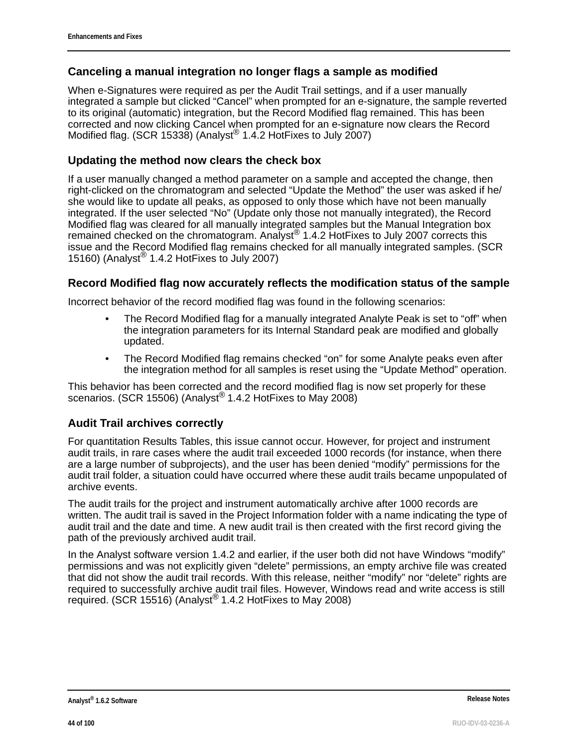### Canceling a manual integration no longer flags a sample as modified

When e-Signatures were required as per the Audit Trail settings, and if a user manually integrated a sample but clicked “Cancel” when prompted for an e-signature, the sample reverted to its original (automatic) integration, but the Record Modified flag remained. This has been corrected and now clicking Cancel when prompted for an e-signature now clears the Record Modified flag. (SCR 15338) (Analyst® 1.4.2 HotFixes to July 2007)

### Updating the method now clears the check box

If a user manually changed a method parameter on a sample and accepted the change, then right-clicked on the chromatogram and selected “Update the Method” the user was asked if he/she would like to update all peaks, as opposed to only those which have not been manually integrated. If the user selected “No” (Update only those not manually integrated), the Record Modified flag was cleared for all manually integrated samples but the Manual Integration box remained checked on the chromatogram. Analyst® 1.4.2 HotFixes to July 2007 corrects this issue and the Record Modified flag remains checked for all manually integrated samples. (SCR 15160) (Analyst® 1.4.2 HotFixes to July 2007)

### Record Modified flag now accurately reflects the modification status of the sample

Incorrect behavior of the record modified flag was found in the following scenarios:

- The Record Modified flag for a manually integrated Analyte Peak is set to “off” when the integration parameters for its Internal Standard peak are modified and globally updated.
- The Record Modified flag remains checked “on” for some Analyte peaks even after the integration method for all samples is reset using the “Update Method” operation.

This behavior has been corrected and the record modified flag is now set properly for these scenarios. (SCR 15506) (Analyst® 1.4.2 HotFixes to May 2008)

### Audit Trail archives correctly

For quantitation Results Tables, this issue cannot occur. However, for project and instrument audit trails, in rare cases where the audit trail exceeded 1000 records (for instance, when there are a large number of subprojects), and the user has been denied “modify” permissions for the audit trail folder, a situation could have occurred where these audit trails became unpopulated of archive events.

The audit trails for the project and instrument automatically archive after 1000 records are written. The audit trail is saved in the Project Information folder with a name indicating the type of audit trail and the date and time. A new audit trail is then created with the first record giving the path of the previously archived audit trail.

In the Analyst software version 1.4.2 and earlier, if the user both did not have Windows “modify” permissions and was not explicitly given “delete” permissions, an empty archive file was created that did not show the audit trail records. With this release, neither “modify” nor “delete” rights are required to successfully archive audit trail files. However, Windows read and write access is still required. (SCR 15516) (Analyst® 1.4.2 HotFixes to May 2008)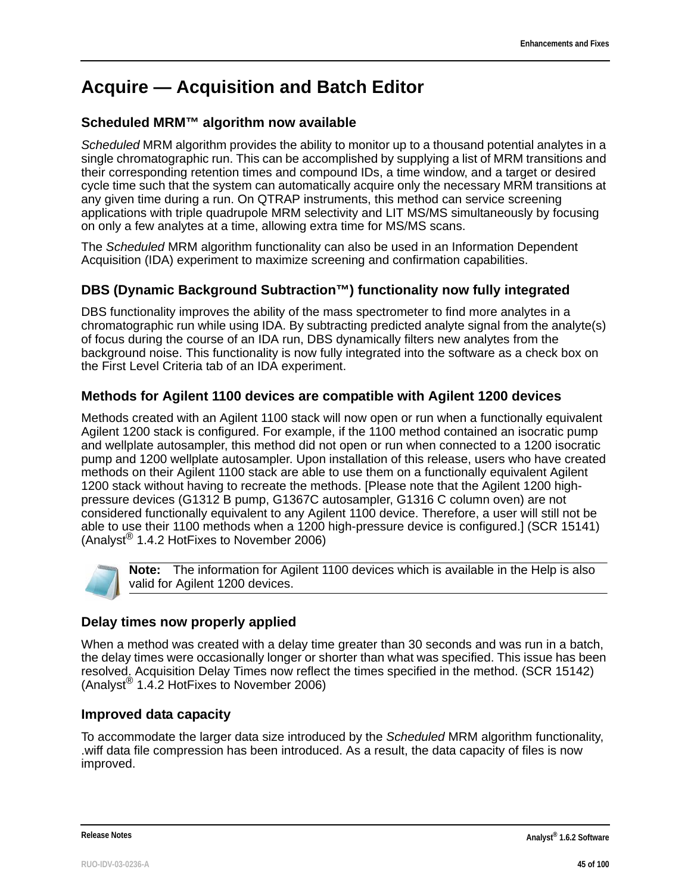# Acquire — Acquisition and Batch Editor

## Scheduled MRM™ algorithm now available

*Scheduled* MRM algorithm provides the ability to monitor up to a thousand potential analytes in a single chromatographic run. This can be accomplished by supplying a list of MRM transitions and their corresponding retention times and compound IDs, a time window, and a target or desired cycle time such that the system can automatically acquire only the necessary MRM transitions at any given time during a run. On QTRAP instruments, this method can service screening applications with triple quadrupole MRM selectivity and LIT MS/MS simultaneously by focusing on only a few analytes at a time, allowing extra time for MS/MS scans.

The *Scheduled* MRM algorithm functionality can also be used in an Information Dependent Acquisition (IDA) experiment to maximize screening and confirmation capabilities.

## DBS (Dynamic Background Subtraction™) functionality now fully integrated

DBS functionality improves the ability of the mass spectrometer to find more analytes in a chromatographic run while using IDA. By subtracting predicted analyte signal from the analyte(s) of focus during the course of an IDA run, DBS dynamically filters new analytes from the background noise. This functionality is now fully integrated into the software as a check box on the First Level Criteria tab of an IDA experiment.

## Methods for Agilent 1100 devices are compatible with Agilent 1200 devices

Methods created with an Agilent 1100 stack will now open or run when a functionally equivalent Agilent 1200 stack is configured. For example, if the 1100 method contained an isocratic pump and wellplate autosampler, this method did not open or run when connected to a 1200 isocratic pump and 1200 wellplate autosampler. Upon installation of this release, users who have created methods on their Agilent 1100 stack are able to use them on a functionally equivalent Agilent 1200 stack without having to recreate the methods. [Please note that the Agilent 1200 high-pressure devices (G1312 B pump, G1367C autosampler, G1316 C column oven) are not considered functionally equivalent to any Agilent 1100 device. Therefore, a user will still not be able to use their 1100 methods when a 1200 high-pressure device is configured.] (SCR 15141) (Analyst® 1.4.2 HotFixes to November 2006)

**Note:** The information for Agilent 1100 devices which is available in the Help is also valid for Agilent 1200 devices.

## Delay times now properly applied

When a method was created with a delay time greater than 30 seconds and was run in a batch, the delay times were occasionally longer or shorter than what was specified. This issue has been resolved. Acquisition Delay Times now reflect the times specified in the method. (SCR 15142) (Analyst® 1.4.2 HotFixes to November 2006)

## Improved data capacity

To accommodate the larger data size introduced by the *Scheduled* MRM algorithm functionality, .wiff data file compression has been introduced. As a result, the data capacity of files is now improved.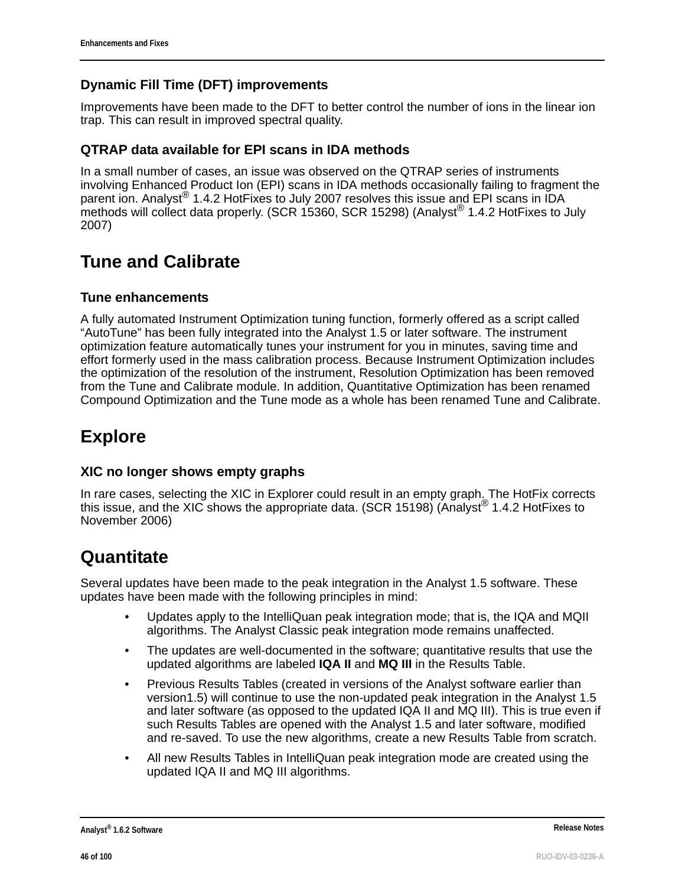### Dynamic Fill Time (DFT) improvements

Improvements have been made to the DFT to better control the number of ions in the linear ion trap. This can result in improved spectral quality.

### QTRAP data available for EPI scans in IDA methods

In a small number of cases, an issue was observed on the QTRAP series of instruments involving Enhanced Product Ion (EPI) scans in IDA methods occasionally failing to fragment the parent ion. Analyst® 1.4.2 HotFixes to July 2007 resolves this issue and EPI scans in IDA methods will collect data properly. (SCR 15360, SCR 15298) (Analyst® 1.4.2 HotFixes to July 2007)

## Tune and Calibrate

### Tune enhancements

A fully automated Instrument Optimization tuning function, formerly offered as a script called “AutoTune” has been fully integrated into the Analyst 1.5 or later software. The instrument optimization feature automatically tunes your instrument for you in minutes, saving time and effort formerly used in the mass calibration process. Because Instrument Optimization includes the optimization of the resolution of the instrument, Resolution Optimization has been removed from the Tune and Calibrate module. In addition, Quantitative Optimization has been renamed Compound Optimization and the Tune mode as a whole has been renamed Tune and Calibrate.

## Explore

### XIC no longer shows empty graphs

In rare cases, selecting the XIC in Explorer could result in an empty graph. The HotFix corrects this issue, and the XIC shows the appropriate data. (SCR 15198) (Analyst® 1.4.2 HotFixes to November 2006)

## Quantitate

Several updates have been made to the peak integration in the Analyst 1.5 software. These updates have been made with the following principles in mind:

- Updates apply to the IntelliQuan peak integration mode; that is, the IQA and MQII algorithms. The Analyst Classic peak integration mode remains unaffected.
- The updates are well-documented in the software; quantitative results that use the updated algorithms are labeled **IQA II** and **MQ III** in the Results Table.
- Previous Results Tables (created in versions of the Analyst software earlier than version1.5) will continue to use the non-updated peak integration in the Analyst 1.5 and later software (as opposed to the updated IQA II and MQ III). This is true even if such Results Tables are opened with the Analyst 1.5 and later software, modified and re-saved. To use the new algorithms, create a new Results Table from scratch.
- All new Results Tables in IntelliQuan peak integration mode are created using the updated IQA II and MQ III algorithms.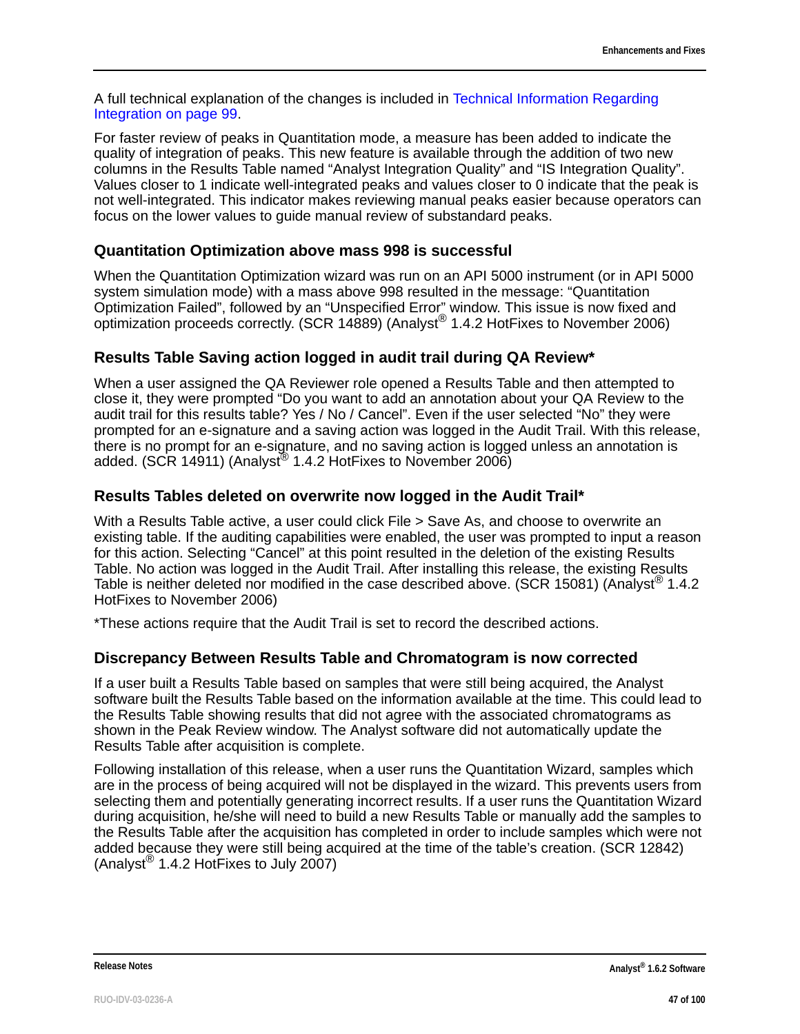A full technical explanation of the changes is included in Technical Information Regarding Integration on page 99.

For faster review of peaks in Quantitation mode, a measure has been added to indicate the quality of integration of peaks. This new feature is available through the addition of two new columns in the Results Table named “Analyst Integration Quality” and “IS Integration Quality”. Values closer to 1 indicate well-integrated peaks and values closer to 0 indicate that the peak is not well-integrated. This indicator makes reviewing manual peaks easier because operators can focus on the lower values to guide manual review of substandard peaks.

### Quantitation Optimization above mass 998 is successful

When the Quantitation Optimization wizard was run on an API 5000 instrument (or in API 5000 system simulation mode) with a mass above 998 resulted in the message: “Quantitation Optimization Failed”, followed by an “Unspecified Error” window. This issue is now fixed and optimization proceeds correctly. (SCR 14889) (Analyst® 1.4.2 HotFixes to November 2006)

### Results Table Saving action logged in audit trail during QA Review*

When a user assigned the QA Reviewer role opened a Results Table and then attempted to close it, they were prompted “Do you want to add an annotation about your QA Review to the audit trail for this results table? Yes / No / Cancel”. Even if the user selected “No” they were prompted for an e-signature and a saving action was logged in the Audit Trail. With this release, there is no prompt for an e-signature, and no saving action is logged unless an annotation is added. (SCR 14911) (Analyst® 1.4.2 HotFixes to November 2006)

### Results Tables deleted on overwrite now logged in the Audit Trail*

With a Results Table active, a user could click File > Save As, and choose to overwrite an existing table. If the auditing capabilities were enabled, the user was prompted to input a reason for this action. Selecting “Cancel” at this point resulted in the deletion of the existing Results Table. No action was logged in the Audit Trail. After installing this release, the existing Results Table is neither deleted nor modified in the case described above. (SCR 15081) (Analyst® 1.4.2 HotFixes to November 2006)

*These actions require that the Audit Trail is set to record the described actions.

### Discrepancy Between Results Table and Chromatogram is now corrected

If a user built a Results Table based on samples that were still being acquired, the Analyst software built the Results Table based on the information available at the time. This could lead to the Results Table showing results that did not agree with the associated chromatograms as shown in the Peak Review window. The Analyst software did not automatically update the Results Table after acquisition is complete.

Following installation of this release, when a user runs the Quantitation Wizard, samples which are in the process of being acquired will not be displayed in the wizard. This prevents users from selecting them and potentially generating incorrect results. If a user runs the Quantitation Wizard during acquisition, he/she will need to build a new Results Table or manually add the samples to the Results Table after the acquisition has completed in order to include samples which were not added because they were still being acquired at the time of the table’s creation. (SCR 12842) (Analyst® 1.4.2 HotFixes to July 2007)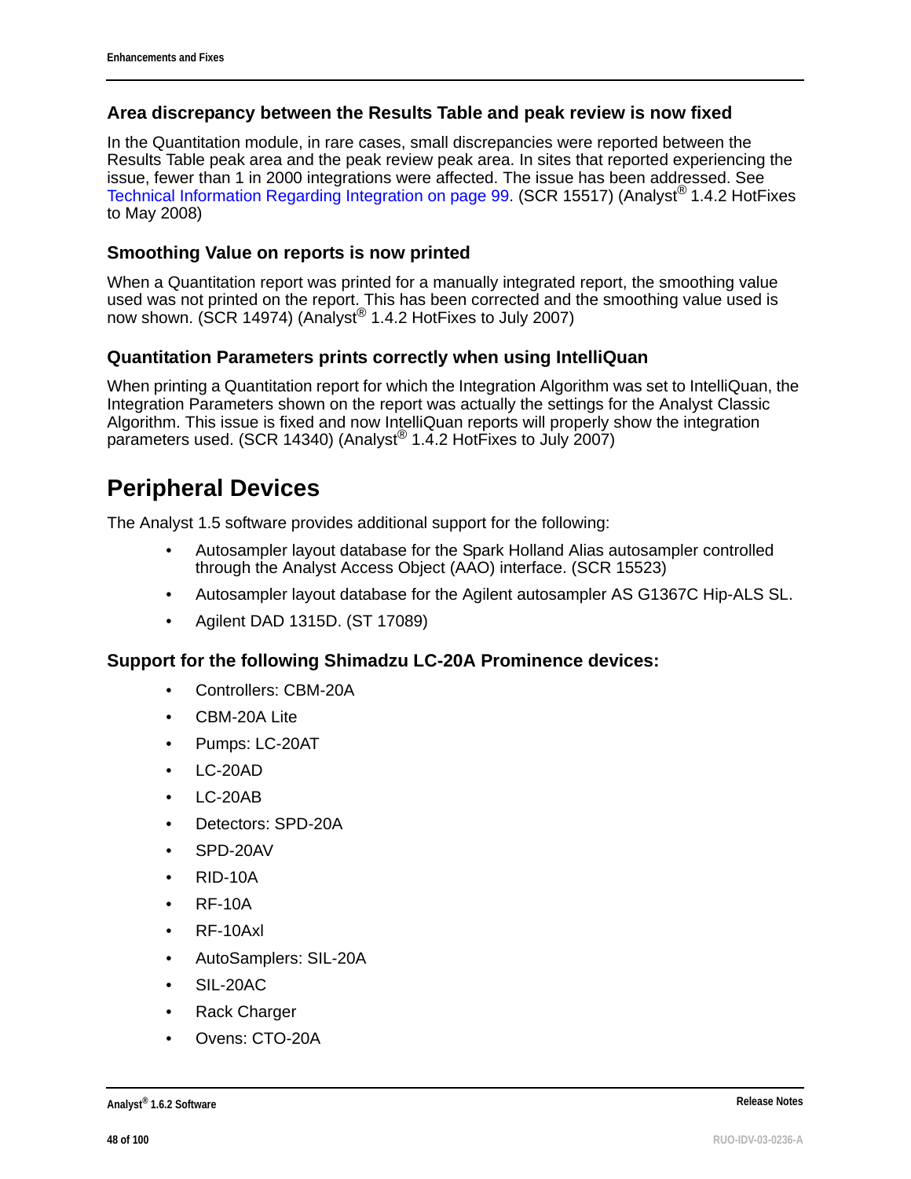### Area discrepancy between the Results Table and peak review is now fixed

In the Quantitation module, in rare cases, small discrepancies were reported between the Results Table peak area and the peak review peak area. In sites that reported experiencing the issue, fewer than 1 in 2000 integrations were affected. The issue has been addressed. See Technical Information Regarding Integration on page 99. (SCR 15517) (Analyst® 1.4.2 HotFixes to May 2008)

### Smoothing Value on reports is now printed

When a Quantitation report was printed for a manually integrated report, the smoothing value used was not printed on the report. This has been corrected and the smoothing value used is now shown. (SCR 14974) (Analyst® 1.4.2 HotFixes to July 2007)

### Quantitation Parameters prints correctly when using IntelliQuan

When printing a Quantitation report for which the Integration Algorithm was set to IntelliQuan, the Integration Parameters shown on the report was actually the settings for the Analyst Classic Algorithm. This issue is fixed and now IntelliQuan reports will properly show the integration parameters used. (SCR 14340) (Analyst® 1.4.2 HotFixes to July 2007)

## Peripheral Devices

The Analyst 1.5 software provides additional support for the following:

- Autosampler layout database for the Spark Holland Alias autosampler controlled through the Analyst Access Object (AAO) interface. (SCR 15523)
- Autosampler layout database for the Agilent autosampler AS G1367C Hip-ALS SL.
- Agilent DAD 1315D. (ST 17089)

### Support for the following Shimadzu LC-20A Prominence devices:

- Controllers: CBM-20A
- CBM-20A Lite
- Pumps: LC-20AT
- LC-20AD
- LC-20AB
- Detectors: SPD-20A
- SPD-20AV
- RID-10A
- RF-10A
- RF-10Axl
- AutoSamplers: SIL-20A
- SIL-20AC
- Rack Charger
- Ovens: CTO-20A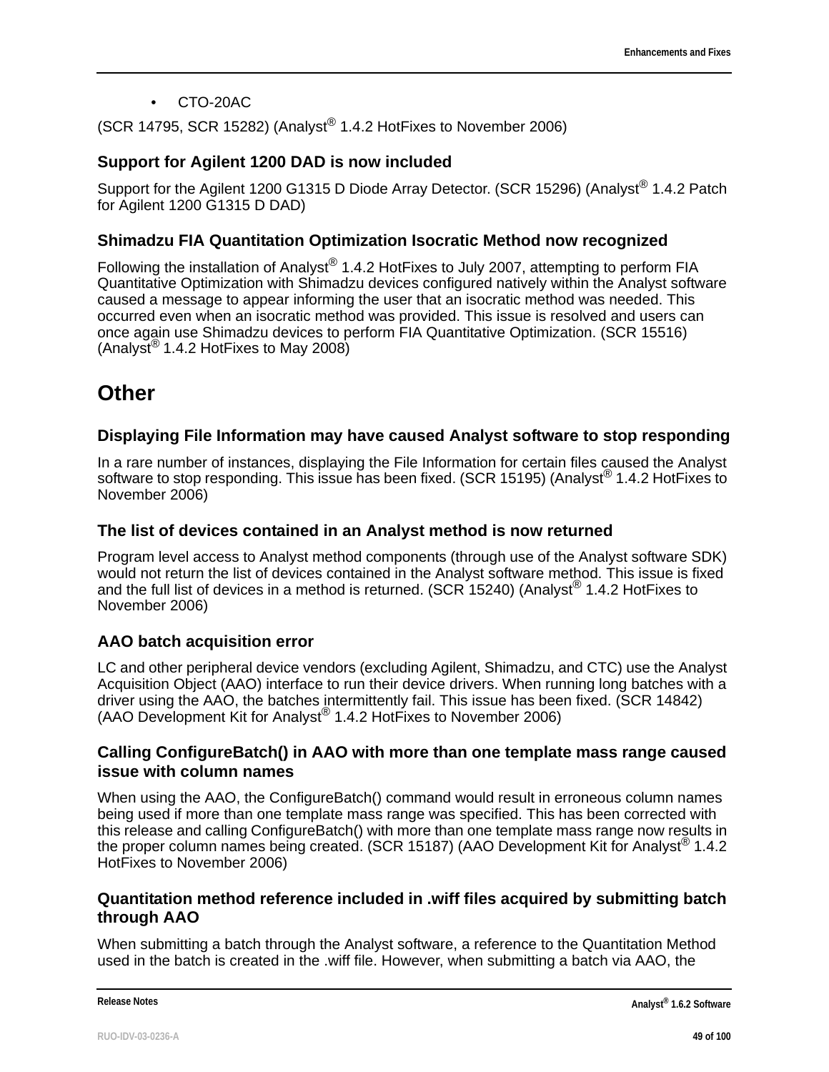- CTO-20AC

(SCR 14795, SCR 15282) (Analyst® 1.4.2 HotFixes to November 2006)

### Support for Agilent 1200 DAD is now included

Support for the Agilent 1200 G1315 D Diode Array Detector. (SCR 15296) (Analyst® 1.4.2 Patch for Agilent 1200 G1315 D DAD)

### Shimadzu FIA Quantitation Optimization Isocratic Method now recognized

Following the installation of Analyst® 1.4.2 HotFixes to July 2007, attempting to perform FIA Quantitative Optimization with Shimadzu devices configured natively within the Analyst software caused a message to appear informing the user that an isocratic method was needed. This occurred even when an isocratic method was provided. This issue is resolved and users can once again use Shimadzu devices to perform FIA Quantitative Optimization. (SCR 15516) (Analyst® 1.4.2 HotFixes to May 2008)

## Other

### Displaying File Information may have caused Analyst software to stop responding

In a rare number of instances, displaying the File Information for certain files caused the Analyst software to stop responding. This issue has been fixed. (SCR 15195) (Analyst® 1.4.2 HotFixes to November 2006)

### The list of devices contained in an Analyst method is now returned

Program level access to Analyst method components (through use of the Analyst software SDK) would not return the list of devices contained in the Analyst software method. This issue is fixed and the full list of devices in a method is returned. (SCR 15240) (Analyst® 1.4.2 HotFixes to November 2006)

### AAO batch acquisition error

LC and other peripheral device vendors (excluding Agilent, Shimadzu, and CTC) use the Analyst Acquisition Object (AAO) interface to run their device drivers. When running long batches with a driver using the AAO, the batches intermittently fail. This issue has been fixed. (SCR 14842) (AAO Development Kit for Analyst® 1.4.2 HotFixes to November 2006)

### Calling ConfigureBatch() in AAO with more than one template mass range caused issue with column names

When using the AAO, the ConfigureBatch() command would result in erroneous column names being used if more than one template mass range was specified. This has been corrected with this release and calling ConfigureBatch() with more than one template mass range now results in the proper column names being created. (SCR 15187) (AAO Development Kit for Analyst® 1.4.2 HotFixes to November 2006)

### Quantitation method reference included in .wiff files acquired by submitting batch through AAO

When submitting a batch through the Analyst software, a reference to the Quantitation Method used in the batch is created in the .wiff file. However, when submitting a batch via AAO, the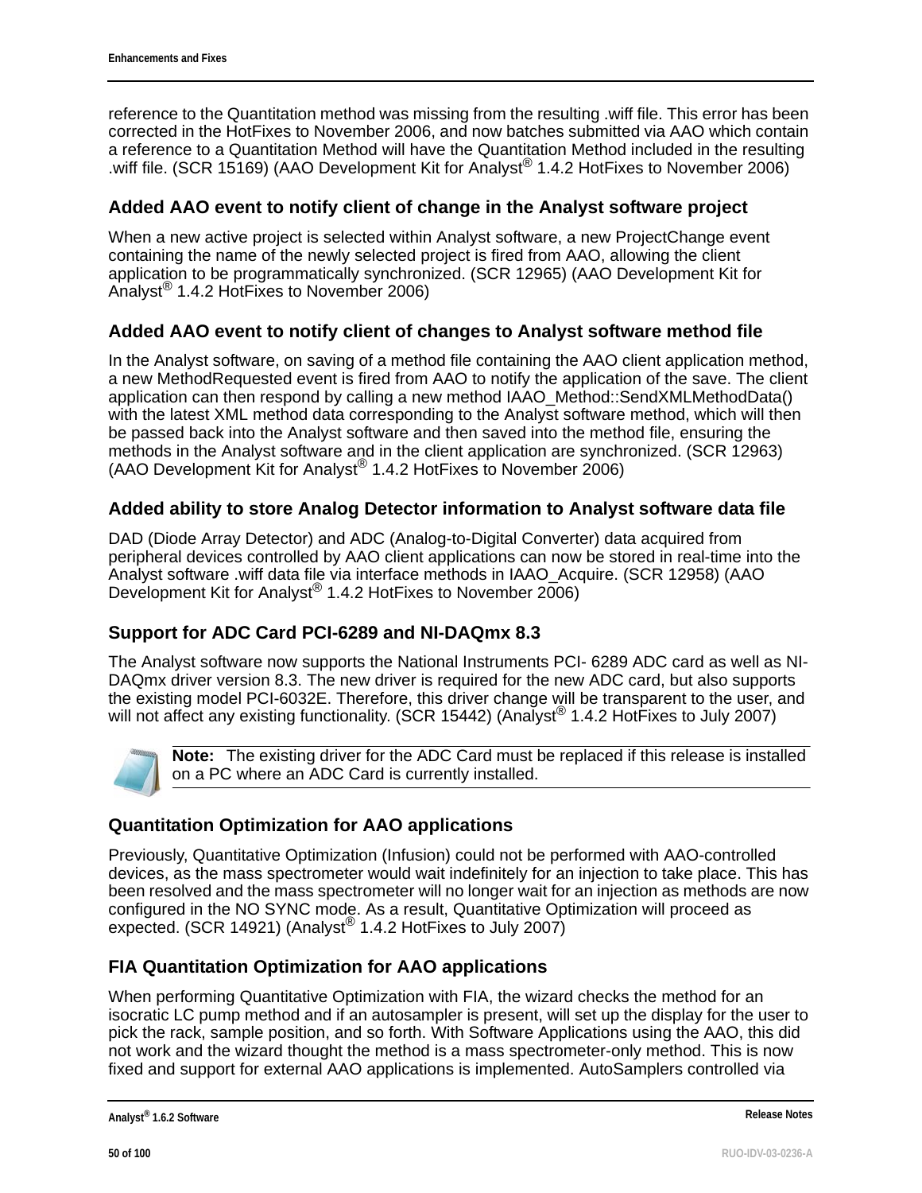reference to the Quantitation method was missing from the resulting .wiff file. This error has been corrected in the HotFixes to November 2006, and now batches submitted via AAO which contain a reference to a Quantitation Method will have the Quantitation Method included in the resulting .wiff file. (SCR 15169) (AAO Development Kit for Analyst® 1.4.2 HotFixes to November 2006)

### Added AAO event to notify client of change in the Analyst software project

When a new active project is selected within Analyst software, a new ProjectChange event containing the name of the newly selected project is fired from AAO, allowing the client application to be programmatically synchronized. (SCR 12965) (AAO Development Kit for Analyst® 1.4.2 HotFixes to November 2006)

### Added AAO event to notify client of changes to Analyst software method file

In the Analyst software, on saving of a method file containing the AAO client application method, a new MethodRequested event is fired from AAO to notify the application of the save. The client application can then respond by calling a new method IAAO_Method::SendXMLMethodData() with the latest XML method data corresponding to the Analyst software method, which will then be passed back into the Analyst software and then saved into the method file, ensuring the methods in the Analyst software and in the client application are synchronized. (SCR 12963) (AAO Development Kit for Analyst® 1.4.2 HotFixes to November 2006)

### Added ability to store Analog Detector information to Analyst software data file

DAD (Diode Array Detector) and ADC (Analog-to-Digital Converter) data acquired from peripheral devices controlled by AAO client applications can now be stored in real-time into the Analyst software .wiff data file via interface methods in IAAO_Acquire. (SCR 12958) (AAO Development Kit for Analyst® 1.4.2 HotFixes to November 2006)

### Support for ADC Card PCI-6289 and NI-DAQmx 8.3

The Analyst software now supports the National Instruments PCI- 6289 ADC card as well as NI-DAQmx driver version 8.3. The new driver is required for the new ADC card, but also supports the existing model PCI-6032E. Therefore, this driver change will be transparent to the user, and will not affect any existing functionality. (SCR 15442) (Analyst® 1.4.2 HotFixes to July 2007)

**Note:** The existing driver for the ADC Card must be replaced if this release is installed on a PC where an ADC Card is currently installed.

### Quantitation Optimization for AAO applications

Previously, Quantitative Optimization (Infusion) could not be performed with AAO-controlled devices, as the mass spectrometer would wait indefinitely for an injection to take place. This has been resolved and the mass spectrometer will no longer wait for an injection as methods are now configured in the NO SYNC mode. As a result, Quantitative Optimization will proceed as expected. (SCR 14921) (Analyst® 1.4.2 HotFixes to July 2007)

### FIA Quantitation Optimization for AAO applications

When performing Quantitative Optimization with FIA, the wizard checks the method for an isocratic LC pump method and if an autosampler is present, will set up the display for the user to pick the rack, sample position, and so forth. With Software Applications using the AAO, this did not work and the wizard thought the method is a mass spectrometer-only method. This is now fixed and support for external AAO applications is implemented. AutoSamplers controlled via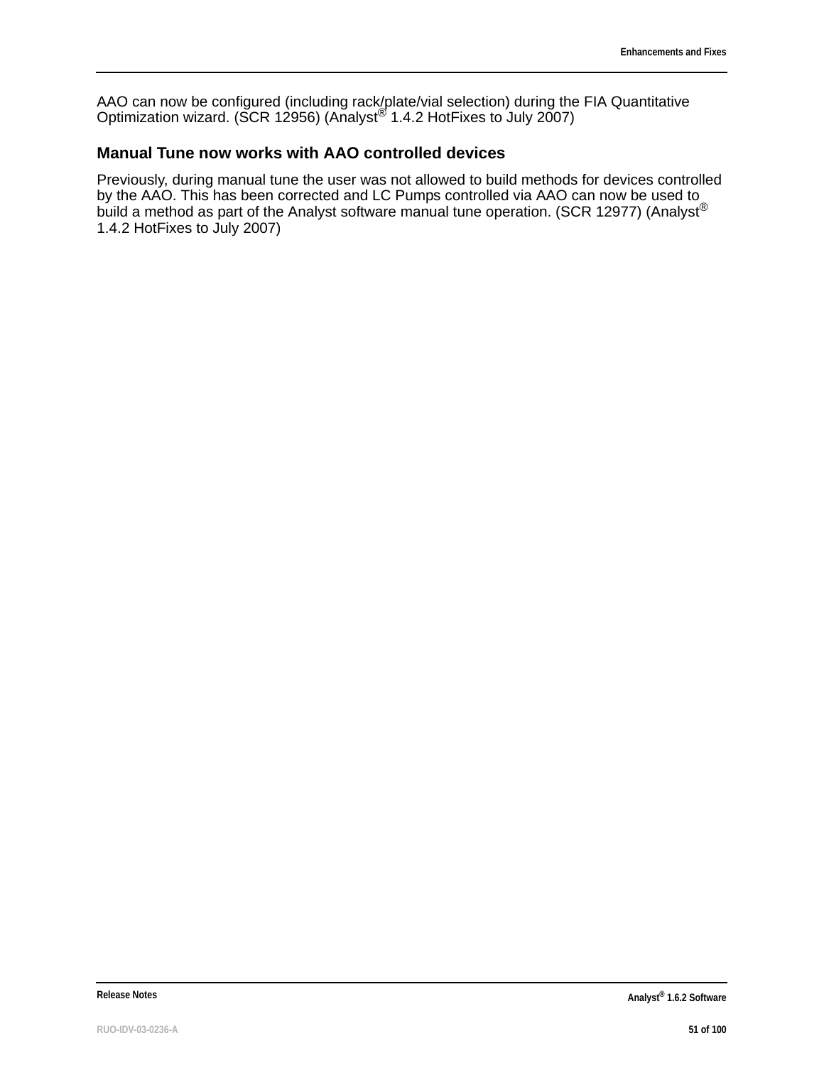AAO can now be configured (including rack/plate/vial selection) during the FIA Quantitative Optimization wizard. (SCR 12956) (Analyst® 1.4.2 HotFixes to July 2007)

### Manual Tune now works with AAO controlled devices

Previously, during manual tune the user was not allowed to build methods for devices controlled by the AAO. This has been corrected and LC Pumps controlled via AAO can now be used to build a method as part of the Analyst software manual tune operation. (SCR 12977) (Analyst® 1.4.2 HotFixes to July 2007)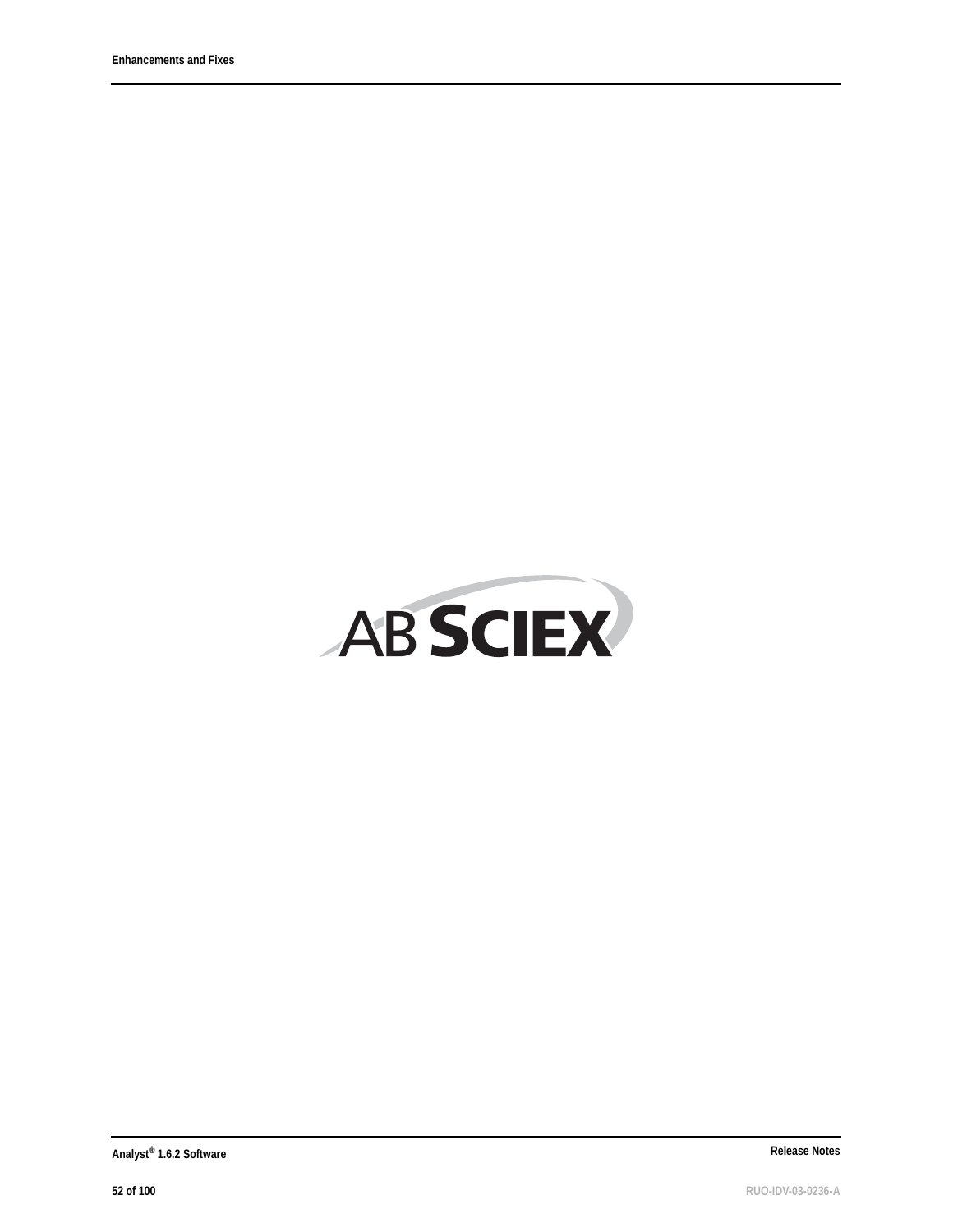AB SCIEX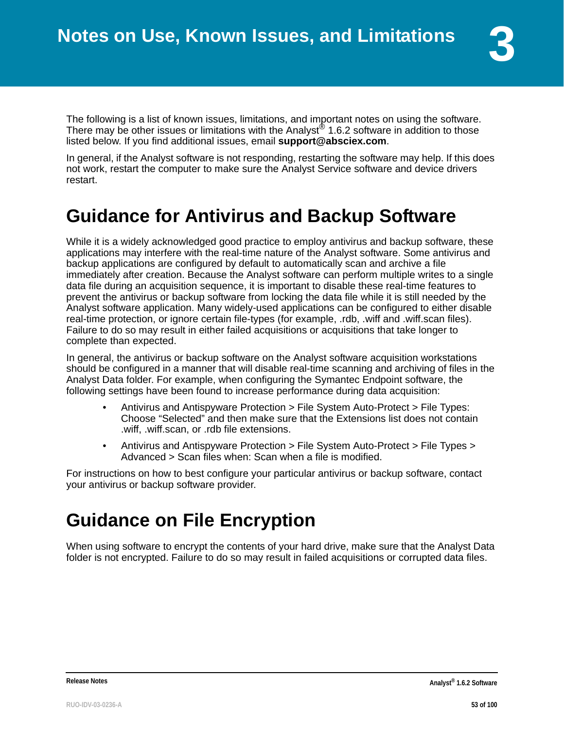# Notes on Use, Known Issues, and Limitations 3

The following is a list of known issues, limitations, and important notes on using the software. There may be other issues or limitations with the Analyst® 1.6.2 software in addition to those listed below. If you find additional issues, email **support@absciex.com**.

In general, if the Analyst software is not responding, restarting the software may help. If this does not work, restart the computer to make sure the Analyst Service software and device drivers restart.

## Guidance for Antivirus and Backup Software

While it is a widely acknowledged good practice to employ antivirus and backup software, these applications may interfere with the real-time nature of the Analyst software. Some antivirus and backup applications are configured by default to automatically scan and archive a file immediately after creation. Because the Analyst software can perform multiple writes to a single data file during an acquisition sequence, it is important to disable these real-time features to prevent the antivirus or backup software from locking the data file while it is still needed by the Analyst software application. Many widely-used applications can be configured to either disable real-time protection, or ignore certain file-types (for example, .rdb, .wiff and .wiff.scan files). Failure to do so may result in either failed acquisitions or acquisitions that take longer to complete than expected.

In general, the antivirus or backup software on the Analyst software acquisition workstations should be configured in a manner that will disable real-time scanning and archiving of files in the Analyst Data folder. For example, when configuring the Symantec Endpoint software, the following settings have been found to increase performance during data acquisition:

- Antivirus and Antispyware Protection > File System Auto-Protect > File Types: Choose "Selected" and then make sure that the Extensions list does not contain .wiff, .wiff.scan, or .rdb file extensions.
- Antivirus and Antispyware Protection > File System Auto-Protect > File Types > Advanced > Scan files when: Scan when a file is modified.

For instructions on how to best configure your particular antivirus or backup software, contact your antivirus or backup software provider.

## Guidance on File Encryption

When using software to encrypt the contents of your hard drive, make sure that the Analyst Data folder is not encrypted. Failure to do so may result in failed acquisitions or corrupted data files.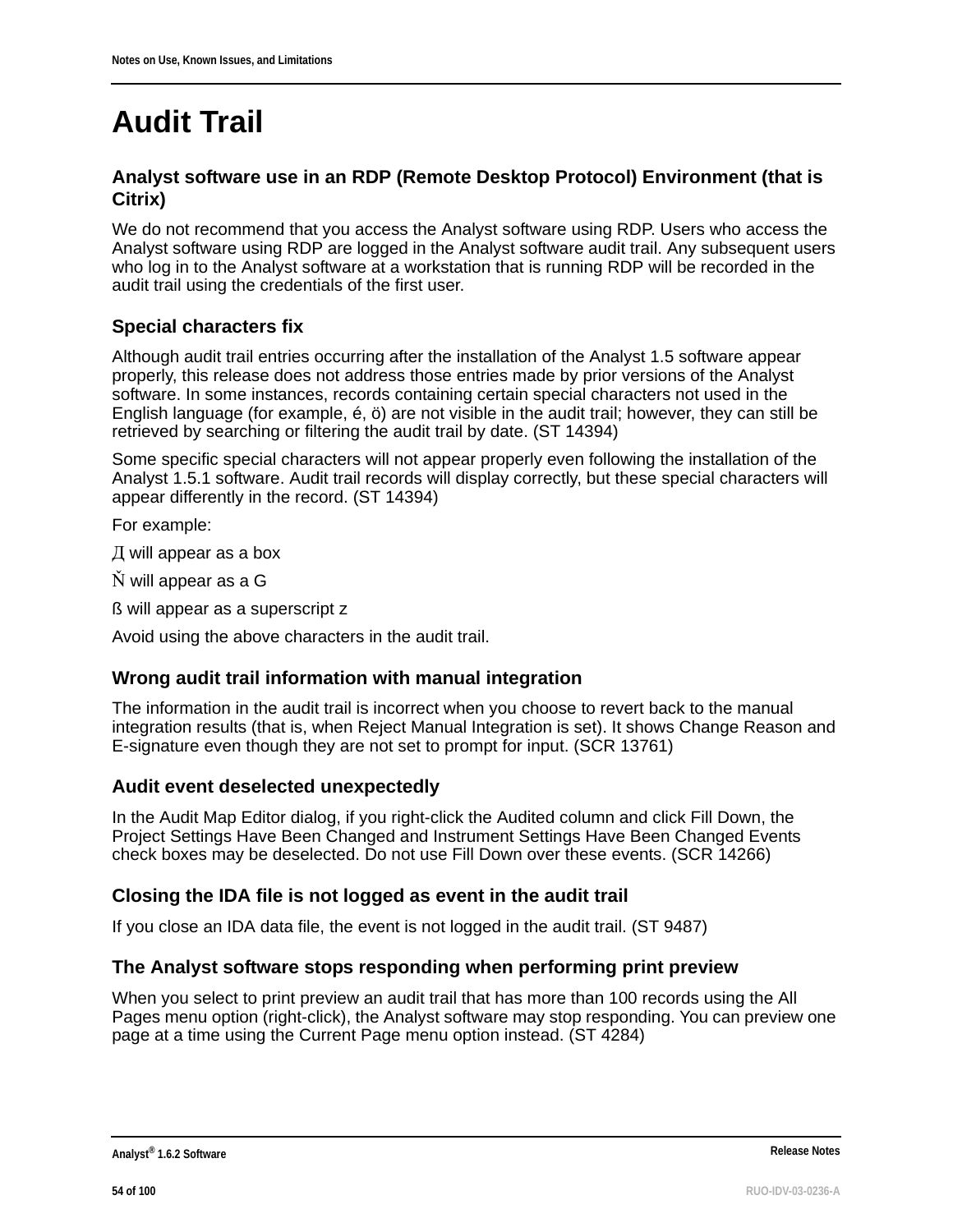# Audit Trail

### Analyst software use in an RDP (Remote Desktop Protocol) Environment (that is Citrix)

We do not recommend that you access the Analyst software using RDP. Users who access the Analyst software using RDP are logged in the Analyst software audit trail. Any subsequent users who log in to the Analyst software at a workstation that is running RDP will be recorded in the audit trail using the credentials of the first user.

### Special characters fix

Although audit trail entries occurring after the installation of the Analyst 1.5 software appear properly, this release does not address those entries made by prior versions of the Analyst software. In some instances, records containing certain special characters not used in the English language (for example, é, ö) are not visible in the audit trail; however, they can still be retrieved by searching or filtering the audit trail by date. (ST 14394)

Some specific special characters will not appear properly even following the installation of the Analyst 1.5.1 software. Audit trail records will display correctly, but these special characters will appear differently in the record. (ST 14394)

For example:

Д will appear as a box

Ň will appear as a G

ß will appear as a superscript z

Avoid using the above characters in the audit trail.

### Wrong audit trail information with manual integration

The information in the audit trail is incorrect when you choose to revert back to the manual integration results (that is, when Reject Manual Integration is set). It shows Change Reason and E-signature even though they are not set to prompt for input. (SCR 13761)

### Audit event deselected unexpectedly

In the Audit Map Editor dialog, if you right-click the Audited column and click Fill Down, the Project Settings Have Been Changed and Instrument Settings Have Been Changed Events check boxes may be deselected. Do not use Fill Down over these events. (SCR 14266)

### Closing the IDA file is not logged as event in the audit trail

If you close an IDA data file, the event is not logged in the audit trail. (ST 9487)

### The Analyst software stops responding when performing print preview

When you select to print preview an audit trail that has more than 100 records using the All Pages menu option (right-click), the Analyst software may stop responding. You can preview one page at a time using the Current Page menu option instead. (ST 4284)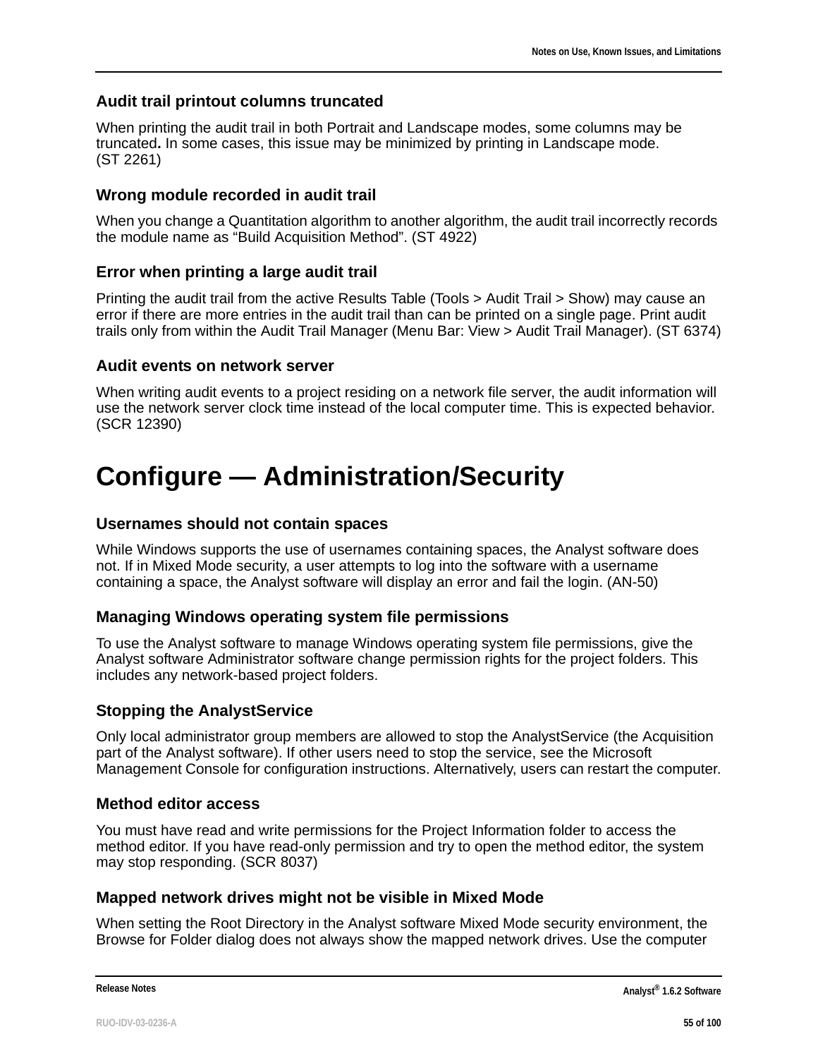### Audit trail printout columns truncated

When printing the audit trail in both Portrait and Landscape modes, some columns may be truncated**.** In some cases, this issue may be minimized by printing in Landscape mode. (ST 2261)

### Wrong module recorded in audit trail

When you change a Quantitation algorithm to another algorithm, the audit trail incorrectly records the module name as “Build Acquisition Method”. (ST 4922)

### Error when printing a large audit trail

Printing the audit trail from the active Results Table (Tools > Audit Trail > Show) may cause an error if there are more entries in the audit trail than can be printed on a single page. Print audit trails only from within the Audit Trail Manager (Menu Bar: View > Audit Trail Manager). (ST 6374)

### Audit events on network server

When writing audit events to a project residing on a network file server, the audit information will use the network server clock time instead of the local computer time. This is expected behavior. (SCR 12390)

## Configure — Administration/Security

### Usernames should not contain spaces

While Windows supports the use of usernames containing spaces, the Analyst software does not. If in Mixed Mode security, a user attempts to log into the software with a username containing a space, the Analyst software will display an error and fail the login. (AN-50)

### Managing Windows operating system file permissions

To use the Analyst software to manage Windows operating system file permissions, give the Analyst software Administrator software change permission rights for the project folders. This includes any network-based project folders.

### Stopping the AnalystService

Only local administrator group members are allowed to stop the AnalystService (the Acquisition part of the Analyst software). If other users need to stop the service, see the Microsoft Management Console for configuration instructions. Alternatively, users can restart the computer.

### Method editor access

You must have read and write permissions for the Project Information folder to access the method editor. If you have read-only permission and try to open the method editor, the system may stop responding. (SCR 8037)

### Mapped network drives might not be visible in Mixed Mode

When setting the Root Directory in the Analyst software Mixed Mode security environment, the Browse for Folder dialog does not always show the mapped network drives. Use the computer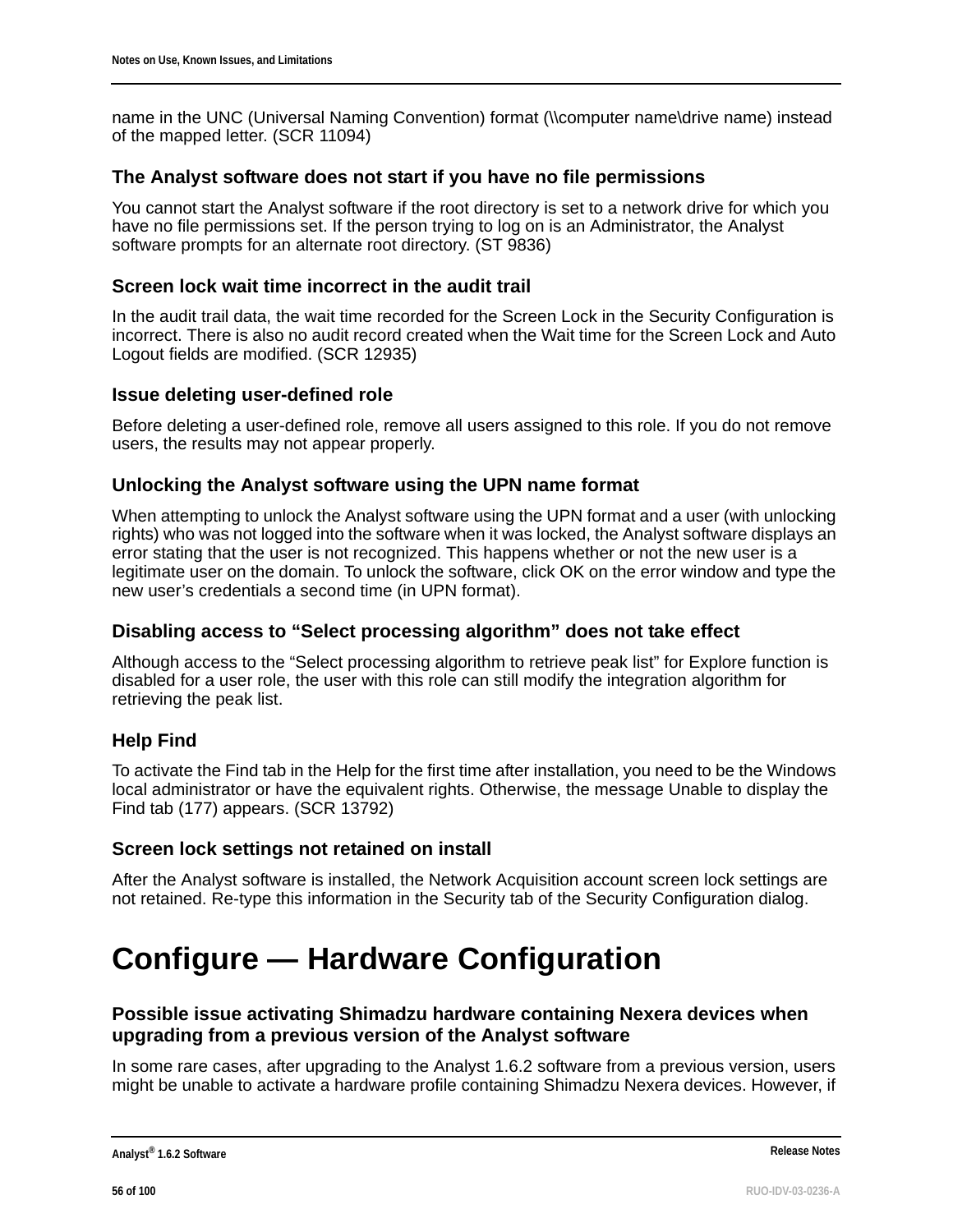name in the UNC (Universal Naming Convention) format (\\computer name\drive name) instead of the mapped letter. (SCR 11094)

### The Analyst software does not start if you have no file permissions

You cannot start the Analyst software if the root directory is set to a network drive for which you have no file permissions set. If the person trying to log on is an Administrator, the Analyst software prompts for an alternate root directory. (ST 9836)

### Screen lock wait time incorrect in the audit trail

In the audit trail data, the wait time recorded for the Screen Lock in the Security Configuration is incorrect. There is also no audit record created when the Wait time for the Screen Lock and Auto Logout fields are modified. (SCR 12935)

### Issue deleting user-defined role

Before deleting a user-defined role, remove all users assigned to this role. If you do not remove users, the results may not appear properly.

### Unlocking the Analyst software using the UPN name format

When attempting to unlock the Analyst software using the UPN format and a user (with unlocking rights) who was not logged into the software when it was locked, the Analyst software displays an error stating that the user is not recognized. This happens whether or not the new user is a legitimate user on the domain. To unlock the software, click OK on the error window and type the new user’s credentials a second time (in UPN format).

### Disabling access to “Select processing algorithm” does not take effect

Although access to the “Select processing algorithm to retrieve peak list” for Explore function is disabled for a user role, the user with this role can still modify the integration algorithm for retrieving the peak list.

### Help Find

To activate the Find tab in the Help for the first time after installation, you need to be the Windows local administrator or have the equivalent rights. Otherwise, the message Unable to display the Find tab (177) appears. (SCR 13792)

### Screen lock settings not retained on install

After the Analyst software is installed, the Network Acquisition account screen lock settings are not retained. Re-type this information in the Security tab of the Security Configuration dialog.

## Configure — Hardware Configuration

### Possible issue activating Shimadzu hardware containing Nexera devices when upgrading from a previous version of the Analyst software

In some rare cases, after upgrading to the Analyst 1.6.2 software from a previous version, users might be unable to activate a hardware profile containing Shimadzu Nexera devices. However, if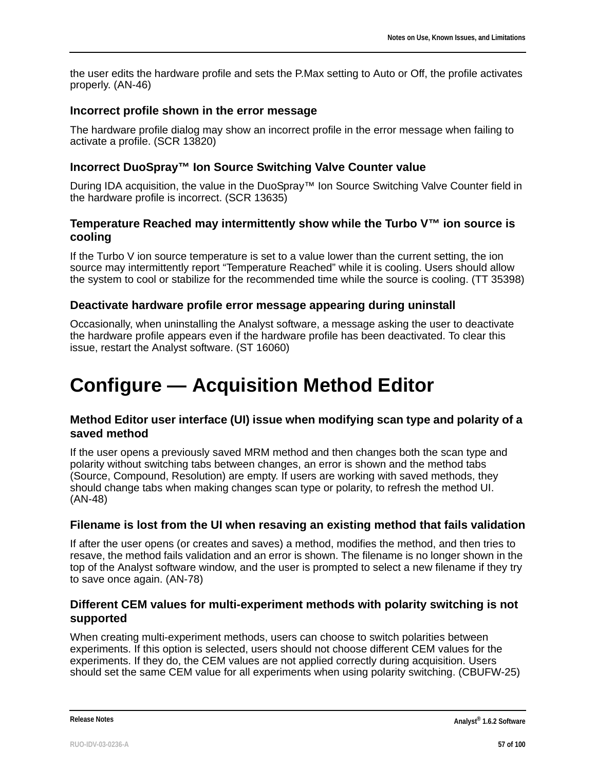the user edits the hardware profile and sets the P.Max setting to Auto or Off, the profile activates properly. (AN-46)

### Incorrect profile shown in the error message

The hardware profile dialog may show an incorrect profile in the error message when failing to activate a profile. (SCR 13820)

### Incorrect DuoSpray™ Ion Source Switching Valve Counter value

During IDA acquisition, the value in the DuoSpray™ Ion Source Switching Valve Counter field in the hardware profile is incorrect. (SCR 13635)

### Temperature Reached may intermittently show while the Turbo V™ ion source is cooling

If the Turbo V ion source temperature is set to a value lower than the current setting, the ion source may intermittently report “Temperature Reached” while it is cooling. Users should allow the system to cool or stabilize for the recommended time while the source is cooling. (TT 35398)

### Deactivate hardware profile error message appearing during uninstall

Occasionally, when uninstalling the Analyst software, a message asking the user to deactivate the hardware profile appears even if the hardware profile has been deactivated. To clear this issue, restart the Analyst software. (ST 16060)

## Configure — Acquisition Method Editor

### Method Editor user interface (UI) issue when modifying scan type and polarity of a saved method

If the user opens a previously saved MRM method and then changes both the scan type and polarity without switching tabs between changes, an error is shown and the method tabs (Source, Compound, Resolution) are empty. If users are working with saved methods, they should change tabs when making changes scan type or polarity, to refresh the method UI. (AN-48)

### Filename is lost from the UI when resaving an existing method that fails validation

If after the user opens (or creates and saves) a method, modifies the method, and then tries to resave, the method fails validation and an error is shown. The filename is no longer shown in the top of the Analyst software window, and the user is prompted to select a new filename if they try to save once again. (AN-78)

### Different CEM values for multi-experiment methods with polarity switching is not supported

When creating multi-experiment methods, users can choose to switch polarities between experiments. If this option is selected, users should not choose different CEM values for the experiments. If they do, the CEM values are not applied correctly during acquisition. Users should set the same CEM value for all experiments when using polarity switching. (CBUFW-25)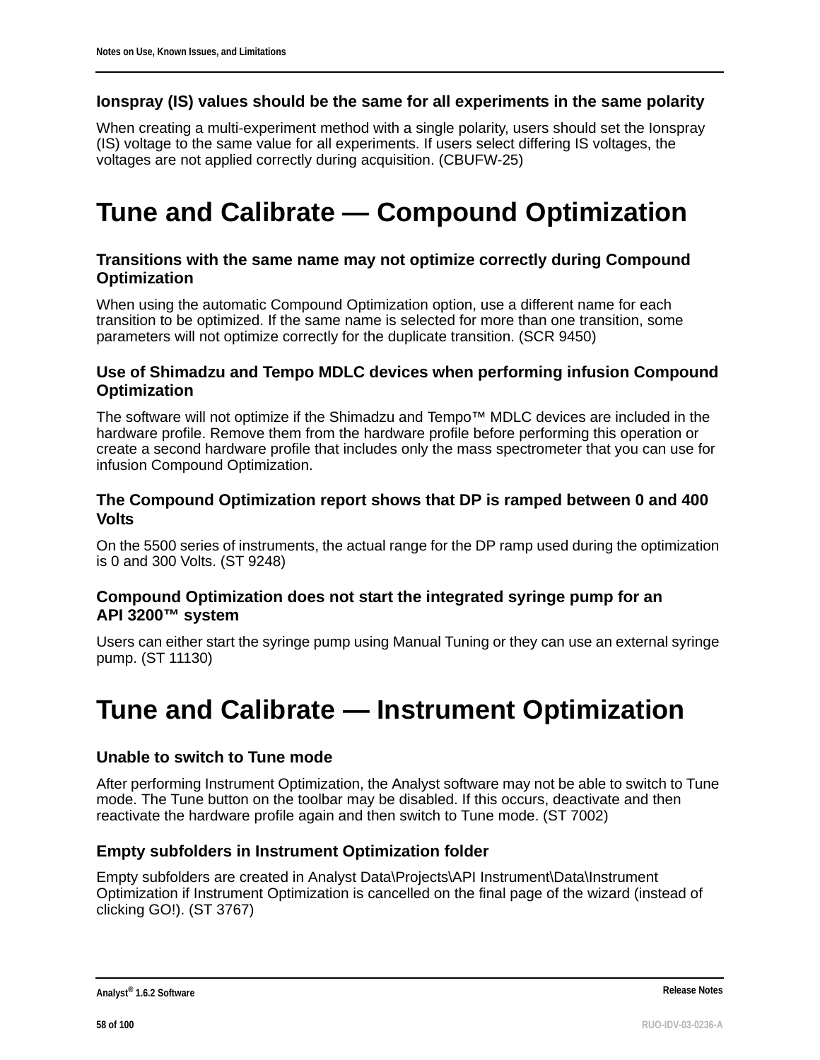### Ionspray (IS) values should be the same for all experiments in the same polarity

When creating a multi-experiment method with a single polarity, users should set the Ionspray (IS) voltage to the same value for all experiments. If users select differing IS voltages, the voltages are not applied correctly during acquisition. (CBUFW-25)

## Tune and Calibrate — Compound Optimization

### Transitions with the same name may not optimize correctly during Compound Optimization

When using the automatic Compound Optimization option, use a different name for each transition to be optimized. If the same name is selected for more than one transition, some parameters will not optimize correctly for the duplicate transition. (SCR 9450)

### Use of Shimadzu and Tempo MDLC devices when performing infusion Compound Optimization

The software will not optimize if the Shimadzu and Tempo™ MDLC devices are included in the hardware profile. Remove them from the hardware profile before performing this operation or create a second hardware profile that includes only the mass spectrometer that you can use for infusion Compound Optimization.

### The Compound Optimization report shows that DP is ramped between 0 and 400 Volts

On the 5500 series of instruments, the actual range for the DP ramp used during the optimization is 0 and 300 Volts. (ST 9248)

### Compound Optimization does not start the integrated syringe pump for an API 3200™ system

Users can either start the syringe pump using Manual Tuning or they can use an external syringe pump. (ST 11130)

## Tune and Calibrate — Instrument Optimization

### Unable to switch to Tune mode

After performing Instrument Optimization, the Analyst software may not be able to switch to Tune mode. The Tune button on the toolbar may be disabled. If this occurs, deactivate and then reactivate the hardware profile again and then switch to Tune mode. (ST 7002)

### Empty subfolders in Instrument Optimization folder

Empty subfolders are created in Analyst Data\Projects\API Instrument\Data\Instrument Optimization if Instrument Optimization is cancelled on the final page of the wizard (instead of clicking GO!). (ST 3767)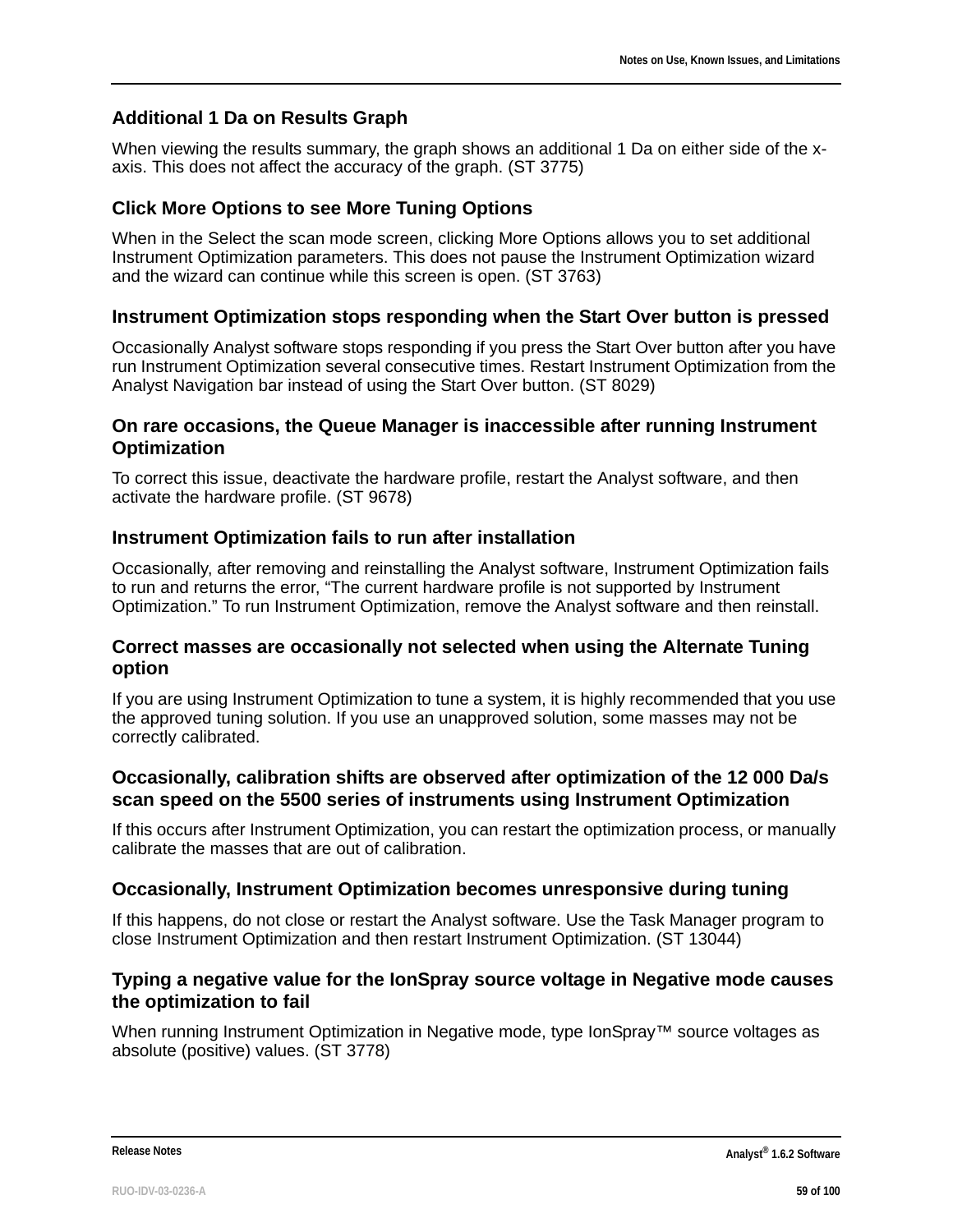### Additional 1 Da on Results Graph

When viewing the results summary, the graph shows an additional 1 Da on either side of the x-axis. This does not affect the accuracy of the graph. (ST 3775)

### Click More Options to see More Tuning Options

When in the Select the scan mode screen, clicking More Options allows you to set additional Instrument Optimization parameters. This does not pause the Instrument Optimization wizard and the wizard can continue while this screen is open. (ST 3763)

### Instrument Optimization stops responding when the Start Over button is pressed

Occasionally Analyst software stops responding if you press the Start Over button after you have run Instrument Optimization several consecutive times. Restart Instrument Optimization from the Analyst Navigation bar instead of using the Start Over button. (ST 8029)

### On rare occasions, the Queue Manager is inaccessible after running Instrument Optimization

To correct this issue, deactivate the hardware profile, restart the Analyst software, and then activate the hardware profile. (ST 9678)

### Instrument Optimization fails to run after installation

Occasionally, after removing and reinstalling the Analyst software, Instrument Optimization fails to run and returns the error, “The current hardware profile is not supported by Instrument Optimization.” To run Instrument Optimization, remove the Analyst software and then reinstall.

### Correct masses are occasionally not selected when using the Alternate Tuning option

If you are using Instrument Optimization to tune a system, it is highly recommended that you use the approved tuning solution. If you use an unapproved solution, some masses may not be correctly calibrated.

### Occasionally, calibration shifts are observed after optimization of the 12 000 Da/s scan speed on the 5500 series of instruments using Instrument Optimization

If this occurs after Instrument Optimization, you can restart the optimization process, or manually calibrate the masses that are out of calibration.

### Occasionally, Instrument Optimization becomes unresponsive during tuning

If this happens, do not close or restart the Analyst software. Use the Task Manager program to close Instrument Optimization and then restart Instrument Optimization. (ST 13044)

### Typing a negative value for the IonSpray source voltage in Negative mode causes the optimization to fail

When running Instrument Optimization in Negative mode, type IonSpray™ source voltages as absolute (positive) values. (ST 3778)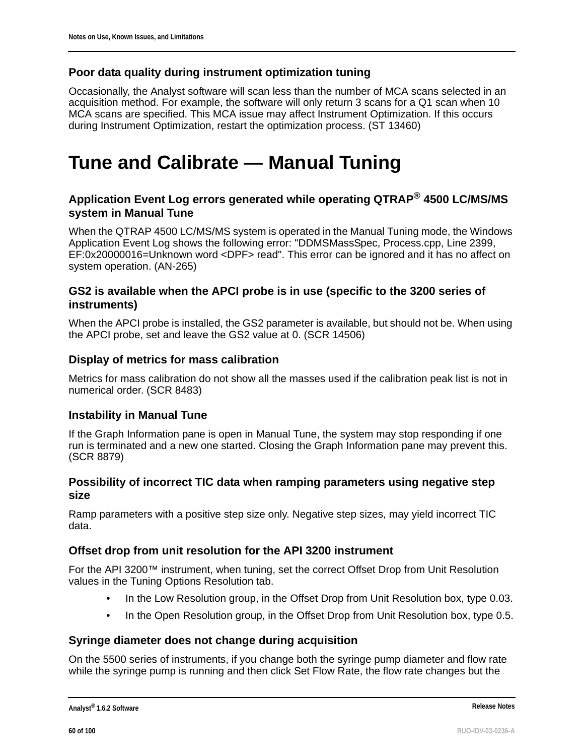### Poor data quality during instrument optimization tuning

Occasionally, the Analyst software will scan less than the number of MCA scans selected in an acquisition method. For example, the software will only return 3 scans for a Q1 scan when 10 MCA scans are specified. This MCA issue may affect Instrument Optimization. If this occurs during Instrument Optimization, restart the optimization process. (ST 13460)

# Tune and Calibrate — Manual Tuning

### Application Event Log errors generated while operating QTRAP® 4500 LC/MS/MS system in Manual Tune

When the QTRAP 4500 LC/MS/MS system is operated in the Manual Tuning mode, the Windows Application Event Log shows the following error: "DDMSMassSpec, Process.cpp, Line 2399, EF:0x20000016=Unknown word <DPF> read". This error can be ignored and it has no affect on system operation. (AN-265)

### GS2 is available when the APCI probe is in use (specific to the 3200 series of instruments)

When the APCI probe is installed, the GS2 parameter is available, but should not be. When using the APCI probe, set and leave the GS2 value at 0. (SCR 14506)

### Display of metrics for mass calibration

Metrics for mass calibration do not show all the masses used if the calibration peak list is not in numerical order. (SCR 8483)

### Instability in Manual Tune

If the Graph Information pane is open in Manual Tune, the system may stop responding if one run is terminated and a new one started. Closing the Graph Information pane may prevent this. (SCR 8879)

### Possibility of incorrect TIC data when ramping parameters using negative step size

Ramp parameters with a positive step size only. Negative step sizes, may yield incorrect TIC data.

### Offset drop from unit resolution for the API 3200 instrument

For the API 3200™ instrument, when tuning, set the correct Offset Drop from Unit Resolution values in the Tuning Options Resolution tab.

- In the Low Resolution group, in the Offset Drop from Unit Resolution box, type 0.03.
- In the Open Resolution group, in the Offset Drop from Unit Resolution box, type 0.5.

### Syringe diameter does not change during acquisition

On the 5500 series of instruments, if you change both the syringe pump diameter and flow rate while the syringe pump is running and then click Set Flow Rate, the flow rate changes but the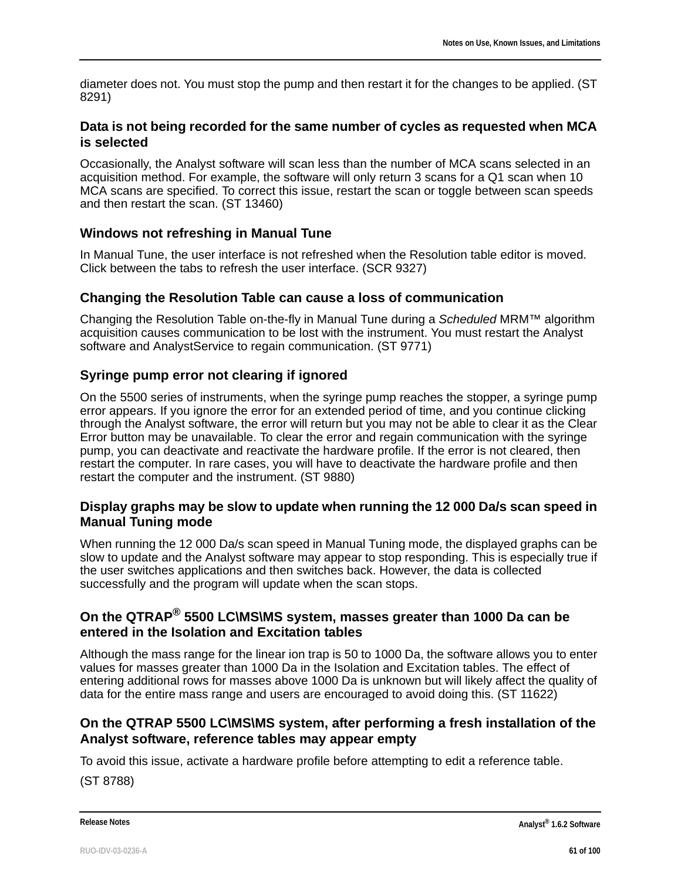diameter does not. You must stop the pump and then restart it for the changes to be applied. (ST 8291)

### Data is not being recorded for the same number of cycles as requested when MCA is selected

Occasionally, the Analyst software will scan less than the number of MCA scans selected in an acquisition method. For example, the software will only return 3 scans for a Q1 scan when 10 MCA scans are specified. To correct this issue, restart the scan or toggle between scan speeds and then restart the scan. (ST 13460)

### Windows not refreshing in Manual Tune

In Manual Tune, the user interface is not refreshed when the Resolution table editor is moved. Click between the tabs to refresh the user interface. (SCR 9327)

### Changing the Resolution Table can cause a loss of communication

Changing the Resolution Table on-the-fly in Manual Tune during a *Scheduled* MRM™ algorithm acquisition causes communication to be lost with the instrument. You must restart the Analyst software and AnalystService to regain communication. (ST 9771)

### Syringe pump error not clearing if ignored

On the 5500 series of instruments, when the syringe pump reaches the stopper, a syringe pump error appears. If you ignore the error for an extended period of time, and you continue clicking through the Analyst software, the error will return but you may not be able to clear it as the Clear Error button may be unavailable. To clear the error and regain communication with the syringe pump, you can deactivate and reactivate the hardware profile. If the error is not cleared, then restart the computer. In rare cases, you will have to deactivate the hardware profile and then restart the computer and the instrument. (ST 9880)

### Display graphs may be slow to update when running the 12 000 Da/s scan speed in Manual Tuning mode

When running the 12 000 Da/s scan speed in Manual Tuning mode, the displayed graphs can be slow to update and the Analyst software may appear to stop responding. This is especially true if the user switches applications and then switches back. However, the data is collected successfully and the program will update when the scan stops.

### On the QTRAP® 5500 LC\MS\MS system, masses greater than 1000 Da can be entered in the Isolation and Excitation tables

Although the mass range for the linear ion trap is 50 to 1000 Da, the software allows you to enter values for masses greater than 1000 Da in the Isolation and Excitation tables. The effect of entering additional rows for masses above 1000 Da is unknown but will likely affect the quality of data for the entire mass range and users are encouraged to avoid doing this. (ST 11622)

### On the QTRAP 5500 LC\MS\MS system, after performing a fresh installation of the Analyst software, reference tables may appear empty

To avoid this issue, activate a hardware profile before attempting to edit a reference table.

(ST 8788)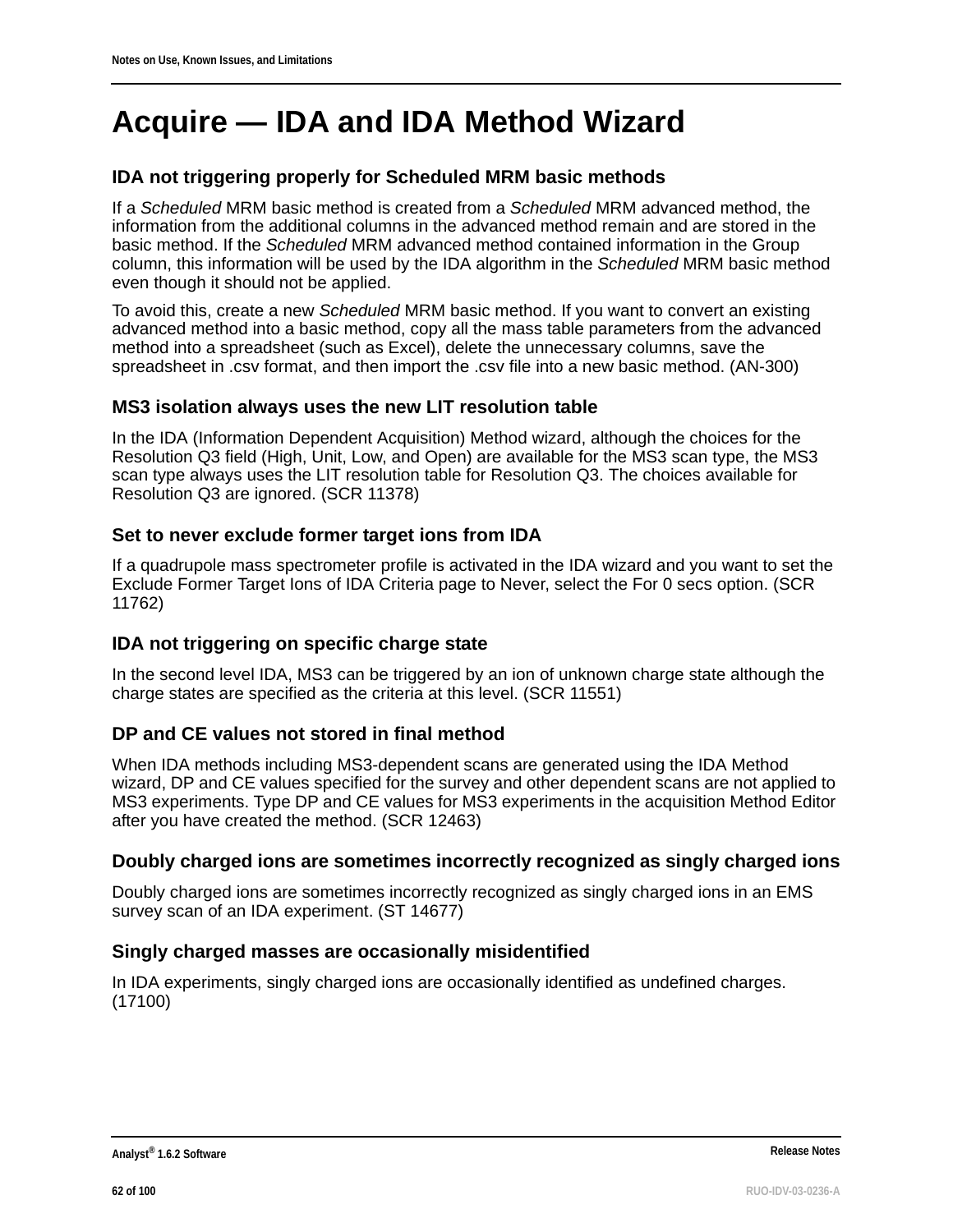# Acquire — IDA and IDA Method Wizard

### IDA not triggering properly for Scheduled MRM basic methods

If a *Scheduled* MRM basic method is created from a *Scheduled* MRM advanced method, the information from the additional columns in the advanced method remain and are stored in the basic method. If the *Scheduled* MRM advanced method contained information in the Group column, this information will be used by the IDA algorithm in the *Scheduled* MRM basic method even though it should not be applied.

To avoid this, create a new *Scheduled* MRM basic method. If you want to convert an existing advanced method into a basic method, copy all the mass table parameters from the advanced method into a spreadsheet (such as Excel), delete the unnecessary columns, save the spreadsheet in .csv format, and then import the .csv file into a new basic method. (AN-300)

### MS3 isolation always uses the new LIT resolution table

In the IDA (Information Dependent Acquisition) Method wizard, although the choices for the Resolution Q3 field (High, Unit, Low, and Open) are available for the MS3 scan type, the MS3 scan type always uses the LIT resolution table for Resolution Q3. The choices available for Resolution Q3 are ignored. (SCR 11378)

### Set to never exclude former target ions from IDA

If a quadrupole mass spectrometer profile is activated in the IDA wizard and you want to set the Exclude Former Target Ions of IDA Criteria page to Never, select the For 0 secs option. (SCR 11762)

### IDA not triggering on specific charge state

In the second level IDA, MS3 can be triggered by an ion of unknown charge state although the charge states are specified as the criteria at this level. (SCR 11551)

### DP and CE values not stored in final method

When IDA methods including MS3-dependent scans are generated using the IDA Method wizard, DP and CE values specified for the survey and other dependent scans are not applied to MS3 experiments. Type DP and CE values for MS3 experiments in the acquisition Method Editor after you have created the method. (SCR 12463)

### Doubly charged ions are sometimes incorrectly recognized as singly charged ions

Doubly charged ions are sometimes incorrectly recognized as singly charged ions in an EMS survey scan of an IDA experiment. (ST 14677)

### Singly charged masses are occasionally misidentified

In IDA experiments, singly charged ions are occasionally identified as undefined charges. (17100)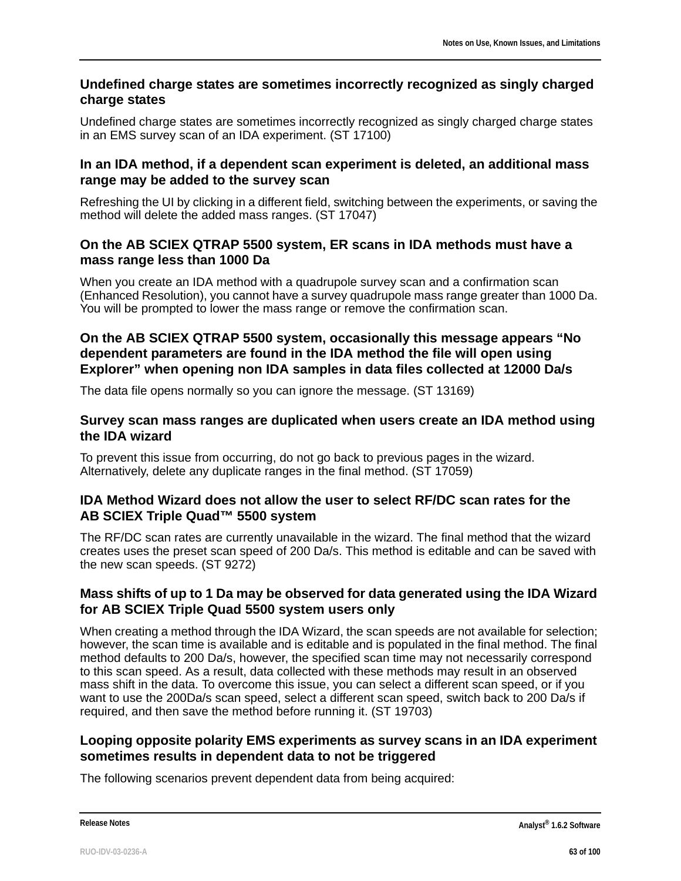### Undefined charge states are sometimes incorrectly recognized as singly charged charge states

Undefined charge states are sometimes incorrectly recognized as singly charged charge states in an EMS survey scan of an IDA experiment. (ST 17100)

### In an IDA method, if a dependent scan experiment is deleted, an additional mass range may be added to the survey scan

Refreshing the UI by clicking in a different field, switching between the experiments, or saving the method will delete the added mass ranges. (ST 17047)

### On the AB SCIEX QTRAP 5500 system, ER scans in IDA methods must have a mass range less than 1000 Da

When you create an IDA method with a quadrupole survey scan and a confirmation scan (Enhanced Resolution), you cannot have a survey quadrupole mass range greater than 1000 Da. You will be prompted to lower the mass range or remove the confirmation scan.

### On the AB SCIEX QTRAP 5500 system, occasionally this message appears “No dependent parameters are found in the IDA method the file will open using Explorer” when opening non IDA samples in data files collected at 12000 Da/s

The data file opens normally so you can ignore the message. (ST 13169)

### Survey scan mass ranges are duplicated when users create an IDA method using the IDA wizard

To prevent this issue from occurring, do not go back to previous pages in the wizard. Alternatively, delete any duplicate ranges in the final method. (ST 17059)

### IDA Method Wizard does not allow the user to select RF/DC scan rates for the AB SCIEX Triple Quad™ 5500 system

The RF/DC scan rates are currently unavailable in the wizard. The final method that the wizard creates uses the preset scan speed of 200 Da/s. This method is editable and can be saved with the new scan speeds. (ST 9272)

### Mass shifts of up to 1 Da may be observed for data generated using the IDA Wizard for AB SCIEX Triple Quad 5500 system users only

When creating a method through the IDA Wizard, the scan speeds are not available for selection; however, the scan time is available and is editable and is populated in the final method. The final method defaults to 200 Da/s, however, the specified scan time may not necessarily correspond to this scan speed. As a result, data collected with these methods may result in an observed mass shift in the data. To overcome this issue, you can select a different scan speed, or if you want to use the 200Da/s scan speed, select a different scan speed, switch back to 200 Da/s if required, and then save the method before running it. (ST 19703)

### Looping opposite polarity EMS experiments as survey scans in an IDA experiment sometimes results in dependent data to not be triggered

The following scenarios prevent dependent data from being acquired: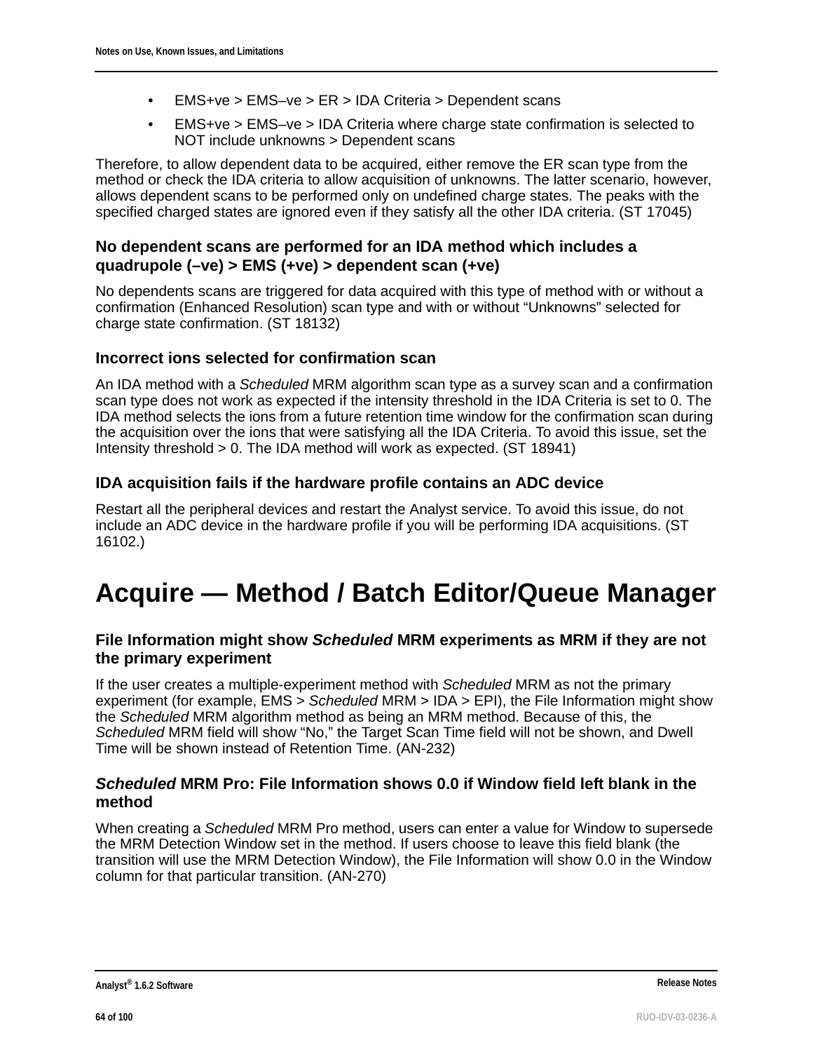- EMS+ve > EMS–ve > ER > IDA Criteria > Dependent scans
- EMS+ve > EMS–ve > IDA Criteria where charge state confirmation is selected to NOT include unknowns > Dependent scans

Therefore, to allow dependent data to be acquired, either remove the ER scan type from the method or check the IDA criteria to allow acquisition of unknowns. The latter scenario, however, allows dependent scans to be performed only on undefined charge states. The peaks with the specified charged states are ignored even if they satisfy all the other IDA criteria. (ST 17045)

### No dependent scans are performed for an IDA method which includes a quadrupole (–ve) > EMS (+ve) > dependent scan (+ve)

No dependents scans are triggered for data acquired with this type of method with or without a confirmation (Enhanced Resolution) scan type and with or without “Unknowns” selected for charge state confirmation. (ST 18132)

### Incorrect ions selected for confirmation scan

An IDA method with a *Scheduled* MRM algorithm scan type as a survey scan and a confirmation scan type does not work as expected if the intensity threshold in the IDA Criteria is set to 0. The IDA method selects the ions from a future retention time window for the confirmation scan during the acquisition over the ions that were satisfying all the IDA Criteria. To avoid this issue, set the Intensity threshold > 0. The IDA method will work as expected. (ST 18941)

### IDA acquisition fails if the hardware profile contains an ADC device

Restart all the peripheral devices and restart the Analyst service. To avoid this issue, do not include an ADC device in the hardware profile if you will be performing IDA acquisitions. (ST 16102.)

# Acquire — Method / Batch Editor/Queue Manager

### File Information might show *Scheduled* MRM experiments as MRM if they are not the primary experiment

If the user creates a multiple-experiment method with *Scheduled* MRM as not the primary experiment (for example, EMS > *Scheduled* MRM > IDA > EPI), the File Information might show the *Scheduled* MRM algorithm method as being an MRM method. Because of this, the *Scheduled* MRM field will show “No,” the Target Scan Time field will not be shown, and Dwell Time will be shown instead of Retention Time. (AN-232)

### *Scheduled* MRM Pro: File Information shows 0.0 if Window field left blank in the method

When creating a *Scheduled* MRM Pro method, users can enter a value for Window to supersede the MRM Detection Window set in the method. If users choose to leave this field blank (the transition will use the MRM Detection Window), the File Information will show 0.0 in the Window column for that particular transition. (AN-270)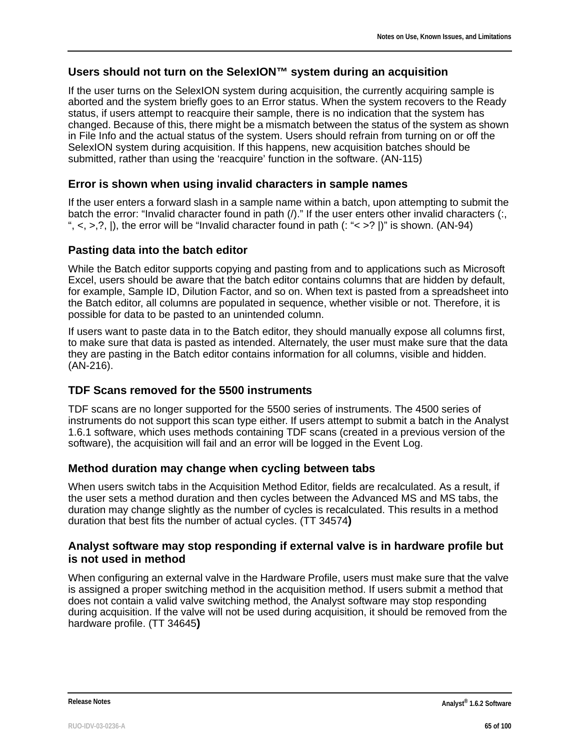### Users should not turn on the SelexION™ system during an acquisition

If the user turns on the SelexION system during acquisition, the currently acquiring sample is aborted and the system briefly goes to an Error status. When the system recovers to the Ready status, if users attempt to reacquire their sample, there is no indication that the system has changed. Because of this, there might be a mismatch between the status of the system as shown in File Info and the actual status of the system. Users should refrain from turning on or off the SelexION system during acquisition. If this happens, new acquisition batches should be submitted, rather than using the 'reacquire' function in the software. (AN-115)

### Error is shown when using invalid characters in sample names

If the user enters a forward slash in a sample name within a batch, upon attempting to submit the batch the error: "Invalid character found in path (/)." If the user enters other invalid characters (:, ", <, >,?, |), the error will be "Invalid character found in path (: "< >? |)" is shown. (AN-94)

### Pasting data into the batch editor

While the Batch editor supports copying and pasting from and to applications such as Microsoft Excel, users should be aware that the batch editor contains columns that are hidden by default, for example, Sample ID, Dilution Factor, and so on. When text is pasted from a spreadsheet into the Batch editor, all columns are populated in sequence, whether visible or not. Therefore, it is possible for data to be pasted to an unintended column.

If users want to paste data in to the Batch editor, they should manually expose all columns first, to make sure that data is pasted as intended. Alternately, the user must make sure that the data they are pasting in the Batch editor contains information for all columns, visible and hidden. (AN-216).

### TDF Scans removed for the 5500 instruments

TDF scans are no longer supported for the 5500 series of instruments. The 4500 series of instruments do not support this scan type either. If users attempt to submit a batch in the Analyst 1.6.1 software, which uses methods containing TDF scans (created in a previous version of the software), the acquisition will fail and an error will be logged in the Event Log.

### Method duration may change when cycling between tabs

When users switch tabs in the Acquisition Method Editor, fields are recalculated. As a result, if the user sets a method duration and then cycles between the Advanced MS and MS tabs, the duration may change slightly as the number of cycles is recalculated. This results in a method duration that best fits the number of actual cycles. (TT 34574**)**

### Analyst software may stop responding if external valve is in hardware profile but is not used in method

When configuring an external valve in the Hardware Profile, users must make sure that the valve is assigned a proper switching method in the acquisition method. If users submit a method that does not contain a valid valve switching method, the Analyst software may stop responding during acquisition. If the valve will not be used during acquisition, it should be removed from the hardware profile. (TT 34645**)**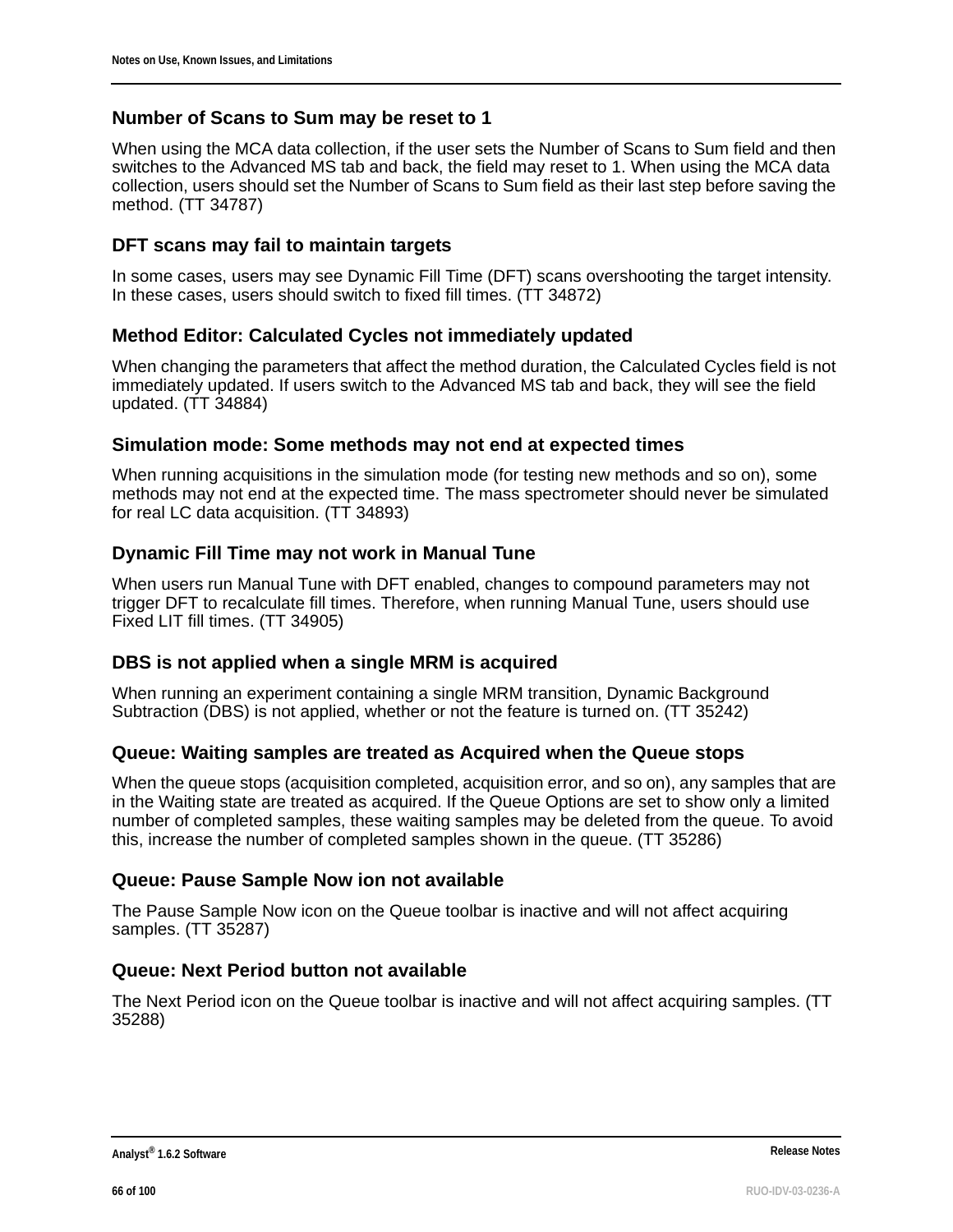### Number of Scans to Sum may be reset to 1

When using the MCA data collection, if the user sets the Number of Scans to Sum field and then switches to the Advanced MS tab and back, the field may reset to 1. When using the MCA data collection, users should set the Number of Scans to Sum field as their last step before saving the method. (TT 34787)

### DFT scans may fail to maintain targets

In some cases, users may see Dynamic Fill Time (DFT) scans overshooting the target intensity. In these cases, users should switch to fixed fill times. (TT 34872)

### Method Editor: Calculated Cycles not immediately updated

When changing the parameters that affect the method duration, the Calculated Cycles field is not immediately updated. If users switch to the Advanced MS tab and back, they will see the field updated. (TT 34884)

### Simulation mode: Some methods may not end at expected times

When running acquisitions in the simulation mode (for testing new methods and so on), some methods may not end at the expected time. The mass spectrometer should never be simulated for real LC data acquisition. (TT 34893)

### Dynamic Fill Time may not work in Manual Tune

When users run Manual Tune with DFT enabled, changes to compound parameters may not trigger DFT to recalculate fill times. Therefore, when running Manual Tune, users should use Fixed LIT fill times. (TT 34905)

### DBS is not applied when a single MRM is acquired

When running an experiment containing a single MRM transition, Dynamic Background Subtraction (DBS) is not applied, whether or not the feature is turned on. (TT 35242)

### Queue: Waiting samples are treated as Acquired when the Queue stops

When the queue stops (acquisition completed, acquisition error, and so on), any samples that are in the Waiting state are treated as acquired. If the Queue Options are set to show only a limited number of completed samples, these waiting samples may be deleted from the queue. To avoid this, increase the number of completed samples shown in the queue. (TT 35286)

### Queue: Pause Sample Now ion not available

The Pause Sample Now icon on the Queue toolbar is inactive and will not affect acquiring samples. (TT 35287)

### Queue: Next Period button not available

The Next Period icon on the Queue toolbar is inactive and will not affect acquiring samples. (TT 35288)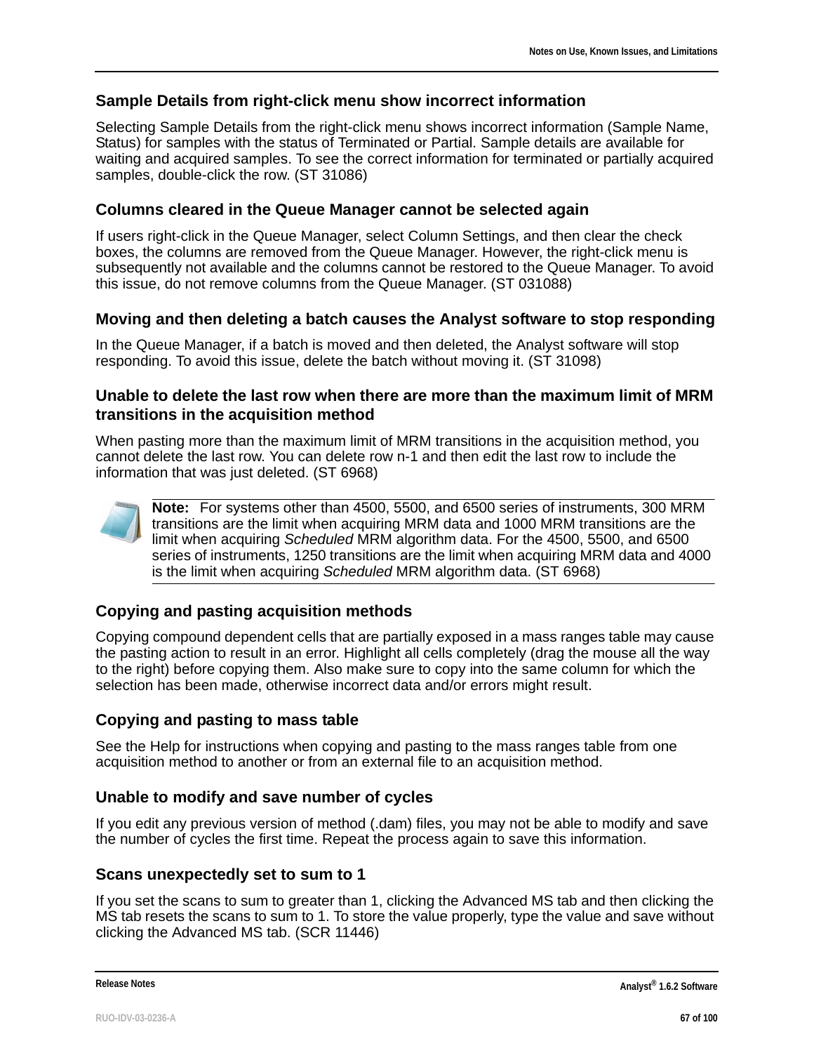### Sample Details from right-click menu show incorrect information

Selecting Sample Details from the right-click menu shows incorrect information (Sample Name, Status) for samples with the status of Terminated or Partial. Sample details are available for waiting and acquired samples. To see the correct information for terminated or partially acquired samples, double-click the row. (ST 31086)

### Columns cleared in the Queue Manager cannot be selected again

If users right-click in the Queue Manager, select Column Settings, and then clear the check boxes, the columns are removed from the Queue Manager. However, the right-click menu is subsequently not available and the columns cannot be restored to the Queue Manager. To avoid this issue, do not remove columns from the Queue Manager. (ST 031088)

### Moving and then deleting a batch causes the Analyst software to stop responding

In the Queue Manager, if a batch is moved and then deleted, the Analyst software will stop responding. To avoid this issue, delete the batch without moving it. (ST 31098)

### Unable to delete the last row when there are more than the maximum limit of MRM transitions in the acquisition method

When pasting more than the maximum limit of MRM transitions in the acquisition method, you cannot delete the last row. You can delete row n-1 and then edit the last row to include the information that was just deleted. (ST 6968)

**Note:** For systems other than 4500, 5500, and 6500 series of instruments, 300 MRM transitions are the limit when acquiring MRM data and 1000 MRM transitions are the limit when acquiring *Scheduled* MRM algorithm data. For the 4500, 5500, and 6500 series of instruments, 1250 transitions are the limit when acquiring MRM data and 4000 is the limit when acquiring *Scheduled* MRM algorithm data. (ST 6968)

### Copying and pasting acquisition methods

Copying compound dependent cells that are partially exposed in a mass ranges table may cause the pasting action to result in an error. Highlight all cells completely (drag the mouse all the way to the right) before copying them. Also make sure to copy into the same column for which the selection has been made, otherwise incorrect data and/or errors might result.

### Copying and pasting to mass table

See the Help for instructions when copying and pasting to the mass ranges table from one acquisition method to another or from an external file to an acquisition method.

### Unable to modify and save number of cycles

If you edit any previous version of method (.dam) files, you may not be able to modify and save the number of cycles the first time. Repeat the process again to save this information.

### Scans unexpectedly set to sum to 1

If you set the scans to sum to greater than 1, clicking the Advanced MS tab and then clicking the MS tab resets the scans to sum to 1. To store the value properly, type the value and save without clicking the Advanced MS tab. (SCR 11446)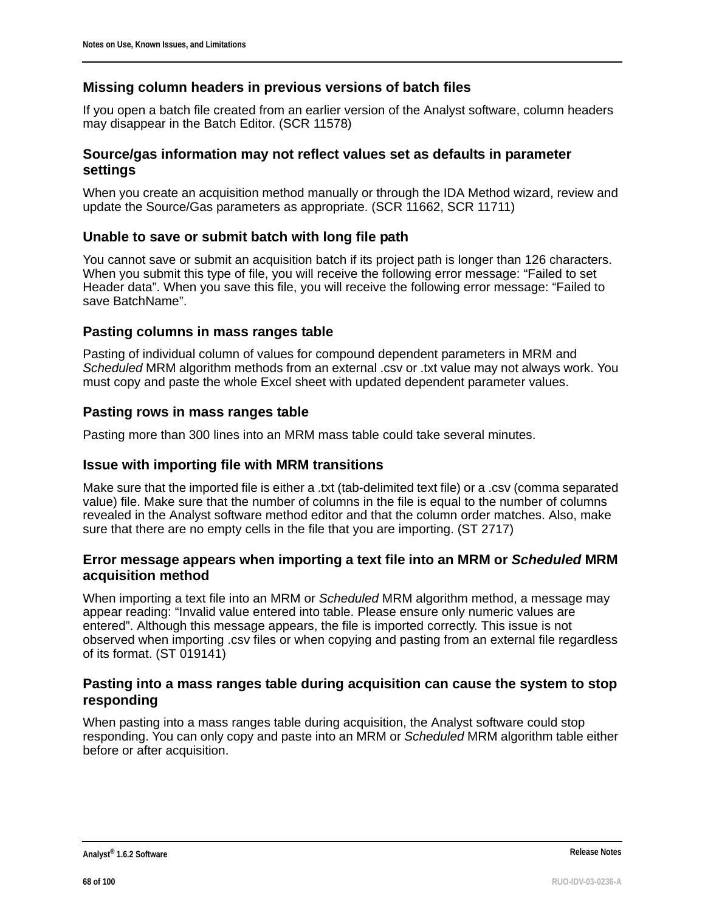### Missing column headers in previous versions of batch files

If you open a batch file created from an earlier version of the Analyst software, column headers may disappear in the Batch Editor. (SCR 11578)

### Source/gas information may not reflect values set as defaults in parameter settings

When you create an acquisition method manually or through the IDA Method wizard, review and update the Source/Gas parameters as appropriate. (SCR 11662, SCR 11711)

### Unable to save or submit batch with long file path

You cannot save or submit an acquisition batch if its project path is longer than 126 characters. When you submit this type of file, you will receive the following error message: “Failed to set Header data”. When you save this file, you will receive the following error message: “Failed to save BatchName”.

### Pasting columns in mass ranges table

Pasting of individual column of values for compound dependent parameters in MRM and *Scheduled* MRM algorithm methods from an external .csv or .txt value may not always work. You must copy and paste the whole Excel sheet with updated dependent parameter values.

### Pasting rows in mass ranges table

Pasting more than 300 lines into an MRM mass table could take several minutes.

### Issue with importing file with MRM transitions

Make sure that the imported file is either a .txt (tab-delimited text file) or a .csv (comma separated value) file. Make sure that the number of columns in the file is equal to the number of columns revealed in the Analyst software method editor and that the column order matches. Also, make sure that there are no empty cells in the file that you are importing. (ST 2717)

### Error message appears when importing a text file into an MRM or *Scheduled* MRM acquisition method

When importing a text file into an MRM or *Scheduled* MRM algorithm method, a message may appear reading: “Invalid value entered into table. Please ensure only numeric values are entered”. Although this message appears, the file is imported correctly. This issue is not observed when importing .csv files or when copying and pasting from an external file regardless of its format. (ST 019141)

### Pasting into a mass ranges table during acquisition can cause the system to stop responding

When pasting into a mass ranges table during acquisition, the Analyst software could stop responding. You can only copy and paste into an MRM or *Scheduled* MRM algorithm table either before or after acquisition.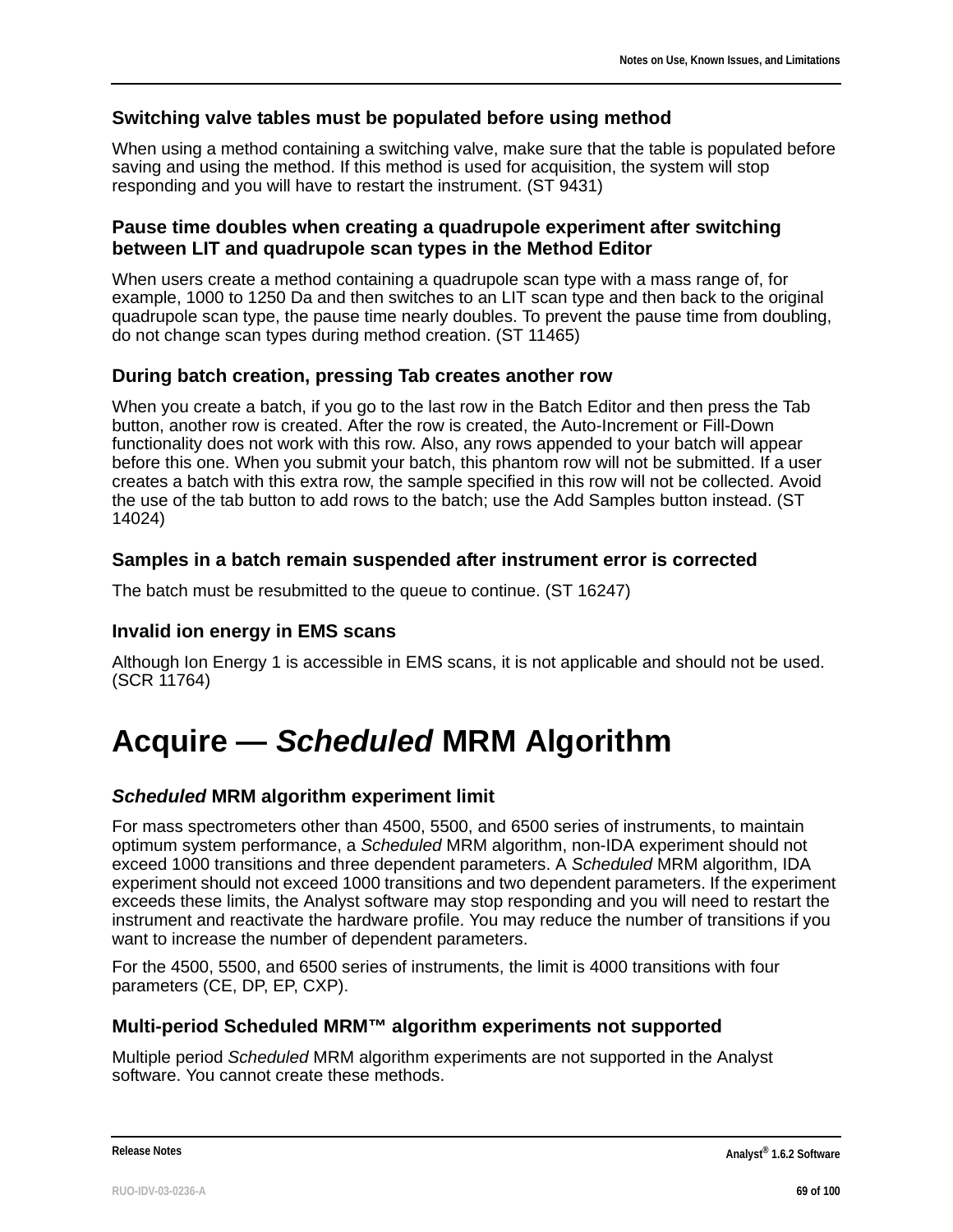### Switching valve tables must be populated before using method

When using a method containing a switching valve, make sure that the table is populated before saving and using the method. If this method is used for acquisition, the system will stop responding and you will have to restart the instrument. (ST 9431)

### Pause time doubles when creating a quadrupole experiment after switching between LIT and quadrupole scan types in the Method Editor

When users create a method containing a quadrupole scan type with a mass range of, for example, 1000 to 1250 Da and then switches to an LIT scan type and then back to the original quadrupole scan type, the pause time nearly doubles. To prevent the pause time from doubling, do not change scan types during method creation. (ST 11465)

### During batch creation, pressing Tab creates another row

When you create a batch, if you go to the last row in the Batch Editor and then press the Tab button, another row is created. After the row is created, the Auto-Increment or Fill-Down functionality does not work with this row. Also, any rows appended to your batch will appear before this one. When you submit your batch, this phantom row will not be submitted. If a user creates a batch with this extra row, the sample specified in this row will not be collected. Avoid the use of the tab button to add rows to the batch; use the Add Samples button instead. (ST 14024)

### Samples in a batch remain suspended after instrument error is corrected

The batch must be resubmitted to the queue to continue. (ST 16247)

### Invalid ion energy in EMS scans

Although Ion Energy 1 is accessible in EMS scans, it is not applicable and should not be used. (SCR 11764)

## Acquire — *Scheduled* MRM Algorithm

### *Scheduled* MRM algorithm experiment limit

For mass spectrometers other than 4500, 5500, and 6500 series of instruments, to maintain optimum system performance, a *Scheduled* MRM algorithm, non-IDA experiment should not exceed 1000 transitions and three dependent parameters. A *Scheduled* MRM algorithm, IDA experiment should not exceed 1000 transitions and two dependent parameters. If the experiment exceeds these limits, the Analyst software may stop responding and you will need to restart the instrument and reactivate the hardware profile. You may reduce the number of transitions if you want to increase the number of dependent parameters.

For the 4500, 5500, and 6500 series of instruments, the limit is 4000 transitions with four parameters (CE, DP, EP, CXP).

### Multi-period Scheduled MRM™ algorithm experiments not supported

Multiple period *Scheduled* MRM algorithm experiments are not supported in the Analyst software. You cannot create these methods.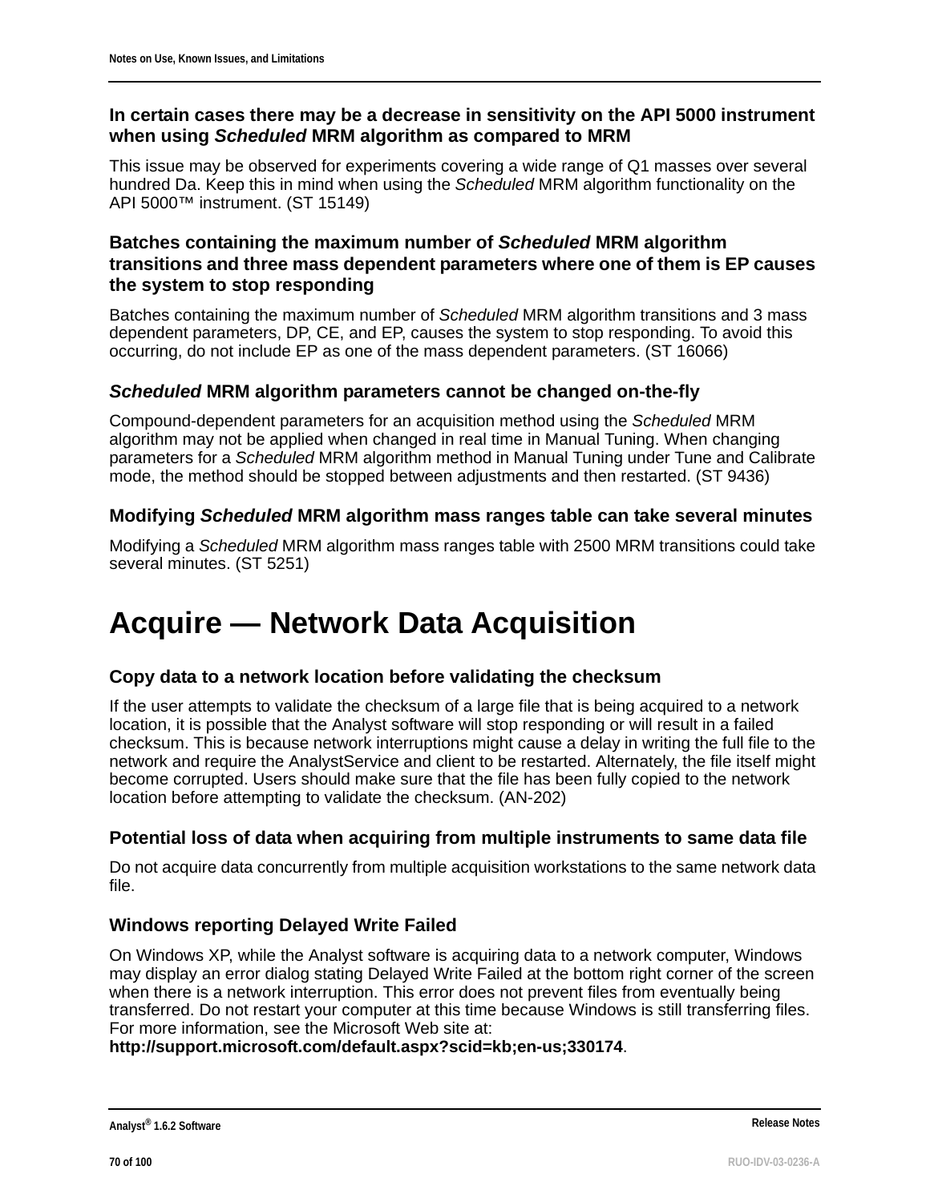### In certain cases there may be a decrease in sensitivity on the API 5000 instrument when using *Scheduled* MRM algorithm as compared to MRM

This issue may be observed for experiments covering a wide range of Q1 masses over several hundred Da. Keep this in mind when using the *Scheduled* MRM algorithm functionality on the API 5000™ instrument. (ST 15149)

### Batches containing the maximum number of *Scheduled* MRM algorithm transitions and three mass dependent parameters where one of them is EP causes the system to stop responding

Batches containing the maximum number of *Scheduled* MRM algorithm transitions and 3 mass dependent parameters, DP, CE, and EP, causes the system to stop responding. To avoid this occurring, do not include EP as one of the mass dependent parameters. (ST 16066)

### *Scheduled* MRM algorithm parameters cannot be changed on-the-fly

Compound-dependent parameters for an acquisition method using the *Scheduled* MRM algorithm may not be applied when changed in real time in Manual Tuning. When changing parameters for a *Scheduled* MRM algorithm method in Manual Tuning under Tune and Calibrate mode, the method should be stopped between adjustments and then restarted. (ST 9436)

### Modifying *Scheduled* MRM algorithm mass ranges table can take several minutes

Modifying a *Scheduled* MRM algorithm mass ranges table with 2500 MRM transitions could take several minutes. (ST 5251)

# Acquire — Network Data Acquisition

### Copy data to a network location before validating the checksum

If the user attempts to validate the checksum of a large file that is being acquired to a network location, it is possible that the Analyst software will stop responding or will result in a failed checksum. This is because network interruptions might cause a delay in writing the full file to the network and require the AnalystService and client to be restarted. Alternately, the file itself might become corrupted. Users should make sure that the file has been fully copied to the network location before attempting to validate the checksum. (AN-202)

### Potential loss of data when acquiring from multiple instruments to same data file

Do not acquire data concurrently from multiple acquisition workstations to the same network data file.

### Windows reporting Delayed Write Failed

On Windows XP, while the Analyst software is acquiring data to a network computer, Windows may display an error dialog stating Delayed Write Failed at the bottom right corner of the screen when there is a network interruption. This error does not prevent files from eventually being transferred. Do not restart your computer at this time because Windows is still transferring files. For more information, see the Microsoft Web site at:
**http://support.microsoft.com/default.aspx?scid=kb;en-us;330174**.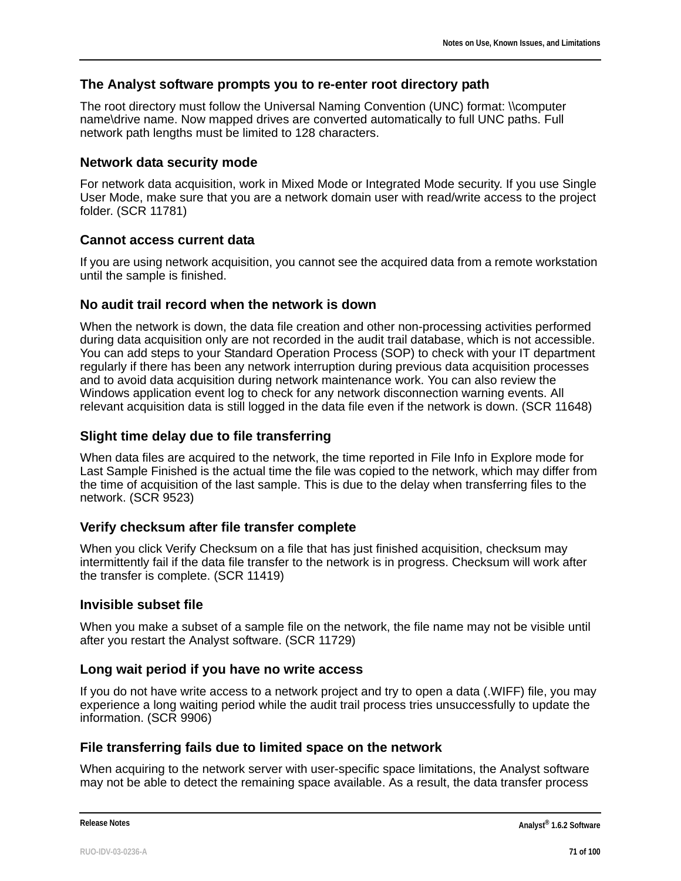### The Analyst software prompts you to re-enter root directory path

The root directory must follow the Universal Naming Convention (UNC) format: \\computer name\drive name. Now mapped drives are converted automatically to full UNC paths. Full network path lengths must be limited to 128 characters.

### Network data security mode

For network data acquisition, work in Mixed Mode or Integrated Mode security. If you use Single User Mode, make sure that you are a network domain user with read/write access to the project folder. (SCR 11781)

### Cannot access current data

If you are using network acquisition, you cannot see the acquired data from a remote workstation until the sample is finished.

### No audit trail record when the network is down

When the network is down, the data file creation and other non-processing activities performed during data acquisition only are not recorded in the audit trail database, which is not accessible. You can add steps to your Standard Operation Process (SOP) to check with your IT department regularly if there has been any network interruption during previous data acquisition processes and to avoid data acquisition during network maintenance work. You can also review the Windows application event log to check for any network disconnection warning events. All relevant acquisition data is still logged in the data file even if the network is down. (SCR 11648)

### Slight time delay due to file transferring

When data files are acquired to the network, the time reported in File Info in Explore mode for Last Sample Finished is the actual time the file was copied to the network, which may differ from the time of acquisition of the last sample. This is due to the delay when transferring files to the network. (SCR 9523)

### Verify checksum after file transfer complete

When you click Verify Checksum on a file that has just finished acquisition, checksum may intermittently fail if the data file transfer to the network is in progress. Checksum will work after the transfer is complete. (SCR 11419)

### Invisible subset file

When you make a subset of a sample file on the network, the file name may not be visible until after you restart the Analyst software. (SCR 11729)

### Long wait period if you have no write access

If you do not have write access to a network project and try to open a data (.WIFF) file, you may experience a long waiting period while the audit trail process tries unsuccessfully to update the information. (SCR 9906)

### File transferring fails due to limited space on the network

When acquiring to the network server with user-specific space limitations, the Analyst software may not be able to detect the remaining space available. As a result, the data transfer process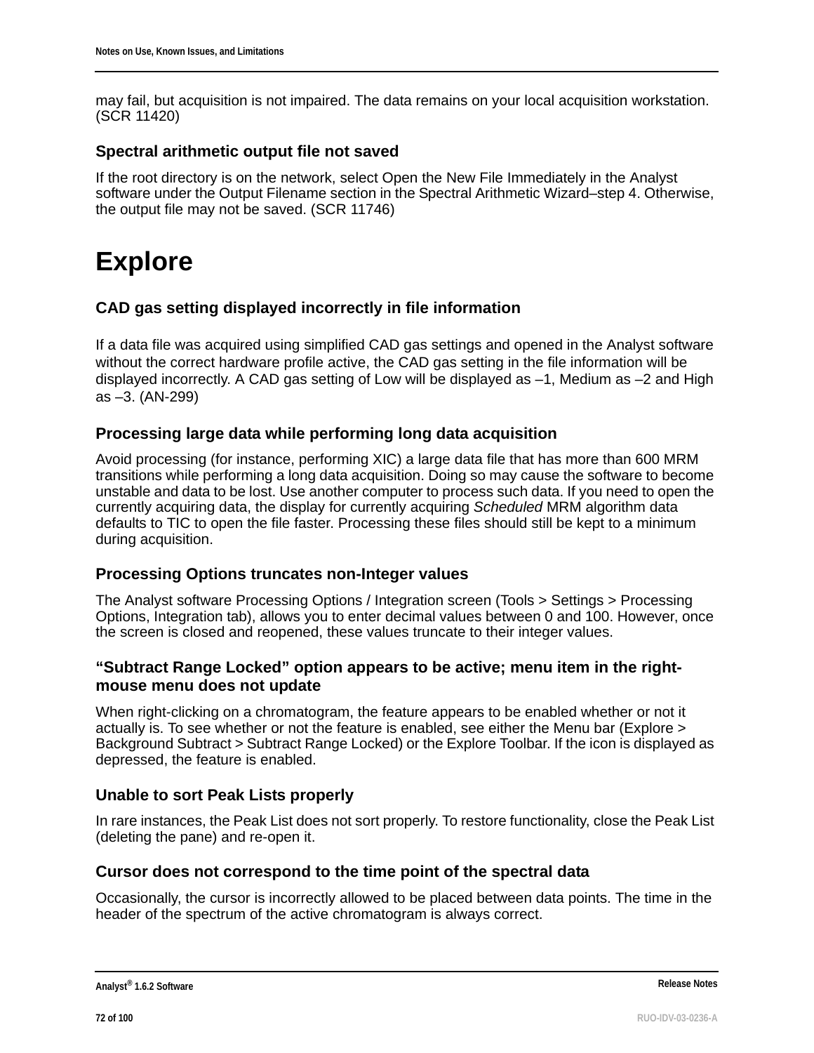may fail, but acquisition is not impaired. The data remains on your local acquisition workstation. (SCR 11420)

### Spectral arithmetic output file not saved

If the root directory is on the network, select Open the New File Immediately in the Analyst software under the Output Filename section in the Spectral Arithmetic Wizard–step 4. Otherwise, the output file may not be saved. (SCR 11746)

## Explore

### CAD gas setting displayed incorrectly in file information

If a data file was acquired using simplified CAD gas settings and opened in the Analyst software without the correct hardware profile active, the CAD gas setting in the file information will be displayed incorrectly. A CAD gas setting of Low will be displayed as –1, Medium as –2 and High as –3. (AN-299)

### Processing large data while performing long data acquisition

Avoid processing (for instance, performing XIC) a large data file that has more than 600 MRM transitions while performing a long data acquisition. Doing so may cause the software to become unstable and data to be lost. Use another computer to process such data. If you need to open the currently acquiring data, the display for currently acquiring *Scheduled* MRM algorithm data defaults to TIC to open the file faster. Processing these files should still be kept to a minimum during acquisition.

### Processing Options truncates non-Integer values

The Analyst software Processing Options / Integration screen (Tools > Settings > Processing Options, Integration tab), allows you to enter decimal values between 0 and 100. However, once the screen is closed and reopened, these values truncate to their integer values.

### “Subtract Range Locked” option appears to be active; menu item in the right-mouse menu does not update

When right-clicking on a chromatogram, the feature appears to be enabled whether or not it actually is. To see whether or not the feature is enabled, see either the Menu bar (Explore > Background Subtract > Subtract Range Locked) or the Explore Toolbar. If the icon is displayed as depressed, the feature is enabled.

### Unable to sort Peak Lists properly

In rare instances, the Peak List does not sort properly. To restore functionality, close the Peak List (deleting the pane) and re-open it.

### Cursor does not correspond to the time point of the spectral data

Occasionally, the cursor is incorrectly allowed to be placed between data points. The time in the header of the spectrum of the active chromatogram is always correct.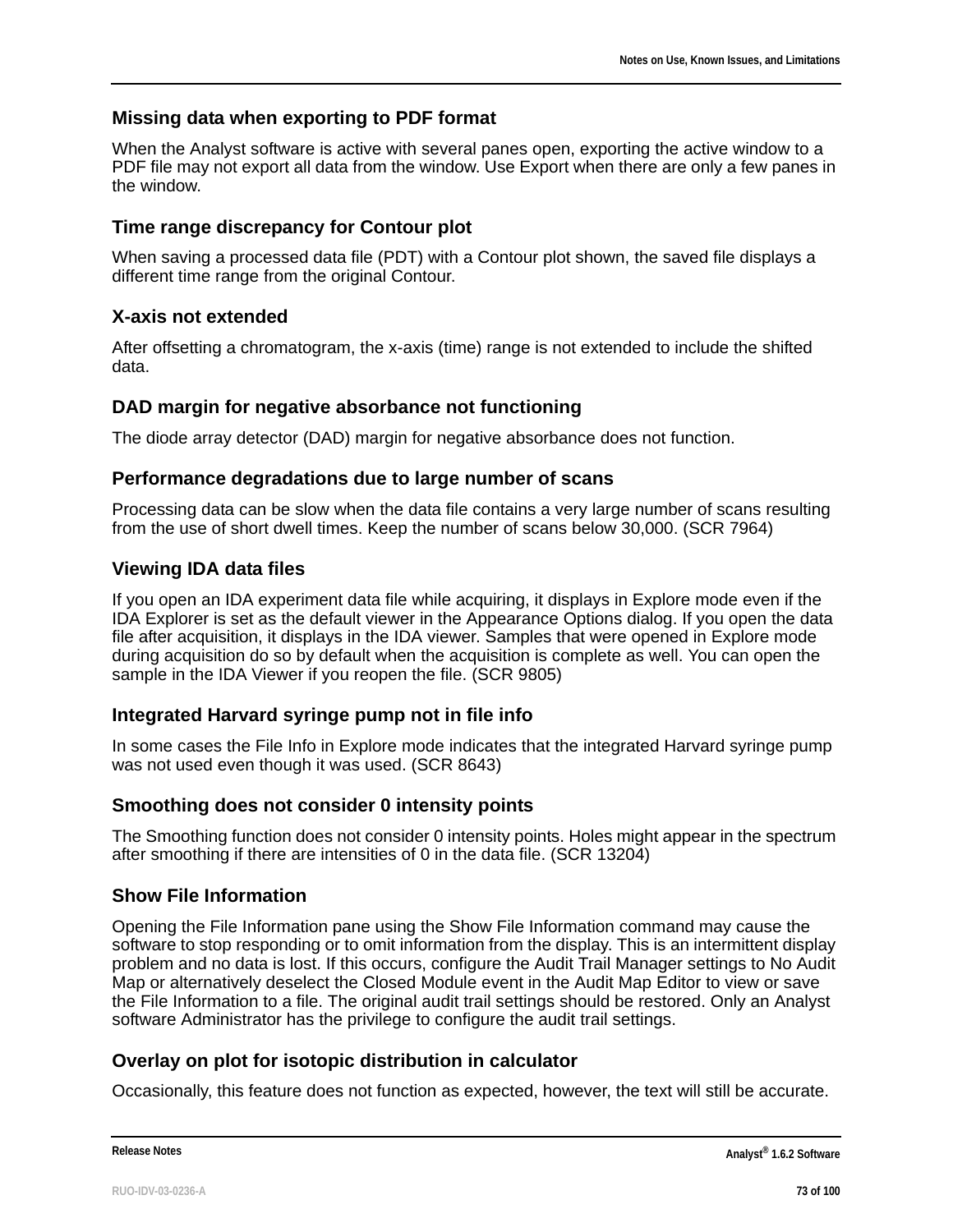### Missing data when exporting to PDF format

When the Analyst software is active with several panes open, exporting the active window to a PDF file may not export all data from the window. Use Export when there are only a few panes in the window.

### Time range discrepancy for Contour plot

When saving a processed data file (PDT) with a Contour plot shown, the saved file displays a different time range from the original Contour.

### X-axis not extended

After offsetting a chromatogram, the x-axis (time) range is not extended to include the shifted data.

### DAD margin for negative absorbance not functioning

The diode array detector (DAD) margin for negative absorbance does not function.

### Performance degradations due to large number of scans

Processing data can be slow when the data file contains a very large number of scans resulting from the use of short dwell times. Keep the number of scans below 30,000. (SCR 7964)

### Viewing IDA data files

If you open an IDA experiment data file while acquiring, it displays in Explore mode even if the IDA Explorer is set as the default viewer in the Appearance Options dialog. If you open the data file after acquisition, it displays in the IDA viewer. Samples that were opened in Explore mode during acquisition do so by default when the acquisition is complete as well. You can open the sample in the IDA Viewer if you reopen the file. (SCR 9805)

### Integrated Harvard syringe pump not in file info

In some cases the File Info in Explore mode indicates that the integrated Harvard syringe pump was not used even though it was used. (SCR 8643)

### Smoothing does not consider 0 intensity points

The Smoothing function does not consider 0 intensity points. Holes might appear in the spectrum after smoothing if there are intensities of 0 in the data file. (SCR 13204)

### Show File Information

Opening the File Information pane using the Show File Information command may cause the software to stop responding or to omit information from the display. This is an intermittent display problem and no data is lost. If this occurs, configure the Audit Trail Manager settings to No Audit Map or alternatively deselect the Closed Module event in the Audit Map Editor to view or save the File Information to a file. The original audit trail settings should be restored. Only an Analyst software Administrator has the privilege to configure the audit trail settings.

### Overlay on plot for isotopic distribution in calculator

Occasionally, this feature does not function as expected, however, the text will still be accurate.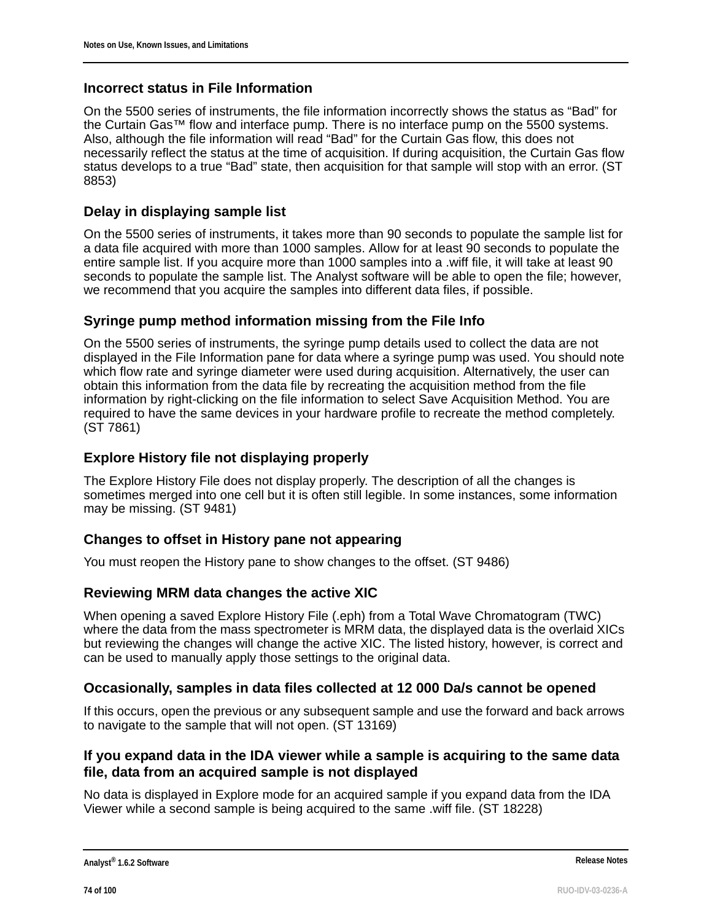### Incorrect status in File Information

On the 5500 series of instruments, the file information incorrectly shows the status as "Bad" for the Curtain Gas™ flow and interface pump. There is no interface pump on the 5500 systems. Also, although the file information will read "Bad" for the Curtain Gas flow, this does not necessarily reflect the status at the time of acquisition. If during acquisition, the Curtain Gas flow status develops to a true "Bad" state, then acquisition for that sample will stop with an error. (ST 8853)

### Delay in displaying sample list

On the 5500 series of instruments, it takes more than 90 seconds to populate the sample list for a data file acquired with more than 1000 samples. Allow for at least 90 seconds to populate the entire sample list. If you acquire more than 1000 samples into a .wiff file, it will take at least 90 seconds to populate the sample list. The Analyst software will be able to open the file; however, we recommend that you acquire the samples into different data files, if possible.

### Syringe pump method information missing from the File Info

On the 5500 series of instruments, the syringe pump details used to collect the data are not displayed in the File Information pane for data where a syringe pump was used. You should note which flow rate and syringe diameter were used during acquisition. Alternatively, the user can obtain this information from the data file by recreating the acquisition method from the file information by right-clicking on the file information to select Save Acquisition Method. You are required to have the same devices in your hardware profile to recreate the method completely. (ST 7861)

### Explore History file not displaying properly

The Explore History File does not display properly. The description of all the changes is sometimes merged into one cell but it is often still legible. In some instances, some information may be missing. (ST 9481)

### Changes to offset in History pane not appearing

You must reopen the History pane to show changes to the offset. (ST 9486)

### Reviewing MRM data changes the active XIC

When opening a saved Explore History File (.eph) from a Total Wave Chromatogram (TWC) where the data from the mass spectrometer is MRM data, the displayed data is the overlaid XICs but reviewing the changes will change the active XIC. The listed history, however, is correct and can be used to manually apply those settings to the original data.

### Occasionally, samples in data files collected at 12 000 Da/s cannot be opened

If this occurs, open the previous or any subsequent sample and use the forward and back arrows to navigate to the sample that will not open. (ST 13169)

### If you expand data in the IDA viewer while a sample is acquiring to the same data file, data from an acquired sample is not displayed

No data is displayed in Explore mode for an acquired sample if you expand data from the IDA Viewer while a second sample is being acquired to the same .wiff file. (ST 18228)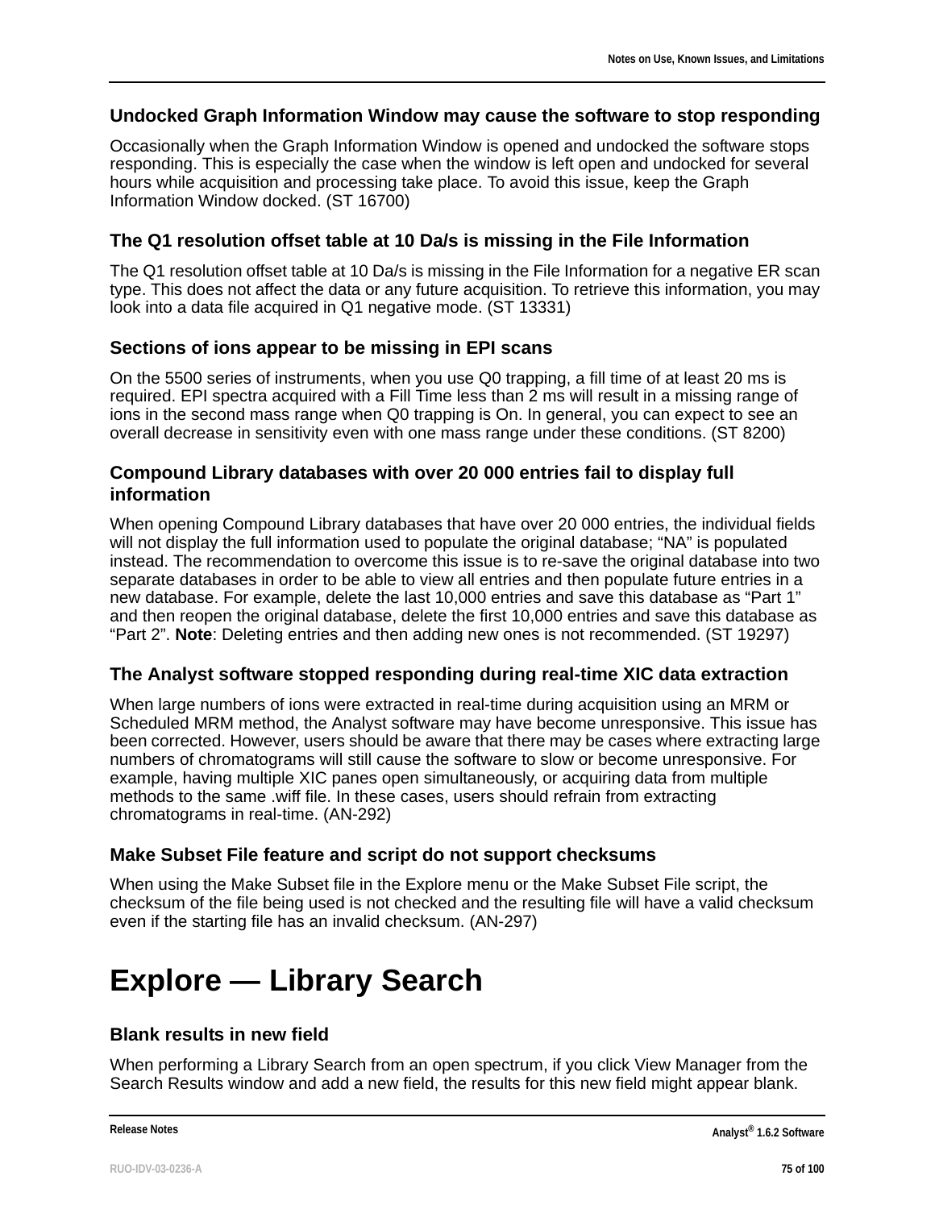### Undocked Graph Information Window may cause the software to stop responding

Occasionally when the Graph Information Window is opened and undocked the software stops responding. This is especially the case when the window is left open and undocked for several hours while acquisition and processing take place. To avoid this issue, keep the Graph Information Window docked. (ST 16700)

### The Q1 resolution offset table at 10 Da/s is missing in the File Information

The Q1 resolution offset table at 10 Da/s is missing in the File Information for a negative ER scan type. This does not affect the data or any future acquisition. To retrieve this information, you may look into a data file acquired in Q1 negative mode. (ST 13331)

### Sections of ions appear to be missing in EPI scans

On the 5500 series of instruments, when you use Q0 trapping, a fill time of at least 20 ms is required. EPI spectra acquired with a Fill Time less than 2 ms will result in a missing range of ions in the second mass range when Q0 trapping is On. In general, you can expect to see an overall decrease in sensitivity even with one mass range under these conditions. (ST 8200)

### Compound Library databases with over 20 000 entries fail to display full information

When opening Compound Library databases that have over 20 000 entries, the individual fields will not display the full information used to populate the original database; “NA” is populated instead. The recommendation to overcome this issue is to re-save the original database into two separate databases in order to be able to view all entries and then populate future entries in a new database. For example, delete the last 10,000 entries and save this database as “Part 1” and then reopen the original database, delete the first 10,000 entries and save this database as “Part 2”. **Note**: Deleting entries and then adding new ones is not recommended. (ST 19297)

### The Analyst software stopped responding during real-time XIC data extraction

When large numbers of ions were extracted in real-time during acquisition using an MRM or Scheduled MRM method, the Analyst software may have become unresponsive. This issue has been corrected. However, users should be aware that there may be cases where extracting large numbers of chromatograms will still cause the software to slow or become unresponsive. For example, having multiple XIC panes open simultaneously, or acquiring data from multiple methods to the same .wiff file. In these cases, users should refrain from extracting chromatograms in real-time. (AN-292)

### Make Subset File feature and script do not support checksums

When using the Make Subset file in the Explore menu or the Make Subset File script, the checksum of the file being used is not checked and the resulting file will have a valid checksum even if the starting file has an invalid checksum. (AN-297)

## Explore — Library Search

### Blank results in new field

When performing a Library Search from an open spectrum, if you click View Manager from the Search Results window and add a new field, the results for this new field might appear blank.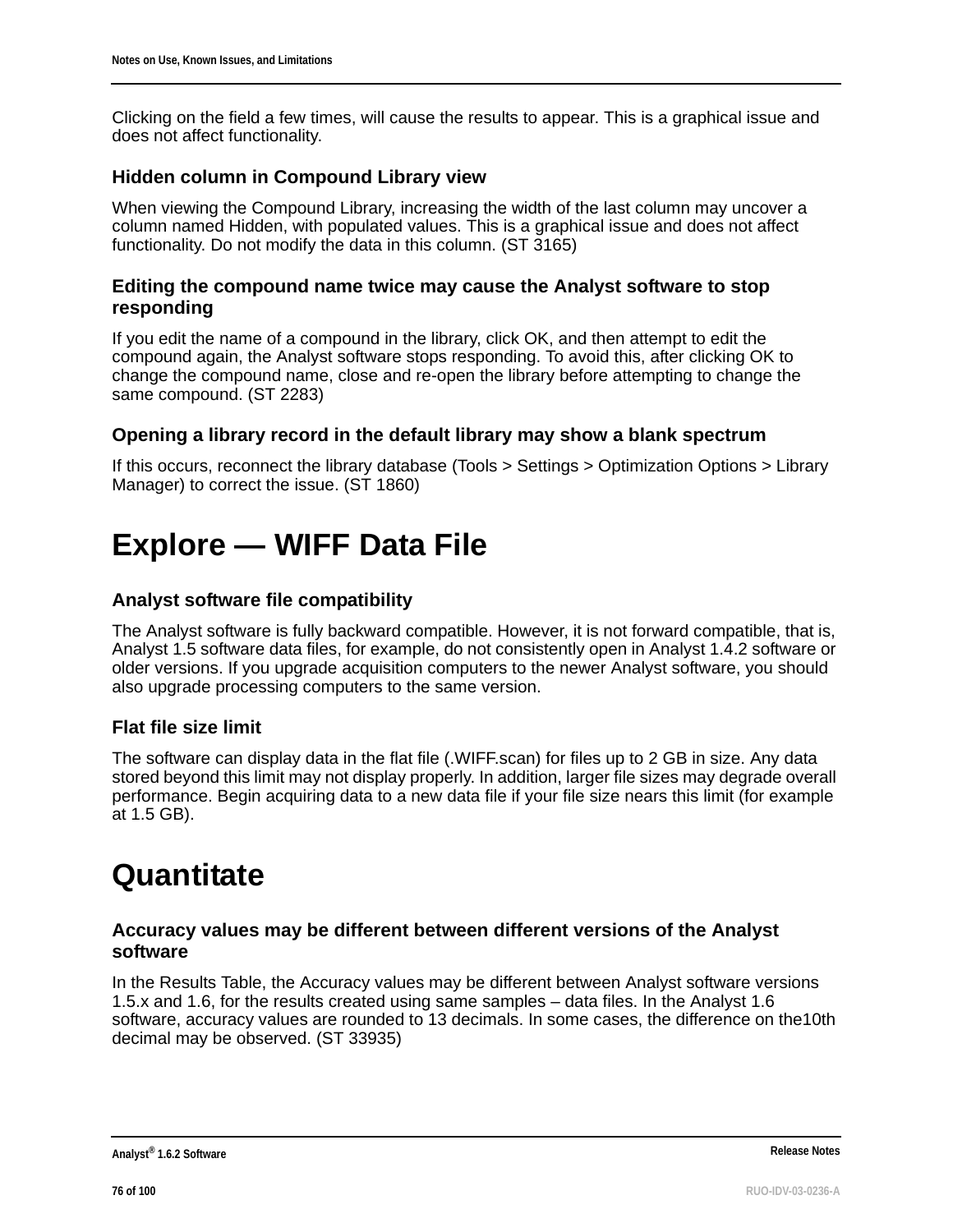Clicking on the field a few times, will cause the results to appear. This is a graphical issue and does not affect functionality.

### Hidden column in Compound Library view

When viewing the Compound Library, increasing the width of the last column may uncover a column named Hidden, with populated values. This is a graphical issue and does not affect functionality. Do not modify the data in this column. (ST 3165)

### Editing the compound name twice may cause the Analyst software to stop responding

If you edit the name of a compound in the library, click OK, and then attempt to edit the compound again, the Analyst software stops responding. To avoid this, after clicking OK to change the compound name, close and re-open the library before attempting to change the same compound. (ST 2283)

### Opening a library record in the default library may show a blank spectrum

If this occurs, reconnect the library database (Tools > Settings > Optimization Options > Library Manager) to correct the issue. (ST 1860)

# Explore — WIFF Data File

### Analyst software file compatibility

The Analyst software is fully backward compatible. However, it is not forward compatible, that is, Analyst 1.5 software data files, for example, do not consistently open in Analyst 1.4.2 software or older versions. If you upgrade acquisition computers to the newer Analyst software, you should also upgrade processing computers to the same version.

### Flat file size limit

The software can display data in the flat file (.WIFF.scan) for files up to 2 GB in size. Any data stored beyond this limit may not display properly. In addition, larger file sizes may degrade overall performance. Begin acquiring data to a new data file if your file size nears this limit (for example at 1.5 GB).

# Quantitate

### Accuracy values may be different between different versions of the Analyst software

In the Results Table, the Accuracy values may be different between Analyst software versions 1.5.x and 1.6, for the results created using same samples – data files. In the Analyst 1.6 software, accuracy values are rounded to 13 decimals. In some cases, the difference on the10th decimal may be observed. (ST 33935)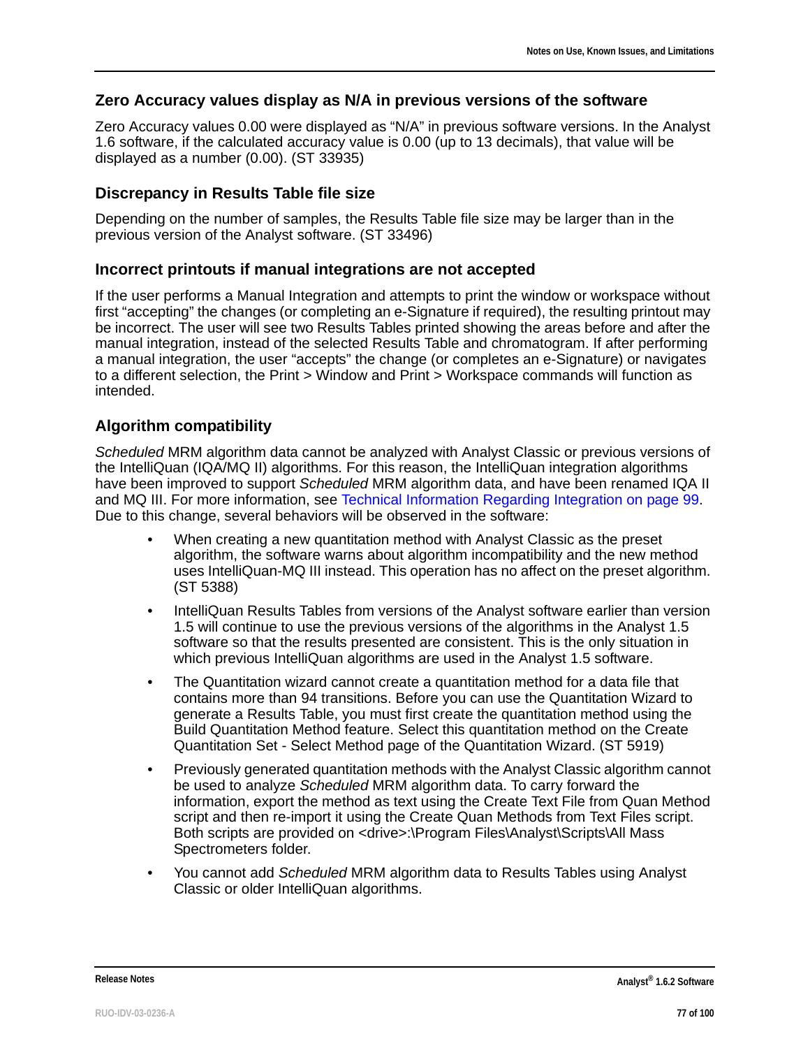### Zero Accuracy values display as N/A in previous versions of the software

Zero Accuracy values 0.00 were displayed as "N/A" in previous software versions. In the Analyst 1.6 software, if the calculated accuracy value is 0.00 (up to 13 decimals), that value will be displayed as a number (0.00). (ST 33935)

### Discrepancy in Results Table file size

Depending on the number of samples, the Results Table file size may be larger than in the previous version of the Analyst software. (ST 33496)

### Incorrect printouts if manual integrations are not accepted

If the user performs a Manual Integration and attempts to print the window or workspace without first "accepting" the changes (or completing an e-Signature if required), the resulting printout may be incorrect. The user will see two Results Tables printed showing the areas before and after the manual integration, instead of the selected Results Table and chromatogram. If after performing a manual integration, the user "accepts" the change (or completes an e-Signature) or navigates to a different selection, the Print > Window and Print > Workspace commands will function as intended.

### Algorithm compatibility

*Scheduled* MRM algorithm data cannot be analyzed with Analyst Classic or previous versions of the IntelliQuan (IQA/MQ II) algorithms. For this reason, the IntelliQuan integration algorithms have been improved to support *Scheduled* MRM algorithm data, and have been renamed IQA II and MQ III. For more information, see Technical Information Regarding Integration on page 99. Due to this change, several behaviors will be observed in the software:

- When creating a new quantitation method with Analyst Classic as the preset algorithm, the software warns about algorithm incompatibility and the new method uses IntelliQuan-MQ III instead. This operation has no affect on the preset algorithm. (ST 5388)
- IntelliQuan Results Tables from versions of the Analyst software earlier than version 1.5 will continue to use the previous versions of the algorithms in the Analyst 1.5 software so that the results presented are consistent. This is the only situation in which previous IntelliQuan algorithms are used in the Analyst 1.5 software.
- The Quantitation wizard cannot create a quantitation method for a data file that contains more than 94 transitions. Before you can use the Quantitation Wizard to generate a Results Table, you must first create the quantitation method using the Build Quantitation Method feature. Select this quantitation method on the Create Quantitation Set - Select Method page of the Quantitation Wizard. (ST 5919)
- Previously generated quantitation methods with the Analyst Classic algorithm cannot be used to analyze *Scheduled* MRM algorithm data. To carry forward the information, export the method as text using the Create Text File from Quan Method script and then re-import it using the Create Quan Methods from Text Files script. Both scripts are provided on <drive>:\Program Files\Analyst\Scripts\All Mass Spectrometers folder.
- You cannot add *Scheduled* MRM algorithm data to Results Tables using Analyst Classic or older IntelliQuan algorithms.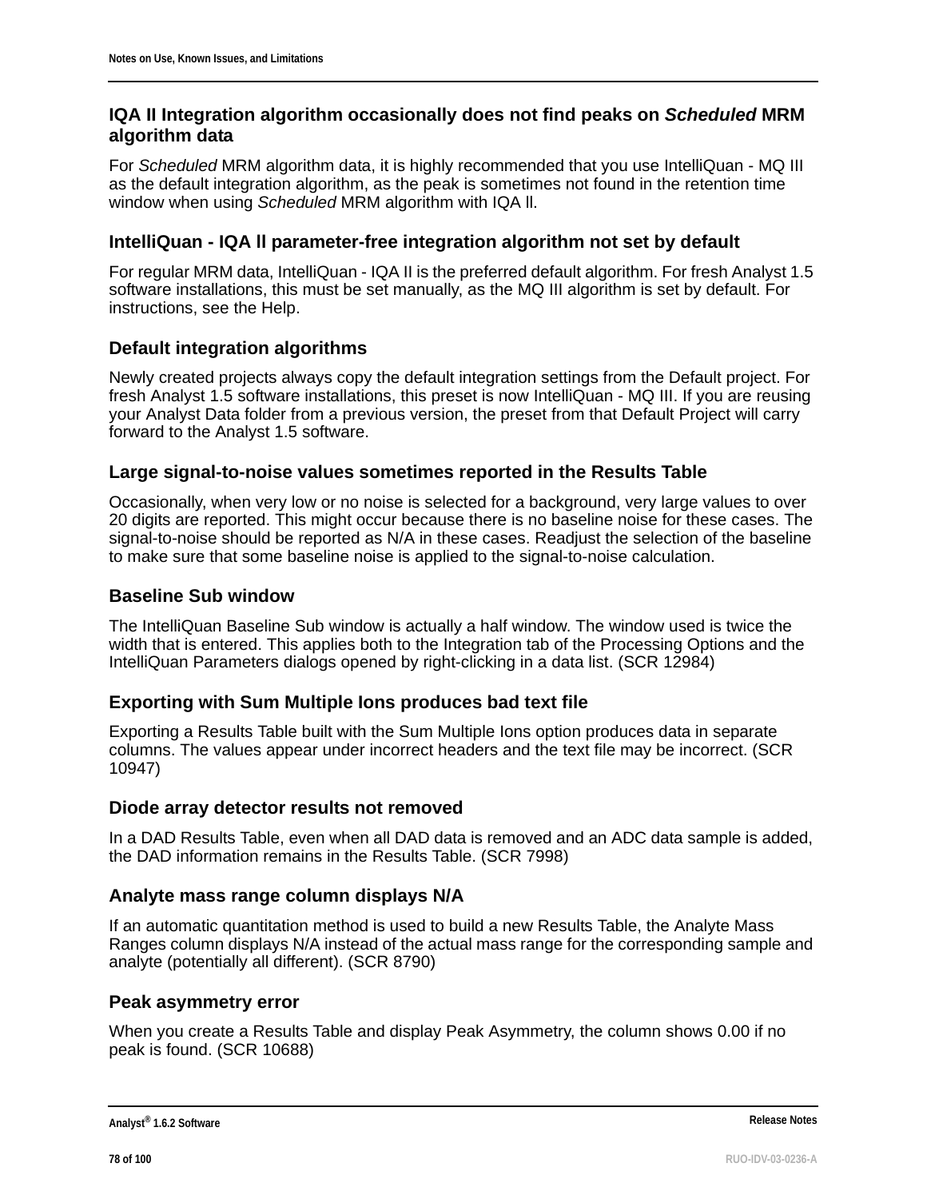### IQA II Integration algorithm occasionally does not find peaks on *Scheduled* MRM algorithm data

For *Scheduled* MRM algorithm data, it is highly recommended that you use IntelliQuan - MQ III as the default integration algorithm, as the peak is sometimes not found in the retention time window when using *Scheduled* MRM algorithm with IQA ll.

### IntelliQuan - IQA ll parameter-free integration algorithm not set by default

For regular MRM data, IntelliQuan - IQA II is the preferred default algorithm. For fresh Analyst 1.5 software installations, this must be set manually, as the MQ III algorithm is set by default. For instructions, see the Help.

### Default integration algorithms

Newly created projects always copy the default integration settings from the Default project. For fresh Analyst 1.5 software installations, this preset is now IntelliQuan - MQ III. If you are reusing your Analyst Data folder from a previous version, the preset from that Default Project will carry forward to the Analyst 1.5 software.

### Large signal-to-noise values sometimes reported in the Results Table

Occasionally, when very low or no noise is selected for a background, very large values to over 20 digits are reported. This might occur because there is no baseline noise for these cases. The signal-to-noise should be reported as N/A in these cases. Readjust the selection of the baseline to make sure that some baseline noise is applied to the signal-to-noise calculation.

### Baseline Sub window

The IntelliQuan Baseline Sub window is actually a half window. The window used is twice the width that is entered. This applies both to the Integration tab of the Processing Options and the IntelliQuan Parameters dialogs opened by right-clicking in a data list. (SCR 12984)

### Exporting with Sum Multiple Ions produces bad text file

Exporting a Results Table built with the Sum Multiple Ions option produces data in separate columns. The values appear under incorrect headers and the text file may be incorrect. (SCR 10947)

### Diode array detector results not removed

In a DAD Results Table, even when all DAD data is removed and an ADC data sample is added, the DAD information remains in the Results Table. (SCR 7998)

### Analyte mass range column displays N/A

If an automatic quantitation method is used to build a new Results Table, the Analyte Mass Ranges column displays N/A instead of the actual mass range for the corresponding sample and analyte (potentially all different). (SCR 8790)

### Peak asymmetry error

When you create a Results Table and display Peak Asymmetry, the column shows 0.00 if no peak is found. (SCR 10688)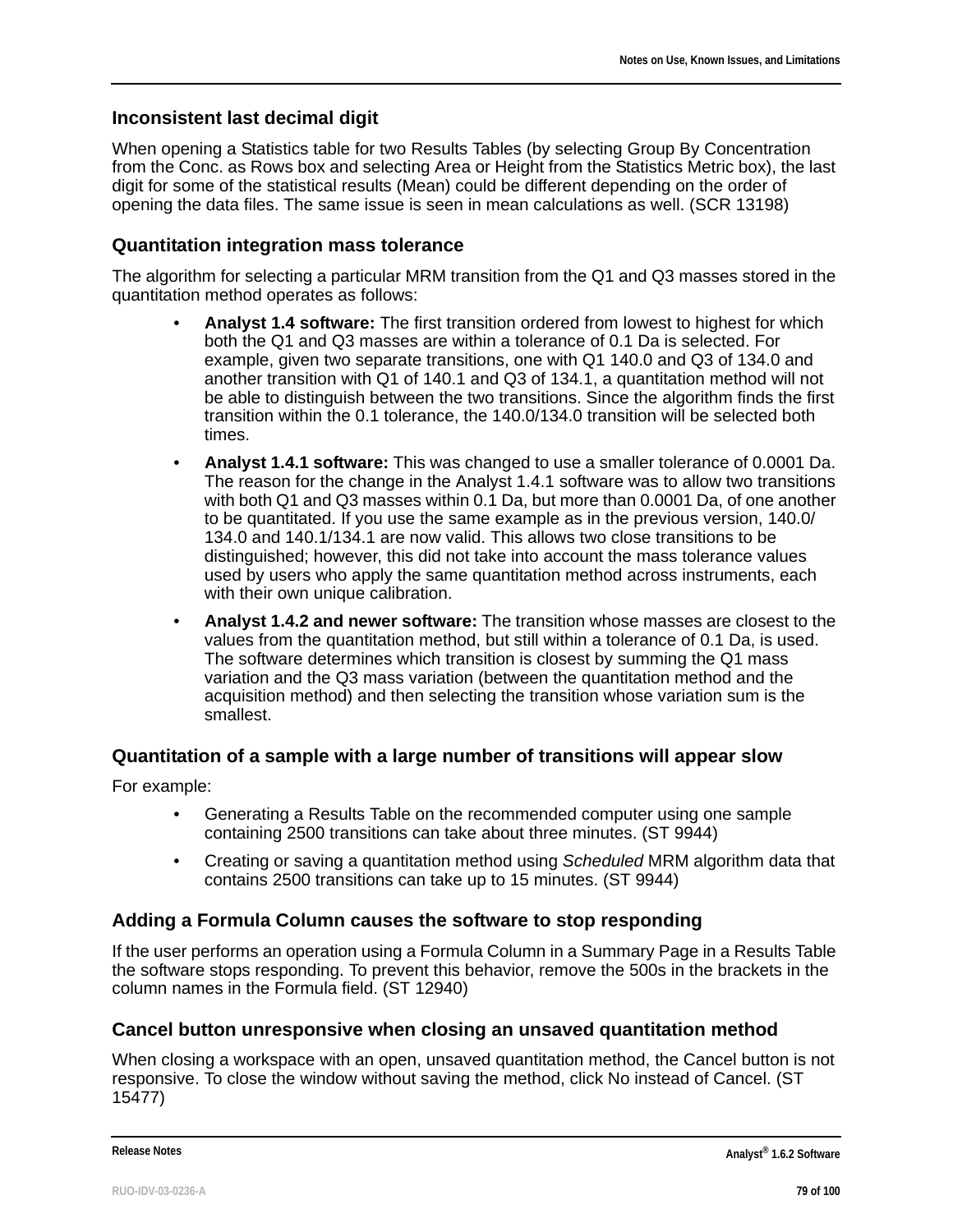### Inconsistent last decimal digit

When opening a Statistics table for two Results Tables (by selecting Group By Concentration from the Conc. as Rows box and selecting Area or Height from the Statistics Metric box), the last digit for some of the statistical results (Mean) could be different depending on the order of opening the data files. The same issue is seen in mean calculations as well. (SCR 13198)

### Quantitation integration mass tolerance

The algorithm for selecting a particular MRM transition from the Q1 and Q3 masses stored in the quantitation method operates as follows:

- **Analyst 1.4 software:** The first transition ordered from lowest to highest for which both the Q1 and Q3 masses are within a tolerance of 0.1 Da is selected. For example, given two separate transitions, one with Q1 140.0 and Q3 of 134.0 and another transition with Q1 of 140.1 and Q3 of 134.1, a quantitation method will not be able to distinguish between the two transitions. Since the algorithm finds the first transition within the 0.1 tolerance, the 140.0/134.0 transition will be selected both times.
- **Analyst 1.4.1 software:** This was changed to use a smaller tolerance of 0.0001 Da. The reason for the change in the Analyst 1.4.1 software was to allow two transitions with both Q1 and Q3 masses within 0.1 Da, but more than 0.0001 Da, of one another to be quantitated. If you use the same example as in the previous version, 140.0/134.0 and 140.1/134.1 are now valid. This allows two close transitions to be distinguished; however, this did not take into account the mass tolerance values used by users who apply the same quantitation method across instruments, each with their own unique calibration.
- **Analyst 1.4.2 and newer software:** The transition whose masses are closest to the values from the quantitation method, but still within a tolerance of 0.1 Da, is used. The software determines which transition is closest by summing the Q1 mass variation and the Q3 mass variation (between the quantitation method and the acquisition method) and then selecting the transition whose variation sum is the smallest.

### Quantitation of a sample with a large number of transitions will appear slow

For example:

- Generating a Results Table on the recommended computer using one sample containing 2500 transitions can take about three minutes. (ST 9944)
- Creating or saving a quantitation method using *Scheduled* MRM algorithm data that contains 2500 transitions can take up to 15 minutes. (ST 9944)

### Adding a Formula Column causes the software to stop responding

If the user performs an operation using a Formula Column in a Summary Page in a Results Table the software stops responding. To prevent this behavior, remove the 500s in the brackets in the column names in the Formula field. (ST 12940)

### Cancel button unresponsive when closing an unsaved quantitation method

When closing a workspace with an open, unsaved quantitation method, the Cancel button is not responsive. To close the window without saving the method, click No instead of Cancel. (ST 15477)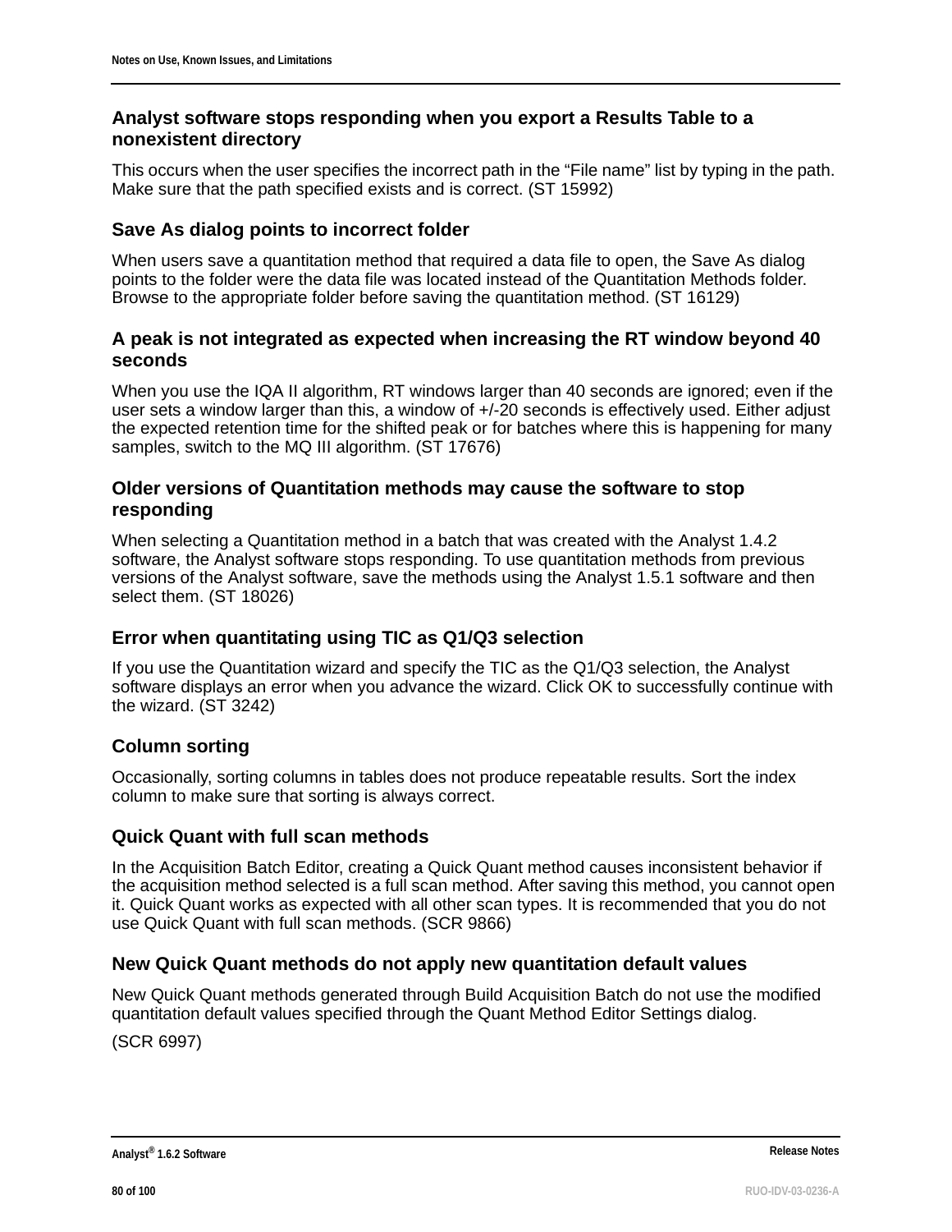### Analyst software stops responding when you export a Results Table to a nonexistent directory

This occurs when the user specifies the incorrect path in the “File name” list by typing in the path. Make sure that the path specified exists and is correct. (ST 15992)

### Save As dialog points to incorrect folder

When users save a quantitation method that required a data file to open, the Save As dialog points to the folder were the data file was located instead of the Quantitation Methods folder. Browse to the appropriate folder before saving the quantitation method. (ST 16129)

### A peak is not integrated as expected when increasing the RT window beyond 40 seconds

When you use the IQA II algorithm, RT windows larger than 40 seconds are ignored; even if the user sets a window larger than this, a window of +/-20 seconds is effectively used. Either adjust the expected retention time for the shifted peak or for batches where this is happening for many samples, switch to the MQ III algorithm. (ST 17676)

### Older versions of Quantitation methods may cause the software to stop responding

When selecting a Quantitation method in a batch that was created with the Analyst 1.4.2 software, the Analyst software stops responding. To use quantitation methods from previous versions of the Analyst software, save the methods using the Analyst 1.5.1 software and then select them. (ST 18026)

### Error when quantitating using TIC as Q1/Q3 selection

If you use the Quantitation wizard and specify the TIC as the Q1/Q3 selection, the Analyst software displays an error when you advance the wizard. Click OK to successfully continue with the wizard. (ST 3242)

### Column sorting

Occasionally, sorting columns in tables does not produce repeatable results. Sort the index column to make sure that sorting is always correct.

### Quick Quant with full scan methods

In the Acquisition Batch Editor, creating a Quick Quant method causes inconsistent behavior if the acquisition method selected is a full scan method. After saving this method, you cannot open it. Quick Quant works as expected with all other scan types. It is recommended that you do not use Quick Quant with full scan methods. (SCR 9866)

### New Quick Quant methods do not apply new quantitation default values

New Quick Quant methods generated through Build Acquisition Batch do not use the modified quantitation default values specified through the Quant Method Editor Settings dialog.

(SCR 6997)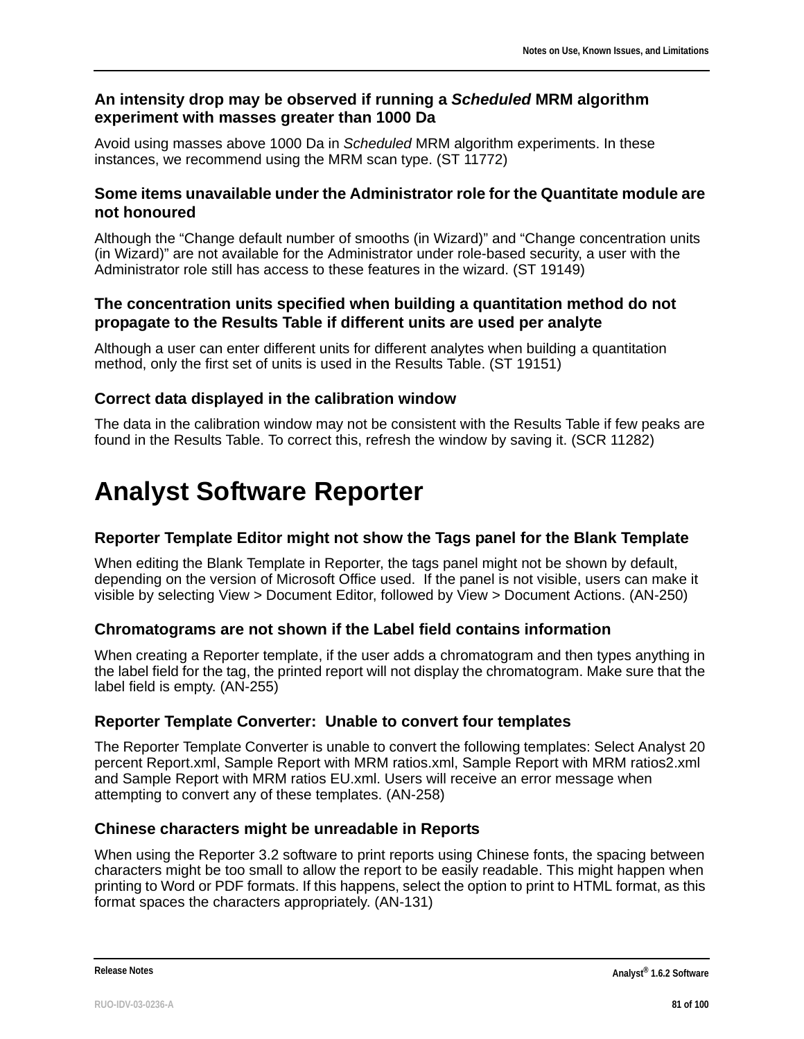### An intensity drop may be observed if running a *Scheduled* MRM algorithm experiment with masses greater than 1000 Da

Avoid using masses above 1000 Da in *Scheduled* MRM algorithm experiments. In these instances, we recommend using the MRM scan type. (ST 11772)

### Some items unavailable under the Administrator role for the Quantitate module are not honoured

Although the “Change default number of smooths (in Wizard)” and “Change concentration units (in Wizard)” are not available for the Administrator under role-based security, a user with the Administrator role still has access to these features in the wizard. (ST 19149)

### The concentration units specified when building a quantitation method do not propagate to the Results Table if different units are used per analyte

Although a user can enter different units for different analytes when building a quantitation method, only the first set of units is used in the Results Table. (ST 19151)

### Correct data displayed in the calibration window

The data in the calibration window may not be consistent with the Results Table if few peaks are found in the Results Table. To correct this, refresh the window by saving it. (SCR 11282)

# Analyst Software Reporter

### Reporter Template Editor might not show the Tags panel for the Blank Template

When editing the Blank Template in Reporter, the tags panel might not be shown by default, depending on the version of Microsoft Office used. If the panel is not visible, users can make it visible by selecting View > Document Editor, followed by View > Document Actions. (AN-250)

### Chromatograms are not shown if the Label field contains information

When creating a Reporter template, if the user adds a chromatogram and then types anything in the label field for the tag, the printed report will not display the chromatogram. Make sure that the label field is empty. (AN-255)

### Reporter Template Converter: Unable to convert four templates

The Reporter Template Converter is unable to convert the following templates: Select Analyst 20 percent Report.xml, Sample Report with MRM ratios.xml, Sample Report with MRM ratios2.xml and Sample Report with MRM ratios EU.xml. Users will receive an error message when attempting to convert any of these templates. (AN-258)

### Chinese characters might be unreadable in Reports

When using the Reporter 3.2 software to print reports using Chinese fonts, the spacing between characters might be too small to allow the report to be easily readable. This might happen when printing to Word or PDF formats. If this happens, select the option to print to HTML format, as this format spaces the characters appropriately. (AN-131)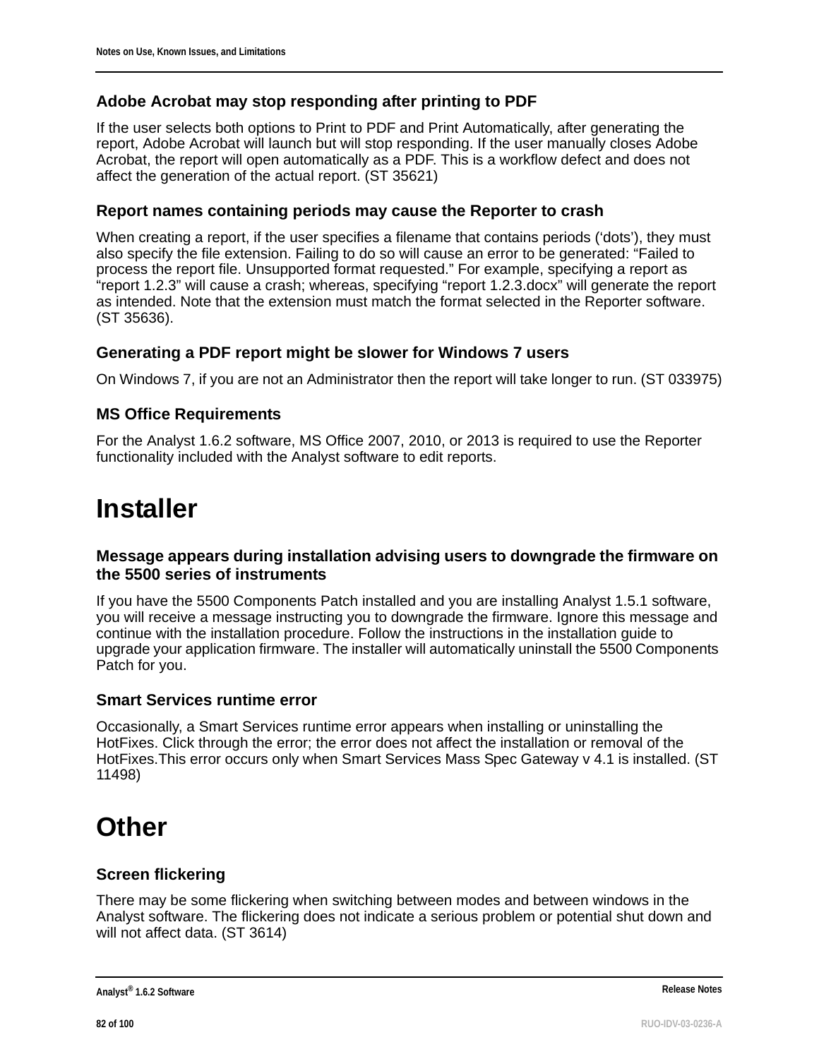### Adobe Acrobat may stop responding after printing to PDF

If the user selects both options to Print to PDF and Print Automatically, after generating the report, Adobe Acrobat will launch but will stop responding. If the user manually closes Adobe Acrobat, the report will open automatically as a PDF. This is a workflow defect and does not affect the generation of the actual report. (ST 35621)

### Report names containing periods may cause the Reporter to crash

When creating a report, if the user specifies a filename that contains periods (‘dots’), they must also specify the file extension. Failing to do so will cause an error to be generated: “Failed to process the report file. Unsupported format requested.” For example, specifying a report as “report 1.2.3” will cause a crash; whereas, specifying “report 1.2.3.docx” will generate the report as intended. Note that the extension must match the format selected in the Reporter software. (ST 35636).

### Generating a PDF report might be slower for Windows 7 users

On Windows 7, if you are not an Administrator then the report will take longer to run. (ST 033975)

### MS Office Requirements

For the Analyst 1.6.2 software, MS Office 2007, 2010, or 2013 is required to use the Reporter functionality included with the Analyst software to edit reports.

# Installer

### Message appears during installation advising users to downgrade the firmware on the 5500 series of instruments

If you have the 5500 Components Patch installed and you are installing Analyst 1.5.1 software, you will receive a message instructing you to downgrade the firmware. Ignore this message and continue with the installation procedure. Follow the instructions in the installation guide to upgrade your application firmware. The installer will automatically uninstall the 5500 Components Patch for you.

### Smart Services runtime error

Occasionally, a Smart Services runtime error appears when installing or uninstalling the HotFixes. Click through the error; the error does not affect the installation or removal of the HotFixes.This error occurs only when Smart Services Mass Spec Gateway v 4.1 is installed. (ST 11498)

# Other

### Screen flickering

There may be some flickering when switching between modes and between windows in the Analyst software. The flickering does not indicate a serious problem or potential shut down and will not affect data. (ST 3614)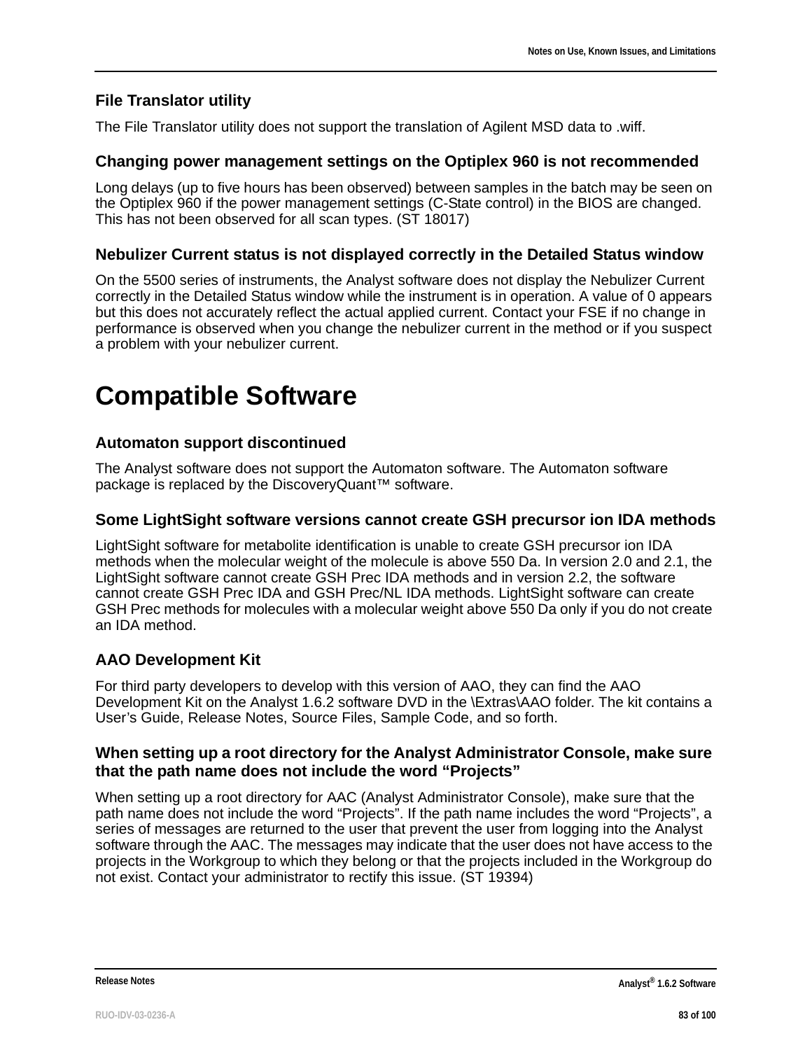### File Translator utility

The File Translator utility does not support the translation of Agilent MSD data to .wiff.

### Changing power management settings on the Optiplex 960 is not recommended

Long delays (up to five hours has been observed) between samples in the batch may be seen on the Optiplex 960 if the power management settings (C-State control) in the BIOS are changed. This has not been observed for all scan types. (ST 18017)

### Nebulizer Current status is not displayed correctly in the Detailed Status window

On the 5500 series of instruments, the Analyst software does not display the Nebulizer Current correctly in the Detailed Status window while the instrument is in operation. A value of 0 appears but this does not accurately reflect the actual applied current. Contact your FSE if no change in performance is observed when you change the nebulizer current in the method or if you suspect a problem with your nebulizer current.

## Compatible Software

### Automaton support discontinued

The Analyst software does not support the Automaton software. The Automaton software package is replaced by the DiscoveryQuant™ software.

### Some LightSight software versions cannot create GSH precursor ion IDA methods

LightSight software for metabolite identification is unable to create GSH precursor ion IDA methods when the molecular weight of the molecule is above 550 Da. In version 2.0 and 2.1, the LightSight software cannot create GSH Prec IDA methods and in version 2.2, the software cannot create GSH Prec IDA and GSH Prec/NL IDA methods. LightSight software can create GSH Prec methods for molecules with a molecular weight above 550 Da only if you do not create an IDA method.

### AAO Development Kit

For third party developers to develop with this version of AAO, they can find the AAO Development Kit on the Analyst 1.6.2 software DVD in the \Extras\AAO folder. The kit contains a User’s Guide, Release Notes, Source Files, Sample Code, and so forth.

### When setting up a root directory for the Analyst Administrator Console, make sure that the path name does not include the word “Projects”

When setting up a root directory for AAC (Analyst Administrator Console), make sure that the path name does not include the word “Projects”. If the path name includes the word “Projects”, a series of messages are returned to the user that prevent the user from logging into the Analyst software through the AAC. The messages may indicate that the user does not have access to the projects in the Workgroup to which they belong or that the projects included in the Workgroup do not exist. Contact your administrator to rectify this issue. (ST 19394)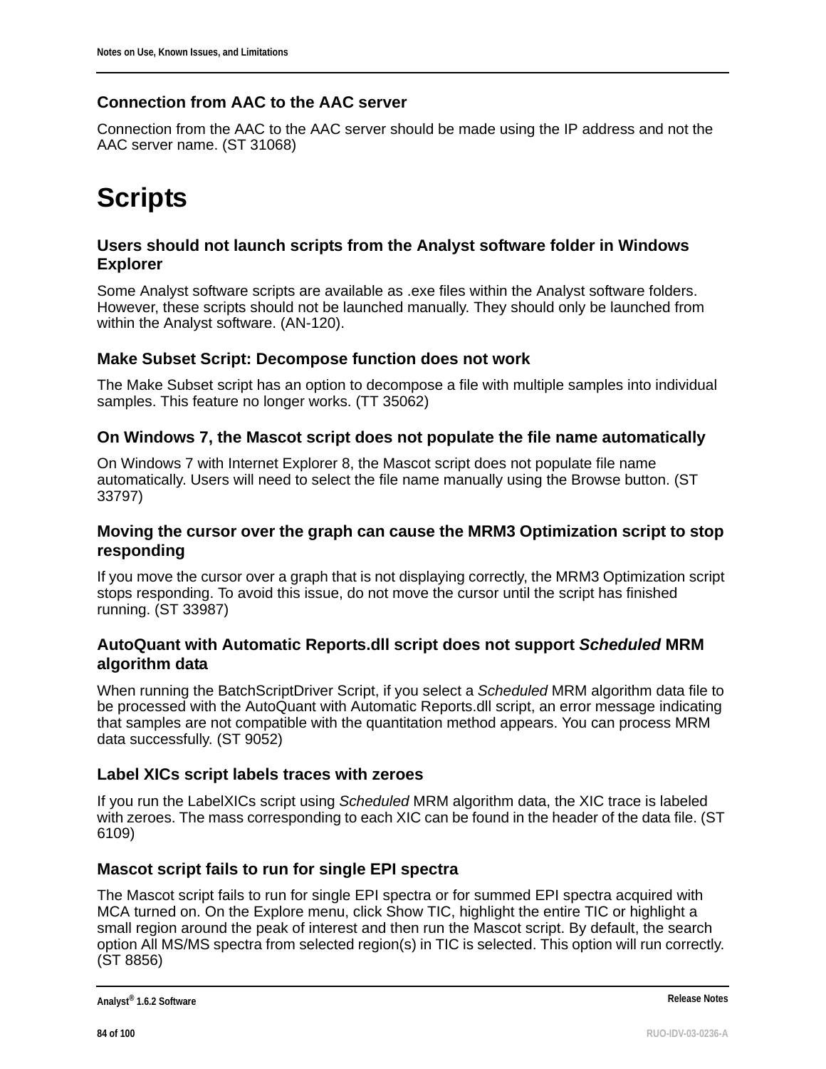### Connection from AAC to the AAC server

Connection from the AAC to the AAC server should be made using the IP address and not the AAC server name. (ST 31068)

# Scripts

### Users should not launch scripts from the Analyst software folder in Windows Explorer

Some Analyst software scripts are available as .exe files within the Analyst software folders. However, these scripts should not be launched manually. They should only be launched from within the Analyst software. (AN-120).

### Make Subset Script: Decompose function does not work

The Make Subset script has an option to decompose a file with multiple samples into individual samples. This feature no longer works. (TT 35062)

### On Windows 7, the Mascot script does not populate the file name automatically

On Windows 7 with Internet Explorer 8, the Mascot script does not populate file name automatically. Users will need to select the file name manually using the Browse button. (ST 33797)

### Moving the cursor over the graph can cause the MRM3 Optimization script to stop responding

If you move the cursor over a graph that is not displaying correctly, the MRM3 Optimization script stops responding. To avoid this issue, do not move the cursor until the script has finished running. (ST 33987)

### AutoQuant with Automatic Reports.dll script does not support *Scheduled* MRM algorithm data

When running the BatchScriptDriver Script, if you select a *Scheduled* MRM algorithm data file to be processed with the AutoQuant with Automatic Reports.dll script, an error message indicating that samples are not compatible with the quantitation method appears. You can process MRM data successfully. (ST 9052)

### Label XICs script labels traces with zeroes

If you run the LabelXICs script using *Scheduled* MRM algorithm data, the XIC trace is labeled with zeroes. The mass corresponding to each XIC can be found in the header of the data file. (ST 6109)

### Mascot script fails to run for single EPI spectra

The Mascot script fails to run for single EPI spectra or for summed EPI spectra acquired with MCA turned on. On the Explore menu, click Show TIC, highlight the entire TIC or highlight a small region around the peak of interest and then run the Mascot script. By default, the search option All MS/MS spectra from selected region(s) in TIC is selected. This option will run correctly. (ST 8856)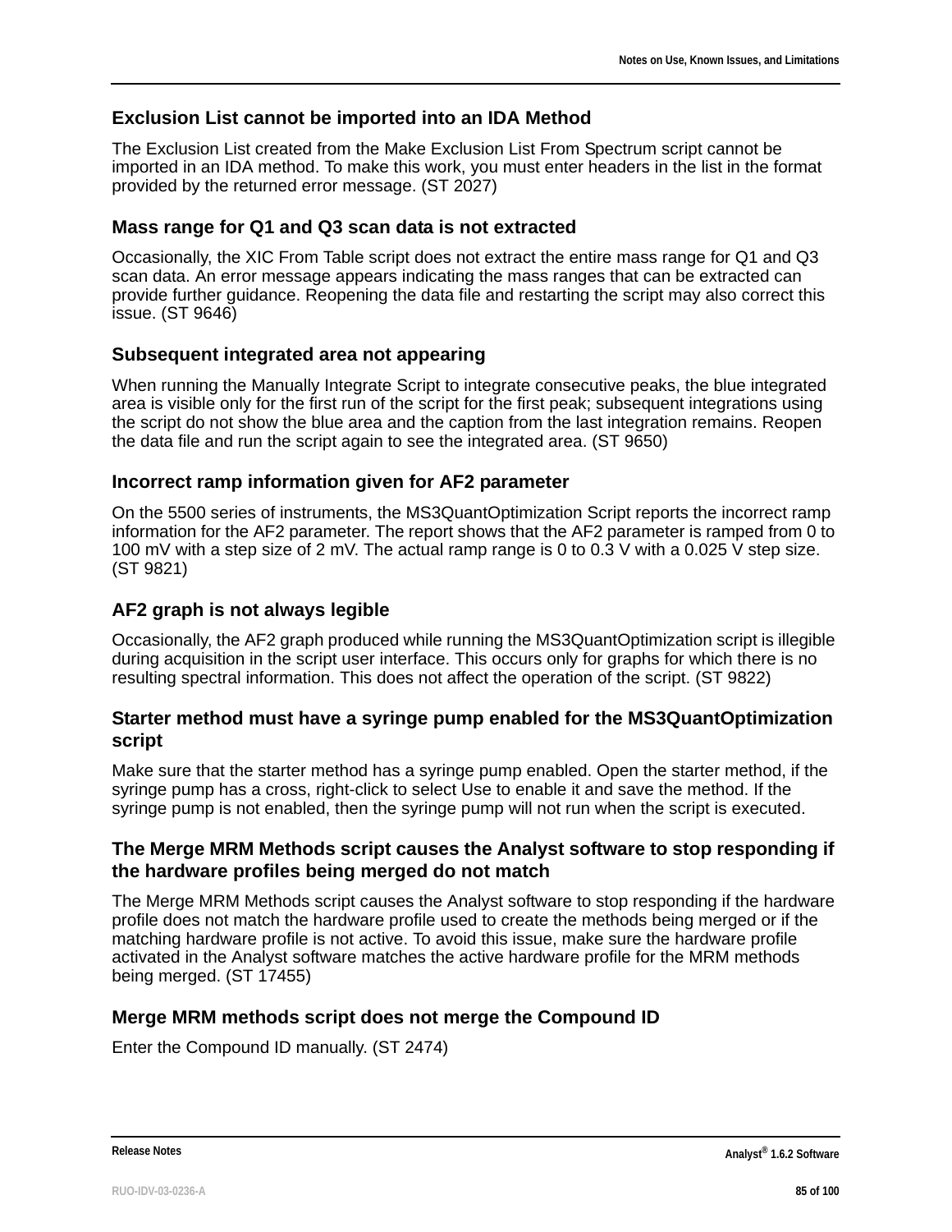### Exclusion List cannot be imported into an IDA Method

The Exclusion List created from the Make Exclusion List From Spectrum script cannot be imported in an IDA method. To make this work, you must enter headers in the list in the format provided by the returned error message. (ST 2027)

### Mass range for Q1 and Q3 scan data is not extracted

Occasionally, the XIC From Table script does not extract the entire mass range for Q1 and Q3 scan data. An error message appears indicating the mass ranges that can be extracted can provide further guidance. Reopening the data file and restarting the script may also correct this issue. (ST 9646)

### Subsequent integrated area not appearing

When running the Manually Integrate Script to integrate consecutive peaks, the blue integrated area is visible only for the first run of the script for the first peak; subsequent integrations using the script do not show the blue area and the caption from the last integration remains. Reopen the data file and run the script again to see the integrated area. (ST 9650)

### Incorrect ramp information given for AF2 parameter

On the 5500 series of instruments, the MS3QuantOptimization Script reports the incorrect ramp information for the AF2 parameter. The report shows that the AF2 parameter is ramped from 0 to 100 mV with a step size of 2 mV. The actual ramp range is 0 to 0.3 V with a 0.025 V step size. (ST 9821)

### AF2 graph is not always legible

Occasionally, the AF2 graph produced while running the MS3QuantOptimization script is illegible during acquisition in the script user interface. This occurs only for graphs for which there is no resulting spectral information. This does not affect the operation of the script. (ST 9822)

### Starter method must have a syringe pump enabled for the MS3QuantOptimization script

Make sure that the starter method has a syringe pump enabled. Open the starter method, if the syringe pump has a cross, right-click to select Use to enable it and save the method. If the syringe pump is not enabled, then the syringe pump will not run when the script is executed.

### The Merge MRM Methods script causes the Analyst software to stop responding if the hardware profiles being merged do not match

The Merge MRM Methods script causes the Analyst software to stop responding if the hardware profile does not match the hardware profile used to create the methods being merged or if the matching hardware profile is not active. To avoid this issue, make sure the hardware profile activated in the Analyst software matches the active hardware profile for the MRM methods being merged. (ST 17455)

### Merge MRM methods script does not merge the Compound ID

Enter the Compound ID manually. (ST 2474)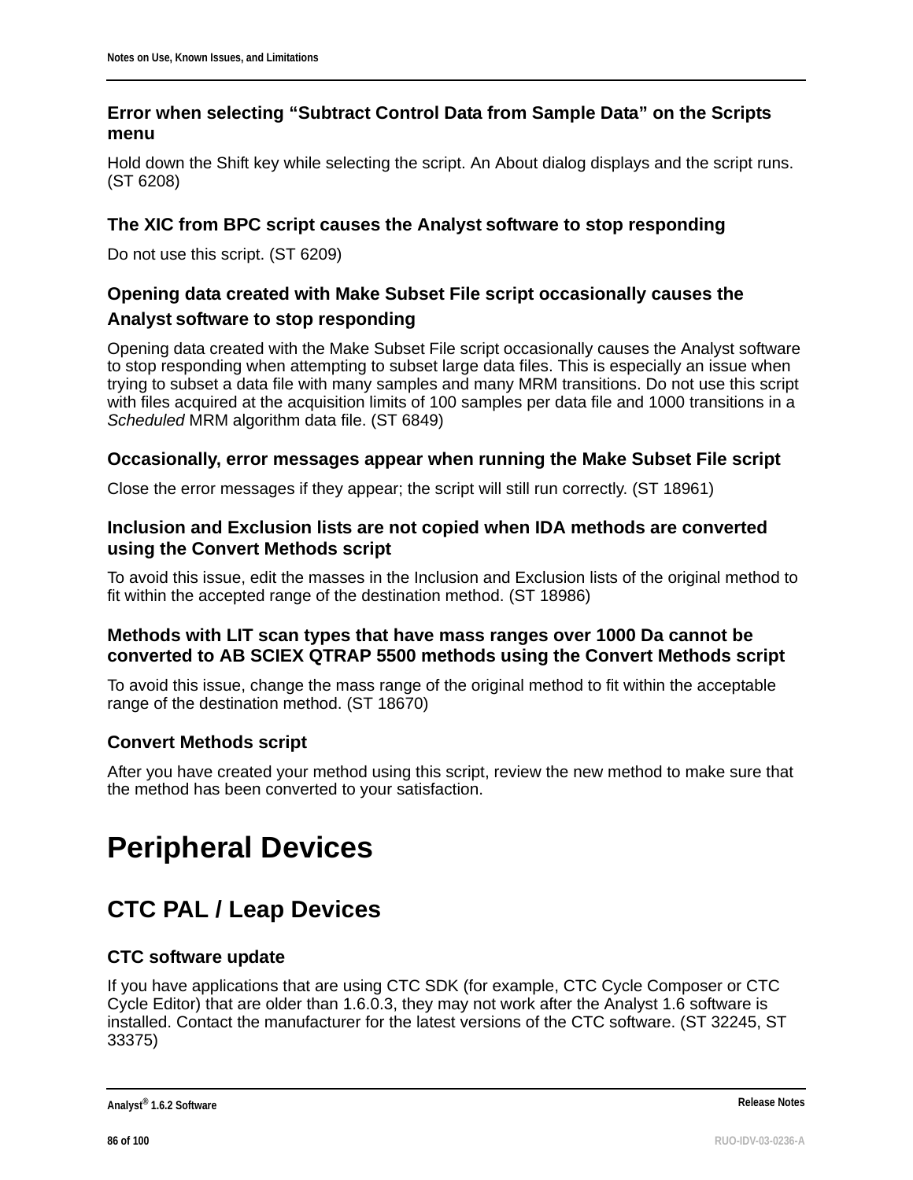### Error when selecting “Subtract Control Data from Sample Data” on the Scripts menu

Hold down the Shift key while selecting the script. An About dialog displays and the script runs. (ST 6208)

### The XIC from BPC script causes the Analyst software to stop responding

Do not use this script. (ST 6209)

### Opening data created with Make Subset File script occasionally causes the Analyst software to stop responding

Opening data created with the Make Subset File script occasionally causes the Analyst software to stop responding when attempting to subset large data files. This is especially an issue when trying to subset a data file with many samples and many MRM transitions. Do not use this script with files acquired at the acquisition limits of 100 samples per data file and 1000 transitions in a *Scheduled* MRM algorithm data file. (ST 6849)

### Occasionally, error messages appear when running the Make Subset File script

Close the error messages if they appear; the script will still run correctly. (ST 18961)

### Inclusion and Exclusion lists are not copied when IDA methods are converted using the Convert Methods script

To avoid this issue, edit the masses in the Inclusion and Exclusion lists of the original method to fit within the accepted range of the destination method. (ST 18986)

### Methods with LIT scan types that have mass ranges over 1000 Da cannot be converted to AB SCIEX QTRAP 5500 methods using the Convert Methods script

To avoid this issue, change the mass range of the original method to fit within the acceptable range of the destination method. (ST 18670)

### Convert Methods script

After you have created your method using this script, review the new method to make sure that the method has been converted to your satisfaction.

# Peripheral Devices

## CTC PAL / Leap Devices

### CTC software update

If you have applications that are using CTC SDK (for example, CTC Cycle Composer or CTC Cycle Editor) that are older than 1.6.0.3, they may not work after the Analyst 1.6 software is installed. Contact the manufacturer for the latest versions of the CTC software. (ST 32245, ST 33375)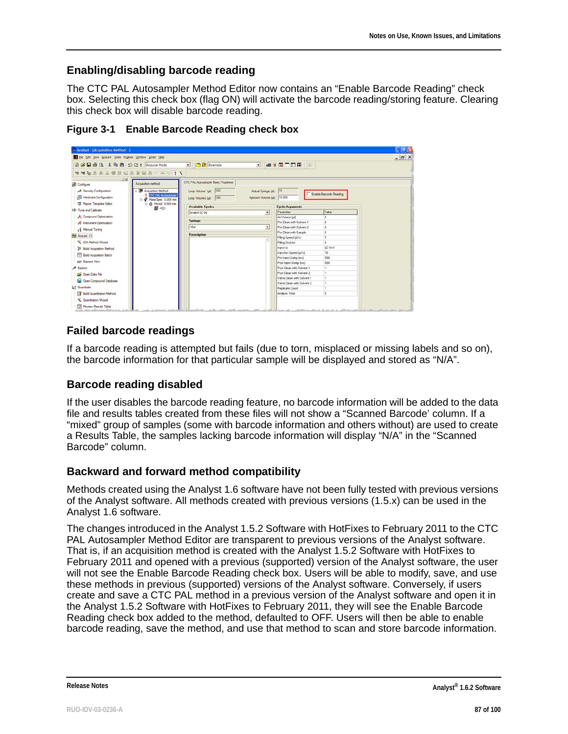## Enabling/disabling barcode reading

The CTC PAL Autosampler Method Editor now contains an "Enable Barcode Reading" check box. Selecting this check box (flag ON) will activate the barcode reading/storing feature. Clearing this check box will disable barcode reading.

**Figure 3-1 Enable Barcode Reading check box**

## Failed barcode readings

If a barcode reading is attempted but fails (due to torn, misplaced or missing labels and so on), the barcode information for that particular sample will be displayed and stored as "N/A".

## Barcode reading disabled

If the user disables the barcode reading feature, no barcode information will be added to the data file and results tables created from these files will not show a "Scanned Barcode' column. If a "mixed" group of samples (some with barcode information and others without) are used to create a Results Table, the samples lacking barcode information will display "N/A" in the "Scanned Barcode" column.

## Backward and forward method compatibility

Methods created using the Analyst 1.6 software have not been fully tested with previous versions of the Analyst software. All methods created with previous versions (1.5.x) can be used in the Analyst 1.6 software.

The changes introduced in the Analyst 1.5.2 Software with HotFixes to February 2011 to the CTC PAL Autosampler Method Editor are transparent to previous versions of the Analyst software. That is, if an acquisition method is created with the Analyst 1.5.2 Software with HotFixes to February 2011 and opened with a previous (supported) version of the Analyst software, the user will not see the Enable Barcode Reading check box. Users will be able to modify, save, and use these methods in previous (supported) versions of the Analyst software. Conversely, if users create and save a CTC PAL method in a previous version of the Analyst software and open it in the Analyst 1.5.2 Software with HotFixes to February 2011, they will see the Enable Barcode Reading check box added to the method, defaulted to OFF. Users will then be able to enable barcode reading, save the method, and use that method to scan and store barcode information.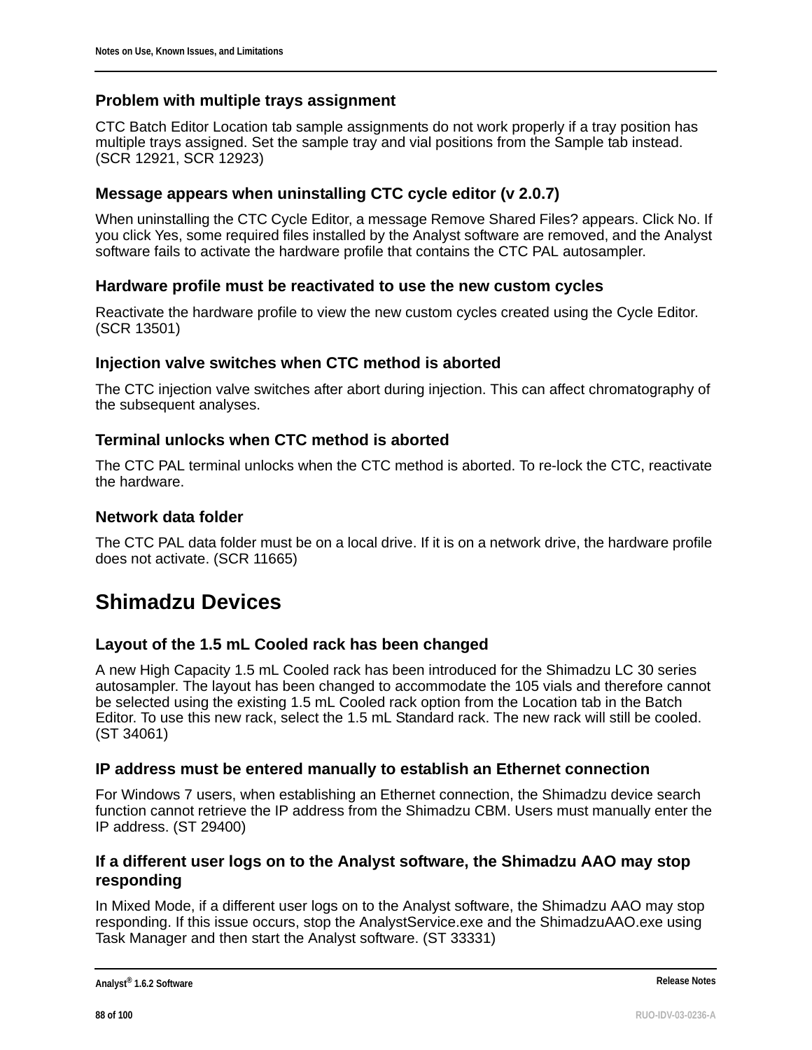### Problem with multiple trays assignment

CTC Batch Editor Location tab sample assignments do not work properly if a tray position has multiple trays assigned. Set the sample tray and vial positions from the Sample tab instead. (SCR 12921, SCR 12923)

### Message appears when uninstalling CTC cycle editor (v 2.0.7)

When uninstalling the CTC Cycle Editor, a message Remove Shared Files? appears. Click No. If you click Yes, some required files installed by the Analyst software are removed, and the Analyst software fails to activate the hardware profile that contains the CTC PAL autosampler.

### Hardware profile must be reactivated to use the new custom cycles

Reactivate the hardware profile to view the new custom cycles created using the Cycle Editor. (SCR 13501)

### Injection valve switches when CTC method is aborted

The CTC injection valve switches after abort during injection. This can affect chromatography of the subsequent analyses.

### Terminal unlocks when CTC method is aborted

The CTC PAL terminal unlocks when the CTC method is aborted. To re-lock the CTC, reactivate the hardware.

### Network data folder

The CTC PAL data folder must be on a local drive. If it is on a network drive, the hardware profile does not activate. (SCR 11665)

## Shimadzu Devices

### Layout of the 1.5 mL Cooled rack has been changed

A new High Capacity 1.5 mL Cooled rack has been introduced for the Shimadzu LC 30 series autosampler. The layout has been changed to accommodate the 105 vials and therefore cannot be selected using the existing 1.5 mL Cooled rack option from the Location tab in the Batch Editor. To use this new rack, select the 1.5 mL Standard rack. The new rack will still be cooled. (ST 34061)

### IP address must be entered manually to establish an Ethernet connection

For Windows 7 users, when establishing an Ethernet connection, the Shimadzu device search function cannot retrieve the IP address from the Shimadzu CBM. Users must manually enter the IP address. (ST 29400)

### If a different user logs on to the Analyst software, the Shimadzu AAO may stop responding

In Mixed Mode, if a different user logs on to the Analyst software, the Shimadzu AAO may stop responding. If this issue occurs, stop the AnalystService.exe and the ShimadzuAAO.exe using Task Manager and then start the Analyst software. (ST 33331)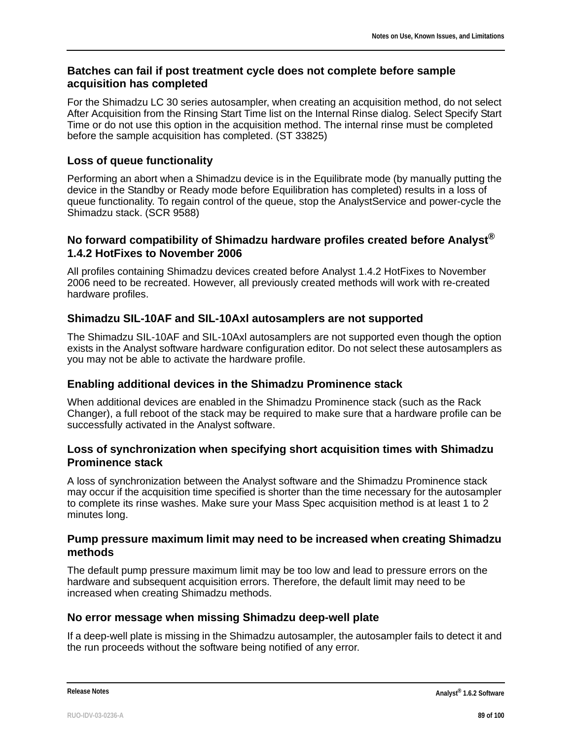### Batches can fail if post treatment cycle does not complete before sample acquisition has completed

For the Shimadzu LC 30 series autosampler, when creating an acquisition method, do not select After Acquisition from the Rinsing Start Time list on the Internal Rinse dialog. Select Specify Start Time or do not use this option in the acquisition method. The internal rinse must be completed before the sample acquisition has completed. (ST 33825)

### Loss of queue functionality

Performing an abort when a Shimadzu device is in the Equilibrate mode (by manually putting the device in the Standby or Ready mode before Equilibration has completed) results in a loss of queue functionality. To regain control of the queue, stop the AnalystService and power-cycle the Shimadzu stack. (SCR 9588)

### No forward compatibility of Shimadzu hardware profiles created before Analyst® 1.4.2 HotFixes to November 2006

All profiles containing Shimadzu devices created before Analyst 1.4.2 HotFixes to November 2006 need to be recreated. However, all previously created methods will work with re-created hardware profiles.

### Shimadzu SIL-10AF and SIL-10Axl autosamplers are not supported

The Shimadzu SIL-10AF and SIL-10Axl autosamplers are not supported even though the option exists in the Analyst software hardware configuration editor. Do not select these autosamplers as you may not be able to activate the hardware profile.

### Enabling additional devices in the Shimadzu Prominence stack

When additional devices are enabled in the Shimadzu Prominence stack (such as the Rack Changer), a full reboot of the stack may be required to make sure that a hardware profile can be successfully activated in the Analyst software.

### Loss of synchronization when specifying short acquisition times with Shimadzu Prominence stack

A loss of synchronization between the Analyst software and the Shimadzu Prominence stack may occur if the acquisition time specified is shorter than the time necessary for the autosampler to complete its rinse washes. Make sure your Mass Spec acquisition method is at least 1 to 2 minutes long.

### Pump pressure maximum limit may need to be increased when creating Shimadzu methods

The default pump pressure maximum limit may be too low and lead to pressure errors on the hardware and subsequent acquisition errors. Therefore, the default limit may need to be increased when creating Shimadzu methods.

### No error message when missing Shimadzu deep-well plate

If a deep-well plate is missing in the Shimadzu autosampler, the autosampler fails to detect it and the run proceeds without the software being notified of any error.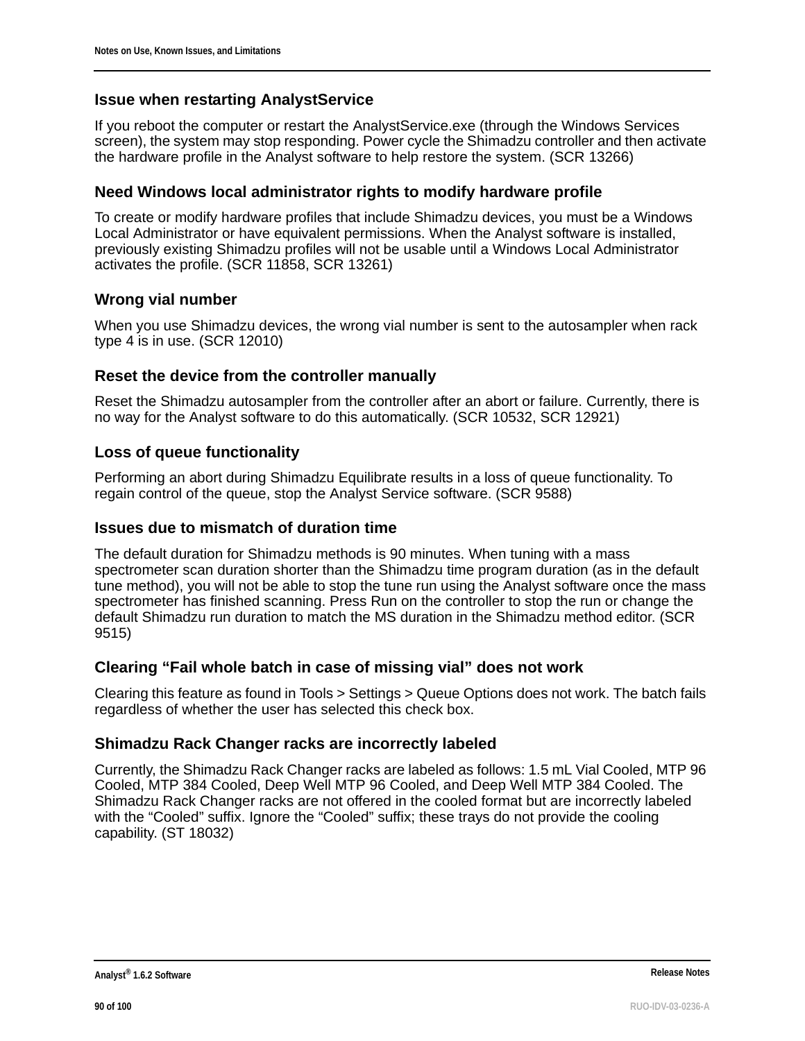### Issue when restarting AnalystService

If you reboot the computer or restart the AnalystService.exe (through the Windows Services screen), the system may stop responding. Power cycle the Shimadzu controller and then activate the hardware profile in the Analyst software to help restore the system. (SCR 13266)

### Need Windows local administrator rights to modify hardware profile

To create or modify hardware profiles that include Shimadzu devices, you must be a Windows Local Administrator or have equivalent permissions. When the Analyst software is installed, previously existing Shimadzu profiles will not be usable until a Windows Local Administrator activates the profile. (SCR 11858, SCR 13261)

### Wrong vial number

When you use Shimadzu devices, the wrong vial number is sent to the autosampler when rack type 4 is in use. (SCR 12010)

### Reset the device from the controller manually

Reset the Shimadzu autosampler from the controller after an abort or failure. Currently, there is no way for the Analyst software to do this automatically. (SCR 10532, SCR 12921)

### Loss of queue functionality

Performing an abort during Shimadzu Equilibrate results in a loss of queue functionality. To regain control of the queue, stop the Analyst Service software. (SCR 9588)

### Issues due to mismatch of duration time

The default duration for Shimadzu methods is 90 minutes. When tuning with a mass spectrometer scan duration shorter than the Shimadzu time program duration (as in the default tune method), you will not be able to stop the tune run using the Analyst software once the mass spectrometer has finished scanning. Press Run on the controller to stop the run or change the default Shimadzu run duration to match the MS duration in the Shimadzu method editor. (SCR 9515)

### Clearing “Fail whole batch in case of missing vial” does not work

Clearing this feature as found in Tools > Settings > Queue Options does not work. The batch fails regardless of whether the user has selected this check box.

### Shimadzu Rack Changer racks are incorrectly labeled

Currently, the Shimadzu Rack Changer racks are labeled as follows: 1.5 mL Vial Cooled, MTP 96 Cooled, MTP 384 Cooled, Deep Well MTP 96 Cooled, and Deep Well MTP 384 Cooled. The Shimadzu Rack Changer racks are not offered in the cooled format but are incorrectly labeled with the “Cooled” suffix. Ignore the “Cooled” suffix; these trays do not provide the cooling capability. (ST 18032)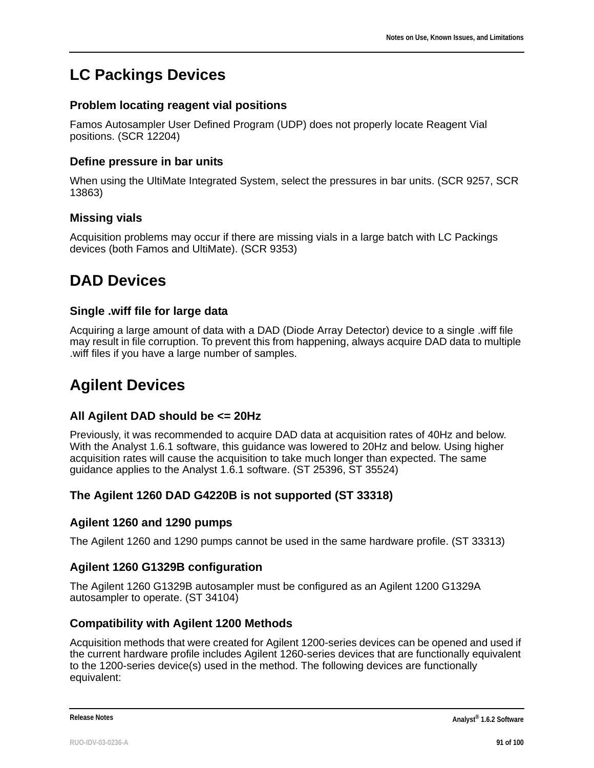## LC Packings Devices

### Problem locating reagent vial positions

Famos Autosampler User Defined Program (UDP) does not properly locate Reagent Vial positions. (SCR 12204)

### Define pressure in bar units

When using the UltiMate Integrated System, select the pressures in bar units. (SCR 9257, SCR 13863)

### Missing vials

Acquisition problems may occur if there are missing vials in a large batch with LC Packings devices (both Famos and UltiMate). (SCR 9353)

## DAD Devices

### Single .wiff file for large data

Acquiring a large amount of data with a DAD (Diode Array Detector) device to a single .wiff file may result in file corruption. To prevent this from happening, always acquire DAD data to multiple .wiff files if you have a large number of samples.

## Agilent Devices

### All Agilent DAD should be <= 20Hz

Previously, it was recommended to acquire DAD data at acquisition rates of 40Hz and below. With the Analyst 1.6.1 software, this guidance was lowered to 20Hz and below. Using higher acquisition rates will cause the acquisition to take much longer than expected. The same guidance applies to the Analyst 1.6.1 software. (ST 25396, ST 35524)

### The Agilent 1260 DAD G4220B is not supported (ST 33318)

### Agilent 1260 and 1290 pumps

The Agilent 1260 and 1290 pumps cannot be used in the same hardware profile. (ST 33313)

### Agilent 1260 G1329B configuration

The Agilent 1260 G1329B autosampler must be configured as an Agilent 1200 G1329A autosampler to operate. (ST 34104)

### Compatibility with Agilent 1200 Methods

Acquisition methods that were created for Agilent 1200-series devices can be opened and used if the current hardware profile includes Agilent 1260-series devices that are functionally equivalent to the 1200-series device(s) used in the method. The following devices are functionally equivalent: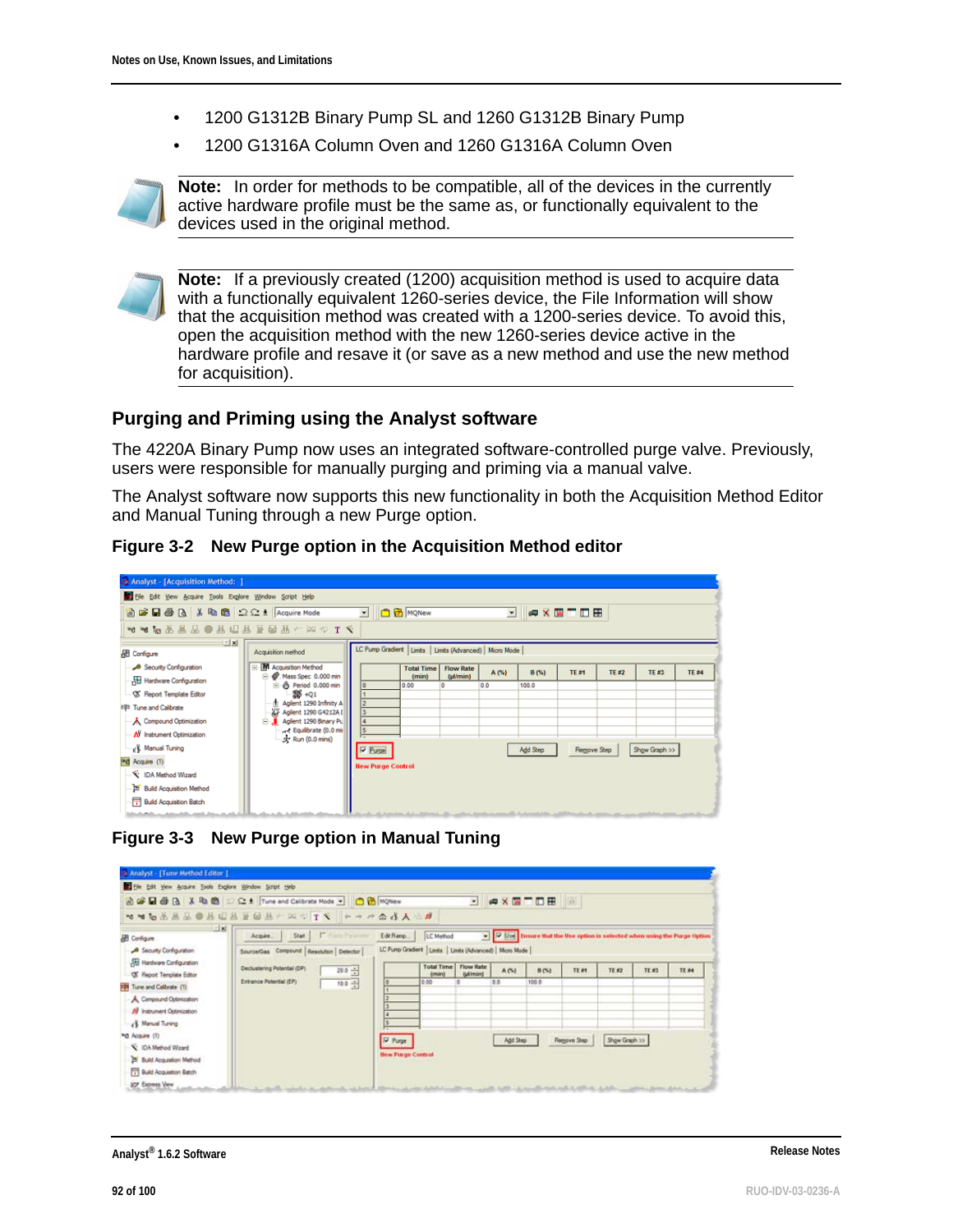- 1200 G1312B Binary Pump SL and 1260 G1312B Binary Pump
- 1200 G1316A Column Oven and 1260 G1316A Column Oven

**Note:** In order for methods to be compatible, all of the devices in the currently active hardware profile must be the same as, or functionally equivalent to the devices used in the original method.

**Note:** If a previously created (1200) acquisition method is used to acquire data with a functionally equivalent 1260-series device, the File Information will show that the acquisition method was created with a 1200-series device. To avoid this, open the acquisition method with the new 1260-series device active in the hardware profile and resave it (or save as a new method and use the new method for acquisition).

## Purging and Priming using the Analyst software

The 4220A Binary Pump now uses an integrated software-controlled purge valve. Previously, users were responsible for manually purging and priming via a manual valve.

The Analyst software now supports this new functionality in both the Acquisition Method Editor and Manual Tuning through a new Purge option.

**Figure 3-2 New Purge option in the Acquisition Method editor**

**Figure 3-3 New Purge option in Manual Tuning**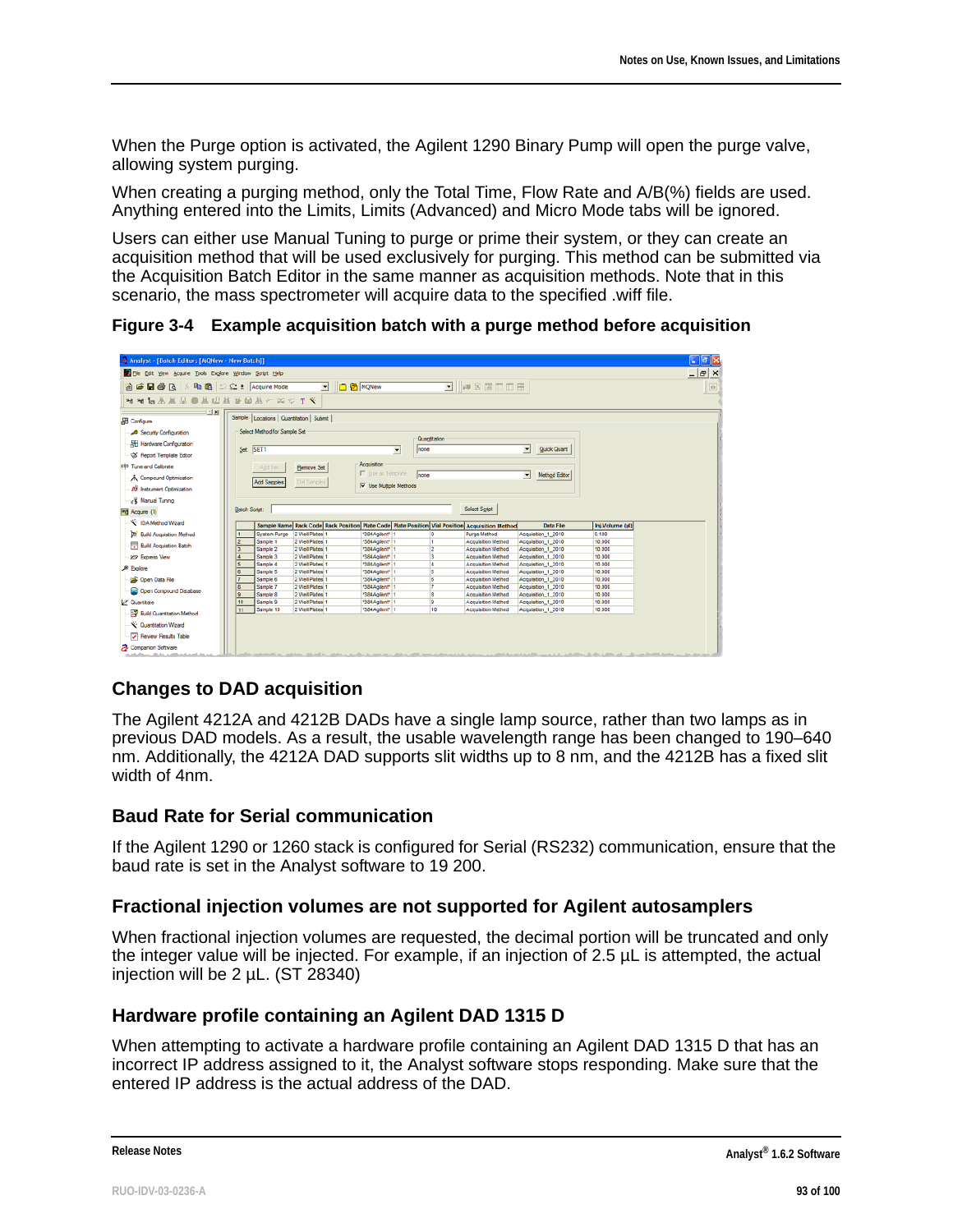When the Purge option is activated, the Agilent 1290 Binary Pump will open the purge valve, allowing system purging.

When creating a purging method, only the Total Time, Flow Rate and A/B(%) fields are used. Anything entered into the Limits, Limits (Advanced) and Micro Mode tabs will be ignored.

Users can either use Manual Tuning to purge or prime their system, or they can create an acquisition method that will be used exclusively for purging. This method can be submitted via the Acquisition Batch Editor in the same manner as acquisition methods. Note that in this scenario, the mass spectrometer will acquire data to the specified .wiff file.

**Figure 3-4 Example acquisition batch with a purge method before acquisition**

## Changes to DAD acquisition

The Agilent 4212A and 4212B DADs have a single lamp source, rather than two lamps as in previous DAD models. As a result, the usable wavelength range has been changed to 190–640 nm. Additionally, the 4212A DAD supports slit widths up to 8 nm, and the 4212B has a fixed slit width of 4nm.

## Baud Rate for Serial communication

If the Agilent 1290 or 1260 stack is configured for Serial (RS232) communication, ensure that the baud rate is set in the Analyst software to 19 200.

## Fractional injection volumes are not supported for Agilent autosamplers

When fractional injection volumes are requested, the decimal portion will be truncated and only the integer value will be injected. For example, if an injection of 2.5 µL is attempted, the actual injection will be 2 µL. (ST 28340)

## Hardware profile containing an Agilent DAD 1315 D

When attempting to activate a hardware profile containing an Agilent DAD 1315 D that has an incorrect IP address assigned to it, the Analyst software stops responding. Make sure that the entered IP address is the actual address of the DAD.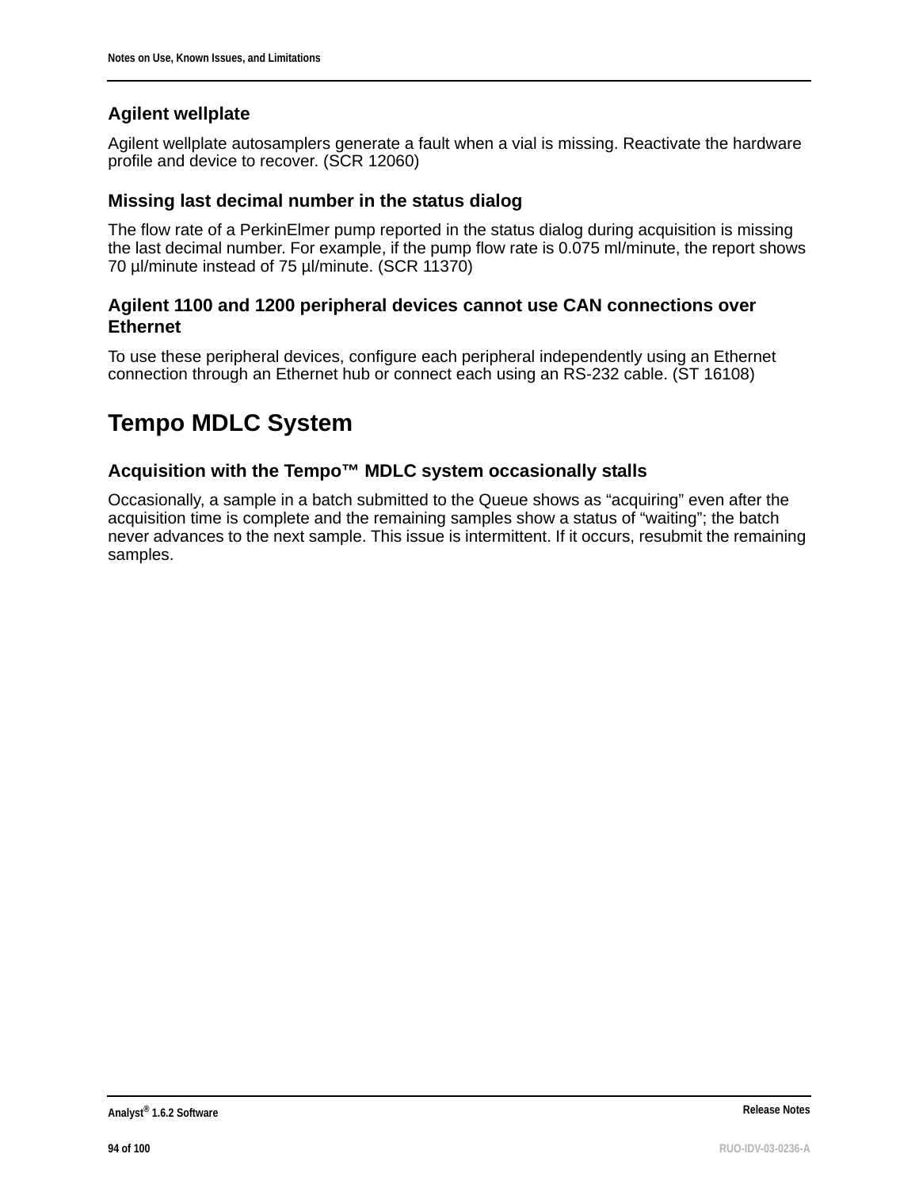### Agilent wellplate

Agilent wellplate autosamplers generate a fault when a vial is missing. Reactivate the hardware profile and device to recover. (SCR 12060)

### Missing last decimal number in the status dialog

The flow rate of a PerkinElmer pump reported in the status dialog during acquisition is missing the last decimal number. For example, if the pump flow rate is 0.075 ml/minute, the report shows 70 µl/minute instead of 75 µl/minute. (SCR 11370)

### Agilent 1100 and 1200 peripheral devices cannot use CAN connections over Ethernet

To use these peripheral devices, configure each peripheral independently using an Ethernet connection through an Ethernet hub or connect each using an RS-232 cable. (ST 16108)

## Tempo MDLC System

### Acquisition with the Tempo™ MDLC system occasionally stalls

Occasionally, a sample in a batch submitted to the Queue shows as “acquiring” even after the acquisition time is complete and the remaining samples show a status of “waiting”; the batch never advances to the next sample. This issue is intermittent. If it occurs, resubmit the remaining samples.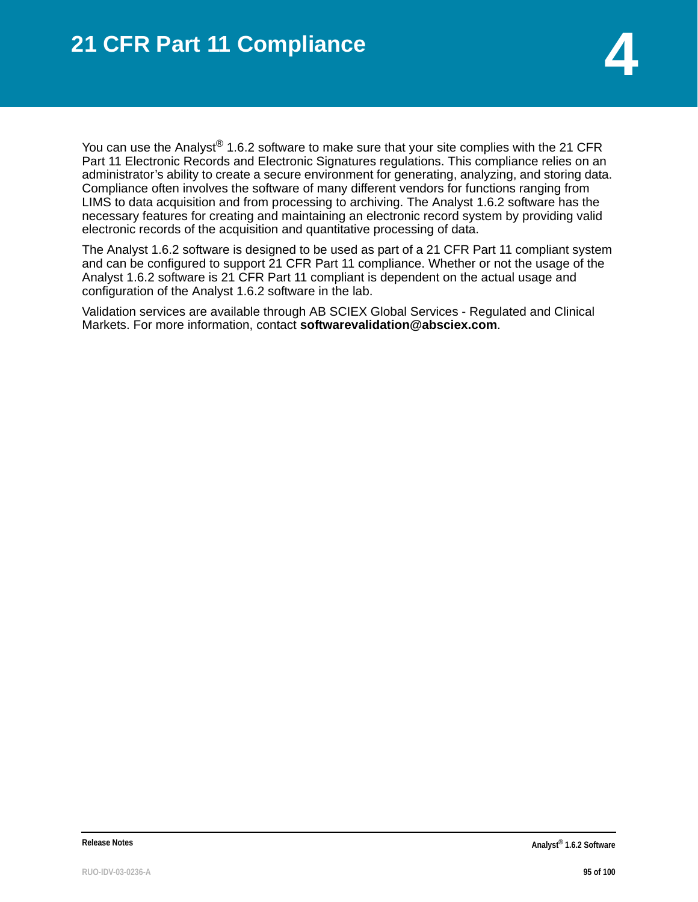# 4 21 CFR Part 11 Compliance

You can use the Analyst® 1.6.2 software to make sure that your site complies with the 21 CFR Part 11 Electronic Records and Electronic Signatures regulations. This compliance relies on an administrator's ability to create a secure environment for generating, analyzing, and storing data. Compliance often involves the software of many different vendors for functions ranging from LIMS to data acquisition and from processing to archiving. The Analyst 1.6.2 software has the necessary features for creating and maintaining an electronic record system by providing valid electronic records of the acquisition and quantitative processing of data.

The Analyst 1.6.2 software is designed to be used as part of a 21 CFR Part 11 compliant system and can be configured to support 21 CFR Part 11 compliance. Whether or not the usage of the Analyst 1.6.2 software is 21 CFR Part 11 compliant is dependent on the actual usage and configuration of the Analyst 1.6.2 software in the lab.

Validation services are available through AB SCIEX Global Services - Regulated and Clinical Markets. For more information, contact **softwarevalidation@absciex.com**.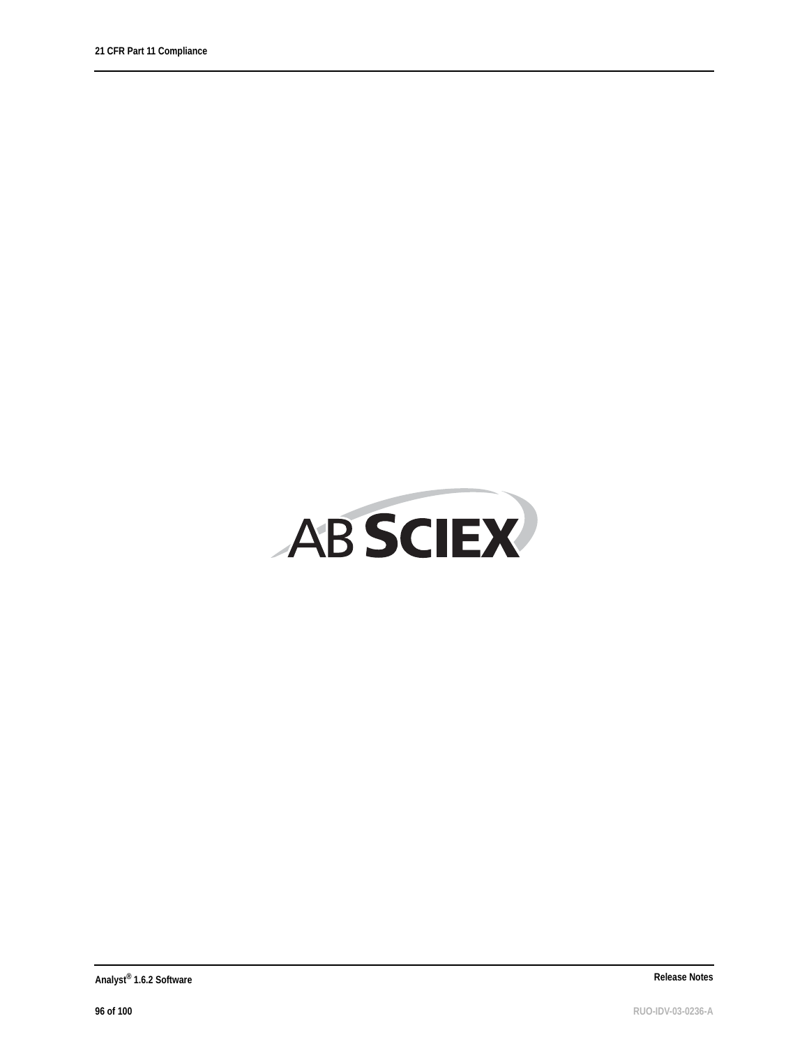AB SCIEX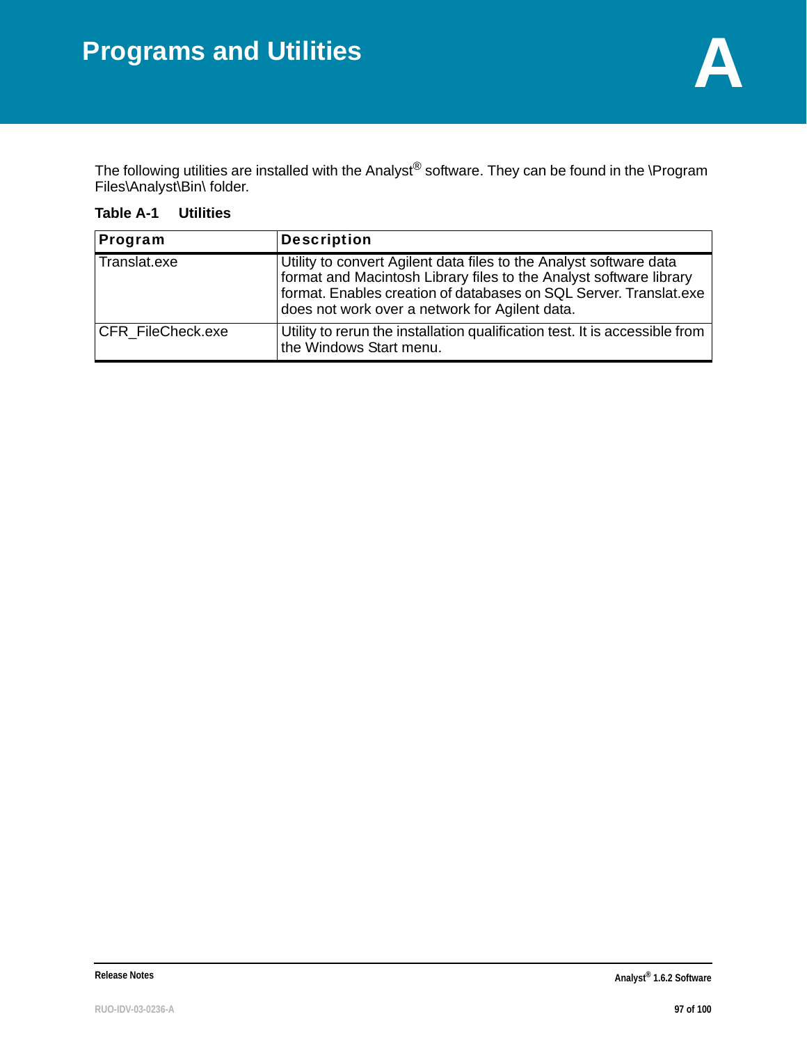# Programs and Utilities

A

The following utilities are installed with the Analyst® software. They can be found in the \Program Files\Analyst\Bin\ folder.

**Table A-1 Utilities**

| Program | Description |
|---|---|
| Translat.exe | Utility to convert Agilent data files to the Analyst software data format and Macintosh Library files to the Analyst software library format. Enables creation of databases on SQL Server. Translat.exe does not work over a network for Agilent data. |
| CFR_FileCheck.exe | Utility to rerun the installation qualification test. It is accessible from the Windows Start menu. |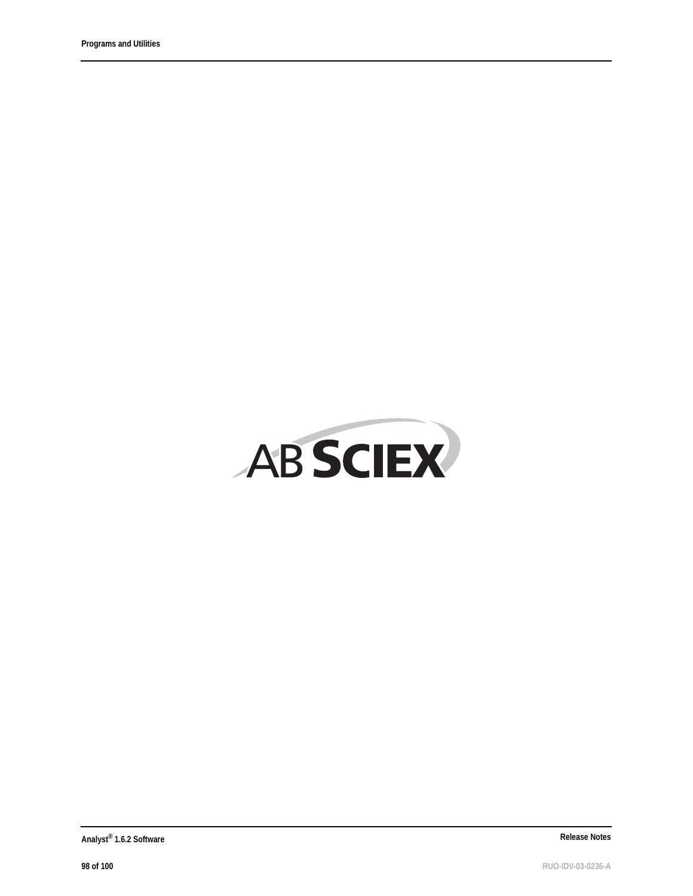AB SCIEX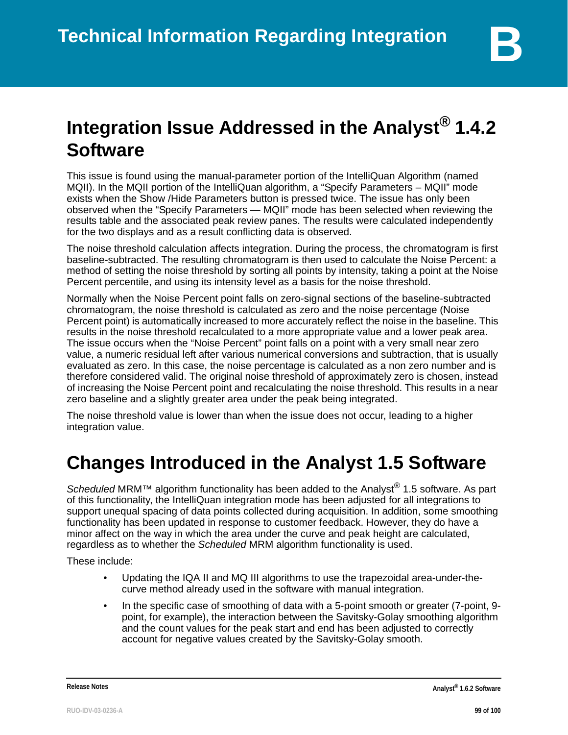# Technical Information Regarding Integration B

## Integration Issue Addressed in the Analyst® 1.4.2 Software

This issue is found using the manual-parameter portion of the IntelliQuan Algorithm (named MQII). In the MQII portion of the IntelliQuan algorithm, a "Specify Parameters – MQII" mode exists when the Show /Hide Parameters button is pressed twice. The issue has only been observed when the "Specify Parameters — MQII" mode has been selected when reviewing the results table and the associated peak review panes. The results were calculated independently for the two displays and as a result conflicting data is observed.

The noise threshold calculation affects integration. During the process, the chromatogram is first baseline-subtracted. The resulting chromatogram is then used to calculate the Noise Percent: a method of setting the noise threshold by sorting all points by intensity, taking a point at the Noise Percent percentile, and using its intensity level as a basis for the noise threshold.

Normally when the Noise Percent point falls on zero-signal sections of the baseline-subtracted chromatogram, the noise threshold is calculated as zero and the noise percentage (Noise Percent point) is automatically increased to more accurately reflect the noise in the baseline. This results in the noise threshold recalculated to a more appropriate value and a lower peak area. The issue occurs when the "Noise Percent" point falls on a point with a very small near zero value, a numeric residual left after various numerical conversions and subtraction, that is usually evaluated as zero. In this case, the noise percentage is calculated as a non zero number and is therefore considered valid. The original noise threshold of approximately zero is chosen, instead of increasing the Noise Percent point and recalculating the noise threshold. This results in a near zero baseline and a slightly greater area under the peak being integrated.

The noise threshold value is lower than when the issue does not occur, leading to a higher integration value.

## Changes Introduced in the Analyst 1.5 Software

*Scheduled* MRM™ algorithm functionality has been added to the Analyst® 1.5 software. As part of this functionality, the IntelliQuan integration mode has been adjusted for all integrations to support unequal spacing of data points collected during acquisition. In addition, some smoothing functionality has been updated in response to customer feedback. However, they do have a minor affect on the way in which the area under the curve and peak height are calculated, regardless as to whether the *Scheduled* MRM algorithm functionality is used.

These include:

- Updating the IQA II and MQ III algorithms to use the trapezoidal area-under-the-curve method already used in the software with manual integration.
- In the specific case of smoothing of data with a 5-point smooth or greater (7-point, 9-point, for example), the interaction between the Savitsky-Golay smoothing algorithm and the count values for the peak start and end has been adjusted to correctly account for negative values created by the Savitsky-Golay smooth.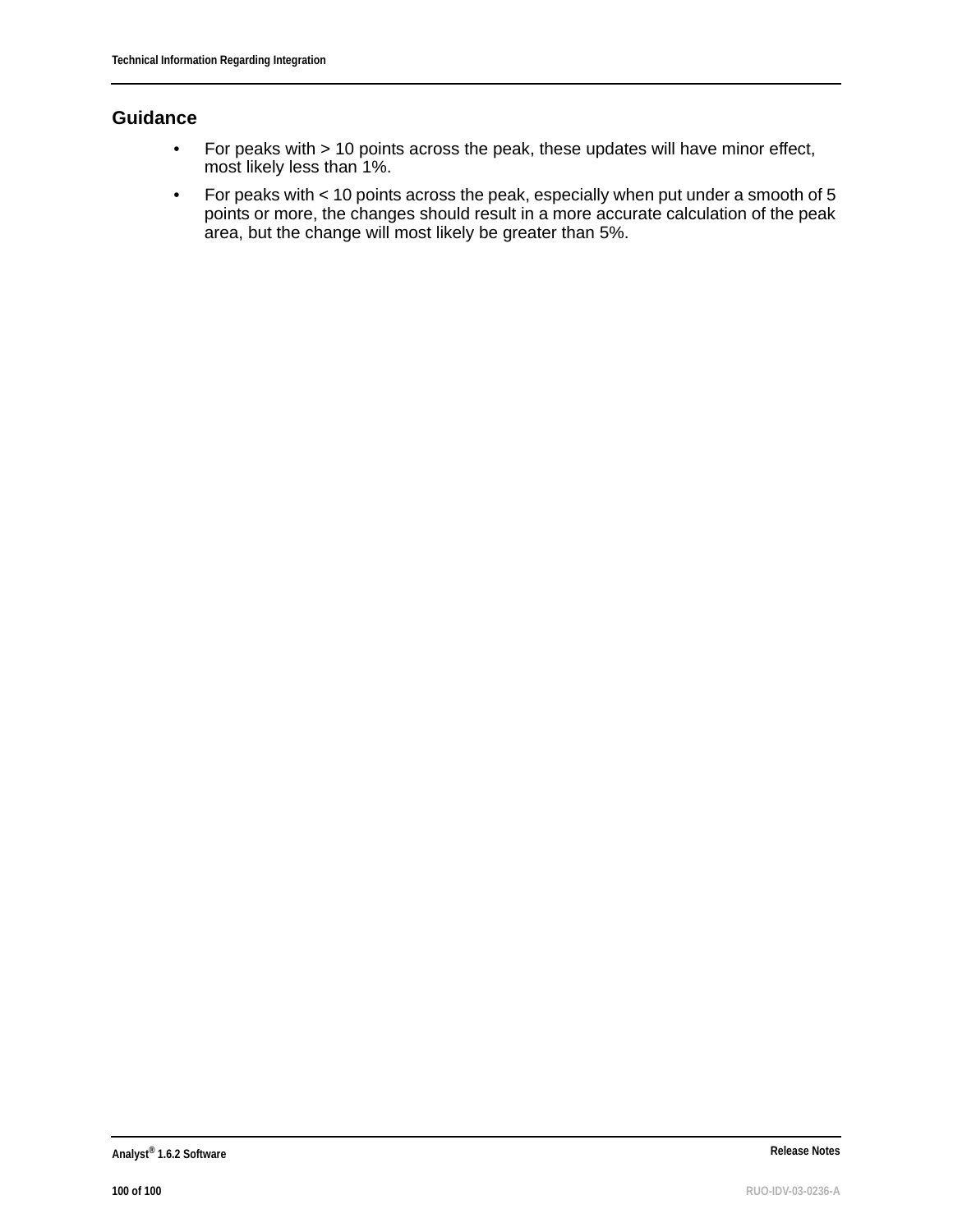## Guidance

- For peaks with > 10 points across the peak, these updates will have minor effect, most likely less than 1%.
- For peaks with < 10 points across the peak, especially when put under a smooth of 5 points or more, the changes should result in a more accurate calculation of the peak area, but the change will most likely be greater than 5%.